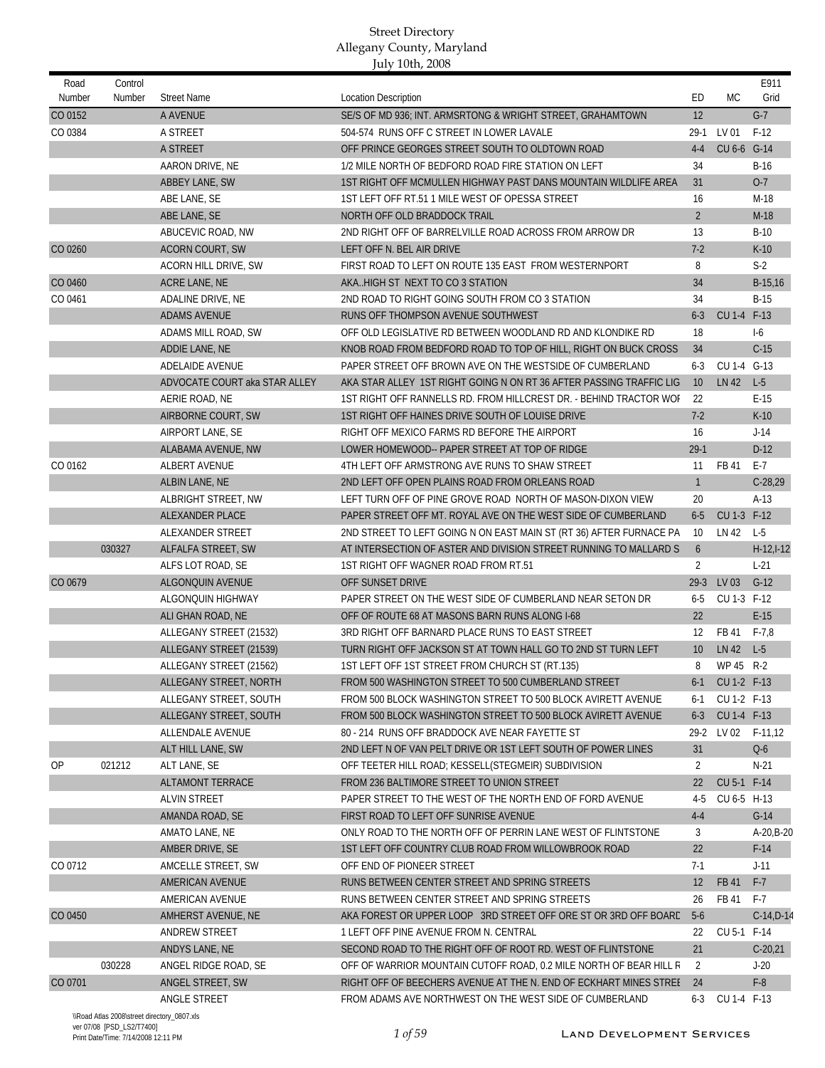# Street Directory
## Allegany County, Maryland
### July 10th, 2008

| Road Number | Control Number | Street Name | Location Description | ED | MC | E911 Grid |
|---|---|---|---|---|---|---|
| CO 0152 | | A AVENUE | SE/S OF MD 936; INT. ARMSRTONG & WRIGHT STREET, GRAHAMTOWN | 12 | | G-7 |
| CO 0384 | | A STREET | 504-574 RUNS OFF C STREET IN LOWER LAVALE | 29-1 | LV 01 | F-12 |
| | | A STREET | OFF PRINCE GEORGES STREET SOUTH TO OLDTOWN ROAD | 4-4 | CU 6-6 | G-14 |
| | | AARON DRIVE, NE | 1/2 MILE NORTH OF BEDFORD ROAD FIRE STATION ON LEFT | 34 | | B-16 |
| | | ABBEY LANE, SW | 1ST RIGHT OFF MCMULLEN HIGHWAY PAST DANS MOUNTAIN WILDLIFE AREA | 31 | | O-7 |
| | | ABE LANE, SE | 1ST LEFT OFF RT.51 1 MILE WEST OF OPESSA STREET | 16 | | M-18 |
| | | ABE LANE, SE | NORTH OFF OLD BRADDOCK TRAIL | 2 | | M-18 |
| | | ABUCEVIC ROAD, NW | 2ND RIGHT OFF OF BARRELVILLE ROAD ACROSS FROM ARROW DR | 13 | | B-10 |
| CO 0260 | | ACORN COURT, SW | LEFT OFF N. BEL AIR DRIVE | 7-2 | | K-10 |
| | | ACORN HILL DRIVE, SW | FIRST ROAD TO LEFT ON ROUTE 135 EAST FROM WESTERNPORT | 8 | | S-2 |
| CO 0460 | | ACRE LANE, NE | AKA..HIGH ST NEXT TO CO 3 STATION | 34 | | B-15,16 |
| CO 0461 | | ADALINE DRIVE, NE | 2ND ROAD TO RIGHT GOING SOUTH FROM CO 3 STATION | 34 | | B-15 |
| | | ADAMS AVENUE | RUNS OFF THOMPSON AVENUE SOUTHWEST | 6-3 | CU 1-4 | F-13 |
| | | ADAMS MILL ROAD, SW | OFF OLD LEGISLATIVE RD BETWEEN WOODLAND RD AND KLONDIKE RD | 18 | | I-6 |
| | | ADDIE LANE, NE | KNOB ROAD FROM BEDFORD ROAD TO TOP OF HILL, RIGHT ON BUCK CROSS | 34 | | C-15 |
| | | ADELAIDE AVENUE | PAPER STREET OFF BROWN AVE ON THE WESTSIDE OF CUMBERLAND | 6-3 | CU 1-4 | G-13 |
| | | ADVOCATE COURT aka STAR ALLEY | AKA STAR ALLEY 1ST RIGHT GOING N ON RT 36 AFTER PASSING TRAFFIC LIG | 10 | LN 42 | L-5 |
| | | AERIE ROAD, NE | 1ST RIGHT OFF RANNELLS RD. FROM HILLCREST DR. - BEHIND TRACTOR WOI | 22 | | E-15 |
| | | AIRBORNE COURT, SW | 1ST RIGHT OFF HAINES DRIVE SOUTH OF LOUISE DRIVE | 7-2 | | K-10 |
| | | AIRPORT LANE, SE | RIGHT OFF MEXICO FARMS RD BEFORE THE AIRPORT | 16 | | J-14 |
| | | ALABAMA AVENUE, NW | LOWER HOMEWOOD-- PAPER STREET AT TOP OF RIDGE | 29-1 | | D-12 |
| CO 0162 | | ALBERT AVENUE | 4TH LEFT OFF ARMSTRONG AVE RUNS TO SHAW STREET | 11 | FB 41 | E-7 |
| | | ALBIN LANE, NE | 2ND LEFT OFF OPEN PLAINS ROAD FROM ORLEANS ROAD | 1 | | C-28,29 |
| | | ALBRIGHT STREET, NW | LEFT TURN OFF OF PINE GROVE ROAD NORTH OF MASON-DIXON VIEW | 20 | | A-13 |
| | | ALEXANDER PLACE | PAPER STREET OFF MT. ROYAL AVE ON THE WEST SIDE OF CUMBERLAND | 6-5 | CU 1-3 | F-12 |
| | | ALEXANDER STREET | 2ND STREET TO LEFT GOING N ON EAST MAIN ST (RT 36) AFTER FURNACE PA | 10 | LN 42 | L-5 |
| | 030327 | ALFALFA STREET, SW | AT INTERSECTION OF ASTER AND DIVISION STREET RUNNING TO MALLARD S | 6 | | H-12,I-12 |
| | | ALFS LOT ROAD, SE | 1ST RIGHT OFF WAGNER ROAD FROM RT.51 | 2 | | L-21 |
| CO 0679 | | ALGONQUIN AVENUE | OFF SUNSET DRIVE | 29-3 | LV 03 | G-12 |
| | | ALGONQUIN HIGHWAY | PAPER STREET ON THE WEST SIDE OF CUMBERLAND NEAR SETON DR | 6-5 | CU 1-3 | F-12 |
| | | ALI GHAN ROAD, NE | OFF OF ROUTE 68 AT MASONS BARN RUNS ALONG I-68 | 22 | | E-15 |
| | | ALLEGANY STREET (21532) | 3RD RIGHT OFF BARNARD PLACE RUNS TO EAST STREET | 12 | FB 41 | F-7,8 |
| | | ALLEGANY STREET (21539) | TURN RIGHT OFF JACKSON ST AT TOWN HALL GO TO 2ND ST TURN LEFT | 10 | LN 42 | L-5 |
| | | ALLEGANY STREET (21562) | 1ST LEFT OFF 1ST STREET FROM CHURCH ST (RT.135) | 8 | WP 45 | R-2 |
| | | ALLEGANY STREET, NORTH | FROM 500 WASHINGTON STREET TO 500 CUMBERLAND STREET | 6-1 | CU 1-2 | F-13 |
| | | ALLEGANY STREET, SOUTH | FROM 500 BLOCK WASHINGTON STREET TO 500 BLOCK AVIRETT AVENUE | 6-1 | CU 1-2 | F-13 |
| | | ALLEGANY STREET, SOUTH | FROM 500 BLOCK WASHINGTON STREET TO 500 BLOCK AVIRETT AVENUE | 6-3 | CU 1-4 | F-13 |
| | | ALLENDALE AVENUE | 80 - 214 RUNS OFF BRADDOCK AVE NEAR FAYETTE ST | 29-2 | LV 02 | F-11,12 |
| | | ALT HILL LANE, SW | 2ND LEFT N OF VAN PELT DRIVE OR 1ST LEFT SOUTH OF POWER LINES | 31 | | Q-6 |
| OP | 021212 | ALT LANE, SE | OFF TEETER HILL ROAD; KESSELL(STEGMEIR) SUBDIVISION | 2 | | N-21 |
| | | ALTAMONT TERRACE | FROM 236 BALTIMORE STREET TO UNION STREET | 22 | CU 5-1 | F-14 |
| | | ALVIN STREET | PAPER STREET TO THE WEST OF THE NORTH END OF FORD AVENUE | 4-5 | CU 6-5 | H-13 |
| | | AMANDA ROAD, SE | FIRST ROAD TO LEFT OFF SUNRISE AVENUE | 4-4 | | G-14 |
| | | AMATO LANE, NE | ONLY ROAD TO THE NORTH OFF OF PERRIN LANE WEST OF FLINTSTONE | 3 | | A-20,B-20 |
| | | AMBER DRIVE, SE | 1ST LEFT OFF COUNTRY CLUB ROAD FROM WILLOWBROOK ROAD | 22 | | F-14 |
| CO 0712 | | AMCELLE STREET, SW | OFF END OF PIONEER STREET | 7-1 | | J-11 |
| | | AMERICAN AVENUE | RUNS BETWEEN CENTER STREET AND SPRING STREETS | 12 | FB 41 | F-7 |
| | | AMERICAN AVENUE | RUNS BETWEEN CENTER STREET AND SPRING STREETS | 26 | FB 41 | F-7 |
| CO 0450 | | AMHERST AVENUE, NE | AKA FOREST OR UPPER LOOP 3RD STREET OFF ORE ST OR 3RD OFF BOARD | 5-6 | | C-14,D-14 |
| | | ANDREW STREET | 1 LEFT OFF PINE AVENUE FROM N. CENTRAL | 22 | CU 5-1 | F-14 |
| | | ANDYS LANE, NE | SECOND ROAD TO THE RIGHT OFF OF ROOT RD. WEST OF FLINTSTONE | 21 | | C-20,21 |
| | 030228 | ANGEL RIDGE ROAD, SE | OFF OF WARRIOR MOUNTAIN CUTOFF ROAD, 0.2 MILE NORTH OF BEAR HILL R | 2 | | J-20 |
| CO 0701 | | ANGEL STREET, SW | RIGHT OFF OF BEECHERS AVENUE AT THE N. END OF ECKHART MINES STREE | 24 | | F-8 |
| | | ANGLE STREET | FROM ADAMS AVE NORTHWEST ON THE WEST SIDE OF CUMBERLAND | 6-3 | CU 1-4 | F-13 |

\\Road Atlas 2008\street directory_0807.xls
ver 07/08 [PSD_LS2/T7400]
Print Date/Time: 7/14/2008 12:11 PM

Land Development Services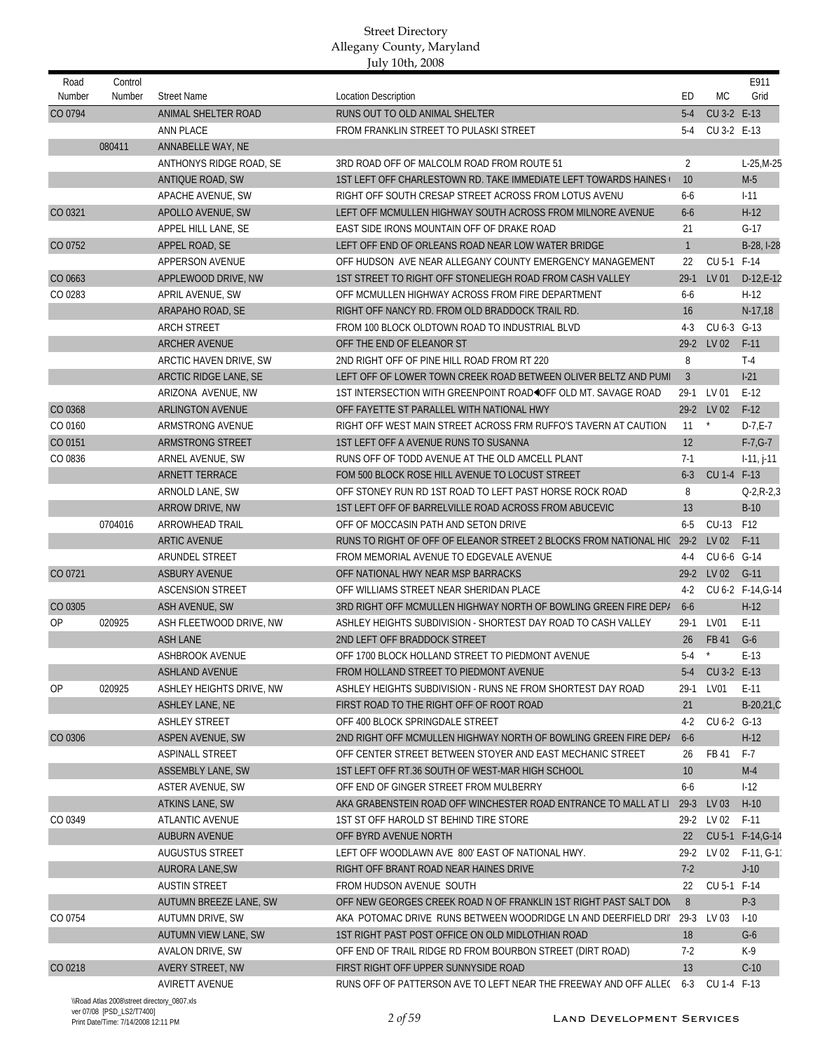# Street Directory
## Allegany County, Maryland
### July 10th, 2008

| Road Number | Control Number | Street Name | Location Description | ED | MC | E911 Grid |
|---|---|---|---|---|---|---|
| CO 0794 | | ANIMAL SHELTER ROAD | RUNS OUT TO OLD ANIMAL SHELTER | 5-4 | CU 3-2 | E-13 |
| | | ANN PLACE | FROM FRANKLIN STREET TO PULASKI STREET | 5-4 | CU 3-2 | E-13 |
| | 080411 | ANNABELLE WAY, NE | | | | |
| | | ANTHONYS RIDGE ROAD, SE | 3RD ROAD OFF OF MALCOLM ROAD FROM ROUTE 51 | 2 | | L-25,M-25 |
| | | ANTIQUE ROAD, SW | 1ST LEFT OFF CHARLESTOWN RD. TAKE IMMEDIATE LEFT TOWARDS HAINES | 10 | | M-5 |
| | | APACHE AVENUE, SW | RIGHT OFF SOUTH CRESAP STREET ACROSS FROM LOTUS AVENU | 6-6 | | I-11 |
| CO 0321 | | APOLLO AVENUE, SW | LEFT OFF MCMULLEN HIGHWAY SOUTH ACROSS FROM MILNORE AVENUE | 6-6 | | H-12 |
| | | APPEL HILL LANE, SE | EAST SIDE IRONS MOUNTAIN OFF OF DRAKE ROAD | 21 | | G-17 |
| CO 0752 | | APPEL ROAD, SE | LEFT OFF END OF ORLEANS ROAD NEAR LOW WATER BRIDGE | 1 | | B-28, I-28 |
| | | APPERSON AVENUE | OFF HUDSON AVE NEAR ALLEGANY COUNTY EMERGENCY MANAGEMENT | 22 | CU 5-1 | F-14 |
| CO 0663 | | APPLEWOOD DRIVE, NW | 1ST STREET TO RIGHT OFF STONELEIGH ROAD FROM CASH VALLEY | 29-1 | LV 01 | D-12,E-12 |
| CO 0283 | | APRIL AVENUE, SW | OFF MCMULLEN HIGHWAY ACROSS FROM FIRE DEPARTMENT | 6-6 | | H-12 |
| | | ARAPAHO ROAD, SE | RIGHT OFF NANCY RD. FROM OLD BRADDOCK TRAIL RD. | 16 | | N-17,18 |
| | | ARCH STREET | FROM 100 BLOCK OLDTOWN ROAD TO INDUSTRIAL BLVD | 4-3 | CU 6-3 | G-13 |
| | | ARCHER AVENUE | OFF THE END OF ELEANOR ST | 29-2 | LV 02 | F-11 |
| | | ARCTIC HAVEN DRIVE, SW | 2ND RIGHT OFF OF PINE HILL ROAD FROM RT 220 | 8 | | T-4 |
| | | ARCTIC RIDGE LANE, SE | LEFT OFF OF LOWER TOWN CREEK ROAD BETWEEN OLIVER BELTZ AND PUMI | 3 | | I-21 |
| | | ARIZONA AVENUE, NW | 1ST INTERSECTION WITH GREENPOINT ROAD◀OFF OLD MT. SAVAGE ROAD | 29-1 | LV 01 | E-12 |
| CO 0368 | | ARLINGTON AVENUE | OFF FAYETTE ST PARALLEL WITH NATIONAL HWY | 29-2 | LV 02 | F-12 |
| CO 0160 | | ARMSTRONG AVENUE | RIGHT OFF WEST MAIN STREET ACROSS FRM RUFFO'S TAVERN AT CAUTION | 11 | * | D-7,E-7 |
| CO 0151 | | ARMSTRONG STREET | 1ST LEFT OFF A AVENUE RUNS TO SUSANNA | 12 | | F-7,G-7 |
| CO 0836 | | ARNEL AVENUE, SW | RUNS OFF OF TODD AVENUE AT THE OLD AMCELL PLANT | 7-1 | | I-11, j-11 |
| | | ARNETT TERRACE | FOM 500 BLOCK ROSE HILL AVENUE TO LOCUST STREET | 6-3 | CU 1-4 | F-13 |
| | | ARNOLD LANE, SW | OFF STONEY RUN RD 1ST ROAD TO LEFT PAST HORSE ROCK ROAD | 8 | | Q-2,R-2,3 |
| | | ARROW DRIVE, NW | 1ST LEFT OFF OF BARRELVILLE ROAD ACROSS FROM ABUCEVIC | 13 | | B-10 |
| | 0704016 | ARROWHEAD TRAIL | OFF OF MOCCASIN PATH AND SETON DRIVE | 6-5 | CU-13 | F12 |
| | | ARTIC AVENUE | RUNS TO RIGHT OF OFF OF ELEANOR STREET 2 BLOCKS FROM NATIONAL HIC | 29-2 | LV 02 | F-11 |
| | | ARUNDEL STREET | FROM MEMORIAL AVENUE TO EDGEVALE AVENUE | 4-4 | CU 6-6 | G-14 |
| CO 0721 | | ASBURY AVENUE | OFF NATIONAL HWY NEAR MSP BARRACKS | 29-2 | LV 02 | G-11 |
| | | ASCENSION STREET | OFF WILLIAMS STREET NEAR SHERIDAN PLACE | 4-2 | CU 6-2 | F-14,G-14 |
| CO 0305 | | ASH AVENUE, SW | 3RD RIGHT OFF MCMULLEN HIGHWAY NORTH OF BOWLING GREEN FIRE DEP/ | 6-6 | | H-12 |
| OP | 020925 | ASH FLEETWOOD DRIVE, NW | ASHLEY HEIGHTS SUBDIVISION - SHORTEST DAY ROAD TO CASH VALLEY | 29-1 | LV01 | E-11 |
| | | ASH LANE | 2ND LEFT OFF BRADDOCK STREET | 26 | FB 41 | G-6 |
| | | ASHBROOK AVENUE | OFF 1700 BLOCK HOLLAND STREET TO PIEDMONT AVENUE | 5-4 | * | E-13 |
| | | ASHLAND AVENUE | FROM HOLLAND STREET TO PIEDMONT AVENUE | 5-4 | CU 3-2 | E-13 |
| OP | 020925 | ASHLEY HEIGHTS DRIVE, NW | ASHLEY HEIGHTS SUBDIVISION - RUNS NE FROM SHORTEST DAY ROAD | 29-1 | LV01 | E-11 |
| | | ASHLEY LANE, NE | FIRST ROAD TO THE RIGHT OFF OF ROOT ROAD | 21 | | B-20,21,C |
| | | ASHLEY STREET | OFF 400 BLOCK SPRINGDALE STREET | 4-2 | CU 6-2 | G-13 |
| CO 0306 | | ASPEN AVENUE, SW | 2ND RIGHT OFF MCMULLEN HIGHWAY NORTH OF BOWLING GREEN FIRE DEP/ | 6-6 | | H-12 |
| | | ASPINALL STREET | OFF CENTER STREET BETWEEN STOYER AND EAST MECHANIC STREET | 26 | FB 41 | F-7 |
| | | ASSEMBLY LANE, SW | 1ST LEFT OFF RT.36 SOUTH OF WEST-MAR HIGH SCHOOL | 10 | | M-4 |
| | | ASTER AVENUE, SW | OFF END OF GINGER STREET FROM MULBERRY | 6-6 | | I-12 |
| | | ATKINS LANE, SW | AKA GRABENSTEIN ROAD OFF WINCHESTER ROAD ENTRANCE TO MALL AT LI | 29-3 | LV 03 | H-10 |
| CO 0349 | | ATLANTIC AVENUE | 1ST ST OFF HAROLD ST BEHIND TIRE STORE | 29-2 | LV 02 | F-11 |
| | | AUBURN AVENUE | OFF BYRD AVENUE NORTH | 22 | CU 5-1 | F-14,G-14 |
| | | AUGUSTUS STREET | LEFT OFF WOODLAWN AVE 800' EAST OF NATIONAL HWY. | 29-2 | LV 02 | F-11, G-1 |
| | | AURORA LANE,SW | RIGHT OFF BRANT ROAD NEAR HAINES DRIVE | 7-2 | | J-10 |
| | | AUSTIN STREET | FROM HUDSON AVENUE SOUTH | 22 | CU 5-1 | F-14 |
| | | AUTUMN BREEZE LANE, SW | OFF NEW GEORGES CREEK ROAD N OF FRANKLIN 1ST RIGHT PAST SALT DON | 8 | | P-3 |
| CO 0754 | | AUTUMN DRIVE, SW | AKA POTOMAC DRIVE RUNS BETWEEN WOODRIDGE LN AND DEERFIELD DRI | 29-3 | LV 03 | I-10 |
| | | AUTUMN VIEW LANE, SW | 1ST RIGHT PAST POST OFFICE ON OLD MIDLOTHIAN ROAD | 18 | | G-6 |
| | | AVALON DRIVE, SW | OFF END OF TRAIL RIDGE RD FROM BOURBON STREET (DIRT ROAD) | 7-2 | | K-9 |
| CO 0218 | | AVERY STREET, NW | FIRST RIGHT OFF UPPER SUNNYSIDE ROAD | 13 | | C-10 |
| | | AVIRETT AVENUE | RUNS OFF OF PATTERSON AVE TO LEFT NEAR THE FREEWAY AND OFF ALLE( | 6-3 | CU 1-4 | F-13 |

\\Road Atlas 2008\street directory_0807.xls
ver 07/08 [PSD_LS2/T7400]
Print Date/Time: 7/14/2008 12:11 PM

Land Development Services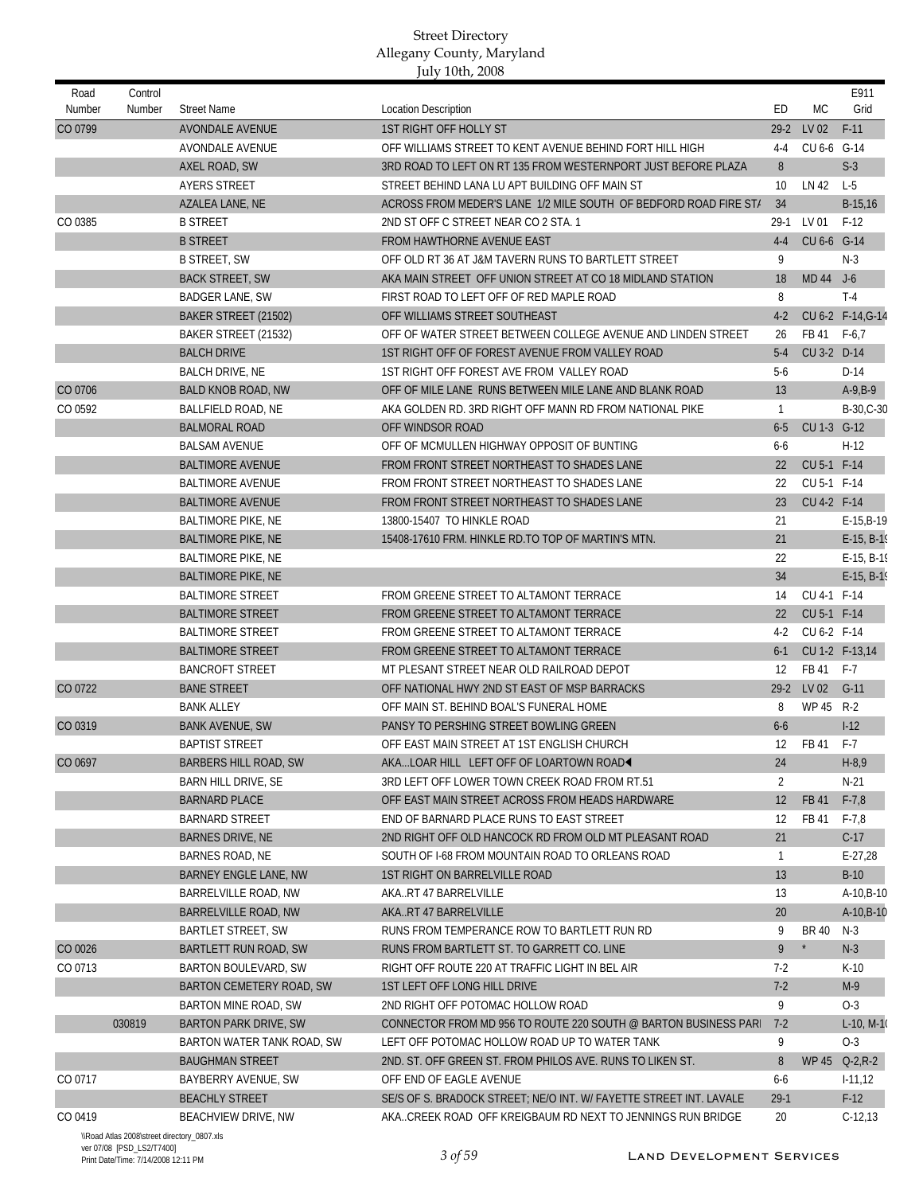# Street Directory
## Allegany County, Maryland
### July 10th, 2008

| Road Number | Control Number | Street Name | Location Description | ED | MC | E911 Grid |
|---|---|---|---|---|---|---|
| CO 0799 | | AVONDALE AVENUE | 1ST RIGHT OFF HOLLY ST | 29-2 | LV 02 | F-11 |
| | | AVONDALE AVENUE | OFF WILLIAMS STREET TO KENT AVENUE BEHIND FORT HILL HIGH | 4-4 | CU 6-6 | G-14 |
| | | AXEL ROAD, SW | 3RD ROAD TO LEFT ON RT 135 FROM WESTERNPORT JUST BEFORE PLAZA | 8 | | S-3 |
| | | AYERS STREET | STREET BEHIND LANA LU APT BUILDING OFF MAIN ST | 10 | LN 42 | L-5 |
| | | AZALEA LANE, NE | ACROSS FROM MEDER'S LANE 1/2 MILE SOUTH OF BEDFORD ROAD FIRE ST/ | 34 | | B-15,16 |
| CO 0385 | | B STREET | 2ND ST OFF C STREET NEAR CO 2 STA. 1 | 29-1 | LV 01 | F-12 |
| | | B STREET | FROM HAWTHORNE AVENUE EAST | 4-4 | CU 6-6 | G-14 |
| | | B STREET, SW | OFF OLD RT 36 AT J&M TAVERN RUNS TO BARTLETT STREET | 9 | | N-3 |
| | | BACK STREET, SW | AKA MAIN STREET OFF UNION STREET AT CO 18 MIDLAND STATION | 18 | MD 44 | J-6 |
| | | BADGER LANE, SW | FIRST ROAD TO LEFT OFF OF RED MAPLE ROAD | 8 | | T-4 |
| | | BAKER STREET (21502) | OFF WILLIAMS STREET SOUTHEAST | 4-2 | CU 6-2 | F-14,G-14 |
| | | BAKER STREET (21532) | OFF OF WATER STREET BETWEEN COLLEGE AVENUE AND LINDEN STREET | 26 | FB 41 | F-6,7 |
| | | BALCH DRIVE | 1ST RIGHT OFF OF FOREST AVENUE FROM VALLEY ROAD | 5-4 | CU 3-2 | D-14 |
| | | BALCH DRIVE, NE | 1ST RIGHT OFF FOREST AVE FROM VALLEY ROAD | 5-6 | | D-14 |
| CO 0706 | | BALD KNOB ROAD, NW | OFF OF MILE LANE RUNS BETWEEN MILE LANE AND BLANK ROAD | 13 | | A-9,B-9 |
| CO 0592 | | BALLFIELD ROAD, NE | AKA GOLDEN RD. 3RD RIGHT OFF MANN RD FROM NATIONAL PIKE | 1 | | B-30,C-30 |
| | | BALMORAL ROAD | OFF WINDSOR ROAD | 6-5 | CU 1-3 | G-12 |
| | | BALSAM AVENUE | OFF OF MCMULLEN HIGHWAY OPPOSIT OF BUNTING | 6-6 | | H-12 |
| | | BALTIMORE AVENUE | FROM FRONT STREET NORTHEAST TO SHADES LANE | 22 | CU 5-1 | F-14 |
| | | BALTIMORE AVENUE | FROM FRONT STREET NORTHEAST TO SHADES LANE | 22 | CU 5-1 | F-14 |
| | | BALTIMORE AVENUE | FROM FRONT STREET NORTHEAST TO SHADES LANE | 23 | CU 4-2 | F-14 |
| | | BALTIMORE PIKE, NE | 13800-15407 TO HINKLE ROAD | 21 | | E-15,B-19 |
| | | BALTIMORE PIKE, NE | 15408-17610 FRM. HINKLE RD.TO TOP OF MARTIN'S MTN. | 21 | | E-15, B-19 |
| | | BALTIMORE PIKE, NE | | 22 | | E-15, B-19 |
| | | BALTIMORE PIKE, NE | | 34 | | E-15, B-19 |
| | | BALTIMORE STREET | FROM GREENE STREET TO ALTAMONT TERRACE | 14 | CU 4-1 | F-14 |
| | | BALTIMORE STREET | FROM GREENE STREET TO ALTAMONT TERRACE | 22 | CU 5-1 | F-14 |
| | | BALTIMORE STREET | FROM GREENE STREET TO ALTAMONT TERRACE | 4-2 | CU 6-2 | F-14 |
| | | BALTIMORE STREET | FROM GREENE STREET TO ALTAMONT TERRACE | 6-1 | CU 1-2 | F-13,14 |
| | | BANCROFT STREET | MT PLESANT STREET NEAR OLD RAILROAD DEPOT | 12 | FB 41 | F-7 |
| CO 0722 | | BANE STREET | OFF NATIONAL HWY 2ND ST EAST OF MSP BARRACKS | 29-2 | LV 02 | G-11 |
| | | BANK ALLEY | OFF MAIN ST. BEHIND BOAL'S FUNERAL HOME | 8 | WP 45 | R-2 |
| CO 0319 | | BANK AVENUE, SW | PANSY TO PERSHING STREET BOWLING GREEN | 6-6 | | I-12 |
| | | BAPTIST STREET | OFF EAST MAIN STREET AT 1ST ENGLISH CHURCH | 12 | FB 41 | F-7 |
| CO 0697 | | BARBERS HILL ROAD, SW | AKA...LOAR HILL LEFT OFF OF LOARTOWN ROAD◀ | 24 | | H-8,9 |
| | | BARN HILL DRIVE, SE | 3RD LEFT OFF LOWER TOWN CREEK ROAD FROM RT.51 | 2 | | N-21 |
| | | BARNARD PLACE | OFF EAST MAIN STREET ACROSS FROM HEADS HARDWARE | 12 | FB 41 | F-7,8 |
| | | BARNARD STREET | END OF BARNARD PLACE RUNS TO EAST STREET | 12 | FB 41 | F-7,8 |
| | | BARNES DRIVE, NE | 2ND RIGHT OFF OLD HANCOCK RD FROM OLD MT PLEASANT ROAD | 21 | | C-17 |
| | | BARNES ROAD, NE | SOUTH OF I-68 FROM MOUNTAIN ROAD TO ORLEANS ROAD | 1 | | E-27,28 |
| | | BARNEY ENGLE LANE, NW | 1ST RIGHT ON BARRELVILLE ROAD | 13 | | B-10 |
| | | BARRELVILLE ROAD, NW | AKA..RT 47 BARRELVILLE | 13 | | A-10,B-10 |
| | | BARRELVILLE ROAD, NW | AKA..RT 47 BARRELVILLE | 20 | | A-10,B-10 |
| | | BARTLET STREET, SW | RUNS FROM TEMPERANCE ROW TO BARTLETT RUN RD | 9 | BR 40 | N-3 |
| CO 0026 | | BARTLETT RUN ROAD, SW | RUNS FROM BARTLETT ST. TO GARRETT CO. LINE | 9 | * | N-3 |
| CO 0713 | | BARTON BOULEVARD, SW | RIGHT OFF ROUTE 220 AT TRAFFIC LIGHT IN BEL AIR | 7-2 | | K-10 |
| | | BARTON CEMETERY ROAD, SW | 1ST LEFT OFF LONG HILL DRIVE | 7-2 | | M-9 |
| | | BARTON MINE ROAD, SW | 2ND RIGHT OFF POTOMAC HOLLOW ROAD | 9 | | O-3 |
| | 030819 | BARTON PARK DRIVE, SW | CONNECTOR FROM MD 956 TO ROUTE 220 SOUTH @ BARTON BUSINESS PARI | 7-2 | | L-10, M-10 |
| | | BARTON WATER TANK ROAD, SW | LEFT OFF POTOMAC HOLLOW ROAD UP TO WATER TANK | 9 | | O-3 |
| | | BAUGHMAN STREET | 2ND. ST. OFF GREEN ST. FROM PHILOS AVE. RUNS TO LIKEN ST. | 8 | WP 45 | Q-2,R-2 |
| CO 0717 | | BAYBERRY AVENUE, SW | OFF END OF EAGLE AVENUE | 6-6 | | I-11,12 |
| | | BEACHLY STREET | SE/S OF S. BRADOCK STREET; NE/O INT. W/ FAYETTE STREET INT. LAVALE | 29-1 | | F-12 |
| CO 0419 | | BEACHVIEW DRIVE, NW | AKA..CREEK ROAD OFF KREIGBAUM RD NEXT TO JENNINGS RUN BRIDGE | 20 | | C-12,13 |

\\Road Atlas 2008\street directory_0807.xls
ver 07/08 [PSD_LS2/T7400]
Print Date/Time: 7/14/2008 12:11 PM

Land Development Services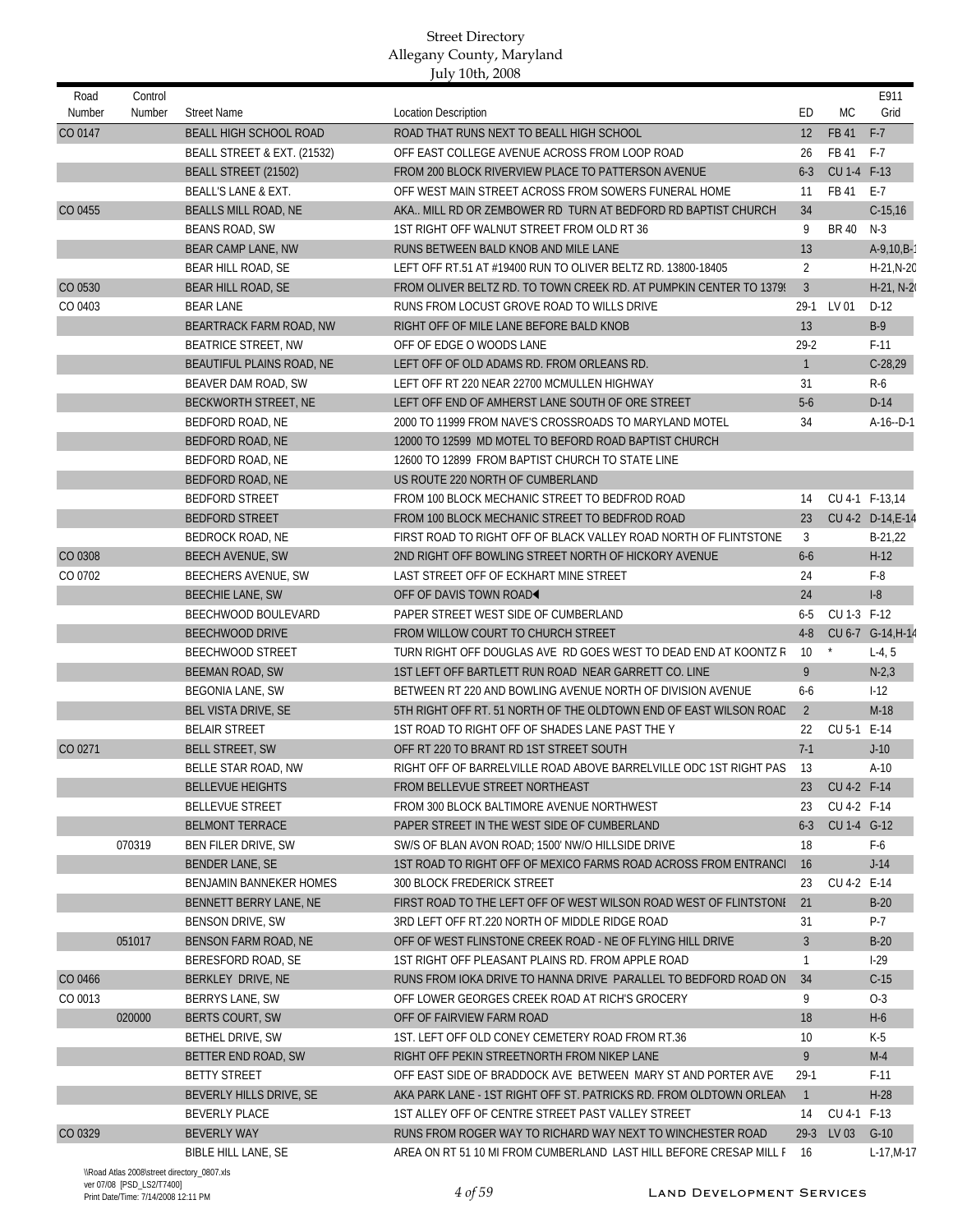# Street Directory
## Allegany County, Maryland
### July 10th, 2008

| Road Number | Control Number | Street Name | Location Description | ED | MC | E911 Grid |
|---|---|---|---|---|---|---|
| CO 0147 | | BEALL HIGH SCHOOL ROAD | ROAD THAT RUNS NEXT TO BEALL HIGH SCHOOL | 12 | FB 41 | F-7 |
| | | BEALL STREET & EXT. (21532) | OFF EAST COLLEGE AVENUE ACROSS FROM LOOP ROAD | 26 | FB 41 | F-7 |
| | | BEALL STREET (21502) | FROM 200 BLOCK RIVERVIEW PLACE TO PATTERSON AVENUE | 6-3 | CU 1-4 | F-13 |
| | | BEALL'S LANE & EXT. | OFF WEST MAIN STREET ACROSS FROM SOWERS FUNERAL HOME | 11 | FB 41 | E-7 |
| CO 0455 | | BEALLS MILL ROAD, NE | AKA.. MILL RD OR ZEMBOWER RD TURN AT BEDFORD RD BAPTIST CHURCH | 34 | | C-15,16 |
| | | BEANS ROAD, SW | 1ST RIGHT OFF WALNUT STREET FROM OLD RT 36 | 9 | BR 40 | N-3 |
| | | BEAR CAMP LANE, NW | RUNS BETWEEN BALD KNOB AND MILE LANE | 13 | | A-9,10,B-1 |
| | | BEAR HILL ROAD, SE | LEFT OFF RT.51 AT #19400 RUN TO OLIVER BELTZ RD. 13800-18405 | 2 | | H-21,N-20 |
| CO 0530 | | BEAR HILL ROAD, SE | FROM OLIVER BELTZ RD. TO TOWN CREEK RD. AT PUMPKIN CENTER TO 1379 | 3 | | H-21, N-2 |
| CO 0403 | | BEAR LANE | RUNS FROM LOCUST GROVE ROAD TO WILLS DRIVE | 29-1 | LV 01 | D-12 |
| | | BEARTRACK FARM ROAD, NW | RIGHT OFF OF MILE LANE BEFORE BALD KNOB | 13 | | B-9 |
| | | BEATRICE STREET, NW | OFF OF EDGE O WOODS LANE | 29-2 | | F-11 |
| | | BEAUTIFUL PLAINS ROAD, NE | LEFT OFF OF OLD ADAMS RD. FROM ORLEANS RD. | 1 | | C-28,29 |
| | | BEAVER DAM ROAD, SW | LEFT OFF RT 220 NEAR 22700 MCMULLEN HIGHWAY | 31 | | R-6 |
| | | BECKWORTH STREET, NE | LEFT OFF END OF AMHERST LANE SOUTH OF ORE STREET | 5-6 | | D-14 |
| | | BEDFORD ROAD, NE | 2000 TO 11999 FROM NAVE'S CROSSROADS TO MARYLAND MOTEL | 34 | | A-16--D-1 |
| | | BEDFORD ROAD, NE | 12000 TO 12599 MD MOTEL TO BEFORD ROAD BAPTIST CHURCH | | | |
| | | BEDFORD ROAD, NE | 12600 TO 12899 FROM BAPTIST CHURCH TO STATE LINE | | | |
| | | BEDFORD ROAD, NE | US ROUTE 220 NORTH OF CUMBERLAND | | | |
| | | BEDFORD STREET | FROM 100 BLOCK MECHANIC STREET TO BEDFROD ROAD | 14 | CU 4-1 | F-13,14 |
| | | BEDFORD STREET | FROM 100 BLOCK MECHANIC STREET TO BEDFROD ROAD | 23 | CU 4-2 | D-14,E-14 |
| | | BEDROCK ROAD, NE | FIRST ROAD TO RIGHT OFF OF BLACK VALLEY ROAD NORTH OF FLINTSTONE | 3 | | B-21,22 |
| CO 0308 | | BEECH AVENUE, SW | 2ND RIGHT OFF BOWLING STREET NORTH OF HICKORY AVENUE | 6-6 | | H-12 |
| CO 0702 | | BEECHERS AVENUE, SW | LAST STREET OFF OF ECKHART MINE STREET | 24 | | F-8 |
| | | BEECHIE LANE, SW | OFF OF DAVIS TOWN ROAD◀ | 24 | | I-8 |
| | | BEECHWOOD BOULEVARD | PAPER STREET WEST SIDE OF CUMBERLAND | 6-5 | CU 1-3 | F-12 |
| | | BEECHWOOD DRIVE | FROM WILLOW COURT TO CHURCH STREET | 4-8 | CU 6-7 | G-14,H-14 |
| | | BEECHWOOD STREET | TURN RIGHT OFF DOUGLAS AVE RD GOES WEST TO DEAD END AT KOONTZ R | 10 | * | L-4, 5 |
| | | BEEMAN ROAD, SW | 1ST LEFT OFF BARTLETT RUN ROAD NEAR GARRETT CO. LINE | 9 | | N-2,3 |
| | | BEGONIA LANE, SW | BETWEEN RT 220 AND BOWLING AVENUE NORTH OF DIVISION AVENUE | 6-6 | | I-12 |
| | | BEL VISTA DRIVE, SE | 5TH RIGHT OFF RT. 51 NORTH OF THE OLDTOWN END OF EAST WILSON ROAD | 2 | | M-18 |
| | | BELAIR STREET | 1ST ROAD TO RIGHT OFF OF SHADES LANE PAST THE Y | 22 | CU 5-1 | E-14 |
| CO 0271 | | BELL STREET, SW | OFF RT 220 TO BRANT RD 1ST STREET SOUTH | 7-1 | | J-10 |
| | | BELLE STAR ROAD, NW | RIGHT OFF OF BARRELVILLE ROAD ABOVE BARRELVILLE ODC 1ST RIGHT PAS | 13 | | A-10 |
| | | BELLEVUE HEIGHTS | FROM BELLEVUE STREET NORTHEAST | 23 | CU 4-2 | F-14 |
| | | BELLEVUE STREET | FROM 300 BLOCK BALTIMORE AVENUE NORTHWEST | 23 | CU 4-2 | F-14 |
| | | BELMONT TERRACE | PAPER STREET IN THE WEST SIDE OF CUMBERLAND | 6-3 | CU 1-4 | G-12 |
| | 070319 | BEN FILER DRIVE, SW | SW/S OF BLAN AVON ROAD; 1500' NW/O HILLSIDE DRIVE | 18 | | F-6 |
| | | BENDER LANE, SE | 1ST ROAD TO RIGHT OFF OF MEXICO FARMS ROAD ACROSS FROM ENTRANC | 16 | | J-14 |
| | | BENJAMIN BANNEKER HOMES | 300 BLOCK FREDERICK STREET | 23 | CU 4-2 | E-14 |
| | | BENNETT BERRY LANE, NE | FIRST ROAD TO THE LEFT OFF OF WEST WILSON ROAD WEST OF FLINTSTONE | 21 | | B-20 |
| | | BENSON DRIVE, SW | 3RD LEFT OFF RT.220 NORTH OF MIDDLE RIDGE ROAD | 31 | | P-7 |
| | 051017 | BENSON FARM ROAD, NE | OFF OF WEST FLINSTONE CREEK ROAD - NE OF FLYING HILL DRIVE | 3 | | B-20 |
| | | BERESFORD ROAD, SE | 1ST RIGHT OFF PLEASANT PLAINS RD. FROM APPLE ROAD | 1 | | I-29 |
| CO 0466 | | BERKLEY DRIVE, NE | RUNS FROM IOKA DRIVE TO HANNA DRIVE PARALLEL TO BEDFORD ROAD ON | 34 | | C-15 |
| CO 0013 | | BERRYS LANE, SW | OFF LOWER GEORGES CREEK ROAD AT RICH'S GROCERY | 9 | | O-3 |
| | 020000 | BERTS COURT, SW | OFF OF FAIRVIEW FARM ROAD | 18 | | H-6 |
| | | BETHEL DRIVE, SW | 1ST. LEFT OFF OLD CONEY CEMETERY ROAD FROM RT.36 | 10 | | K-5 |
| | | BETTER END ROAD, SW | RIGHT OFF PEKIN STREETNORTH FROM NIKEP LANE | 9 | | M-4 |
| | | BETTY STREET | OFF EAST SIDE OF BRADDOCK AVE BETWEEN MARY ST AND PORTER AVE | 29-1 | | F-11 |
| | | BEVERLY HILLS DRIVE, SE | AKA PARK LANE - 1ST RIGHT OFF ST. PATRICKS RD. FROM OLDTOWN ORLEAN | 1 | | H-28 |
| | | BEVERLY PLACE | 1ST ALLEY OFF OF CENTRE STREET PAST VALLEY STREET | 14 | CU 4-1 | F-13 |
| CO 0329 | | BEVERLY WAY | RUNS FROM ROGER WAY TO RICHARD WAY NEXT TO WINCHESTER ROAD | 29-3 | LV 03 | G-10 |
| | | BIBLE HILL LANE, SE | AREA ON RT 51 10 MI FROM CUMBERLAND LAST HILL BEFORE CRESAP MILL F | 16 | | L-17,M-17 |

\\Road Atlas 2008\street directory_0807.xls
ver 07/08 [PSD_LS2/T7400]
Print Date/Time: 7/14/2008 12:11 PM

LAND DEVELOPMENT SERVICES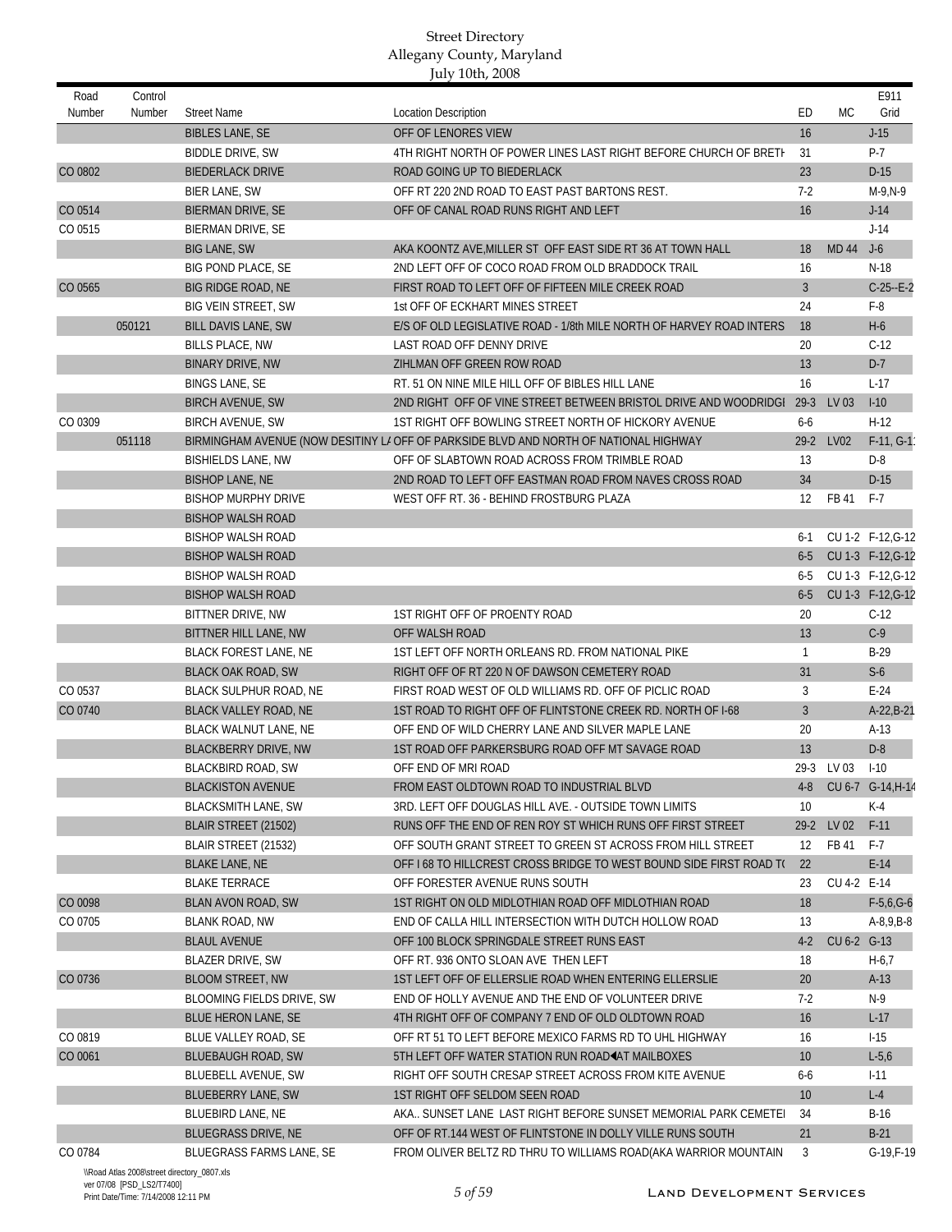# Street Directory
## Allegany County, Maryland
### July 10th, 2008

| Road Number | Control Number | Street Name | Location Description | ED | MC | E911 Grid |
|---|---|---|---|---|---|---|
| | | BIBLES LANE, SE | OFF OF LENORES VIEW | 16 | | J-15 |
| | | BIDDLE DRIVE, SW | 4TH RIGHT NORTH OF POWER LINES LAST RIGHT BEFORE CHURCH OF BRETH | 31 | | P-7 |
| CO 0802 | | BIEDERLACK DRIVE | ROAD GOING UP TO BIEDERLACK | 23 | | D-15 |
| | | BIER LANE, SW | OFF RT 220 2ND ROAD TO EAST PAST BARTONS REST. | 7-2 | | M-9,N-9 |
| CO 0514 | | BIERMAN DRIVE, SE | OFF OF CANAL ROAD RUNS RIGHT AND LEFT | 16 | | J-14 |
| CO 0515 | | BIERMAN DRIVE, SE | | | | J-14 |
| | | BIG LANE, SW | AKA KOONTZ AVE,MILLER ST OFF EAST SIDE RT 36 AT TOWN HALL | 18 | MD 44 | J-6 |
| | | BIG POND PLACE, SE | 2ND LEFT OFF OF COCO ROAD FROM OLD BRADDOCK TRAIL | 16 | | N-18 |
| CO 0565 | | BIG RIDGE ROAD, NE | FIRST ROAD TO LEFT OFF OF FIFTEEN MILE CREEK ROAD | 3 | | C-25--E-2 |
| | | BIG VEIN STREET, SW | 1st OFF OF ECKHART MINES STREET | 24 | | F-8 |
| | 050121 | BILL DAVIS LANE, SW | E/S OF OLD LEGISLATIVE ROAD - 1/8th MILE NORTH OF HARVEY ROAD INTERS | 18 | | H-6 |
| | | BILLS PLACE, NW | LAST ROAD OFF DENNY DRIVE | 20 | | C-12 |
| | | BINARY DRIVE, NW | ZIHLMAN OFF GREEN ROW ROAD | 13 | | D-7 |
| | | BINGS LANE, SE | RT. 51 ON NINE MILE HILL OFF OF BIBLES HILL LANE | 16 | | L-17 |
| | | BIRCH AVENUE, SW | 2ND RIGHT OFF OF VINE STREET BETWEEN BRISTOL DRIVE AND WOODRIDGI | 29-3 | LV 03 | I-10 |
| CO 0309 | | BIRCH AVENUE, SW | 1ST RIGHT OFF BOWLING STREET NORTH OF HICKORY AVENUE | 6-6 | | H-12 |
| | 051118 | BIRMINGHAM AVENUE (NOW DESITINY LA | OFF OF PARKSIDE BLVD AND NORTH OF NATIONAL HIGHWAY | 29-2 | LV02 | F-11, G-1 |
| | | BISHIELDS LANE, NW | OFF OF SLABTOWN ROAD ACROSS FROM TRIMBLE ROAD | 13 | | D-8 |
| | | BISHOP LANE, NE | 2ND ROAD TO LEFT OFF EASTMAN ROAD FROM NAVES CROSS ROAD | 34 | | D-15 |
| | | BISHOP MURPHY DRIVE | WEST OFF RT. 36 - BEHIND FROSTBURG PLAZA | 12 | FB 41 | F-7 |
| | | BISHOP WALSH ROAD | | | | |
| | | BISHOP WALSH ROAD | | 6-1 | CU 1-2 | F-12,G-12 |
| | | BISHOP WALSH ROAD | | 6-5 | CU 1-3 | F-12,G-12 |
| | | BISHOP WALSH ROAD | | 6-5 | CU 1-3 | F-12,G-12 |
| | | BISHOP WALSH ROAD | | 6-5 | CU 1-3 | F-12,G-12 |
| | | BITTNER DRIVE, NW | 1ST RIGHT OFF OF PROENTY ROAD | 20 | | C-12 |
| | | BITTNER HILL LANE, NW | OFF WALSH ROAD | 13 | | C-9 |
| | | BLACK FOREST LANE, NE | 1ST LEFT OFF NORTH ORLEANS RD. FROM NATIONAL PIKE | 1 | | B-29 |
| | | BLACK OAK ROAD, SW | RIGHT OFF OF RT 220 N OF DAWSON CEMETERY ROAD | 31 | | S-6 |
| CO 0537 | | BLACK SULPHUR ROAD, NE | FIRST ROAD WEST OF OLD WILLIAMS RD. OFF OF PICLIC ROAD | 3 | | E-24 |
| CO 0740 | | BLACK VALLEY ROAD, NE | 1ST ROAD TO RIGHT OFF OF FLINTSTONE CREEK RD. NORTH OF I-68 | 3 | | A-22,B-21 |
| | | BLACK WALNUT LANE, NE | OFF END OF WILD CHERRY LANE AND SILVER MAPLE LANE | 20 | | A-13 |
| | | BLACKBERRY DRIVE, NW | 1ST ROAD OFF PARKERSBURG ROAD OFF MT SAVAGE ROAD | 13 | | D-8 |
| | | BLACKBIRD ROAD, SW | OFF END OF MRI ROAD | 29-3 | LV 03 | I-10 |
| | | BLACKISTON AVENUE | FROM EAST OLDTOWN ROAD TO INDUSTRIAL BLVD | 4-8 | CU 6-7 | G-14,H-14 |
| | | BLACKSMITH LANE, SW | 3RD. LEFT OFF DOUGLAS HILL AVE. - OUTSIDE TOWN LIMITS | 10 | | K-4 |
| | | BLAIR STREET (21502) | RUNS OFF THE END OF REN ROY ST WHICH RUNS OFF FIRST STREET | 29-2 | LV 02 | F-11 |
| | | BLAIR STREET (21532) | OFF SOUTH GRANT STREET TO GREEN ST ACROSS FROM HILL STREET | 12 | FB 41 | F-7 |
| | | BLAKE LANE, NE | OFF I 68 TO HILLCREST CROSS BRIDGE TO WEST BOUND SIDE FIRST ROAD TO | 22 | | E-14 |
| | | BLAKE TERRACE | OFF FORESTER AVENUE RUNS SOUTH | 23 | CU 4-2 | E-14 |
| CO 0098 | | BLAN AVON ROAD, SW | 1ST RIGHT ON OLD MIDLOTHIAN ROAD OFF MIDLOTHIAN ROAD | 18 | | F-5,6,G-6 |
| CO 0705 | | BLANK ROAD, NW | END OF CALLA HILL INTERSECTION WITH DUTCH HOLLOW ROAD | 13 | | A-8,9,B-8 |
| | | BLAUL AVENUE | OFF 100 BLOCK SPRINGDALE STREET RUNS EAST | 4-2 | CU 6-2 | G-13 |
| | | BLAZER DRIVE, SW | OFF RT. 936 ONTO SLOAN AVE THEN LEFT | 18 | | H-6,7 |
| CO 0736 | | BLOOM STREET, NW | 1ST LEFT OFF OF ELLERSLIE ROAD WHEN ENTERING ELLERSLIE | 20 | | A-13 |
| | | BLOOMING FIELDS DRIVE, SW | END OF HOLLY AVENUE AND THE END OF VOLUNTEER DRIVE | 7-2 | | N-9 |
| | | BLUE HERON LANE, SE | 4TH RIGHT OFF OF COMPANY 7 END OF OLD OLDTOWN ROAD | 16 | | L-17 |
| CO 0819 | | BLUE VALLEY ROAD, SE | OFF RT 51 TO LEFT BEFORE MEXICO FARMS RD TO UHL HIGHWAY | 16 | | I-15 |
| CO 0061 | | BLUEBAUGH ROAD, SW | 5TH LEFT OFF WATER STATION RUN ROAD◀AT MAILBOXES | 10 | | L-5,6 |
| | | BLUEBELL AVENUE, SW | RIGHT OFF SOUTH CRESAP STREET ACROSS FROM KITE AVENUE | 6-6 | | I-11 |
| | | BLUEBERRY LANE, SW | 1ST RIGHT OFF SELDOM SEEN ROAD | 10 | | L-4 |
| | | BLUEBIRD LANE, NE | AKA.. SUNSET LANE LAST RIGHT BEFORE SUNSET MEMORIAL PARK CEMETEI | 34 | | B-16 |
| | | BLUEGRASS DRIVE, NE | OFF OF RT.144 WEST OF FLINTSTONE IN DOLLY VILLE RUNS SOUTH | 21 | | B-21 |
| CO 0784 | | BLUEGRASS FARMS LANE, SE | FROM OLIVER BELTZ RD THRU TO WILLIAMS ROAD(AKA WARRIOR MOUNTAIN | 3 | | G-19,F-19 |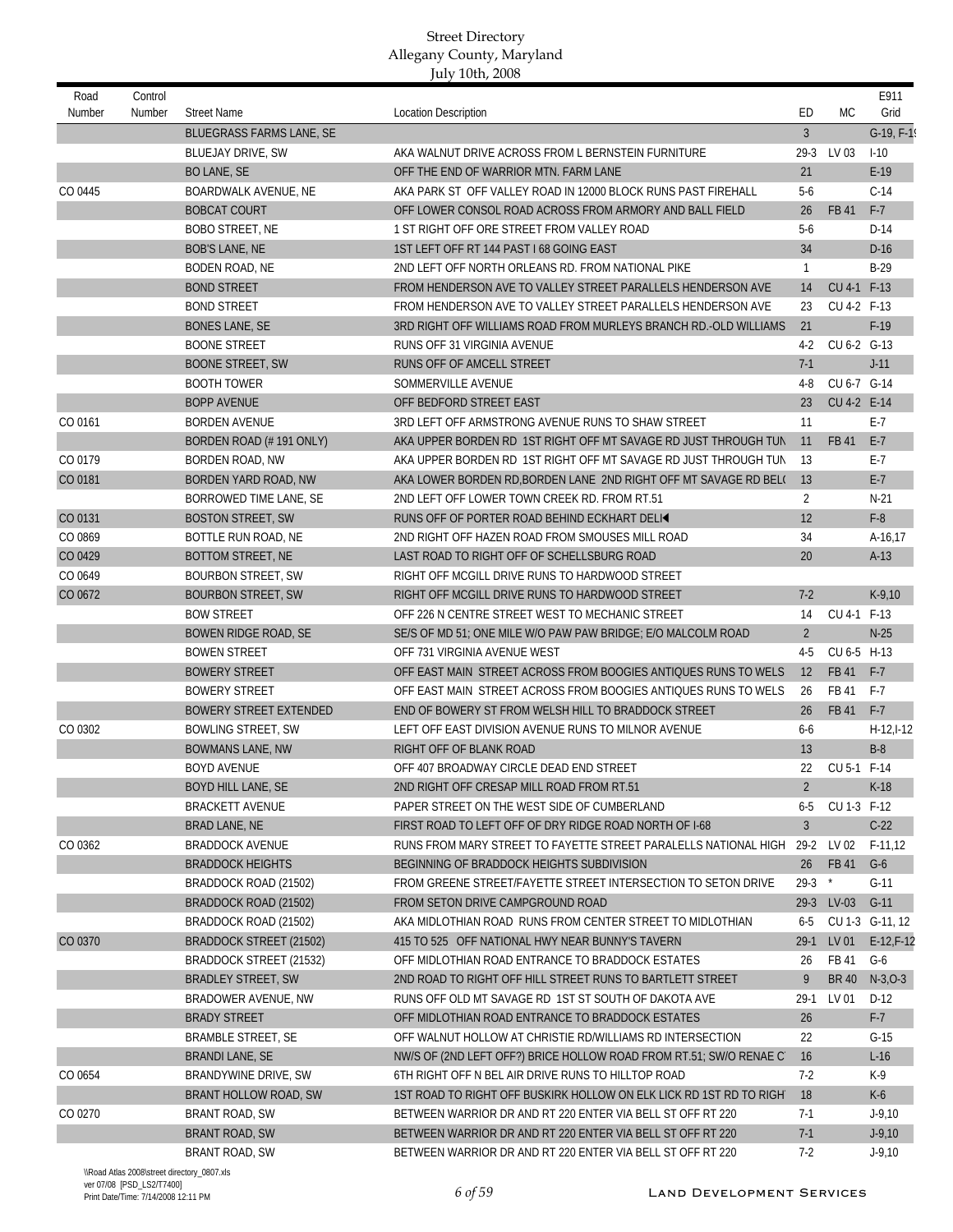# Street Directory
## Allegany County, Maryland
### July 10th, 2008

| Road Number | Control Number | Street Name | Location Description | ED | MC | E911 Grid |
|---|---|---|---|---|---|---|
| | | BLUEGRASS FARMS LANE, SE | | 3 | | G-19, F-1! |
| | | BLUEJAY DRIVE, SW | AKA WALNUT DRIVE ACROSS FROM L BERNSTEIN FURNITURE | 29-3 | LV 03 | I-10 |
| | | BO LANE, SE | OFF THE END OF WARRIOR MTN. FARM LANE | 21 | | E-19 |
| CO 0445 | | BOARDWALK AVENUE, NE | AKA PARK ST OFF VALLEY ROAD IN 12000 BLOCK RUNS PAST FIREHALL | 5-6 | | C-14 |
| | | BOBCAT COURT | OFF LOWER CONSOL ROAD ACROSS FROM ARMORY AND BALL FIELD | 26 | FB 41 | F-7 |
| | | BOBO STREET, NE | 1 ST RIGHT OFF ORE STREET FROM VALLEY ROAD | 5-6 | | D-14 |
| | | BOB'S LANE, NE | 1ST LEFT OFF RT 144 PAST I 68 GOING EAST | 34 | | D-16 |
| | | BODEN ROAD, NE | 2ND LEFT OFF NORTH ORLEANS RD. FROM NATIONAL PIKE | 1 | | B-29 |
| | | BOND STREET | FROM HENDERSON AVE TO VALLEY STREET PARALLELS HENDERSON AVE | 14 | CU 4-1 | F-13 |
| | | BOND STREET | FROM HENDERSON AVE TO VALLEY STREET PARALLELS HENDERSON AVE | 23 | CU 4-2 | F-13 |
| | | BONES LANE, SE | 3RD RIGHT OFF WILLIAMS ROAD FROM MURLEYS BRANCH RD.-OLD WILLIAMS | 21 | | F-19 |
| | | BOONE STREET | RUNS OFF 31 VIRGINIA AVENUE | 4-2 | CU 6-2 | G-13 |
| | | BOONE STREET, SW | RUNS OFF OF AMCELL STREET | 7-1 | | J-11 |
| | | BOOTH TOWER | SOMMERVILLE AVENUE | 4-8 | CU 6-7 | G-14 |
| | | BOPP AVENUE | OFF BEDFORD STREET EAST | 23 | CU 4-2 | E-14 |
| CO 0161 | | BORDEN AVENUE | 3RD LEFT OFF ARMSTRONG AVENUE RUNS TO SHAW STREET | 11 | | E-7 |
| | | BORDEN ROAD (# 191 ONLY) | AKA UPPER BORDEN RD 1ST RIGHT OFF MT SAVAGE RD JUST THROUGH TUN | 11 | FB 41 | E-7 |
| CO 0179 | | BORDEN ROAD, NW | AKA UPPER BORDEN RD 1ST RIGHT OFF MT SAVAGE RD JUST THROUGH TUN | 13 | | E-7 |
| CO 0181 | | BORDEN YARD ROAD, NW | AKA LOWER BORDEN RD,BORDEN LANE 2ND RIGHT OFF MT SAVAGE RD BEL( | 13 | | E-7 |
| | | BORROWED TIME LANE, SE | 2ND LEFT OFF LOWER TOWN CREEK RD. FROM RT.51 | 2 | | N-21 |
| CO 0131 | | BOSTON STREET, SW | RUNS OFF OF PORTER ROAD BEHIND ECKHART DELI◀ | 12 | | F-8 |
| CO 0869 | | BOTTLE RUN ROAD, NE | 2ND RIGHT OFF HAZEN ROAD FROM SMOUSES MILL ROAD | 34 | | A-16,17 |
| CO 0429 | | BOTTOM STREET, NE | LAST ROAD TO RIGHT OFF OF SCHELLSBURG ROAD | 20 | | A-13 |
| CO 0649 | | BOURBON STREET, SW | RIGHT OFF MCGILL DRIVE RUNS TO HARDWOOD STREET | | | |
| CO 0672 | | BOURBON STREET, SW | RIGHT OFF MCGILL DRIVE RUNS TO HARDWOOD STREET | 7-2 | | K-9,10 |
| | | BOW STREET | OFF 226 N CENTRE STREET WEST TO MECHANIC STREET | 14 | CU 4-1 | F-13 |
| | | BOWEN RIDGE ROAD, SE | SE/S OF MD 51; ONE MILE W/O PAW PAW BRIDGE; E/O MALCOLM ROAD | 2 | | N-25 |
| | | BOWEN STREET | OFF 731 VIRGINIA AVENUE WEST | 4-5 | CU 6-5 | H-13 |
| | | BOWERY STREET | OFF EAST MAIN STREET ACROSS FROM BOOGIES ANTIQUES RUNS TO WELS | 12 | FB 41 | F-7 |
| | | BOWERY STREET | OFF EAST MAIN STREET ACROSS FROM BOOGIES ANTIQUES RUNS TO WELS | 26 | FB 41 | F-7 |
| | | BOWERY STREET EXTENDED | END OF BOWERY ST FROM WELSH HILL TO BRADDOCK STREET | 26 | FB 41 | F-7 |
| CO 0302 | | BOWLING STREET, SW | LEFT OFF EAST DIVISION AVENUE RUNS TO MILNOR AVENUE | 6-6 | | H-12,I-12 |
| | | BOWMANS LANE, NW | RIGHT OFF OF BLANK ROAD | 13 | | B-8 |
| | | BOYD AVENUE | OFF 407 BROADWAY CIRCLE DEAD END STREET | 22 | CU 5-1 | F-14 |
| | | BOYD HILL LANE, SE | 2ND RIGHT OFF CRESAP MILL ROAD FROM RT.51 | 2 | | K-18 |
| | | BRACKETT AVENUE | PAPER STREET ON THE WEST SIDE OF CUMBERLAND | 6-5 | CU 1-3 | F-12 |
| | | BRAD LANE, NE | FIRST ROAD TO LEFT OFF OF DRY RIDGE ROAD NORTH OF I-68 | 3 | | C-22 |
| CO 0362 | | BRADDOCK AVENUE | RUNS FROM MARY STREET TO FAYETTE STREET PARALELLS NATIONAL HIGH | 29-2 | LV 02 | F-11,12 |
| | | BRADDOCK HEIGHTS | BEGINNING OF BRADDOCK HEIGHTS SUBDIVISION | 26 | FB 41 | G-6 |
| | | BRADDOCK ROAD (21502) | FROM GREENE STREET/FAYETTE STREET INTERSECTION TO SETON DRIVE | 29-3 | * | G-11 |
| | | BRADDOCK ROAD (21502) | FROM SETON DRIVE CAMPGROUND ROAD | 29-3 | LV-03 | G-11 |
| | | BRADDOCK ROAD (21502) | AKA MIDLOTHIAN ROAD RUNS FROM CENTER STREET TO MIDLOTHIAN | 6-5 | CU 1-3 | G-11, 12 |
| CO 0370 | | BRADDOCK STREET (21502) | 415 TO 525 OFF NATIONAL HWY NEAR BUNNY'S TAVERN | 29-1 | LV 01 | E-12,F-12 |
| | | BRADDOCK STREET (21532) | OFF MIDLOTHIAN ROAD ENTRANCE TO BRADDOCK ESTATES | 26 | FB 41 | G-6 |
| | | BRADLEY STREET, SW | 2ND ROAD TO RIGHT OFF HILL STREET RUNS TO BARTLETT STREET | 9 | BR 40 | N-3,O-3 |
| | | BRADOWER AVENUE, NW | RUNS OFF OLD MT SAVAGE RD 1ST ST SOUTH OF DAKOTA AVE | 29-1 | LV 01 | D-12 |
| | | BRADY STREET | OFF MIDLOTHIAN ROAD ENTRANCE TO BRADDOCK ESTATES | 26 | | F-7 |
| | | BRAMBLE STREET, SE | OFF WALNUT HOLLOW AT CHRISTIE RD/WILLIAMS RD INTERSECTION | 22 | | G-15 |
| | | BRANDI LANE, SE | NW/S OF (2ND LEFT OFF?) BRICE HOLLOW ROAD FROM RT.51; SW/O RENAE C | 16 | | L-16 |
| CO 0654 | | BRANDYWINE DRIVE, SW | 6TH RIGHT OFF N BEL AIR DRIVE RUNS TO HILLTOP ROAD | 7-2 | | K-9 |
| | | BRANT HOLLOW ROAD, SW | 1ST ROAD TO RIGHT OFF BUSKIRK HOLLOW ON ELK LICK RD 1ST RD TO RIGH | 18 | | K-6 |
| CO 0270 | | BRANT ROAD, SW | BETWEEN WARRIOR DR AND RT 220 ENTER VIA BELL ST OFF RT 220 | 7-1 | | J-9,10 |
| | | BRANT ROAD, SW | BETWEEN WARRIOR DR AND RT 220 ENTER VIA BELL ST OFF RT 220 | 7-1 | | J-9,10 |
| | | BRANT ROAD, SW | BETWEEN WARRIOR DR AND RT 220 ENTER VIA BELL ST OFF RT 220 | 7-2 | | J-9,10 |

\\Road Atlas 2008\street directory_0807.xls
ver 07/08 [PSD_LS2/T7400]
Print Date/Time: 7/14/2008 12:11 PM

Land Development Services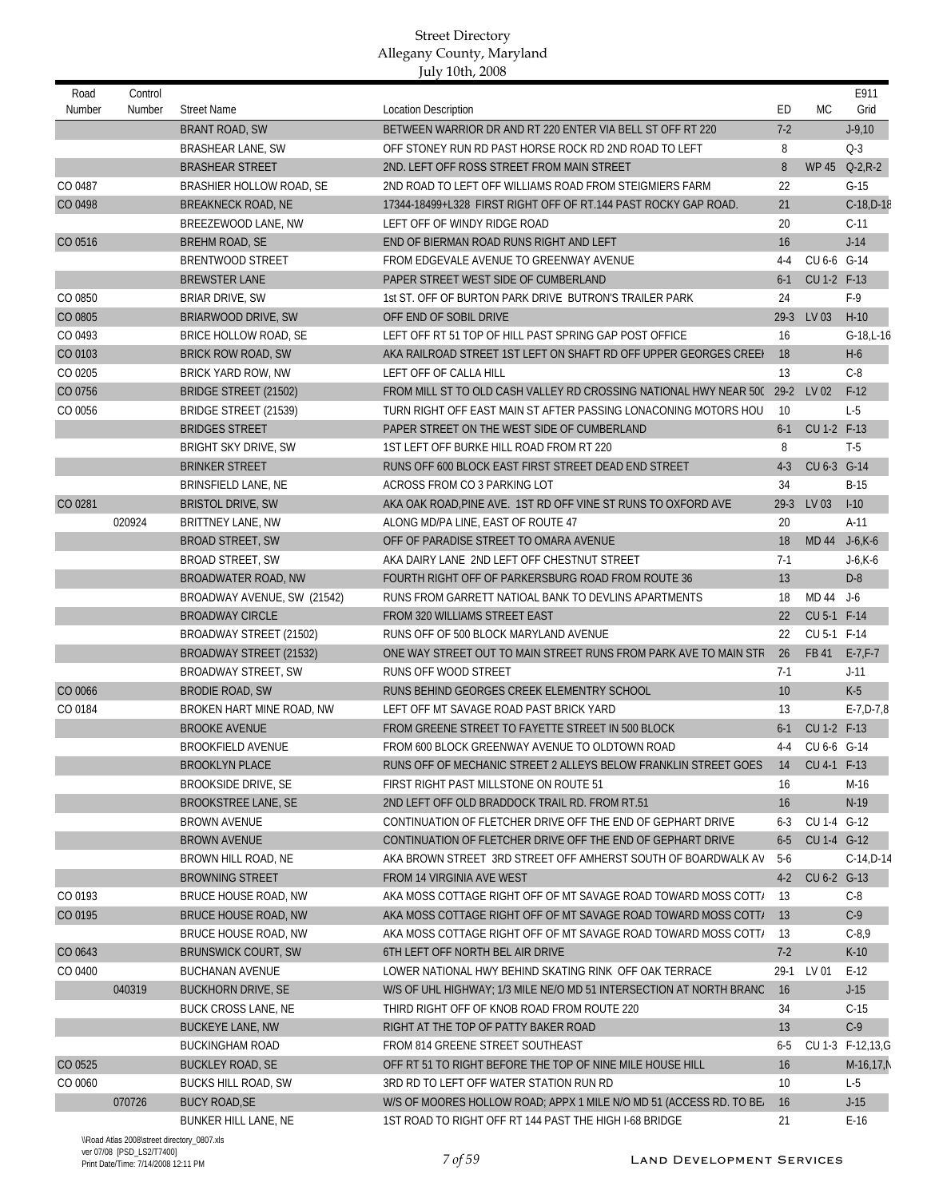# Street Directory
## Allegany County, Maryland
### July 10th, 2008

| Road Number | Control Number | Street Name | Location Description | ED | MC | E911 Grid |
|---|---|---|---|---|---|---|
| | | BRANT ROAD, SW | BETWEEN WARRIOR DR AND RT 220 ENTER VIA BELL ST OFF RT 220 | 7-2 | | J-9,10 |
| | | BRASHEAR LANE, SW | OFF STONEY RUN RD PAST HORSE ROCK RD 2ND ROAD TO LEFT | 8 | | Q-3 |
| | | BRASHEAR STREET | 2ND. LEFT OFF ROSS STREET FROM MAIN STREET | 8 | WP 45 | Q-2,R-2 |
| CO 0487 | | BRASHIER HOLLOW ROAD, SE | 2ND ROAD TO LEFT OFF WILLIAMS ROAD FROM STEIGMIERS FARM | 22 | | G-15 |
| CO 0498 | | BREAKNECK ROAD, NE | 17344-18499+L328 FIRST RIGHT OFF OF RT.144 PAST ROCKY GAP ROAD. | 21 | | C-18,D-18 |
| | | BREEZEWOOD LANE, NW | LEFT OFF OF WINDY RIDGE ROAD | 20 | | C-11 |
| CO 0516 | | BREHM ROAD, SE | END OF BIERMAN ROAD RUNS RIGHT AND LEFT | 16 | | J-14 |
| | | BRENTWOOD STREET | FROM EDGEVALE AVENUE TO GREENWAY AVENUE | 4-4 | CU 6-6 | G-14 |
| | | BREWSTER LANE | PAPER STREET WEST SIDE OF CUMBERLAND | 6-1 | CU 1-2 | F-13 |
| CO 0850 | | BRIAR DRIVE, SW | 1st ST. OFF OF BURTON PARK DRIVE BUTRON'S TRAILER PARK | 24 | | F-9 |
| CO 0805 | | BRIARWOOD DRIVE, SW | OFF END OF SOBIL DRIVE | 29-3 | LV 03 | H-10 |
| CO 0493 | | BRICE HOLLOW ROAD, SE | LEFT OFF RT 51 TOP OF HILL PAST SPRING GAP POST OFFICE | 16 | | G-18,L-16 |
| CO 0103 | | BRICK ROW ROAD, SW | AKA RAILROAD STREET 1ST LEFT ON SHAFT RD OFF UPPER GEORGES CREEI | 18 | | H-6 |
| CO 0205 | | BRICK YARD ROW, NW | LEFT OFF OF CALLA HILL | 13 | | C-8 |
| CO 0756 | | BRIDGE STREET (21502) | FROM MILL ST TO OLD CASH VALLEY RD CROSSING NATIONAL HWY NEAR 50C | 29-2 | LV 02 | F-12 |
| CO 0056 | | BRIDGE STREET (21539) | TURN RIGHT OFF EAST MAIN ST AFTER PASSING LONACONING MOTORS HOU | 10 | | L-5 |
| | | BRIDGES STREET | PAPER STREET ON THE WEST SIDE OF CUMBERLAND | 6-1 | CU 1-2 | F-13 |
| | | BRIGHT SKY DRIVE, SW | 1ST LEFT OFF BURKE HILL ROAD FROM RT 220 | 8 | | T-5 |
| | | BRINKER STREET | RUNS OFF 600 BLOCK EAST FIRST STREET DEAD END STREET | 4-3 | CU 6-3 | G-14 |
| | | BRINSFIELD LANE, NE | ACROSS FROM CO 3 PARKING LOT | 34 | | B-15 |
| CO 0281 | | BRISTOL DRIVE, SW | AKA OAK ROAD,PINE AVE. 1ST RD OFF VINE ST RUNS TO OXFORD AVE | 29-3 | LV 03 | I-10 |
| | 020924 | BRITTNEY LANE, NW | ALONG MD/PA LINE, EAST OF ROUTE 47 | 20 | | A-11 |
| | | BROAD STREET, SW | OFF OF PARADISE STREET TO OMARA AVENUE | 18 | MD 44 | J-6,K-6 |
| | | BROAD STREET, SW | AKA DAIRY LANE 2ND LEFT OFF CHESTNUT STREET | 7-1 | | J-6,K-6 |
| | | BROADWATER ROAD, NW | FOURTH RIGHT OFF OF PARKERSBURG ROAD FROM ROUTE 36 | 13 | | D-8 |
| | | BROADWAY AVENUE, SW (21542) | RUNS FROM GARRETT NATIOAL BANK TO DEVLINS APARTMENTS | 18 | MD 44 | J-6 |
| | | BROADWAY CIRCLE | FROM 320 WILLIAMS STREET EAST | 22 | CU 5-1 | F-14 |
| | | BROADWAY STREET (21502) | RUNS OFF OF 500 BLOCK MARYLAND AVENUE | 22 | CU 5-1 | F-14 |
| | | BROADWAY STREET (21532) | ONE WAY STREET OUT TO MAIN STREET RUNS FROM PARK AVE TO MAIN STR | 26 | FB 41 | E-7,F-7 |
| | | BROADWAY STREET, SW | RUNS OFF WOOD STREET | 7-1 | | J-11 |
| CO 0066 | | BRODIE ROAD, SW | RUNS BEHIND GEORGES CREEK ELEMENTRY SCHOOL | 10 | | K-5 |
| CO 0184 | | BROKEN HART MINE ROAD, NW | LEFT OFF MT SAVAGE ROAD PAST BRICK YARD | 13 | | E-7,D-7,8 |
| | | BROOKE AVENUE | FROM GREENE STREET TO FAYETTE STREET IN 500 BLOCK | 6-1 | CU 1-2 | F-13 |
| | | BROOKFIELD AVENUE | FROM 600 BLOCK GREENWAY AVENUE TO OLDTOWN ROAD | 4-4 | CU 6-6 | G-14 |
| | | BROOKLYN PLACE | RUNS OFF OF MECHANIC STREET 2 ALLEYS BELOW FRANKLIN STREET GOES | 14 | CU 4-1 | F-13 |
| | | BROOKSIDE DRIVE, SE | FIRST RIGHT PAST MILLSTONE ON ROUTE 51 | 16 | | M-16 |
| | | BROOKSTREE LANE, SE | 2ND LEFT OFF OLD BRADDOCK TRAIL RD. FROM RT.51 | 16 | | N-19 |
| | | BROWN AVENUE | CONTINUATION OF FLETCHER DRIVE OFF THE END OF GEPHART DRIVE | 6-3 | CU 1-4 | G-12 |
| | | BROWN AVENUE | CONTINUATION OF FLETCHER DRIVE OFF THE END OF GEPHART DRIVE | 6-5 | CU 1-4 | G-12 |
| | | BROWN HILL ROAD, NE | AKA BROWN STREET 3RD STREET OFF AMHERST SOUTH OF BOARDWALK AV | 5-6 | | C-14,D-14 |
| | | BROWNING STREET | FROM 14 VIRGINIA AVE WEST | 4-2 | CU 6-2 | G-13 |
| CO 0193 | | BRUCE HOUSE ROAD, NW | AKA MOSS COTTAGE RIGHT OFF OF MT SAVAGE ROAD TOWARD MOSS COTT/ | 13 | | C-8 |
| CO 0195 | | BRUCE HOUSE ROAD, NW | AKA MOSS COTTAGE RIGHT OFF OF MT SAVAGE ROAD TOWARD MOSS COTT/ | 13 | | C-9 |
| | | BRUCE HOUSE ROAD, NW | AKA MOSS COTTAGE RIGHT OFF OF MT SAVAGE ROAD TOWARD MOSS COTT/ | 13 | | C-8,9 |
| CO 0643 | | BRUNSWICK COURT, SW | 6TH LEFT OFF NORTH BEL AIR DRIVE | 7-2 | | K-10 |
| CO 0400 | | BUCHANAN AVENUE | LOWER NATIONAL HWY BEHIND SKATING RINK OFF OAK TERRACE | 29-1 | LV 01 | E-12 |
| | 040319 | BUCKHORN DRIVE, SE | W/S OF UHL HIGHWAY; 1/3 MILE NE/O MD 51 INTERSECTION AT NORTH BRANC | 16 | | J-15 |
| | | BUCK CROSS LANE, NE | THIRD RIGHT OFF OF KNOB ROAD FROM ROUTE 220 | 34 | | C-15 |
| | | BUCKEYE LANE, NW | RIGHT AT THE TOP OF PATTY BAKER ROAD | 13 | | C-9 |
| | | BUCKINGHAM ROAD | FROM 814 GREENE STREET SOUTHEAST | 6-5 | CU 1-3 | F-12,13,G |
| CO 0525 | | BUCKLEY ROAD, SE | OFF RT 51 TO RIGHT BEFORE THE TOP OF NINE MILE HOUSE HILL | 16 | | M-16,17,N |
| CO 0060 | | BUCKS HILL ROAD, SW | 3RD RD TO LEFT OFF WATER STATION RUN RD | 10 | | L-5 |
| | 070726 | BUCY ROAD,SE | W/S OF MOORES HOLLOW ROAD; APPX 1 MILE N/O MD 51 (ACCESS RD. TO BE/ | 16 | | J-15 |
| | | BUNKER HILL LANE, NE | 1ST ROAD TO RIGHT OFF RT 144 PAST THE HIGH I-68 BRIDGE | 21 | | E-16 |

\\Road Atlas 2008\street directory_0807.xls
ver 07/08 [PSD_LS2/T7400]
Print Date/Time: 7/14/2008 12:11 PM

Land Development Services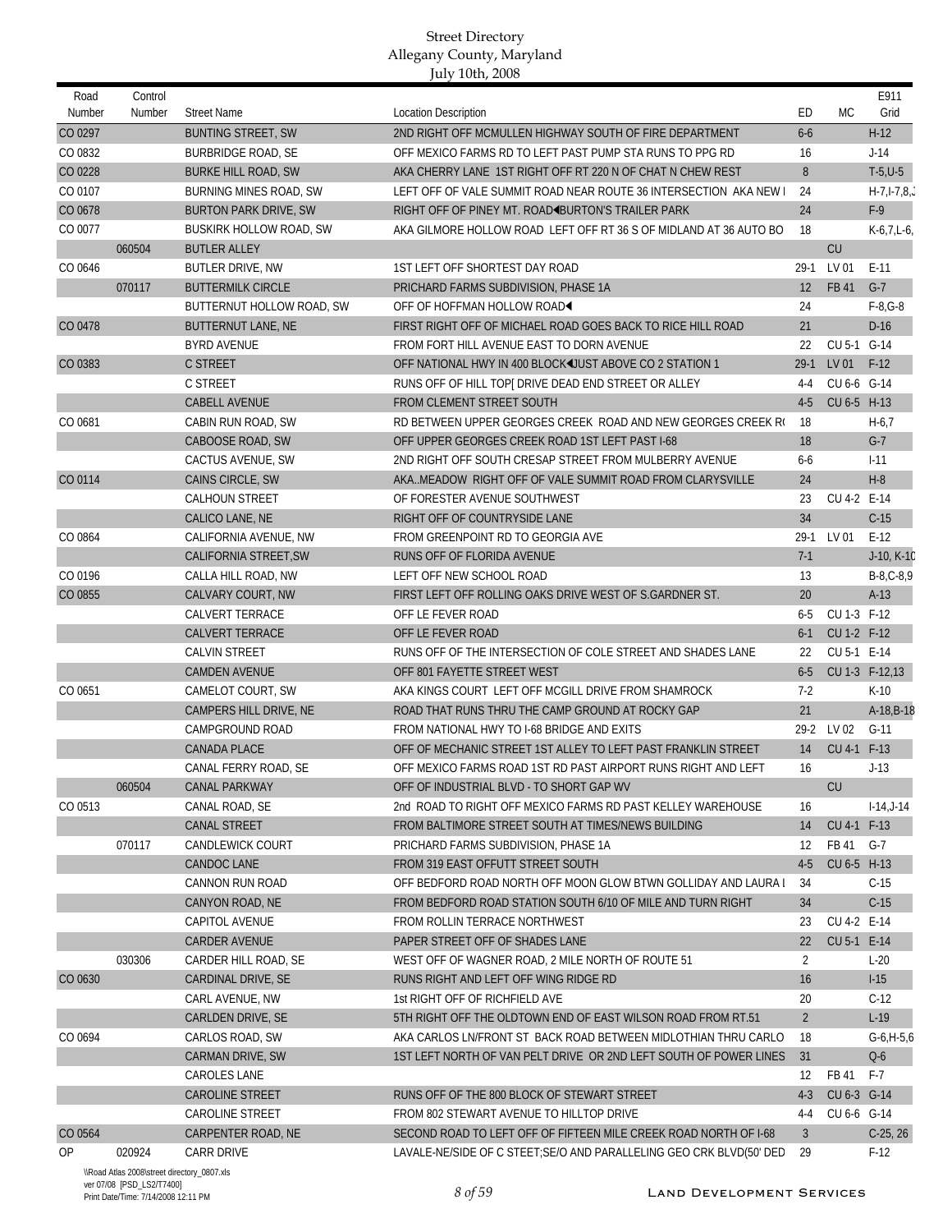# Street Directory
## Allegany County, Maryland
### July 10th, 2008

| Road Number | Control Number | Street Name | Location Description | ED | MC | E911 Grid |
|---|---|---|---|---|---|---|
| CO 0297 | | BUNTING STREET, SW | 2ND RIGHT OFF MCMULLEN HIGHWAY SOUTH OF FIRE DEPARTMENT | 6-6 | | H-12 |
| CO 0832 | | BURBRIDGE ROAD, SE | OFF MEXICO FARMS RD TO LEFT PAST PUMP STA RUNS TO PPG RD | 16 | | J-14 |
| CO 0228 | | BURKE HILL ROAD, SW | AKA CHERRY LANE 1ST RIGHT OFF RT 220 N OF CHAT N CHEW REST | 8 | | T-5,U-5 |
| CO 0107 | | BURNING MINES ROAD, SW | LEFT OFF OF VALE SUMMIT ROAD NEAR ROUTE 36 INTERSECTION AKA NEW I | 24 | | H-7,I-7,8,J |
| CO 0678 | | BURTON PARK DRIVE, SW | RIGHT OFF OF PINEY MT. ROAD◀BURTON'S TRAILER PARK | 24 | | F-9 |
| CO 0077 | | BUSKIRK HOLLOW ROAD, SW | AKA GILMORE HOLLOW ROAD LEFT OFF RT 36 S OF MIDLAND AT 36 AUTO BO | 18 | | K-6,7,L-6, |
| | 060504 | BUTLER ALLEY | | | CU | |
| CO 0646 | | BUTLER DRIVE, NW | 1ST LEFT OFF SHORTEST DAY ROAD | 29-1 | LV 01 | E-11 |
| | 070117 | BUTTERMILK CIRCLE | PRICHARD FARMS SUBDIVISION, PHASE 1A | 12 | FB 41 | G-7 |
| | | BUTTERNUT HOLLOW ROAD, SW | OFF OF HOFFMAN HOLLOW ROAD◀ | 24 | | F-8,G-8 |
| CO 0478 | | BUTTERNUT LANE, NE | FIRST RIGHT OFF OF MICHAEL ROAD GOES BACK TO RICE HILL ROAD | 21 | | D-16 |
| | | BYRD AVENUE | FROM FORT HILL AVENUE EAST TO DORN AVENUE | 22 | CU 5-1 | G-14 |
| CO 0383 | | C STREET | OFF NATIONAL HWY IN 400 BLOCK◀JUST ABOVE CO 2 STATION 1 | 29-1 | LV 01 | F-12 |
| | | C STREET | RUNS OFF OF HILL TOP[ DRIVE DEAD END STREET OR ALLEY | 4-4 | CU 6-6 | G-14 |
| | | CABELL AVENUE | FROM CLEMENT STREET SOUTH | 4-5 | CU 6-5 | H-13 |
| CO 0681 | | CABIN RUN ROAD, SW | RD BETWEEN UPPER GEORGES CREEK ROAD AND NEW GEORGES CREEK R( | 18 | | H-6,7 |
| | | CABOOSE ROAD, SW | OFF UPPER GEORGES CREEK ROAD 1ST LEFT PAST I-68 | 18 | | G-7 |
| | | CACTUS AVENUE, SW | 2ND RIGHT OFF SOUTH CRESAP STREET FROM MULBERRY AVENUE | 6-6 | | I-11 |
| CO 0114 | | CAINS CIRCLE, SW | AKA..MEADOW RIGHT OFF OF VALE SUMMIT ROAD FROM CLARYSVILLE | 24 | | H-8 |
| | | CALHOUN STREET | OF FORESTER AVENUE SOUTHWEST | 23 | CU 4-2 | E-14 |
| | | CALICO LANE, NE | RIGHT OFF OF COUNTRYSIDE LANE | 34 | | C-15 |
| CO 0864 | | CALIFORNIA AVENUE, NW | FROM GREENPOINT RD TO GEORGIA AVE | 29-1 | LV 01 | E-12 |
| | | CALIFORNIA STREET,SW | RUNS OFF OF FLORIDA AVENUE | 7-1 | | J-10, K-10 |
| CO 0196 | | CALLA HILL ROAD, NW | LEFT OFF NEW SCHOOL ROAD | 13 | | B-8,C-8,9 |
| CO 0855 | | CALVARY COURT, NW | FIRST LEFT OFF ROLLING OAKS DRIVE WEST OF S.GARDNER ST. | 20 | | A-13 |
| | | CALVERT TERRACE | OFF LE FEVER ROAD | 6-5 | CU 1-3 | F-12 |
| | | CALVERT TERRACE | OFF LE FEVER ROAD | 6-1 | CU 1-2 | F-12 |
| | | CALVIN STREET | RUNS OFF OF THE INTERSECTION OF COLE STREET AND SHADES LANE | 22 | CU 5-1 | E-14 |
| | | CAMDEN AVENUE | OFF 801 FAYETTE STREET WEST | 6-5 | CU 1-3 | F-12,13 |
| CO 0651 | | CAMELOT COURT, SW | AKA KINGS COURT LEFT OFF MCGILL DRIVE FROM SHAMROCK | 7-2 | | K-10 |
| | | CAMPERS HILL DRIVE, NE | ROAD THAT RUNS THRU THE CAMP GROUND AT ROCKY GAP | 21 | | A-18,B-18 |
| | | CAMPGROUND ROAD | FROM NATIONAL HWY TO I-68 BRIDGE AND EXITS | 29-2 | LV 02 | G-11 |
| | | CANADA PLACE | OFF OF MECHANIC STREET 1ST ALLEY TO LEFT PAST FRANKLIN STREET | 14 | CU 4-1 | F-13 |
| | | CANAL FERRY ROAD, SE | OFF MEXICO FARMS ROAD 1ST RD PAST AIRPORT RUNS RIGHT AND LEFT | 16 | | J-13 |
| | 060504 | CANAL PARKWAY | OFF OF INDUSTRIAL BLVD - TO SHORT GAP WV | | CU | |
| CO 0513 | | CANAL ROAD, SE | 2nd ROAD TO RIGHT OFF MEXICO FARMS RD PAST KELLEY WAREHOUSE | 16 | | I-14,J-14 |
| | | CANAL STREET | FROM BALTIMORE STREET SOUTH AT TIMES/NEWS BUILDING | 14 | CU 4-1 | F-13 |
| | 070117 | CANDLEWICK COURT | PRICHARD FARMS SUBDIVISION, PHASE 1A | 12 | FB 41 | G-7 |
| | | CANDOC LANE | FROM 319 EAST OFFUTT STREET SOUTH | 4-5 | CU 6-5 | H-13 |
| | | CANNON RUN ROAD | OFF BEDFORD ROAD NORTH OFF MOON GLOW BTWN GOLLIDAY AND LAURA I | 34 | | C-15 |
| | | CANYON ROAD, NE | FROM BEDFORD ROAD STATION SOUTH 6/10 OF MILE AND TURN RIGHT | 34 | | C-15 |
| | | CAPITOL AVENUE | FROM ROLLIN TERRACE NORTHWEST | 23 | CU 4-2 | E-14 |
| | | CARDER AVENUE | PAPER STREET OFF OF SHADES LANE | 22 | CU 5-1 | E-14 |
| | 030306 | CARDER HILL ROAD, SE | WEST OFF OF WAGNER ROAD, 2 MILE NORTH OF ROUTE 51 | 2 | | L-20 |
| CO 0630 | | CARDINAL DRIVE, SE | RUNS RIGHT AND LEFT OFF WING RIDGE RD | 16 | | I-15 |
| | | CARL AVENUE, NW | 1st RIGHT OFF OF RICHFIELD AVE | 20 | | C-12 |
| | | CARLDEN DRIVE, SE | 5TH RIGHT OFF THE OLDTOWN END OF EAST WILSON ROAD FROM RT.51 | 2 | | L-19 |
| CO 0694 | | CARLOS ROAD, SW | AKA CARLOS LN/FRONT ST BACK ROAD BETWEEN MIDLOTHIAN THRU CARLO | 18 | | G-6,H-5,6 |
| | | CARMAN DRIVE, SW | 1ST LEFT NORTH OF VAN PELT DRIVE OR 2ND LEFT SOUTH OF POWER LINES | 31 | | Q-6 |
| | | CAROLES LANE | | 12 | FB 41 | F-7 |
| | | CAROLINE STREET | RUNS OFF OF THE 800 BLOCK OF STEWART STREET | 4-3 | CU 6-3 | G-14 |
| | | CAROLINE STREET | FROM 802 STEWART AVENUE TO HILLTOP DRIVE | 4-4 | CU 6-6 | G-14 |
| CO 0564 | | CARPENTER ROAD, NE | SECOND ROAD TO LEFT OFF OF FIFTEEN MILE CREEK ROAD NORTH OF I-68 | 3 | | C-25, 26 |
| OP | 020924 | CARR DRIVE | LAVALE-NE/SIDE OF C STEET;SE/O AND PARALLELING GEO CRK BLVD(50' DED | 29 | | F-12 |

\\Road Atlas 2008\street directory_0807.xls
ver 07/08 [PSD_LS2/T7400]
Print Date/Time: 7/14/2008 12:11 PM

Land Development Services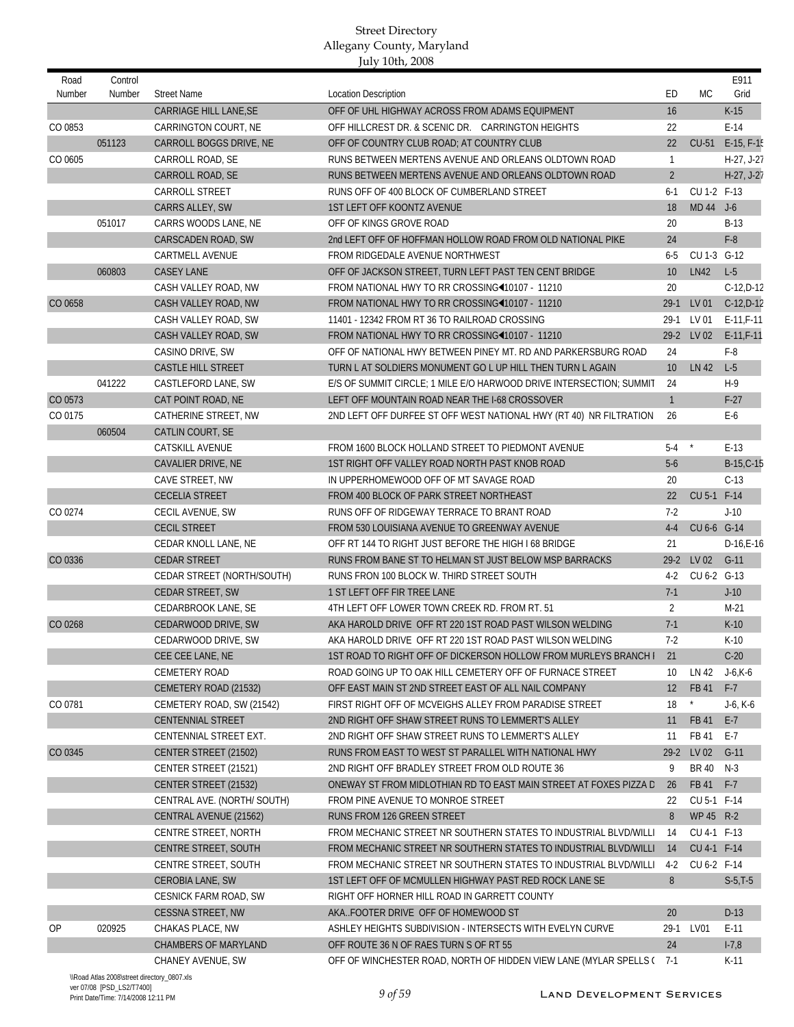# Street Directory
## Allegany County, Maryland
### July 10th, 2008

| Road Number | Control Number | Street Name | Location Description | ED | MC | E911 Grid |
|---|---|---|---|---|---|---|
| | | CARRIAGE HILL LANE,SE | OFF OF UHL HIGHWAY ACROSS FROM ADAMS EQUIPMENT | 16 | | K-15 |
| CO 0853 | | CARRINGTON COURT, NE | OFF HILLCREST DR. & SCENIC DR. CARRINGTON HEIGHTS | 22 | | E-14 |
| | 051123 | CARROLL BOGGS DRIVE, NE | OFF OF COUNTRY CLUB ROAD; AT COUNTRY CLUB | 22 | CU-51 | E-15, F-15 |
| CO 0605 | | CARROLL ROAD, SE | RUNS BETWEEN MERTENS AVENUE AND ORLEANS OLDTOWN ROAD | 1 | | H-27, J-27 |
| | | CARROLL ROAD, SE | RUNS BETWEEN MERTENS AVENUE AND ORLEANS OLDTOWN ROAD | 2 | | H-27, J-27 |
| | | CARROLL STREET | RUNS OFF OF 400 BLOCK OF CUMBERLAND STREET | 6-1 | CU 1-2 | F-13 |
| | | CARRS ALLEY, SW | 1ST LEFT OFF KOONTZ AVENUE | 18 | MD 44 | J-6 |
| | 051017 | CARRS WOODS LANE, NE | OFF OF KINGS GROVE ROAD | 20 | | B-13 |
| | | CARSCADEN ROAD, SW | 2nd LEFT OFF OF HOFFMAN HOLLOW ROAD FROM OLD NATIONAL PIKE | 24 | | F-8 |
| | | CARTMELL AVENUE | FROM RIDGEDALE AVENUE NORTHWEST | 6-5 | CU 1-3 | G-12 |
| | 060803 | CASEY LANE | OFF OF JACKSON STREET, TURN LEFT PAST TEN CENT BRIDGE | 10 | LN42 | L-5 |
| | | CASH VALLEY ROAD, NW | FROM NATIONAL HWY TO RR CROSSING◀10107 - 11210 | 20 | | C-12,D-12 |
| CO 0658 | | CASH VALLEY ROAD, NW | FROM NATIONAL HWY TO RR CROSSING◀10107 - 11210 | 29-1 | LV 01 | C-12,D-12 |
| | | CASH VALLEY ROAD, SW | 11401 - 12342 FROM RT 36 TO RAILROAD CROSSING | 29-1 | LV 01 | E-11,F-11 |
| | | CASH VALLEY ROAD, SW | FROM NATIONAL HWY TO RR CROSSING◀10107 - 11210 | 29-2 | LV 02 | E-11,F-11 |
| | | CASINO DRIVE, SW | OFF OF NATIONAL HWY BETWEEN PINEY MT. RD AND PARKERSBURG ROAD | 24 | | F-8 |
| | | CASTLE HILL STREET | TURN L AT SOLDIERS MONUMENT GO L UP HILL THEN TURN L AGAIN | 10 | LN 42 | L-5 |
| | 041222 | CASTLEFORD LANE, SW | E/S OF SUMMIT CIRCLE; 1 MILE E/O HARWOOD DRIVE INTERSECTION; SUMMIT | 24 | | H-9 |
| CO 0573 | | CAT POINT ROAD, NE | LEFT OFF MOUNTAIN ROAD NEAR THE I-68 CROSSOVER | 1 | | F-27 |
| CO 0175 | | CATHERINE STREET, NW | 2ND LEFT OFF DURFEE ST OFF WEST NATIONAL HWY (RT 40) NR FILTRATION | 26 | | E-6 |
| | 060504 | CATLIN COURT, SE | | | | |
| | | CATSKILL AVENUE | FROM 1600 BLOCK HOLLAND STREET TO PIEDMONT AVENUE | 5-4 | * | E-13 |
| | | CAVALIER DRIVE, NE | 1ST RIGHT OFF VALLEY ROAD NORTH PAST KNOB ROAD | 5-6 | | B-15,C-15 |
| | | CAVE STREET, NW | IN UPPERHOMEWOOD OFF OF MT SAVAGE ROAD | 20 | | C-13 |
| | | CECELIA STREET | FROM 400 BLOCK OF PARK STREET NORTHEAST | 22 | CU 5-1 | F-14 |
| CO 0274 | | CECIL AVENUE, SW | RUNS OFF OF RIDGEWAY TERRACE TO BRANT ROAD | 7-2 | | J-10 |
| | | CECIL STREET | FROM 530 LOUISIANA AVENUE TO GREENWAY AVENUE | 4-4 | CU 6-6 | G-14 |
| | | CEDAR KNOLL LANE, NE | OFF RT 144 TO RIGHT JUST BEFORE THE HIGH I 68 BRIDGE | 21 | | D-16,E-16 |
| CO 0336 | | CEDAR STREET | RUNS FROM BANE ST TO HELMAN ST JUST BELOW MSP BARRACKS | 29-2 | LV 02 | G-11 |
| | | CEDAR STREET (NORTH/SOUTH) | RUNS FRON 100 BLOCK W. THIRD STREET SOUTH | 4-2 | CU 6-2 | G-13 |
| | | CEDAR STREET, SW | 1 ST LEFT OFF FIR TREE LANE | 7-1 | | J-10 |
| | | CEDARBROOK LANE, SE | 4TH LEFT OFF LOWER TOWN CREEK RD. FROM RT. 51 | 2 | | M-21 |
| CO 0268 | | CEDARWOOD DRIVE, SW | AKA HAROLD DRIVE OFF RT 220 1ST ROAD PAST WILSON WELDING | 7-1 | | K-10 |
| | | CEDARWOOD DRIVE, SW | AKA HAROLD DRIVE OFF RT 220 1ST ROAD PAST WILSON WELDING | 7-2 | | K-10 |
| | | CEE CEE LANE, NE | 1ST ROAD TO RIGHT OFF OF DICKERSON HOLLOW FROM MURLEYS BRANCH I | 21 | | C-20 |
| | | CEMETERY ROAD | ROAD GOING UP TO OAK HILL CEMETERY OFF OF FURNACE STREET | 10 | LN 42 | J-6,K-6 |
| | | CEMETERY ROAD (21532) | OFF EAST MAIN ST 2ND STREET EAST OF ALL NAIL COMPANY | 12 | FB 41 | F-7 |
| CO 0781 | | CEMETERY ROAD, SW (21542) | FIRST RIGHT OFF OF MCVEIGHS ALLEY FROM PARADISE STREET | 18 | * | J-6, K-6 |
| | | CENTENNIAL STREET | 2ND RIGHT OFF SHAW STREET RUNS TO LEMMERT'S ALLEY | 11 | FB 41 | E-7 |
| | | CENTENNIAL STREET EXT. | 2ND RIGHT OFF SHAW STREET RUNS TO LEMMERT'S ALLEY | 11 | FB 41 | E-7 |
| CO 0345 | | CENTER STREET (21502) | RUNS FROM EAST TO WEST ST PARALLEL WITH NATIONAL HWY | 29-2 | LV 02 | G-11 |
| | | CENTER STREET (21521) | 2ND RIGHT OFF BRADLEY STREET FROM OLD ROUTE 36 | 9 | BR 40 | N-3 |
| | | CENTER STREET (21532) | ONEWAY ST FROM MIDLOTHIAN RD TO EAST MAIN STREET AT FOXES PIZZA D | 26 | FB 41 | F-7 |
| | | CENTRAL AVE. (NORTH/ SOUTH) | FROM PINE AVENUE TO MONROE STREET | 22 | CU 5-1 | F-14 |
| | | CENTRAL AVENUE (21562) | RUNS FROM 126 GREEN STREET | 8 | WP 45 | R-2 |
| | | CENTRE STREET, NORTH | FROM MECHANIC STREET NR SOUTHERN STATES TO INDUSTRIAL BLVD/WILLI | 14 | CU 4-1 | F-13 |
| | | CENTRE STREET, SOUTH | FROM MECHANIC STREET NR SOUTHERN STATES TO INDUSTRIAL BLVD/WILLI | 14 | CU 4-1 | F-14 |
| | | CENTRE STREET, SOUTH | FROM MECHANIC STREET NR SOUTHERN STATES TO INDUSTRIAL BLVD/WILLI | 4-2 | CU 6-2 | F-14 |
| | | CEROBIA LANE, SW | 1ST LEFT OFF OF MCMULLEN HIGHWAY PAST RED ROCK LANE SE | 8 | | S-5,T-5 |
| | | CESNICK FARM ROAD, SW | RIGHT OFF HORNER HILL ROAD IN GARRETT COUNTY | | | |
| | | CESSNA STREET, NW | AKA..FOOTER DRIVE OFF OF HOMEWOOD ST | 20 | | D-13 |
| OP | 020925 | CHAKAS PLACE, NW | ASHLEY HEIGHTS SUBDIVISION - INTERSECTS WITH EVELYN CURVE | 29-1 | LV01 | E-11 |
| | | CHAMBERS OF MARYLAND | OFF ROUTE 36 N OF RAES TURN S OF RT 55 | 24 | | I-7,8 |
| | | CHANEY AVENUE, SW | OFF OF WINCHESTER ROAD, NORTH OF HIDDEN VIEW LANE (MYLAR SPELLS ( | 7-1 | | K-11 |

\\Road Atlas 2008\street directory_0807.xls
ver 07/08 [PSD_LS2/T7400]
Print Date/Time: 7/14/2008 12:11 PM

LAND DEVELOPMENT SERVICES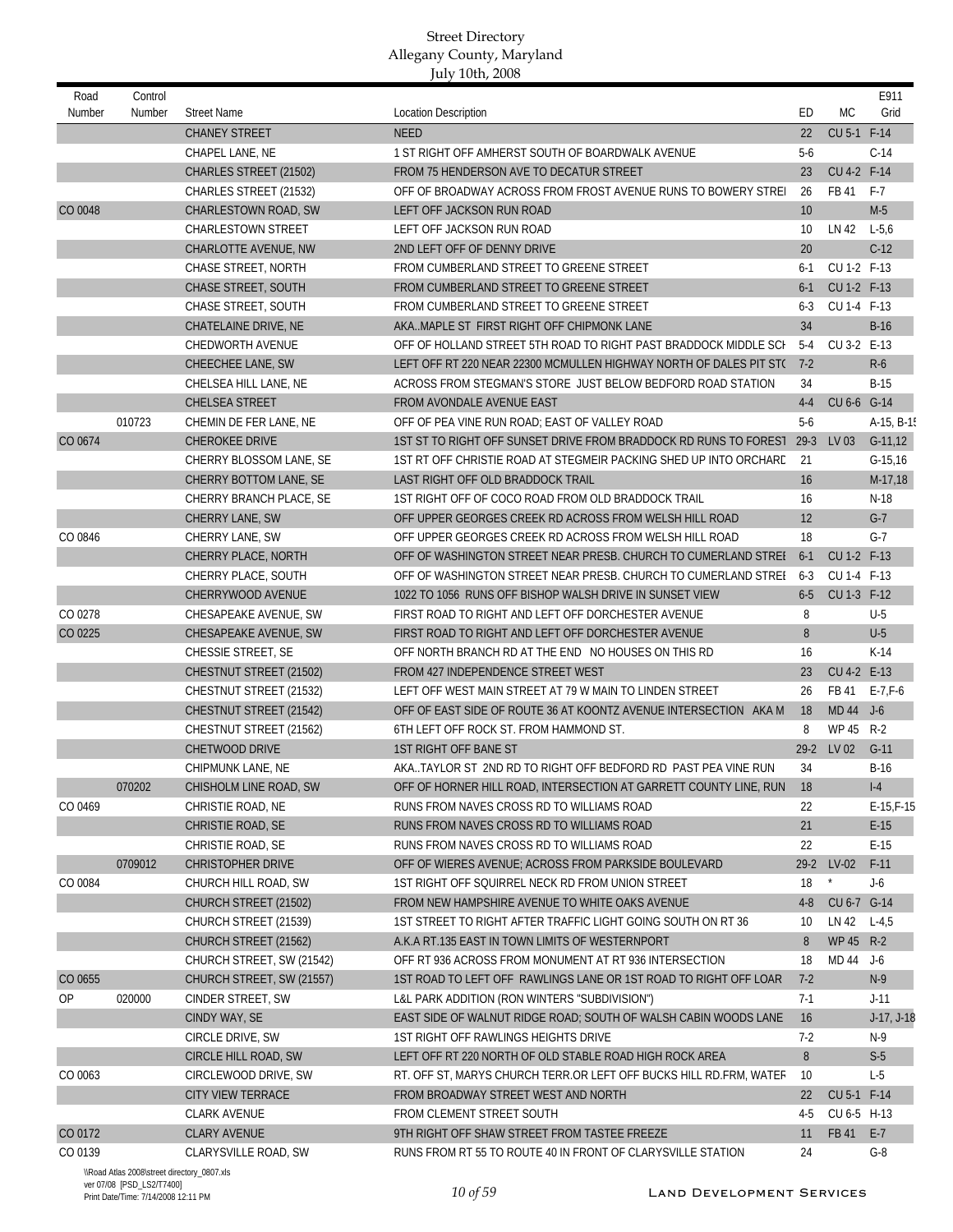# Street Directory
## Allegany County, Maryland
### July 10th, 2008

| Road Number | Control Number | Street Name | Location Description | ED | MC | E911 Grid |
|---|---|---|---|---|---|---|
| | | CHANEY STREET | NEED | 22 | CU 5-1 | F-14 |
| | | CHAPEL LANE, NE | 1 ST RIGHT OFF AMHERST SOUTH OF BOARDWALK AVENUE | 5-6 | | C-14 |
| | | CHARLES STREET (21502) | FROM 75 HENDERSON AVE TO DECATUR STREET | 23 | CU 4-2 | F-14 |
| | | CHARLES STREET (21532) | OFF OF BROADWAY ACROSS FROM FROST AVENUE RUNS TO BOWERY STREI | 26 | FB 41 | F-7 |
| CO 0048 | | CHARLESTOWN ROAD, SW | LEFT OFF JACKSON RUN ROAD | 10 | | M-5 |
| | | CHARLESTOWN STREET | LEFT OFF JACKSON RUN ROAD | 10 | LN 42 | L-5,6 |
| | | CHARLOTTE AVENUE, NW | 2ND LEFT OFF OF DENNY DRIVE | 20 | | C-12 |
| | | CHASE STREET, NORTH | FROM CUMBERLAND STREET TO GREENE STREET | 6-1 | CU 1-2 | F-13 |
| | | CHASE STREET, SOUTH | FROM CUMBERLAND STREET TO GREENE STREET | 6-1 | CU 1-2 | F-13 |
| | | CHASE STREET, SOUTH | FROM CUMBERLAND STREET TO GREENE STREET | 6-3 | CU 1-4 | F-13 |
| | | CHATELAINE DRIVE, NE | AKA..MAPLE ST FIRST RIGHT OFF CHIPMONK LANE | 34 | | B-16 |
| | | CHEDWORTH AVENUE | OFF OF HOLLAND STREET 5TH ROAD TO RIGHT PAST BRADDOCK MIDDLE SCH | 5-4 | CU 3-2 | E-13 |
| | | CHEECHEE LANE, SW | LEFT OFF RT 220 NEAR 22300 MCMULLEN HIGHWAY NORTH OF DALES PIT STC | 7-2 | | R-6 |
| | | CHELSEA HILL LANE, NE | ACROSS FROM STEGMAN'S STORE JUST BELOW BEDFORD ROAD STATION | 34 | | B-15 |
| | | CHELSEA STREET | FROM AVONDALE AVENUE EAST | 4-4 | CU 6-6 | G-14 |
| | 010723 | CHEMIN DE FER LANE, NE | OFF OF PEA VINE RUN ROAD; EAST OF VALLEY ROAD | 5-6 | | A-15, B-15 |
| CO 0674 | | CHEROKEE DRIVE | 1ST ST TO RIGHT OFF SUNSET DRIVE FROM BRADDOCK RD RUNS TO FOREST | 29-3 | LV 03 | G-11,12 |
| | | CHERRY BLOSSOM LANE, SE | 1ST RT OFF CHRISTIE ROAD AT STEGMEIR PACKING SHED UP INTO ORCHARD | 21 | | G-15,16 |
| | | CHERRY BOTTOM LANE, SE | LAST RIGHT OFF OLD BRADDOCK TRAIL | 16 | | M-17,18 |
| | | CHERRY BRANCH PLACE, SE | 1ST RIGHT OFF OF COCO ROAD FROM OLD BRADDOCK TRAIL | 16 | | N-18 |
| | | CHERRY LANE, SW | OFF UPPER GEORGES CREEK RD ACROSS FROM WELSH HILL ROAD | 12 | | G-7 |
| CO 0846 | | CHERRY LANE, SW | OFF UPPER GEORGES CREEK RD ACROSS FROM WELSH HILL ROAD | 18 | | G-7 |
| | | CHERRY PLACE, NORTH | OFF OF WASHINGTON STREET NEAR PRESB. CHURCH TO CUMERLAND STREE | 6-1 | CU 1-2 | F-13 |
| | | CHERRY PLACE, SOUTH | OFF OF WASHINGTON STREET NEAR PRESB. CHURCH TO CUMERLAND STREE | 6-3 | CU 1-4 | F-13 |
| | | CHERRYWOOD AVENUE | 1022 TO 1056 RUNS OFF BISHOP WALSH DRIVE IN SUNSET VIEW | 6-5 | CU 1-3 | F-12 |
| CO 0278 | | CHESAPEAKE AVENUE, SW | FIRST ROAD TO RIGHT AND LEFT OFF DORCHESTER AVENUE | 8 | | U-5 |
| CO 0225 | | CHESAPEAKE AVENUE, SW | FIRST ROAD TO RIGHT AND LEFT OFF DORCHESTER AVENUE | 8 | | U-5 |
| | | CHESSIE STREET, SE | OFF NORTH BRANCH RD AT THE END NO HOUSES ON THIS RD | 16 | | K-14 |
| | | CHESTNUT STREET (21502) | FROM 427 INDEPENDENCE STREET WEST | 23 | CU 4-2 | E-13 |
| | | CHESTNUT STREET (21532) | LEFT OFF WEST MAIN STREET AT 79 W MAIN TO LINDEN STREET | 26 | FB 41 | E-7,F-6 |
| | | CHESTNUT STREET (21542) | OFF OF EAST SIDE OF ROUTE 36 AT KOONTZ AVENUE INTERSECTION AKA M | 18 | MD 44 | J-6 |
| | | CHESTNUT STREET (21562) | 6TH LEFT OFF ROCK ST. FROM HAMMOND ST. | 8 | WP 45 | R-2 |
| | | CHETWOOD DRIVE | 1ST RIGHT OFF BANE ST | 29-2 | LV 02 | G-11 |
| | | CHIPMUNK LANE, NE | AKA..TAYLOR ST 2ND RD TO RIGHT OFF BEDFORD RD PAST PEA VINE RUN | 34 | | B-16 |
| | 070202 | CHISHOLM LINE ROAD, SW | OFF OF HORNER HILL ROAD, INTERSECTION AT GARRETT COUNTY LINE, RUN | 18 | | I-4 |
| CO 0469 | | CHRISTIE ROAD, NE | RUNS FROM NAVES CROSS RD TO WILLIAMS ROAD | 22 | | E-15,F-15 |
| | | CHRISTIE ROAD, SE | RUNS FROM NAVES CROSS RD TO WILLIAMS ROAD | 21 | | E-15 |
| | | CHRISTIE ROAD, SE | RUNS FROM NAVES CROSS RD TO WILLIAMS ROAD | 22 | | E-15 |
| | 0709012 | CHRISTOPHER DRIVE | OFF OF WIERES AVENUE; ACROSS FROM PARKSIDE BOULEVARD | 29-2 | LV-02 | F-11 |
| CO 0084 | | CHURCH HILL ROAD, SW | 1ST RIGHT OFF SQUIRREL NECK RD FROM UNION STREET | 18 | * | J-6 |
| | | CHURCH STREET (21502) | FROM NEW HAMPSHIRE AVENUE TO WHITE OAKS AVENUE | 4-8 | CU 6-7 | G-14 |
| | | CHURCH STREET (21539) | 1ST STREET TO RIGHT AFTER TRAFFIC LIGHT GOING SOUTH ON RT 36 | 10 | LN 42 | L-4,5 |
| | | CHURCH STREET (21562) | A.K.A RT.135 EAST IN TOWN LIMITS OF WESTERNPORT | 8 | WP 45 | R-2 |
| | | CHURCH STREET, SW (21542) | OFF RT 936 ACROSS FROM MONUMENT AT RT 936 INTERSECTION | 18 | MD 44 | J-6 |
| CO 0655 | | CHURCH STREET, SW (21557) | 1ST ROAD TO LEFT OFF RAWLINGS LANE OR 1ST ROAD TO RIGHT OFF LOAR | 7-2 | | N-9 |
| OP | 020000 | CINDER STREET, SW | L&L PARK ADDITION (RON WINTERS "SUBDIVISION") | 7-1 | | J-11 |
| | | CINDY WAY, SE | EAST SIDE OF WALNUT RIDGE ROAD; SOUTH OF WALSH CABIN WOODS LANE | 16 | | J-17, J-18 |
| | | CIRCLE DRIVE, SW | 1ST RIGHT OFF RAWLINGS HEIGHTS DRIVE | 7-2 | | N-9 |
| | | CIRCLE HILL ROAD, SW | LEFT OFF RT 220 NORTH OF OLD STABLE ROAD HIGH ROCK AREA | 8 | | S-5 |
| CO 0063 | | CIRCLEWOOD DRIVE, SW | RT. OFF ST, MARYS CHURCH TERR.OR LEFT OFF BUCKS HILL RD.FRM, WATER | 10 | | L-5 |
| | | CITY VIEW TERRACE | FROM BROADWAY STREET WEST AND NORTH | 22 | CU 5-1 | F-14 |
| | | CLARK AVENUE | FROM CLEMENT STREET SOUTH | 4-5 | CU 6-5 | H-13 |
| CO 0172 | | CLARY AVENUE | 9TH RIGHT OFF SHAW STREET FROM TASTEE FREEZE | 11 | FB 41 | E-7 |
| CO 0139 | | CLARYSVILLE ROAD, SW | RUNS FROM RT 55 TO ROUTE 40 IN FRONT OF CLARYSVILLE STATION | 24 | | G-8 |

\\Road Atlas 2008\street directory_0807.xls
ver 07/08 [PSD_LS2/T7400]
Print Date/Time: 7/14/2008 12:11 PM

Land Development Services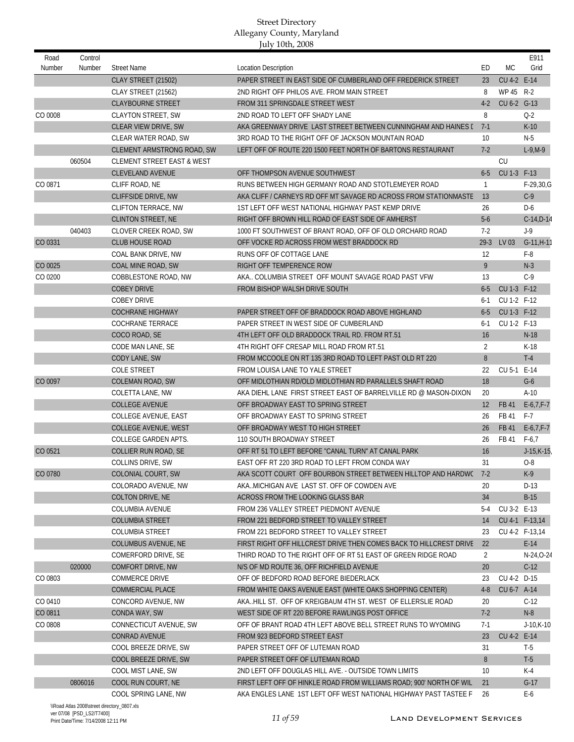# Street Directory
## Allegany County, Maryland
### July 10th, 2008

| Road Number | Control Number | Street Name | Location Description | ED | MC | E911 Grid |
|---|---|---|---|---|---|---|
| | | CLAY STREET (21502) | PAPER STREET IN EAST SIDE OF CUMBERLAND OFF FREDERICK STREET | 23 | CU 4-2 | E-14 |
| | | CLAY STREET (21562) | 2ND RIGHT OFF PHILOS AVE. FROM MAIN STREET | 8 | WP 45 | R-2 |
| | | CLAYBOURNE STREET | FROM 311 SPRINGDALE STREET WEST | 4-2 | CU 6-2 | G-13 |
| CO 0008 | | CLAYTON STREET, SW | 2ND ROAD TO LEFT OFF SHADY LANE | 8 | | Q-2 |
| | | CLEAR VIEW DRIVE, SW | AKA GREENWAY DRIVE LAST STREET BETWEEN CUNNINGHAM AND HAINES I | 7-1 | | K-10 |
| | | CLEAR WATER ROAD, SW | 3RD ROAD TO THE RIGHT OFF OF JACKSON MOUNTAIN ROAD | 10 | | N-5 |
| | | CLEMENT ARMSTRONG ROAD, SW | LEFT OFF OF ROUTE 220 1500 FEET NORTH OF BARTONS RESTAURANT | 7-2 | | L-9,M-9 |
| | 060504 | CLEMENT STREET EAST & WEST | | | CU | |
| | | CLEVELAND AVENUE | OFF THOMPSON AVENUE SOUTHWEST | 6-5 | CU 1-3 | F-13 |
| CO 0871 | | CLIFF ROAD, NE | RUNS BETWEEN HIGH GERMANY ROAD AND STOTLEMEYER ROAD | 1 | | F-29,30,G |
| | | CLIFFSIDE DRIVE, NW | AKA CLIFF / CARNEYS RD OFF MT SAVAGE RD ACROSS FROM STATIONMASTE | 13 | | C-9 |
| | | CLIFTON TERRACE, NW | 1ST LEFT OFF WEST NATIONAL HIGHWAY PAST KEMP DRIVE | 26 | | D-6 |
| | | CLINTON STREET, NE | RIGHT OFF BROWN HILL ROAD OF EAST SIDE OF AMHERST | 5-6 | | C-14,D-14 |
| | 040403 | CLOVER CREEK ROAD, SW | 1000 FT SOUTHWEST OF BRANT ROAD, OFF OF OLD ORCHARD ROAD | 7-2 | | J-9 |
| CO 0331 | | CLUB HOUSE ROAD | OFF VOCKE RD ACROSS FROM WEST BRADDOCK RD | 29-3 | LV 03 | G-11,H-11 |
| | | COAL BANK DRIVE, NW | RUNS OFF OF COTTAGE LANE | 12 | | F-8 |
| CO 0025 | | COAL MINE ROAD, SW | RIGHT OFF TEMPERENCE ROW | 9 | | N-3 |
| CO 0200 | | COBBLESTONE ROAD, NW | AKA.. COLUMBIA STREET OFF MOUNT SAVAGE ROAD PAST VFW | 13 | | C-9 |
| | | COBEY DRIVE | FROM BISHOP WALSH DRIVE SOUTH | 6-5 | CU 1-3 | F-12 |
| | | COBEY DRIVE | | 6-1 | CU 1-2 | F-12 |
| | | COCHRANE HIGHWAY | PAPER STREET OFF OF BRADDOCK ROAD ABOVE HIGHLAND | 6-5 | CU 1-3 | F-12 |
| | | COCHRANE TERRACE | PAPER STREET IN WEST SIDE OF CUMBERLAND | 6-1 | CU 1-2 | F-13 |
| | | COCO ROAD, SE | 4TH LEFT OFF OLD BRADDOCK TRAIL RD. FROM RT.51 | 16 | | N-18 |
| | | CODE MAN LANE, SE | 4TH RIGHT OFF CRESAP MILL ROAD FROM RT.51 | 2 | | K-18 |
| | | CODY LANE, SW | FROM MCCOOLE ON RT 135 3RD ROAD TO LEFT PAST OLD RT 220 | 8 | | T-4 |
| | | COLE STREET | FROM LOUISA LANE TO YALE STREET | 22 | CU 5-1 | E-14 |
| CO 0097 | | COLEMAN ROAD, SW | OFF MIDLOTHIAN RD/OLD MIDLOTHIAN RD PARALLELS SHAFT ROAD | 18 | | G-6 |
| | | COLETTA LANE, NW | AKA DIEHL LANE FIRST STREET EAST OF BARRELVILLE RD @ MASON-DIXON | 20 | | A-10 |
| | | COLLEGE AVENUE | OFF BROADWAY EAST TO SPRING STREET | 12 | FB 41 | E-6,7,F-7 |
| | | COLLEGE AVENUE, EAST | OFF BROADWAY EAST TO SPRING STREET | 26 | FB 41 | F-7 |
| | | COLLEGE AVENUE, WEST | OFF BROADWAY WEST TO HIGH STREET | 26 | FB 41 | E-6,7,F-7 |
| | | COLLEGE GARDEN APTS. | 110 SOUTH BROADWAY STREET | 26 | FB 41 | F-6,7 |
| CO 0521 | | COLLIER RUN ROAD, SE | OFF RT 51 TO LEFT BEFORE "CANAL TURN" AT CANAL PARK | 16 | | J-15,K-15, |
| | | COLLINS DRIVE, SW | EAST OFF RT 220 3RD ROAD TO LEFT FROM CONDA WAY | 31 | | O-8 |
| CO 0780 | | COLONIAL COURT, SW | AKA SCOTT COURT OFF BOURBON STREET BETWEEN HILLTOP AND HARDWO | 7-2 | | K-9 |
| | | COLORADO AVENUE, NW | AKA..MICHIGAN AVE LAST ST. OFF OF COWDEN AVE | 20 | | D-13 |
| | | COLTON DRIVE, NE | ACROSS FROM THE LOOKING GLASS BAR | 34 | | B-15 |
| | | COLUMBIA AVENUE | FROM 236 VALLEY STREET PIEDMONT AVENUE | 5-4 | CU 3-2 | E-13 |
| | | COLUMBIA STREET | FROM 221 BEDFORD STREET TO VALLEY STREET | 14 | CU 4-1 | F-13,14 |
| | | COLUMBIA STREET | FROM 221 BEDFORD STREET TO VALLEY STREET | 23 | CU 4-2 | F-13,14 |
| | | COLUMBUS AVENUE, NE | FIRST RIGHT OFF HILLCREST DRIVE THEN COMES BACK TO HILLCREST DRIVE | 22 | | E-14 |
| | | COMERFORD DRIVE, SE | THIRD ROAD TO THE RIGHT OFF OF RT 51 EAST OF GREEN RIDGE ROAD | 2 | | N-24,O-24 |
| | 020000 | COMFORT DRIVE, NW | N/S OF MD ROUTE 36, OFF RICHFIELD AVENUE | 20 | | C-12 |
| CO 0803 | | COMMERCE DRIVE | OFF OF BEDFORD ROAD BEFORE BIEDERLACK | 23 | CU 4-2 | D-15 |
| | | COMMERCIAL PLACE | FROM WHITE OAKS AVENUE EAST (WHITE OAKS SHOPPING CENTER) | 4-8 | CU 6-7 | A-14 |
| CO 0410 | | CONCORD AVENUE, NW | AKA..HILL ST. OFF OF KREIGBAUM 4TH ST. WEST OF ELLERSLIE ROAD | 20 | | C-12 |
| CO 0811 | | CONDA WAY, SW | WEST SIDE OF RT 220 BEFORE RAWLINGS POST OFFICE | 7-2 | | N-8 |
| CO 0808 | | CONNECTICUT AVENUE, SW | OFF OF BRANT ROAD 4TH LEFT ABOVE BELL STREET RUNS TO WYOMING | 7-1 | | J-10,K-10 |
| | | CONRAD AVENUE | FROM 923 BEDFORD STREET EAST | 23 | CU 4-2 | E-14 |
| | | COOL BREEZE DRIVE, SW | PAPER STREET OFF OF LUTEMAN ROAD | 31 | | T-5 |
| | | COOL BREEZE DRIVE, SW | PAPER STREET OFF OF LUTEMAN ROAD | 8 | | T-5 |
| | | COOL MIST LANE, SW | 2ND LEFT OFF DOUGLAS HILL AVE. - OUTSIDE TOWN LIMITS | 10 | | K-4 |
| | 0806016 | COOL RUN COURT, NE | FIRST LEFT OFF OF HINKLE ROAD FROM WILLIAMS ROAD; 900' NORTH OF WIL | 21 | | G-17 |
| | | COOL SPRING LANE, NW | AKA ENGLES LANE 1ST LEFT OFF WEST NATIONAL HIGHWAY PAST TASTEE F | 26 | | E-6 |

\\Road Atlas 2008\street directory_0807.xls
ver 07/08 [PSD_LS2/T7400]
Print Date/Time: 7/14/2008 12:11 PM

Land Development Services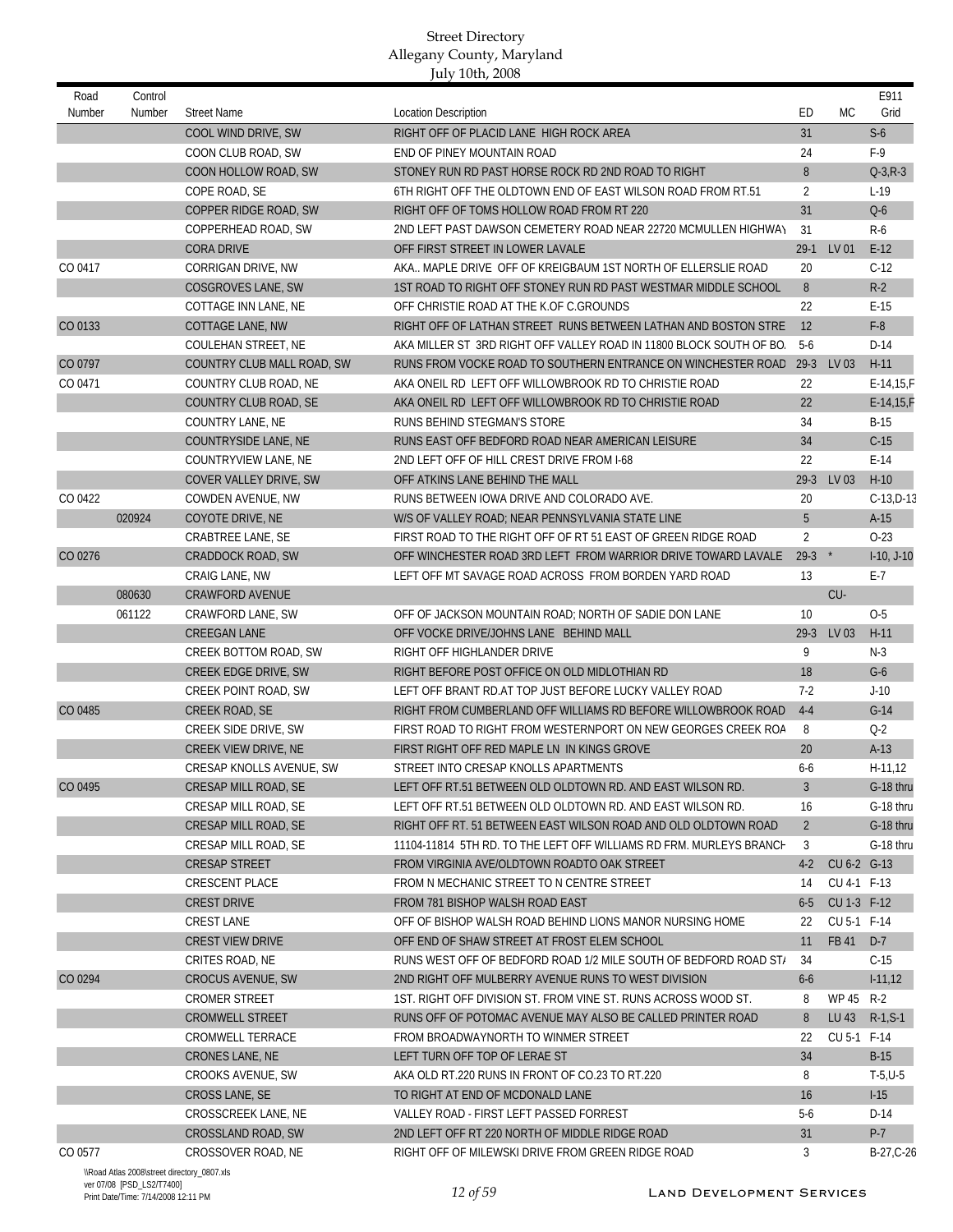# Street Directory
## Allegany County, Maryland
### July 10th, 2008

| Road Number | Control Number | Street Name | Location Description | ED | MC | E911 Grid |
|---|---|---|---|---|---|---|
| | | COOL WIND DRIVE, SW | RIGHT OFF OF PLACID LANE HIGH ROCK AREA | 31 | | S-6 |
| | | COON CLUB ROAD, SW | END OF PINEY MOUNTAIN ROAD | 24 | | F-9 |
| | | COON HOLLOW ROAD, SW | STONEY RUN RD PAST HORSE ROCK RD 2ND ROAD TO RIGHT | 8 | | Q-3,R-3 |
| | | COPE ROAD, SE | 6TH RIGHT OFF THE OLDTOWN END OF EAST WILSON ROAD FROM RT.51 | 2 | | L-19 |
| | | COPPER RIDGE ROAD, SW | RIGHT OFF OF TOMS HOLLOW ROAD FROM RT 220 | 31 | | Q-6 |
| | | COPPERHEAD ROAD, SW | 2ND LEFT PAST DAWSON CEMETERY ROAD NEAR 22720 MCMULLEN HIGHWAY | 31 | | R-6 |
| | | CORA DRIVE | OFF FIRST STREET IN LOWER LAVALE | 29-1 | LV 01 | E-12 |
| CO 0417 | | CORRIGAN DRIVE, NW | AKA.. MAPLE DRIVE OFF OF KREIGBAUM 1ST NORTH OF ELLERSLIE ROAD | 20 | | C-12 |
| | | COSGROVES LANE, SW | 1ST ROAD TO RIGHT OFF STONEY RUN RD PAST WESTMAR MIDDLE SCHOOL | 8 | | R-2 |
| | | COTTAGE INN LANE, NE | OFF CHRISTIE ROAD AT THE K.OF C.GROUNDS | 22 | | E-15 |
| CO 0133 | | COTTAGE LANE, NW | RIGHT OFF OF LATHAN STREET RUNS BETWEEN LATHAN AND BOSTON STRE | 12 | | F-8 |
| | | COULEHAN STREET, NE | AKA MILLER ST 3RD RIGHT OFF VALLEY ROAD IN 11800 BLOCK SOUTH OF BO. | 5-6 | | D-14 |
| CO 0797 | | COUNTRY CLUB MALL ROAD, SW | RUNS FROM VOCKE ROAD TO SOUTHERN ENTRANCE ON WINCHESTER ROAD | 29-3 | LV 03 | H-11 |
| CO 0471 | | COUNTRY CLUB ROAD, NE | AKA ONEIL RD LEFT OFF WILLOWBROOK RD TO CHRISTIE ROAD | 22 | | E-14,15,F |
| | | COUNTRY CLUB ROAD, SE | AKA ONEIL RD LEFT OFF WILLOWBROOK RD TO CHRISTIE ROAD | 22 | | E-14,15,F |
| | | COUNTRY LANE, NE | RUNS BEHIND STEGMAN'S STORE | 34 | | B-15 |
| | | COUNTRYSIDE LANE, NE | RUNS EAST OFF BEDFORD ROAD NEAR AMERICAN LEISURE | 34 | | C-15 |
| | | COUNTRYVIEW LANE, NE | 2ND LEFT OFF OF HILL CREST DRIVE FROM I-68 | 22 | | E-14 |
| | | COVER VALLEY DRIVE, SW | OFF ATKINS LANE BEHIND THE MALL | 29-3 | LV 03 | H-10 |
| CO 0422 | | COWDEN AVENUE, NW | RUNS BETWEEN IOWA DRIVE AND COLORADO AVE. | 20 | | C-13,D-13 |
| | 020924 | COYOTE DRIVE, NE | W/S OF VALLEY ROAD; NEAR PENNSYLVANIA STATE LINE | 5 | | A-15 |
| | | CRABTREE LANE, SE | FIRST ROAD TO THE RIGHT OFF OF RT 51 EAST OF GREEN RIDGE ROAD | 2 | | O-23 |
| CO 0276 | | CRADDOCK ROAD, SW | OFF WINCHESTER ROAD 3RD LEFT FROM WARRIOR DRIVE TOWARD LAVALE | 29-3 | * | I-10, J-10 |
| | | CRAIG LANE, NW | LEFT OFF MT SAVAGE ROAD ACROSS FROM BORDEN YARD ROAD | 13 | | E-7 |
| | 080630 | CRAWFORD AVENUE | | | CU- | |
| | 061122 | CRAWFORD LANE, SW | OFF OF JACKSON MOUNTAIN ROAD; NORTH OF SADIE DON LANE | 10 | | O-5 |
| | | CREEGAN LANE | OFF VOCKE DRIVE/JOHNS LANE BEHIND MALL | 29-3 | LV 03 | H-11 |
| | | CREEK BOTTOM ROAD, SW | RIGHT OFF HIGHLANDER DRIVE | 9 | | N-3 |
| | | CREEK EDGE DRIVE, SW | RIGHT BEFORE POST OFFICE ON OLD MIDLOTHIAN RD | 18 | | G-6 |
| | | CREEK POINT ROAD, SW | LEFT OFF BRANT RD.AT TOP JUST BEFORE LUCKY VALLEY ROAD | 7-2 | | J-10 |
| CO 0485 | | CREEK ROAD, SE | RIGHT FROM CUMBERLAND OFF WILLIAMS RD BEFORE WILLOWBROOK ROAD | 4-4 | | G-14 |
| | | CREEK SIDE DRIVE, SW | FIRST ROAD TO RIGHT FROM WESTERNPORT ON NEW GEORGES CREEK ROA | 8 | | Q-2 |
| | | CREEK VIEW DRIVE, NE | FIRST RIGHT OFF RED MAPLE LN IN KINGS GROVE | 20 | | A-13 |
| | | CRESAP KNOLLS AVENUE, SW | STREET INTO CRESAP KNOLLS APARTMENTS | 6-6 | | H-11,12 |
| CO 0495 | | CRESAP MILL ROAD, SE | LEFT OFF RT.51 BETWEEN OLD OLDTOWN RD. AND EAST WILSON RD. | 3 | | G-18 thru |
| | | CRESAP MILL ROAD, SE | LEFT OFF RT.51 BETWEEN OLD OLDTOWN RD. AND EAST WILSON RD. | 16 | | G-18 thru |
| | | CRESAP MILL ROAD, SE | RIGHT OFF RT. 51 BETWEEN EAST WILSON ROAD AND OLD OLDTOWN ROAD | 2 | | G-18 thru |
| | | CRESAP MILL ROAD, SE | 11104-11814 5TH RD. TO THE LEFT OFF WILLIAMS RD FRM. MURLEYS BRANCH | 3 | | G-18 thru |
| | | CRESAP STREET | FROM VIRGINIA AVE/OLDTOWN ROADTO OAK STREET | 4-2 | CU 6-2 | G-13 |
| | | CRESCENT PLACE | FROM N MECHANIC STREET TO N CENTRE STREET | 14 | CU 4-1 | F-13 |
| | | CREST DRIVE | FROM 781 BISHOP WALSH ROAD EAST | 6-5 | CU 1-3 | F-12 |
| | | CREST LANE | OFF OF BISHOP WALSH ROAD BEHIND LIONS MANOR NURSING HOME | 22 | CU 5-1 | F-14 |
| | | CREST VIEW DRIVE | OFF END OF SHAW STREET AT FROST ELEM SCHOOL | 11 | FB 41 | D-7 |
| | | CRITES ROAD, NE | RUNS WEST OFF OF BEDFORD ROAD 1/2 MILE SOUTH OF BEDFORD ROAD STA | 34 | | C-15 |
| CO 0294 | | CROCUS AVENUE, SW | 2ND RIGHT OFF MULBERRY AVENUE RUNS TO WEST DIVISION | 6-6 | | I-11,12 |
| | | CROMER STREET | 1ST. RIGHT OFF DIVISION ST. FROM VINE ST. RUNS ACROSS WOOD ST. | 8 | WP 45 | R-2 |
| | | CROMWELL STREET | RUNS OFF OF POTOMAC AVENUE MAY ALSO BE CALLED PRINTER ROAD | 8 | LU 43 | R-1,S-1 |
| | | CROMWELL TERRACE | FROM BROADWAYNORTH TO WINMER STREET | 22 | CU 5-1 | F-14 |
| | | CRONES LANE, NE | LEFT TURN OFF TOP OF LERAE ST | 34 | | B-15 |
| | | CROOKS AVENUE, SW | AKA OLD RT.220 RUNS IN FRONT OF CO.23 TO RT.220 | 8 | | T-5,U-5 |
| | | CROSS LANE, SE | TO RIGHT AT END OF MCDONALD LANE | 16 | | I-15 |
| | | CROSSCREEK LANE, NE | VALLEY ROAD - FIRST LEFT PASSED FORREST | 5-6 | | D-14 |
| | | CROSSLAND ROAD, SW | 2ND LEFT OFF RT 220 NORTH OF MIDDLE RIDGE ROAD | 31 | | P-7 |
| CO 0577 | | CROSSOVER ROAD, NE | RIGHT OFF OF MILEWSKI DRIVE FROM GREEN RIDGE ROAD | 3 | | B-27,C-26 |

\\Road Atlas 2008\street directory_0807.xls
ver 07/08 [PSD_LS2/T7400]
Print Date/Time: 7/14/2008 12:11 PM

Land Development Services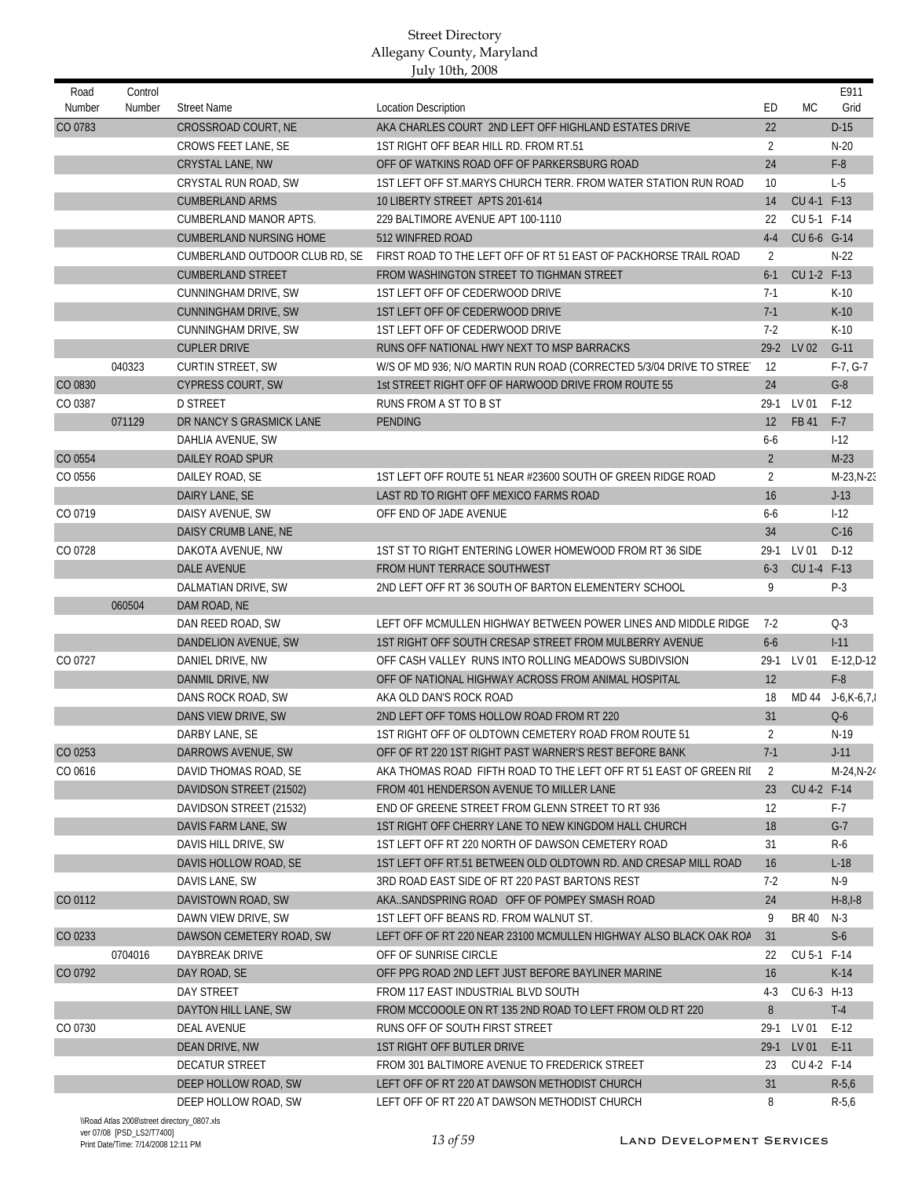# Street Directory
## Allegany County, Maryland
### July 10th, 2008

| Road Number | Control Number | Street Name | Location Description | ED | MC | E911 Grid |
|---|---|---|---|---|---|---|
| CO 0783 | | CROSSROAD COURT, NE | AKA CHARLES COURT 2ND LEFT OFF HIGHLAND ESTATES DRIVE | 22 | | D-15 |
| | | CROWS FEET LANE, SE | 1ST RIGHT OFF BEAR HILL RD. FROM RT.51 | 2 | | N-20 |
| | | CRYSTAL LANE, NW | OFF OF WATKINS ROAD OFF OF PARKERSBURG ROAD | 24 | | F-8 |
| | | CRYSTAL RUN ROAD, SW | 1ST LEFT OFF ST.MARYS CHURCH TERR. FROM WATER STATION RUN ROAD | 10 | | L-5 |
| | | CUMBERLAND ARMS | 10 LIBERTY STREET APTS 201-614 | 14 | CU 4-1 | F-13 |
| | | CUMBERLAND MANOR APTS. | 229 BALTIMORE AVENUE APT 100-1110 | 22 | CU 5-1 | F-14 |
| | | CUMBERLAND NURSING HOME | 512 WINFRED ROAD | 4-4 | CU 6-6 | G-14 |
| | | CUMBERLAND OUTDOOR CLUB RD, SE | FIRST ROAD TO THE LEFT OFF OF RT 51 EAST OF PACKHORSE TRAIL ROAD | 2 | | N-22 |
| | | CUMBERLAND STREET | FROM WASHINGTON STREET TO TIGHMAN STREET | 6-1 | CU 1-2 | F-13 |
| | | CUNNINGHAM DRIVE, SW | 1ST LEFT OFF OF CEDERWOOD DRIVE | 7-1 | | K-10 |
| | | CUNNINGHAM DRIVE, SW | 1ST LEFT OFF OF CEDERWOOD DRIVE | 7-1 | | K-10 |
| | | CUNNINGHAM DRIVE, SW | 1ST LEFT OFF OF CEDERWOOD DRIVE | 7-2 | | K-10 |
| | | CUPLER DRIVE | RUNS OFF NATIONAL HWY NEXT TO MSP BARRACKS | 29-2 | LV 02 | G-11 |
| | 040323 | CURTIN STREET, SW | W/S OF MD 936; N/O MARTIN RUN ROAD (CORRECTED 5/3/04 DRIVE TO STREET | 12 | | F-7, G-7 |
| CO 0830 | | CYPRESS COURT, SW | 1st STREET RIGHT OFF OF HARWOOD DRIVE FROM ROUTE 55 | 24 | | G-8 |
| CO 0387 | | D STREET | RUNS FROM A ST TO B ST | 29-1 | LV 01 | F-12 |
| | 071129 | DR NANCY S GRASMICK LANE | PENDING | 12 | FB 41 | F-7 |
| | | DAHLIA AVENUE, SW | | 6-6 | | I-12 |
| CO 0554 | | DAILEY ROAD SPUR | | 2 | | M-23 |
| CO 0556 | | DAILEY ROAD, SE | 1ST LEFT OFF ROUTE 51 NEAR #23600 SOUTH OF GREEN RIDGE ROAD | 2 | | M-23,N-23 |
| | | DAIRY LANE, SE | LAST RD TO RIGHT OFF MEXICO FARMS ROAD | 16 | | J-13 |
| CO 0719 | | DAISY AVENUE, SW | OFF END OF JADE AVENUE | 6-6 | | I-12 |
| | | DAISY CRUMB LANE, NE | | 34 | | C-16 |
| CO 0728 | | DAKOTA AVENUE, NW | 1ST ST TO RIGHT ENTERING LOWER HOMEWOOD FROM RT 36 SIDE | 29-1 | LV 01 | D-12 |
| | | DALE AVENUE | FROM HUNT TERRACE SOUTHWEST | 6-3 | CU 1-4 | F-13 |
| | | DALMATIAN DRIVE, SW | 2ND LEFT OFF RT 36 SOUTH OF BARTON ELEMENTERY SCHOOL | 9 | | P-3 |
| | 060504 | DAM ROAD, NE | | | | |
| | | DAN REED ROAD, SW | LEFT OFF MCMULLEN HIGHWAY BETWEEN POWER LINES AND MIDDLE RIDGE | 7-2 | | Q-3 |
| | | DANDELION AVENUE, SW | 1ST RIGHT OFF SOUTH CRESAP STREET FROM MULBERRY AVENUE | 6-6 | | I-11 |
| CO 0727 | | DANIEL DRIVE, NW | OFF CASH VALLEY RUNS INTO ROLLING MEADOWS SUBDIVSION | 29-1 | LV 01 | E-12,D-12 |
| | | DANMIL DRIVE, NW | OFF OF NATIONAL HIGHWAY ACROSS FROM ANIMAL HOSPITAL | 12 | | F-8 |
| | | DANS ROCK ROAD, SW | AKA OLD DAN'S ROCK ROAD | 18 | MD 44 | J-6,K-6,7,8 |
| | | DANS VIEW DRIVE, SW | 2ND LEFT OFF TOMS HOLLOW ROAD FROM RT 220 | 31 | | Q-6 |
| | | DARBY LANE, SE | 1ST RIGHT OFF OF OLDTOWN CEMETERY ROAD FROM ROUTE 51 | 2 | | N-19 |
| CO 0253 | | DARROWS AVENUE, SW | OFF OF RT 220 1ST RIGHT PAST WARNER'S REST BEFORE BANK | 7-1 | | J-11 |
| CO 0616 | | DAVID THOMAS ROAD, SE | AKA THOMAS ROAD FIFTH ROAD TO THE LEFT OFF RT 51 EAST OF GREEN RID | 2 | | M-24,N-24 |
| | | DAVIDSON STREET (21502) | FROM 401 HENDERSON AVENUE TO MILLER LANE | 23 | CU 4-2 | F-14 |
| | | DAVIDSON STREET (21532) | END OF GREENE STREET FROM GLENN STREET TO RT 936 | 12 | | F-7 |
| | | DAVIS FARM LANE, SW | 1ST RIGHT OFF CHERRY LANE TO NEW KINGDOM HALL CHURCH | 18 | | G-7 |
| | | DAVIS HILL DRIVE, SW | 1ST LEFT OFF RT 220 NORTH OF DAWSON CEMETERY ROAD | 31 | | R-6 |
| | | DAVIS HOLLOW ROAD, SE | 1ST LEFT OFF RT.51 BETWEEN OLD OLDTOWN RD. AND CRESAP MILL ROAD | 16 | | L-18 |
| | | DAVIS LANE, SW | 3RD ROAD EAST SIDE OF RT 220 PAST BARTONS REST | 7-2 | | N-9 |
| CO 0112 | | DAVISTOWN ROAD, SW | AKA..SANDSPRING ROAD OFF OF POMPEY SMASH ROAD | 24 | | H-8,I-8 |
| | | DAWN VIEW DRIVE, SW | 1ST LEFT OFF BEANS RD. FROM WALNUT ST. | 9 | BR 40 | N-3 |
| CO 0233 | | DAWSON CEMETERY ROAD, SW | LEFT OFF OF RT 220 NEAR 23100 MCMULLEN HIGHWAY ALSO BLACK OAK ROA | 31 | | S-6 |
| | 0704016 | DAYBREAK DRIVE | OFF OF SUNRISE CIRCLE | 22 | CU 5-1 | F-14 |
| CO 0792 | | DAY ROAD, SE | OFF PPG ROAD 2ND LEFT JUST BEFORE BAYLINER MARINE | 16 | | K-14 |
| | | DAY STREET | FROM 117 EAST INDUSTRIAL BLVD SOUTH | 4-3 | CU 6-3 | H-13 |
| | | DAYTON HILL LANE, SW | FROM MCCOOOLE ON RT 135 2ND ROAD TO LEFT FROM OLD RT 220 | 8 | | T-4 |
| CO 0730 | | DEAL AVENUE | RUNS OFF OF SOUTH FIRST STREET | 29-1 | LV 01 | E-12 |
| | | DEAN DRIVE, NW | 1ST RIGHT OFF BUTLER DRIVE | 29-1 | LV 01 | E-11 |
| | | DECATUR STREET | FROM 301 BALTIMORE AVENUE TO FREDERICK STREET | 23 | CU 4-2 | F-14 |
| | | DEEP HOLLOW ROAD, SW | LEFT OFF OF RT 220 AT DAWSON METHODIST CHURCH | 31 | | R-5,6 |
| | | DEEP HOLLOW ROAD, SW | LEFT OFF OF RT 220 AT DAWSON METHODIST CHURCH | 8 | | R-5,6 |

\\Road Atlas 2008\street directory_0807.xls
ver 07/08 [PSD_LS2/T7400]
Print Date/Time: 7/14/2008 12:11 PM

Land Development Services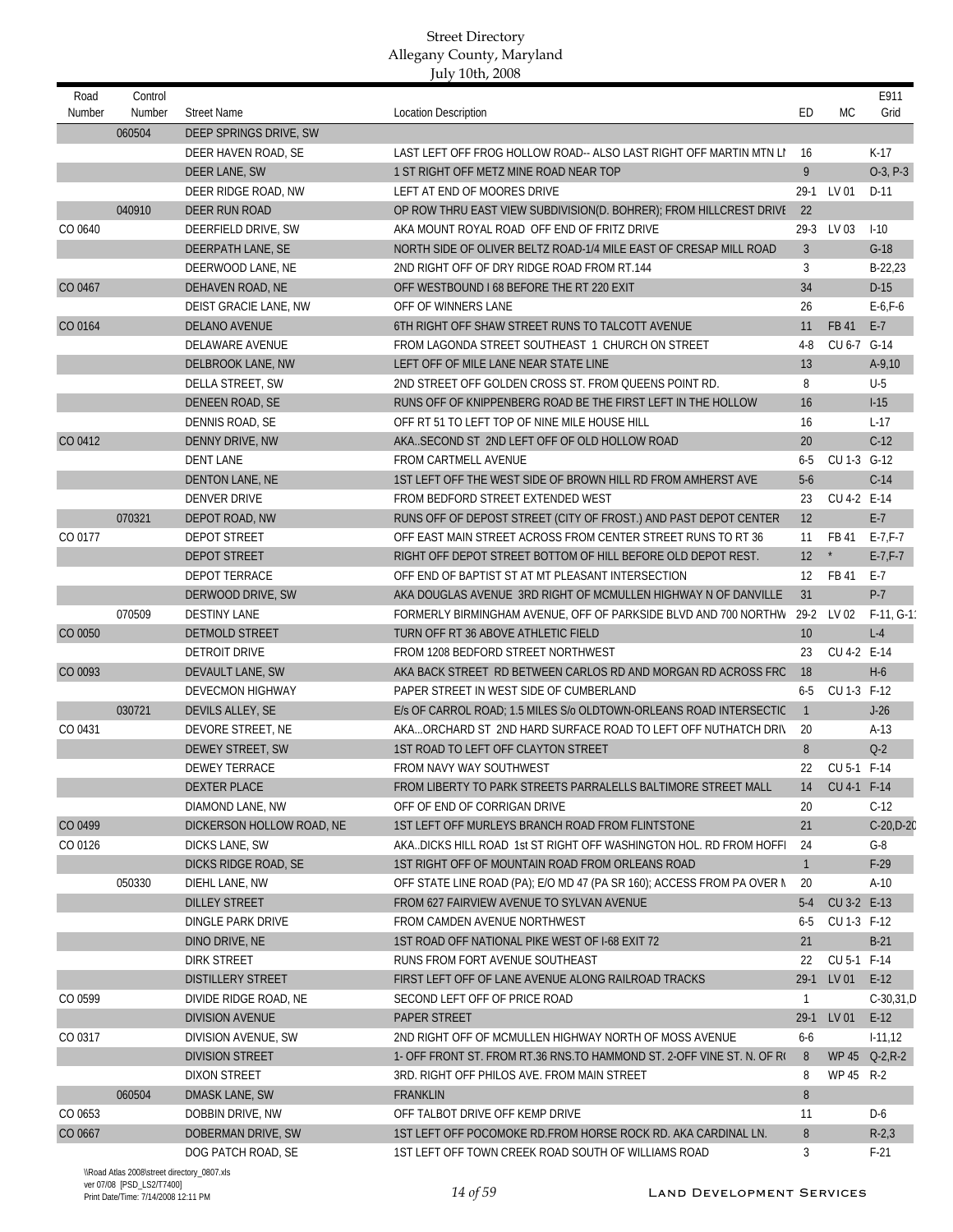# Street Directory
## Allegany County, Maryland
### July 10th, 2008

| Road Number | Control Number | Street Name | Location Description | ED | MC | E911 Grid |
|---|---|---|---|---|---|---|
| | 060504 | DEEP SPRINGS DRIVE, SW | | | | |
| | | DEER HAVEN ROAD, SE | LAST LEFT OFF FROG HOLLOW ROAD-- ALSO LAST RIGHT OFF MARTIN MTN LI | 16 | | K-17 |
| | | DEER LANE, SW | 1 ST RIGHT OFF METZ MINE ROAD NEAR TOP | 9 | | O-3, P-3 |
| | | DEER RIDGE ROAD, NW | LEFT AT END OF MOORES DRIVE | 29-1 | LV 01 | D-11 |
| | 040910 | DEER RUN ROAD | OP ROW THRU EAST VIEW SUBDIVISION(D. BOHRER); FROM HILLCREST DRIVE | 22 | | |
| CO 0640 | | DEERFIELD DRIVE, SW | AKA MOUNT ROYAL ROAD OFF END OF FRITZ DRIVE | 29-3 | LV 03 | I-10 |
| | | DEERPATH LANE, SE | NORTH SIDE OF OLIVER BELTZ ROAD-1/4 MILE EAST OF CRESAP MILL ROAD | 3 | | G-18 |
| | | DEERWOOD LANE, NE | 2ND RIGHT OFF OF DRY RIDGE ROAD FROM RT.144 | 3 | | B-22,23 |
| CO 0467 | | DEHAVEN ROAD, NE | OFF WESTBOUND I 68 BEFORE THE RT 220 EXIT | 34 | | D-15 |
| | | DEIST GRACIE LANE, NW | OFF OF WINNERS LANE | 26 | | E-6,F-6 |
| CO 0164 | | DELANO AVENUE | 6TH RIGHT OFF SHAW STREET RUNS TO TALCOTT AVENUE | 11 | FB 41 | E-7 |
| | | DELAWARE AVENUE | FROM LAGONDA STREET SOUTHEAST 1 CHURCH ON STREET | 4-8 | CU 6-7 | G-14 |
| | | DELBROOK LANE, NW | LEFT OFF OF MILE LANE NEAR STATE LINE | 13 | | A-9,10 |
| | | DELLA STREET, SW | 2ND STREET OFF GOLDEN CROSS ST. FROM QUEENS POINT RD. | 8 | | U-5 |
| | | DENEEN ROAD, SE | RUNS OFF OF KNIPPENBERG ROAD BE THE FIRST LEFT IN THE HOLLOW | 16 | | I-15 |
| | | DENNIS ROAD, SE | OFF RT 51 TO LEFT TOP OF NINE MILE HOUSE HILL | 16 | | L-17 |
| CO 0412 | | DENNY DRIVE, NW | AKA..SECOND ST 2ND LEFT OFF OF OLD HOLLOW ROAD | 20 | | C-12 |
| | | DENT LANE | FROM CARTMELL AVENUE | 6-5 | CU 1-3 | G-12 |
| | | DENTON LANE, NE | 1ST LEFT OFF THE WEST SIDE OF BROWN HILL RD FROM AMHERST AVE | 5-6 | | C-14 |
| | | DENVER DRIVE | FROM BEDFORD STREET EXTENDED WEST | 23 | CU 4-2 | E-14 |
| | 070321 | DEPOT ROAD, NW | RUNS OFF OF DEPOST STREET (CITY OF FROST.) AND PAST DEPOT CENTER | 12 | | E-7 |
| CO 0177 | | DEPOT STREET | OFF EAST MAIN STREET ACROSS FROM CENTER STREET RUNS TO RT 36 | 11 | FB 41 | E-7,F-7 |
| | | DEPOT STREET | RIGHT OFF DEPOT STREET BOTTOM OF HILL BEFORE OLD DEPOT REST. | 12 | * | E-7,F-7 |
| | | DEPOT TERRACE | OFF END OF BAPTIST ST AT MT PLEASANT INTERSECTION | 12 | FB 41 | E-7 |
| | | DERWOOD DRIVE, SW | AKA DOUGLAS AVENUE 3RD RIGHT OF MCMULLEN HIGHWAY N OF DANVILLE | 31 | | P-7 |
| | 070509 | DESTINY LANE | FORMERLY BIRMINGHAM AVENUE, OFF OF PARKSIDE BLVD AND 700 NORTHW | 29-2 | LV 02 | F-11, G-1 |
| CO 0050 | | DETMOLD STREET | TURN OFF RT 36 ABOVE ATHLETIC FIELD | 10 | | L-4 |
| | | DETROIT DRIVE | FROM 1208 BEDFORD STREET NORTHWEST | 23 | CU 4-2 | E-14 |
| CO 0093 | | DEVAULT LANE, SW | AKA BACK STREET RD BETWEEN CARLOS RD AND MORGAN RD ACROSS FRC | 18 | | H-6 |
| | | DEVECMON HIGHWAY | PAPER STREET IN WEST SIDE OF CUMBERLAND | 6-5 | CU 1-3 | F-12 |
| | 030721 | DEVILS ALLEY, SE | E/s OF CARROL ROAD; 1.5 MILES S/o OLDTOWN-ORLEANS ROAD INTERSECTIC | 1 | | J-26 |
| CO 0431 | | DEVORE STREET, NE | AKA...ORCHARD ST 2ND HARD SURFACE ROAD TO LEFT OFF NUTHATCH DRIV | 20 | | A-13 |
| | | DEWEY STREET, SW | 1ST ROAD TO LEFT OFF CLAYTON STREET | 8 | | Q-2 |
| | | DEWEY TERRACE | FROM NAVY WAY SOUTHWEST | 22 | CU 5-1 | F-14 |
| | | DEXTER PLACE | FROM LIBERTY TO PARK STREETS PARRALELLS BALTIMORE STREET MALL | 14 | CU 4-1 | F-14 |
| | | DIAMOND LANE, NW | OFF OF END OF CORRIGAN DRIVE | 20 | | C-12 |
| CO 0499 | | DICKERSON HOLLOW ROAD, NE | 1ST LEFT OFF MURLEYS BRANCH ROAD FROM FLINTSTONE | 21 | | C-20,D-20 |
| CO 0126 | | DICKS LANE, SW | AKA..DICKS HILL ROAD 1st ST RIGHT OFF WASHINGTON HOL. RD FROM HOFFI | 24 | | G-8 |
| | | DICKS RIDGE ROAD, SE | 1ST RIGHT OFF OF MOUNTAIN ROAD FROM ORLEANS ROAD | 1 | | F-29 |
| | 050330 | DIEHL LANE, NW | OFF STATE LINE ROAD (PA); E/O MD 47 (PA SR 160); ACCESS FROM PA OVER N | 20 | | A-10 |
| | | DILLEY STREET | FROM 627 FAIRVIEW AVENUE TO SYLVAN AVENUE | 5-4 | CU 3-2 | E-13 |
| | | DINGLE PARK DRIVE | FROM CAMDEN AVENUE NORTHWEST | 6-5 | CU 1-3 | F-12 |
| | | DINO DRIVE, NE | 1ST ROAD OFF NATIONAL PIKE WEST OF I-68 EXIT 72 | 21 | | B-21 |
| | | DIRK STREET | RUNS FROM FORT AVENUE SOUTHEAST | 22 | CU 5-1 | F-14 |
| | | DISTILLERY STREET | FIRST LEFT OFF OF LANE AVENUE ALONG RAILROAD TRACKS | 29-1 | LV 01 | E-12 |
| CO 0599 | | DIVIDE RIDGE ROAD, NE | SECOND LEFT OFF OF PRICE ROAD | 1 | | C-30,31,D |
| | | DIVISION AVENUE | PAPER STREET | 29-1 | LV 01 | E-12 |
| CO 0317 | | DIVISION AVENUE, SW | 2ND RIGHT OFF OF MCMULLEN HIGHWAY NORTH OF MOSS AVENUE | 6-6 | | I-11,12 |
| | | DIVISION STREET | 1- OFF FRONT ST. FROM RT.36 RNS.TO HAMMOND ST. 2-OFF VINE ST. N. OF RO | 8 | WP 45 | Q-2,R-2 |
| | | DIXON STREET | 3RD. RIGHT OFF PHILOS AVE. FROM MAIN STREET | 8 | WP 45 | R-2 |
| | 060504 | DMASK LANE, SW | FRANKLIN | 8 | | |
| CO 0653 | | DOBBIN DRIVE, NW | OFF TALBOT DRIVE OFF KEMP DRIVE | 11 | | D-6 |
| CO 0667 | | DOBERMAN DRIVE, SW | 1ST LEFT OFF POCOMOKE RD.FROM HORSE ROCK RD. AKA CARDINAL LN. | 8 | | R-2,3 |
| | | DOG PATCH ROAD, SE | 1ST LEFT OFF TOWN CREEK ROAD SOUTH OF WILLIAMS ROAD | 3 | | F-21 |

\\Road Atlas 2008\street directory_0807.xls
ver 07/08 [PSD_LS2/T7400]
Print Date/Time: 7/14/2008 12:11 PM

LAND DEVELOPMENT SERVICES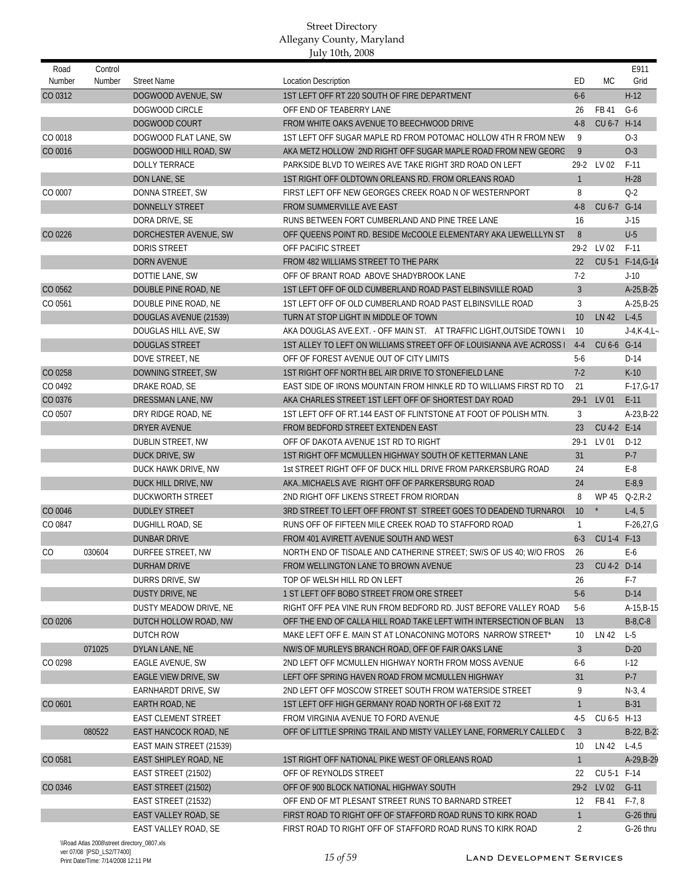# Street Directory
## Allegany County, Maryland
### July 10th, 2008

| Road Number | Control Number | Street Name | Location Description | ED | MC | E911 Grid |
|---|---|---|---|---|---|---|
| CO 0312 | | DOGWOOD AVENUE, SW | 1ST LEFT OFF RT 220 SOUTH OF FIRE DEPARTMENT | 6-6 | | H-12 |
| | | DOGWOOD CIRCLE | OFF END OF TEABERRY LANE | 26 | FB 41 | G-6 |
| | | DOGWOOD COURT | FROM WHITE OAKS AVENUE TO BEECHWOOD DRIVE | 4-8 | CU 6-7 | H-14 |
| CO 0018 | | DOGWOOD FLAT LANE, SW | 1ST LEFT OFF SUGAR MAPLE RD FROM POTOMAC HOLLOW 4TH R FROM NEW | 9 | | O-3 |
| CO 0016 | | DOGWOOD HILL ROAD, SW | AKA METZ HOLLOW 2ND RIGHT OFF SUGAR MAPLE ROAD FROM NEW GEORG | 9 | | O-3 |
| | | DOLLY TERRACE | PARKSIDE BLVD TO WEIRES AVE TAKE RIGHT 3RD ROAD ON LEFT | 29-2 | LV 02 | F-11 |
| | | DON LANE, SE | 1ST RIGHT OFF OLDTOWN ORLEANS RD. FROM ORLEANS ROAD | 1 | | H-28 |
| CO 0007 | | DONNA STREET, SW | FIRST LEFT OFF NEW GEORGES CREEK ROAD N OF WESTERNPORT | 8 | | Q-2 |
| | | DONNELLY STREET | FROM SUMMERVILLE AVE EAST | 4-8 | CU 6-7 | G-14 |
| | | DORA DRIVE, SE | RUNS BETWEEN FORT CUMBERLAND AND PINE TREE LANE | 16 | | J-15 |
| CO 0226 | | DORCHESTER AVENUE, SW | OFF QUEENS POINT RD. BESIDE McCOOLE ELEMENTARY AKA LIEWELLLYN ST | 8 | | U-5 |
| | | DORIS STREET | OFF PACIFIC STREET | 29-2 | LV 02 | F-11 |
| | | DORN AVENUE | FROM 482 WILLIAMS STREET TO THE PARK | 22 | CU 5-1 | F-14,G-14 |
| | | DOTTIE LANE, SW | OFF OF BRANT ROAD ABOVE SHADYBROOK LANE | 7-2 | | J-10 |
| CO 0562 | | DOUBLE PINE ROAD, NE | 1ST LEFT OFF OF OLD CUMBERLAND ROAD PAST ELBINSVILLE ROAD | 3 | | A-25,B-25 |
| CO 0561 | | DOUBLE PINE ROAD, NE | 1ST LEFT OFF OF OLD CUMBERLAND ROAD PAST ELBINSVILLE ROAD | 3 | | A-25,B-25 |
| | | DOUGLAS AVENUE (21539) | TURN AT STOP LIGHT IN MIDDLE OF TOWN | 10 | LN 42 | L-4,5 |
| | | DOUGLAS HILL AVE, SW | AKA DOUGLAS AVE.EXT. - OFF MAIN ST. AT TRAFFIC LIGHT,OUTSIDE TOWN L | 10 | | J-4,K-4,L- |
| | | DOUGLAS STREET | 1ST ALLEY TO LEFT ON WILLIAMS STREET OFF OF LOUISIANNA AVE ACROSS I | 4-4 | CU 6-6 | G-14 |
| | | DOVE STREET, NE | OFF OF FOREST AVENUE OUT OF CITY LIMITS | 5-6 | | D-14 |
| CO 0258 | | DOWNING STREET, SW | 1ST RIGHT OFF NORTH BEL AIR DRIVE TO STONEFIELD LANE | 7-2 | | K-10 |
| CO 0492 | | DRAKE ROAD, SE | EAST SIDE OF IRONS MOUNTAIN FROM HINKLE RD TO WILLIAMS FIRST RD TO | 21 | | F-17,G-17 |
| CO 0376 | | DRESSMAN LANE, NW | AKA CHARLES STREET 1ST LEFT OFF OF SHORTEST DAY ROAD | 29-1 | LV 01 | E-11 |
| CO 0507 | | DRY RIDGE ROAD, NE | 1ST LEFT OFF OF RT.144 EAST OF FLINTSTONE AT FOOT OF POLISH MTN. | 3 | | A-23,B-22 |
| | | DRYER AVENUE | FROM BEDFORD STREET EXTENDEN EAST | 23 | CU 4-2 | E-14 |
| | | DUBLIN STREET, NW | OFF OF DAKOTA AVENUE 1ST RD TO RIGHT | 29-1 | LV 01 | D-12 |
| | | DUCK DRIVE, SW | 1ST RIGHT OFF MCMULLEN HIGHWAY SOUTH OF KETTERMAN LANE | 31 | | P-7 |
| | | DUCK HAWK DRIVE, NW | 1st STREET RIGHT OFF OF DUCK HILL DRIVE FROM PARKERSBURG ROAD | 24 | | E-8 |
| | | DUCK HILL DRIVE, NW | AKA..MICHAELS AVE RIGHT OFF OF PARKERSBURG ROAD | 24 | | E-8,9 |
| | | DUCKWORTH STREET | 2ND RIGHT OFF LIKENS STREET FROM RIORDAN | 8 | WP 45 | Q-2,R-2 |
| CO 0046 | | DUDLEY STREET | 3RD STREET TO LEFT OFF FRONT ST STREET GOES TO DEADEND TURNAROU | 10 | * | L-4, 5 |
| CO 0847 | | DUGHILL ROAD, SE | RUNS OFF OF FIFTEEN MILE CREEK ROAD TO STAFFORD ROAD | 1 | | F-26,27,G |
| | | DUNBAR DRIVE | FROM 401 AVIRETT AVENUE SOUTH AND WEST | 6-3 | CU 1-4 | F-13 |
| CO | 030604 | DURFEE STREET, NW | NORTH END OF TISDALE AND CATHERINE STREET; SW/S OF US 40; W/O FROS | 26 | | E-6 |
| | | DURHAM DRIVE | FROM WELLINGTON LANE TO BROWN AVENUE | 23 | CU 4-2 | D-14 |
| | | DURRS DRIVE, SW | TOP OF WELSH HILL RD ON LEFT | 26 | | F-7 |
| | | DUSTY DRIVE, NE | 1 ST LEFT OFF BOBO STREET FROM ORE STREET | 5-6 | | D-14 |
| | | DUSTY MEADOW DRIVE, NE | RIGHT OFF PEA VINE RUN FROM BEDFORD RD. JUST BEFORE VALLEY ROAD | 5-6 | | A-15,B-15 |
| CO 0206 | | DUTCH HOLLOW ROAD, NW | OFF THE END OF CALLA HILL ROAD TAKE LEFT WITH INTERSECTION OF BLAN | 13 | | B-8,C-8 |
| | | DUTCH ROW | MAKE LEFT OFF E. MAIN ST AT LONACONING MOTORS NARROW STREET* | 10 | LN 42 | L-5 |
| | 071025 | DYLAN LANE, NE | NW/S OF MURLEYS BRANCH ROAD, OFF OF FAIR OAKS LANE | 3 | | D-20 |
| CO 0298 | | EAGLE AVENUE, SW | 2ND LEFT OFF MCMULLEN HIGHWAY NORTH FROM MOSS AVENUE | 6-6 | | I-12 |
| | | EAGLE VIEW DRIVE, SW | LEFT OFF SPRING HAVEN ROAD FROM MCMULLEN HIGHWAY | 31 | | P-7 |
| | | EARNHARDT DRIVE, SW | 2ND LEFT OFF MOSCOW STREET SOUTH FROM WATERSIDE STREET | 9 | | N-3, 4 |
| CO 0601 | | EARTH ROAD, NE | 1ST LEFT OFF HIGH GERMANY ROAD NORTH OF I-68 EXIT 72 | 1 | | B-31 |
| | | EAST CLEMENT STREET | FROM VIRGINIA AVENUE TO FORD AVENUE | 4-5 | CU 6-5 | H-13 |
| | 080522 | EAST HANCOCK ROAD, NE | OFF OF LITTLE SPRING TRAIL AND MISTY VALLEY LANE, FORMERLY CALLED C | 3 | | B-22, B-2 |
| | | EAST MAIN STREET (21539) | | 10 | LN 42 | L-4,5 |
| CO 0581 | | EAST SHIPLEY ROAD, NE | 1ST RIGHT OFF NATIONAL PIKE WEST OF ORLEANS ROAD | 1 | | A-29,B-29 |
| | | EAST STREET (21502) | OFF OF REYNOLDS STREET | 22 | CU 5-1 | F-14 |
| CO 0346 | | EAST STREET (21502) | OFF OF 900 BLOCK NATIONAL HIGHWAY SOUTH | 29-2 | LV 02 | G-11 |
| | | EAST STREET (21532) | OFF END OF MT PLESANT STREET RUNS TO BARNARD STREET | 12 | FB 41 | F-7, 8 |
| | | EAST VALLEY ROAD, SE | FIRST ROAD TO RIGHT OFF OF STAFFORD ROAD RUNS TO KIRK ROAD | 1 | | G-26 thru |
| | | EAST VALLEY ROAD, SE | FIRST ROAD TO RIGHT OFF OF STAFFORD ROAD RUNS TO KIRK ROAD | 2 | | G-26 thru |

\\Road Atlas 2008\street directory_0807.xls
ver 07/08 [PSD_LS2/T7400]
Print Date/Time: 7/14/2008 12:11 PM

Land Development Services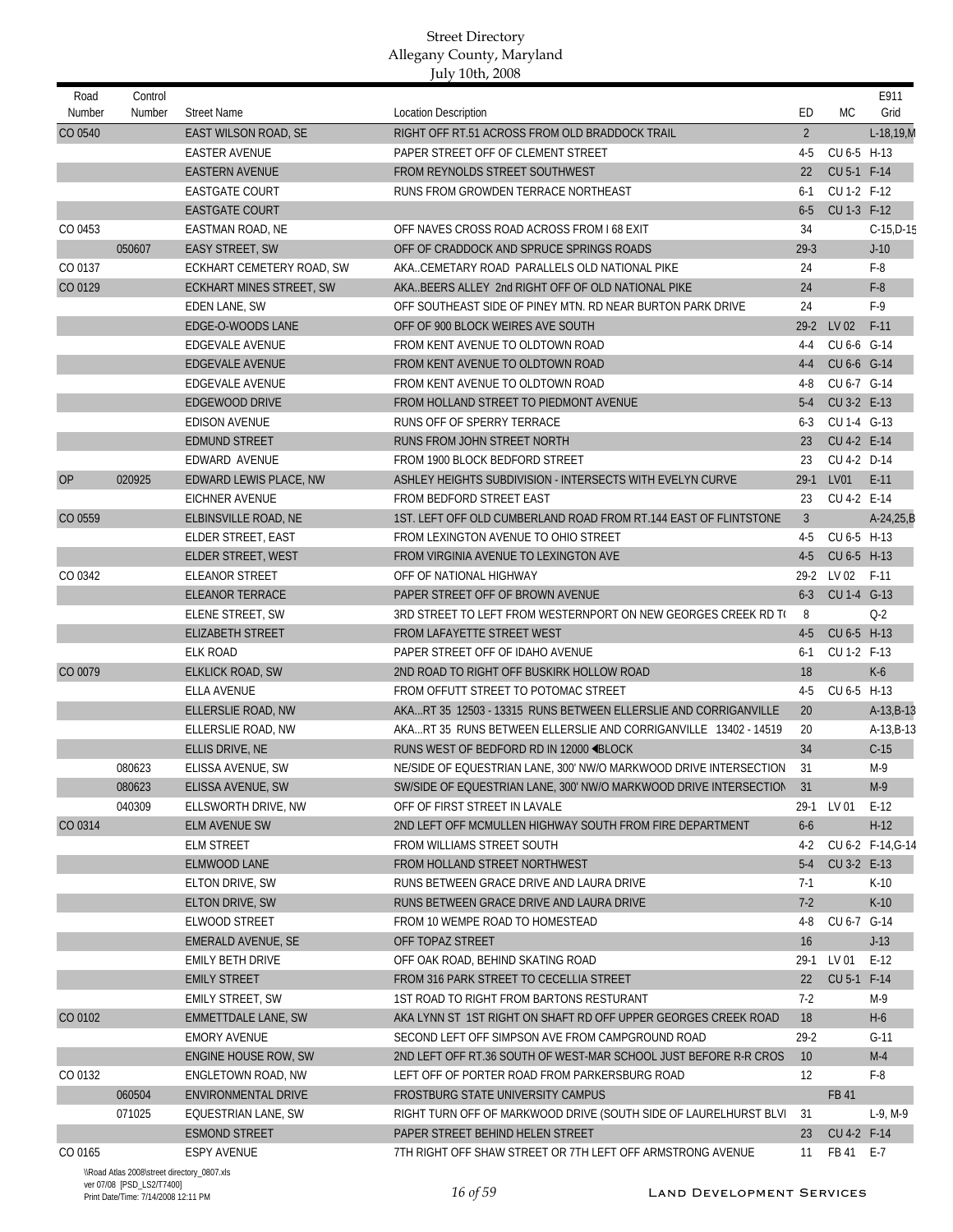# Street Directory
## Allegany County, Maryland
### July 10th, 2008

| Road Number | Control Number | Street Name | Location Description | ED | MC | E911 Grid |
|---|---|---|---|---|---|---|
| CO 0540 | | EAST WILSON ROAD, SE | RIGHT OFF RT.51 ACROSS FROM OLD BRADDOCK TRAIL | 2 | | L-18,19,M |
| | | EASTER AVENUE | PAPER STREET OFF OF CLEMENT STREET | 4-5 | CU 6-5 | H-13 |
| | | EASTERN AVENUE | FROM REYNOLDS STREET SOUTHWEST | 22 | CU 5-1 | F-14 |
| | | EASTGATE COURT | RUNS FROM GROWDEN TERRACE NORTHEAST | 6-1 | CU 1-2 | F-12 |
| | | EASTGATE COURT | | 6-5 | CU 1-3 | F-12 |
| CO 0453 | | EASTMAN ROAD, NE | OFF NAVES CROSS ROAD ACROSS FROM I 68 EXIT | 34 | | C-15,D-15 |
| | 050607 | EASY STREET, SW | OFF OF CRADDOCK AND SPRUCE SPRINGS ROADS | 29-3 | | J-10 |
| CO 0137 | | ECKHART CEMETERY ROAD, SW | AKA..CEMETARY ROAD PARALLELS OLD NATIONAL PIKE | 24 | | F-8 |
| CO 0129 | | ECKHART MINES STREET, SW | AKA..BEERS ALLEY 2nd RIGHT OFF OF OLD NATIONAL PIKE | 24 | | F-8 |
| | | EDEN LANE, SW | OFF SOUTHEAST SIDE OF PINEY MTN. RD NEAR BURTON PARK DRIVE | 24 | | F-9 |
| | | EDGE-O-WOODS LANE | OFF OF 900 BLOCK WEIRES AVE SOUTH | 29-2 | LV 02 | F-11 |
| | | EDGEVALE AVENUE | FROM KENT AVENUE TO OLDTOWN ROAD | 4-4 | CU 6-6 | G-14 |
| | | EDGEVALE AVENUE | FROM KENT AVENUE TO OLDTOWN ROAD | 4-4 | CU 6-6 | G-14 |
| | | EDGEVALE AVENUE | FROM KENT AVENUE TO OLDTOWN ROAD | 4-8 | CU 6-7 | G-14 |
| | | EDGEWOOD DRIVE | FROM HOLLAND STREET TO PIEDMONT AVENUE | 5-4 | CU 3-2 | E-13 |
| | | EDISON AVENUE | RUNS OFF OF SPERRY TERRACE | 6-3 | CU 1-4 | G-13 |
| | | EDMUND STREET | RUNS FROM JOHN STREET NORTH | 23 | CU 4-2 | E-14 |
| | | EDWARD AVENUE | FROM 1900 BLOCK BEDFORD STREET | 23 | CU 4-2 | D-14 |
| OP | 020925 | EDWARD LEWIS PLACE, NW | ASHLEY HEIGHTS SUBDIVISION - INTERSECTS WITH EVELYN CURVE | 29-1 | LV01 | E-11 |
| | | EICHNER AVENUE | FROM BEDFORD STREET EAST | 23 | CU 4-2 | E-14 |
| CO 0559 | | ELBINSVILLE ROAD, NE | 1ST. LEFT OFF OLD CUMBERLAND ROAD FROM RT.144 EAST OF FLINTSTONE | 3 | | A-24,25,B |
| | | ELDER STREET, EAST | FROM LEXINGTON AVENUE TO OHIO STREET | 4-5 | CU 6-5 | H-13 |
| | | ELDER STREET, WEST | FROM VIRGINIA AVENUE TO LEXINGTON AVE | 4-5 | CU 6-5 | H-13 |
| CO 0342 | | ELEANOR STREET | OFF OF NATIONAL HIGHWAY | 29-2 | LV 02 | F-11 |
| | | ELEANOR TERRACE | PAPER STREET OFF OF BROWN AVENUE | 6-3 | CU 1-4 | G-13 |
| | | ELENE STREET, SW | 3RD STREET TO LEFT FROM WESTERNPORT ON NEW GEORGES CREEK RD T | 8 | | Q-2 |
| | | ELIZABETH STREET | FROM LAFAYETTE STREET WEST | 4-5 | CU 6-5 | H-13 |
| | | ELK ROAD | PAPER STREET OFF OF IDAHO AVENUE | 6-1 | CU 1-2 | F-13 |
| CO 0079 | | ELKLICK ROAD, SW | 2ND ROAD TO RIGHT OFF BUSKIRK HOLLOW ROAD | 18 | | K-6 |
| | | ELLA AVENUE | FROM OFFUTT STREET TO POTOMAC STREET | 4-5 | CU 6-5 | H-13 |
| | | ELLERSLIE ROAD, NW | AKA...RT 35 12503 - 13315 RUNS BETWEEN ELLERSLIE AND CORRIGANVILLE | 20 | | A-13,B-13 |
| | | ELLERSLIE ROAD, NW | AKA...RT 35 RUNS BETWEEN ELLERSLIE AND CORRIGANVILLE 13402 - 14519 | 20 | | A-13,B-13 |
| | | ELLIS DRIVE, NE | RUNS WEST OF BEDFORD RD IN 12000 ◀BLOCK | 34 | | C-15 |
| | 080623 | ELISSA AVENUE, SW | NE/SIDE OF EQUESTRIAN LANE, 300' NW/O MARKWOOD DRIVE INTERSECTION | 31 | | M-9 |
| | 080623 | ELISSA AVENUE, SW | SW/SIDE OF EQUESTRIAN LANE, 300' NW/O MARKWOOD DRIVE INTERSECTION | 31 | | M-9 |
| | 040309 | ELLSWORTH DRIVE, NW | OFF OF FIRST STREET IN LAVALE | 29-1 | LV 01 | E-12 |
| CO 0314 | | ELM AVENUE SW | 2ND LEFT OFF MCMULLEN HIGHWAY SOUTH FROM FIRE DEPARTMENT | 6-6 | | H-12 |
| | | ELM STREET | FROM WILLIAMS STREET SOUTH | 4-2 | CU 6-2 | F-14,G-14 |
| | | ELMWOOD LANE | FROM HOLLAND STREET NORTHWEST | 5-4 | CU 3-2 | E-13 |
| | | ELTON DRIVE, SW | RUNS BETWEEN GRACE DRIVE AND LAURA DRIVE | 7-1 | | K-10 |
| | | ELTON DRIVE, SW | RUNS BETWEEN GRACE DRIVE AND LAURA DRIVE | 7-2 | | K-10 |
| | | ELWOOD STREET | FROM 10 WEMPE ROAD TO HOMESTEAD | 4-8 | CU 6-7 | G-14 |
| | | EMERALD AVENUE, SE | OFF TOPAZ STREET | 16 | | J-13 |
| | | EMILY BETH DRIVE | OFF OAK ROAD, BEHIND SKATING ROAD | 29-1 | LV 01 | E-12 |
| | | EMILY STREET | FROM 316 PARK STREET TO CECELLIA STREET | 22 | CU 5-1 | F-14 |
| | | EMILY STREET, SW | 1ST ROAD TO RIGHT FROM BARTONS RESTURANT | 7-2 | | M-9 |
| CO 0102 | | EMMETTDALE LANE, SW | AKA LYNN ST 1ST RIGHT ON SHAFT RD OFF UPPER GEORGES CREEK ROAD | 18 | | H-6 |
| | | EMORY AVENUE | SECOND LEFT OFF SIMPSON AVE FROM CAMPGROUND ROAD | 29-2 | | G-11 |
| | | ENGINE HOUSE ROW, SW | 2ND LEFT OFF RT.36 SOUTH OF WEST-MAR SCHOOL JUST BEFORE R-R CROS | 10 | | M-4 |
| CO 0132 | | ENGLETOWN ROAD, NW | LEFT OFF OF PORTER ROAD FROM PARKERSBURG ROAD | 12 | | F-8 |
| | 060504 | ENVIRONMENTAL DRIVE | FROSTBURG STATE UNIVERSITY CAMPUS | | FB 41 | |
| | 071025 | EQUESTRIAN LANE, SW | RIGHT TURN OFF OF MARKWOOD DRIVE (SOUTH SIDE OF LAURELHURST BLVI | 31 | | L-9, M-9 |
| | | ESMOND STREET | PAPER STREET BEHIND HELEN STREET | 23 | CU 4-2 | F-14 |
| CO 0165 | | ESPY AVENUE | 7TH RIGHT OFF SHAW STREET OR 7TH LEFT OFF ARMSTRONG AVENUE | 11 | FB 41 | E-7 |

\\Road Atlas 2008\street directory_0807.xls
ver 07/08 [PSD_LS2/T7400]
Print Date/Time: 7/14/2008 12:11 PM

Land Development Services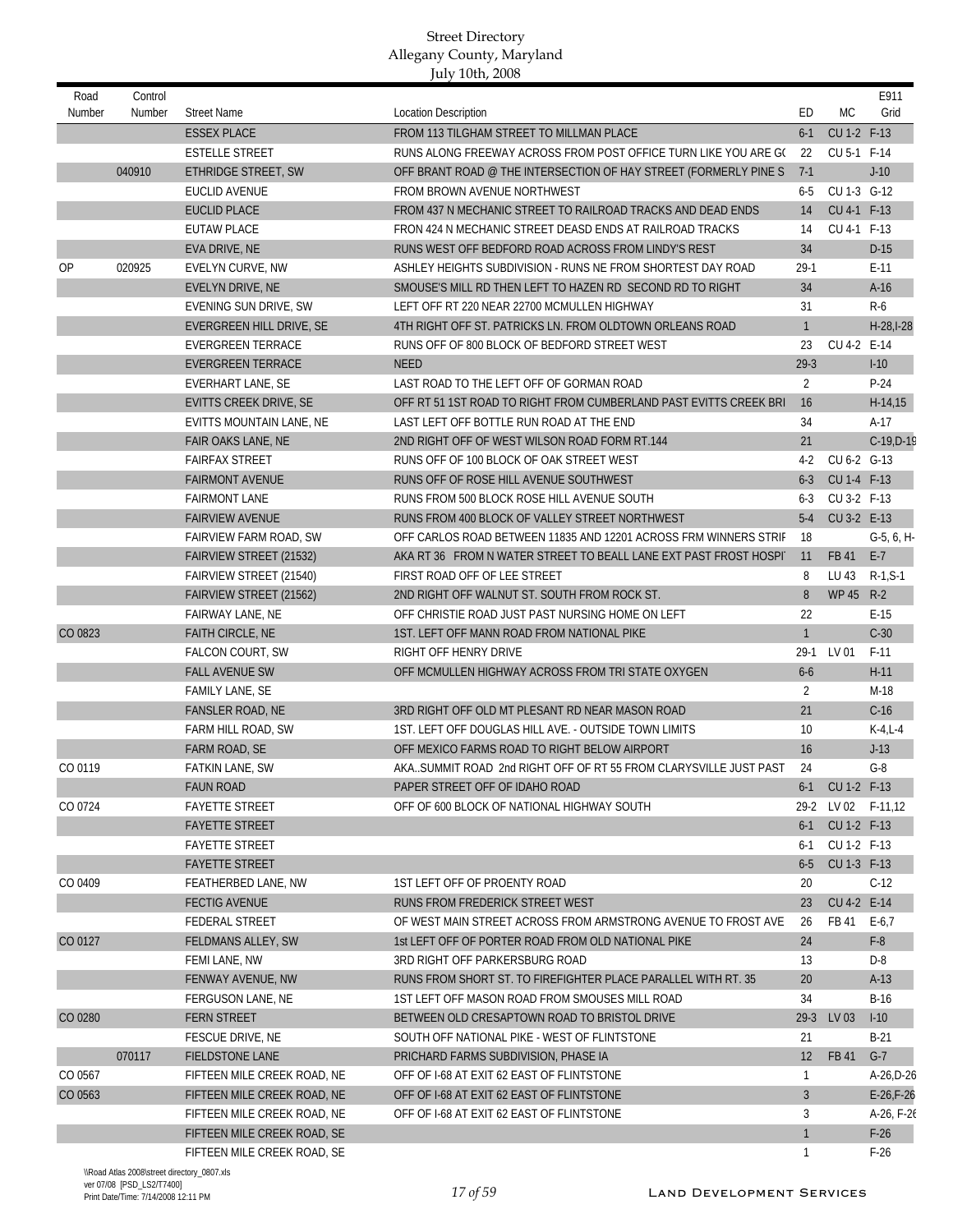# Street Directory
## Allegany County, Maryland
### July 10th, 2008

| Road Number | Control Number | Street Name | Location Description | ED | MC | E911 Grid |
|---|---|---|---|---|---|---|
| | | ESSEX PLACE | FROM 113 TILGHAM STREET TO MILLMAN PLACE | 6-1 | CU 1-2 | F-13 |
| | | ESTELLE STREET | RUNS ALONG FREEWAY ACROSS FROM POST OFFICE TURN LIKE YOU ARE GO | 22 | CU 5-1 | F-14 |
| | 040910 | ETHRIDGE STREET, SW | OFF BRANT ROAD @ THE INTERSECTION OF HAY STREET (FORMERLY PINE S | 7-1 | | J-10 |
| | | EUCLID AVENUE | FROM BROWN AVENUE NORTHWEST | 6-5 | CU 1-3 | G-12 |
| | | EUCLID PLACE | FROM 437 N MECHANIC STREET TO RAILROAD TRACKS AND DEAD ENDS | 14 | CU 4-1 | F-13 |
| | | EUTAW PLACE | FRON 424 N MECHANIC STREET DEASD ENDS AT RAILROAD TRACKS | 14 | CU 4-1 | F-13 |
| | | EVA DRIVE, NE | RUNS WEST OFF BEDFORD ROAD ACROSS FROM LINDY'S REST | 34 | | D-15 |
| OP | 020925 | EVELYN CURVE, NW | ASHLEY HEIGHTS SUBDIVISION - RUNS NE FROM SHORTEST DAY ROAD | 29-1 | | E-11 |
| | | EVELYN DRIVE, NE | SMOUSE'S MILL RD THEN LEFT TO HAZEN RD SECOND RD TO RIGHT | 34 | | A-16 |
| | | EVENING SUN DRIVE, SW | LEFT OFF RT 220 NEAR 22700 MCMULLEN HIGHWAY | 31 | | R-6 |
| | | EVERGREEN HILL DRIVE, SE | 4TH RIGHT OFF ST. PATRICKS LN. FROM OLDTOWN ORLEANS ROAD | 1 | | H-28,I-28 |
| | | EVERGREEN TERRACE | RUNS OFF OF 800 BLOCK OF BEDFORD STREET WEST | 23 | CU 4-2 | E-14 |
| | | EVERGREEN TERRACE | NEED | 29-3 | | I-10 |
| | | EVERHART LANE, SE | LAST ROAD TO THE LEFT OFF OF GORMAN ROAD | 2 | | P-24 |
| | | EVITTS CREEK DRIVE, SE | OFF RT 51 1ST ROAD TO RIGHT FROM CUMBERLAND PAST EVITTS CREEK BRI | 16 | | H-14,15 |
| | | EVITTS MOUNTAIN LANE, NE | LAST LEFT OFF BOTTLE RUN ROAD AT THE END | 34 | | A-17 |
| | | FAIR OAKS LANE, NE | 2ND RIGHT OFF OF WEST WILSON ROAD FORM RT.144 | 21 | | C-19,D-19 |
| | | FAIRFAX STREET | RUNS OFF OF 100 BLOCK OF OAK STREET WEST | 4-2 | CU 6-2 | G-13 |
| | | FAIRMONT AVENUE | RUNS OFF OF ROSE HILL AVENUE SOUTHWEST | 6-3 | CU 1-4 | F-13 |
| | | FAIRMONT LANE | RUNS FROM 500 BLOCK ROSE HILL AVENUE SOUTH | 6-3 | CU 3-2 | F-13 |
| | | FAIRVIEW AVENUE | RUNS FROM 400 BLOCK OF VALLEY STREET NORTHWEST | 5-4 | CU 3-2 | E-13 |
| | | FAIRVIEW FARM ROAD, SW | OFF CARLOS ROAD BETWEEN 11835 AND 12201 ACROSS FRM WINNERS STRIF | 18 | | G-5, 6, H- |
| | | FAIRVIEW STREET (21532) | AKA RT 36 FROM N WATER STREET TO BEALL LANE EXT PAST FROST HOSPI | 11 | FB 41 | E-7 |
| | | FAIRVIEW STREET (21540) | FIRST ROAD OFF OF LEE STREET | 8 | LU 43 | R-1,S-1 |
| | | FAIRVIEW STREET (21562) | 2ND RIGHT OFF WALNUT ST. SOUTH FROM ROCK ST. | 8 | WP 45 | R-2 |
| | | FAIRWAY LANE, NE | OFF CHRISTIE ROAD JUST PAST NURSING HOME ON LEFT | 22 | | E-15 |
| CO 0823 | | FAITH CIRCLE, NE | 1ST. LEFT OFF MANN ROAD FROM NATIONAL PIKE | 1 | | C-30 |
| | | FALCON COURT, SW | RIGHT OFF HENRY DRIVE | 29-1 | LV 01 | F-11 |
| | | FALL AVENUE SW | OFF MCMULLEN HIGHWAY ACROSS FROM TRI STATE OXYGEN | 6-6 | | H-11 |
| | | FAMILY LANE, SE | | 2 | | M-18 |
| | | FANSLER ROAD, NE | 3RD RIGHT OFF OLD MT PLESANT RD NEAR MASON ROAD | 21 | | C-16 |
| | | FARM HILL ROAD, SW | 1ST. LEFT OFF DOUGLAS HILL AVE. - OUTSIDE TOWN LIMITS | 10 | | K-4,L-4 |
| | | FARM ROAD, SE | OFF MEXICO FARMS ROAD TO RIGHT BELOW AIRPORT | 16 | | J-13 |
| CO 0119 | | FATKIN LANE, SW | AKA..SUMMIT ROAD 2nd RIGHT OFF OF RT 55 FROM CLARYSVILLE JUST PAST | 24 | | G-8 |
| | | FAUN ROAD | PAPER STREET OFF OF IDAHO ROAD | 6-1 | CU 1-2 | F-13 |
| CO 0724 | | FAYETTE STREET | OFF OF 600 BLOCK OF NATIONAL HIGHWAY SOUTH | 29-2 | LV 02 | F-11,12 |
| | | FAYETTE STREET | | 6-1 | CU 1-2 | F-13 |
| | | FAYETTE STREET | | 6-1 | CU 1-2 | F-13 |
| | | FAYETTE STREET | | 6-5 | CU 1-3 | F-13 |
| CO 0409 | | FEATHERBED LANE, NW | 1ST LEFT OFF OF PROENTY ROAD | 20 | | C-12 |
| | | FECTIG AVENUE | RUNS FROM FREDERICK STREET WEST | 23 | CU 4-2 | E-14 |
| | | FEDERAL STREET | OF WEST MAIN STREET ACROSS FROM ARMSTRONG AVENUE TO FROST AVE | 26 | FB 41 | E-6,7 |
| CO 0127 | | FELDMANS ALLEY, SW | 1st LEFT OFF OF PORTER ROAD FROM OLD NATIONAL PIKE | 24 | | F-8 |
| | | FEMI LANE, NW | 3RD RIGHT OFF PARKERSBURG ROAD | 13 | | D-8 |
| | | FENWAY AVENUE, NW | RUNS FROM SHORT ST. TO FIREFIGHTER PLACE PARALLEL WITH RT. 35 | 20 | | A-13 |
| | | FERGUSON LANE, NE | 1ST LEFT OFF MASON ROAD FROM SMOUSES MILL ROAD | 34 | | B-16 |
| CO 0280 | | FERN STREET | BETWEEN OLD CRESAPTOWN ROAD TO BRISTOL DRIVE | 29-3 | LV 03 | I-10 |
| | | FESCUE DRIVE, NE | SOUTH OFF NATIONAL PIKE - WEST OF FLINTSTONE | 21 | | B-21 |
| | 070117 | FIELDSTONE LANE | PRICHARD FARMS SUBDIVISION, PHASE IA | 12 | FB 41 | G-7 |
| CO 0567 | | FIFTEEN MILE CREEK ROAD, NE | OFF OF I-68 AT EXIT 62 EAST OF FLINTSTONE | 1 | | A-26,D-26 |
| CO 0563 | | FIFTEEN MILE CREEK ROAD, NE | OFF OF I-68 AT EXIT 62 EAST OF FLINTSTONE | 3 | | E-26,F-26 |
| | | FIFTEEN MILE CREEK ROAD, NE | OFF OF I-68 AT EXIT 62 EAST OF FLINTSTONE | 3 | | A-26, F-26 |
| | | FIFTEEN MILE CREEK ROAD, SE | | 1 | | F-26 |
| | | FIFTEEN MILE CREEK ROAD, SE | | 1 | | F-26 |

\\Road Atlas 2008\street directory_0807.xls
ver 07/08 [PSD_LS2/T7400]
Print Date/Time: 7/14/2008 12:11 PM

Land Development Services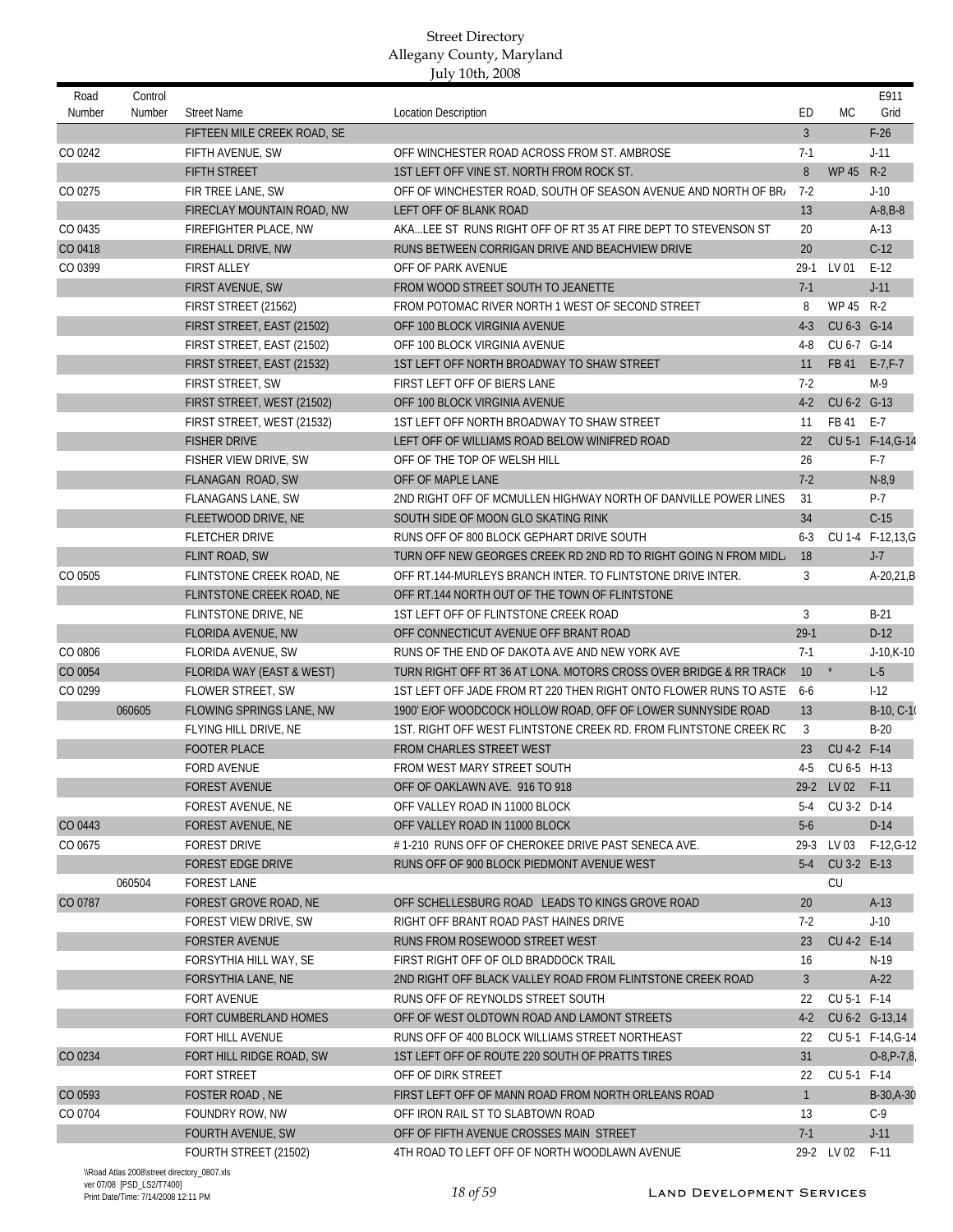# Street Directory
## Allegany County, Maryland
### July 10th, 2008

| Road Number | Control Number | Street Name | Location Description | ED | MC | E911 Grid |
|---|---|---|---|---|---|---|
| | | FIFTEEN MILE CREEK ROAD, SE | | 3 | | F-26 |
| CO 0242 | | FIFTH AVENUE, SW | OFF WINCHESTER ROAD ACROSS FROM ST. AMBROSE | 7-1 | | J-11 |
| | | FIFTH STREET | 1ST LEFT OFF VINE ST. NORTH FROM ROCK ST. | 8 | WP 45 | R-2 |
| CO 0275 | | FIR TREE LANE, SW | OFF OF WINCHESTER ROAD, SOUTH OF SEASON AVENUE AND NORTH OF BR/ | 7-2 | | J-10 |
| | | FIRECLAY MOUNTAIN ROAD, NW | LEFT OFF OF BLANK ROAD | 13 | | A-8,B-8 |
| CO 0435 | | FIREFIGHTER PLACE, NW | AKA...LEE ST RUNS RIGHT OFF OF RT 35 AT FIRE DEPT TO STEVENSON ST | 20 | | A-13 |
| CO 0418 | | FIREHALL DRIVE, NW | RUNS BETWEEN CORRIGAN DRIVE AND BEACHVIEW DRIVE | 20 | | C-12 |
| CO 0399 | | FIRST ALLEY | OFF OF PARK AVENUE | 29-1 | LV 01 | E-12 |
| | | FIRST AVENUE, SW | FROM WOOD STREET SOUTH TO JEANETTE | 7-1 | | J-11 |
| | | FIRST STREET (21562) | FROM POTOMAC RIVER NORTH 1 WEST OF SECOND STREET | 8 | WP 45 | R-2 |
| | | FIRST STREET, EAST (21502) | OFF 100 BLOCK VIRGINIA AVENUE | 4-3 | CU 6-3 | G-14 |
| | | FIRST STREET, EAST (21502) | OFF 100 BLOCK VIRGINIA AVENUE | 4-8 | CU 6-7 | G-14 |
| | | FIRST STREET, EAST (21532) | 1ST LEFT OFF NORTH BROADWAY TO SHAW STREET | 11 | FB 41 | E-7,F-7 |
| | | FIRST STREET, SW | FIRST LEFT OFF OF BIERS LANE | 7-2 | | M-9 |
| | | FIRST STREET, WEST (21502) | OFF 100 BLOCK VIRGINIA AVENUE | 4-2 | CU 6-2 | G-13 |
| | | FIRST STREET, WEST (21532) | 1ST LEFT OFF NORTH BROADWAY TO SHAW STREET | 11 | FB 41 | E-7 |
| | | FISHER DRIVE | LEFT OFF OF WILLIAMS ROAD BELOW WINIFRED ROAD | 22 | CU 5-1 | F-14,G-14 |
| | | FISHER VIEW DRIVE, SW | OFF OF THE TOP OF WELSH HILL | 26 | | F-7 |
| | | FLANAGAN ROAD, SW | OFF OF MAPLE LANE | 7-2 | | N-8,9 |
| | | FLANAGANS LANE, SW | 2ND RIGHT OFF OF MCMULLEN HIGHWAY NORTH OF DANVILLE POWER LINES | 31 | | P-7 |
| | | FLEETWOOD DRIVE, NE | SOUTH SIDE OF MOON GLO SKATING RINK | 34 | | C-15 |
| | | FLETCHER DRIVE | RUNS OFF OF 800 BLOCK GEPHART DRIVE SOUTH | 6-3 | CU 1-4 | F-12,13,G |
| | | FLINT ROAD, SW | TURN OFF NEW GEORGES CREEK RD 2ND RD TO RIGHT GOING N FROM MIDL/ | 18 | | J-7 |
| CO 0505 | | FLINTSTONE CREEK ROAD, NE | OFF RT.144-MURLEYS BRANCH INTER. TO FLINTSTONE DRIVE INTER. | 3 | | A-20,21,B |
| | | FLINTSTONE CREEK ROAD, NE | OFF RT.144 NORTH OUT OF THE TOWN OF FLINTSTONE | | | |
| | | FLINTSTONE DRIVE, NE | 1ST LEFT OFF OF FLINTSTONE CREEK ROAD | 3 | | B-21 |
| | | FLORIDA AVENUE, NW | OFF CONNECTICUT AVENUE OFF BRANT ROAD | 29-1 | | D-12 |
| CO 0806 | | FLORIDA AVENUE, SW | RUNS OF THE END OF DAKOTA AVE AND NEW YORK AVE | 7-1 | | J-10,K-10 |
| CO 0054 | | FLORIDA WAY (EAST & WEST) | TURN RIGHT OFF RT 36 AT LONA. MOTORS CROSS OVER BRIDGE & RR TRACK | 10 | * | L-5 |
| CO 0299 | | FLOWER STREET, SW | 1ST LEFT OFF JADE FROM RT 220 THEN RIGHT ONTO FLOWER RUNS TO ASTE | 6-6 | | I-12 |
| | 060605 | FLOWING SPRINGS LANE, NW | 1900' E/OF WOODCOCK HOLLOW ROAD, OFF OF LOWER SUNNYSIDE ROAD | 13 | | B-10, C-1( |
| | | FLYING HILL DRIVE, NE | 1ST. RIGHT OFF WEST FLINTSTONE CREEK RD. FROM FLINTSTONE CREEK RC | 3 | | B-20 |
| | | FOOTER PLACE | FROM CHARLES STREET WEST | 23 | CU 4-2 | F-14 |
| | | FORD AVENUE | FROM WEST MARY STREET SOUTH | 4-5 | CU 6-5 | H-13 |
| | | FOREST AVENUE | OFF OF OAKLAWN AVE. 916 TO 918 | 29-2 | LV 02 | F-11 |
| | | FOREST AVENUE, NE | OFF VALLEY ROAD IN 11000 BLOCK | 5-4 | CU 3-2 | D-14 |
| CO 0443 | | FOREST AVENUE, NE | OFF VALLEY ROAD IN 11000 BLOCK | 5-6 | | D-14 |
| CO 0675 | | FOREST DRIVE | # 1-210 RUNS OFF OF CHEROKEE DRIVE PAST SENECA AVE. | 29-3 | LV 03 | F-12,G-12 |
| | | FOREST EDGE DRIVE | RUNS OFF OF 900 BLOCK PIEDMONT AVENUE WEST | 5-4 | CU 3-2 | E-13 |
| | 060504 | FOREST LANE | | | CU | |
| CO 0787 | | FOREST GROVE ROAD, NE | OFF SCHELLESBURG ROAD LEADS TO KINGS GROVE ROAD | 20 | | A-13 |
| | | FOREST VIEW DRIVE, SW | RIGHT OFF BRANT ROAD PAST HAINES DRIVE | 7-2 | | J-10 |
| | | FORSTER AVENUE | RUNS FROM ROSEWOOD STREET WEST | 23 | CU 4-2 | E-14 |
| | | FORSYTHIA HILL WAY, SE | FIRST RIGHT OFF OF OLD BRADDOCK TRAIL | 16 | | N-19 |
| | | FORSYTHIA LANE, NE | 2ND RIGHT OFF BLACK VALLEY ROAD FROM FLINTSTONE CREEK ROAD | 3 | | A-22 |
| | | FORT AVENUE | RUNS OFF OF REYNOLDS STREET SOUTH | 22 | CU 5-1 | F-14 |
| | | FORT CUMBERLAND HOMES | OFF OF WEST OLDTOWN ROAD AND LAMONT STREETS | 4-2 | CU 6-2 | G-13,14 |
| | | FORT HILL AVENUE | RUNS OFF OF 400 BLOCK WILLIAMS STREET NORTHEAST | 22 | CU 5-1 | F-14,G-14 |
| CO 0234 | | FORT HILL RIDGE ROAD, SW | 1ST LEFT OFF OF ROUTE 220 SOUTH OF PRATTS TIRES | 31 | | O-8,P-7,8, |
| | | FORT STREET | OFF OF DIRK STREET | 22 | CU 5-1 | F-14 |
| CO 0593 | | FOSTER ROAD , NE | FIRST LEFT OFF OF MANN ROAD FROM NORTH ORLEANS ROAD | 1 | | B-30,A-30 |
| CO 0704 | | FOUNDRY ROW, NW | OFF IRON RAIL ST TO SLABTOWN ROAD | 13 | | C-9 |
| | | FOURTH AVENUE, SW | OFF OF FIFTH AVENUE CROSSES MAIN STREET | 7-1 | | J-11 |
| | | FOURTH STREET (21502) | 4TH ROAD TO LEFT OFF OF NORTH WOODLAWN AVENUE | 29-2 | LV 02 | F-11 |

\\Road Atlas 2008\street directory_0807.xls
ver 07/08 [PSD_LS2/T7400]
Print Date/Time: 7/14/2008 12:11 PM

Land Development Services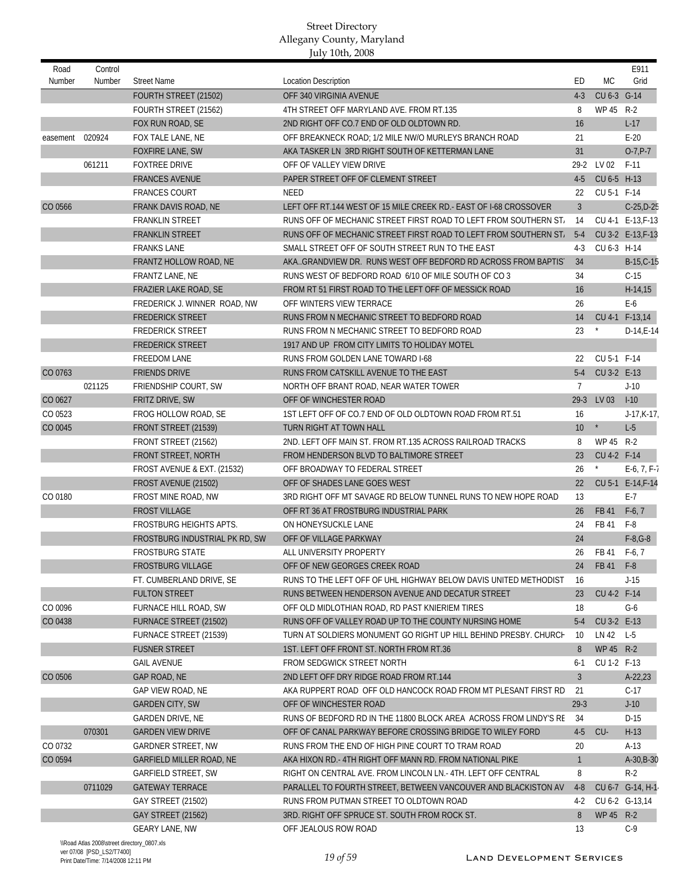# Street Directory
## Allegany County, Maryland
### July 10th, 2008

| Road Number | Control Number | Street Name | Location Description | ED | MC | E911 Grid |
|---|---|---|---|---|---|---|
| | | FOURTH STREET (21502) | OFF 340 VIRGINIA AVENUE | 4-3 | CU 6-3 | G-14 |
| | | FOURTH STREET (21562) | 4TH STREET OFF MARYLAND AVE. FROM RT.135 | 8 | WP 45 | R-2 |
| | | FOX RUN ROAD, SE | 2ND RIGHT OFF CO.7 END OF OLD OLDTOWN RD. | 16 | | L-17 |
| easement | 020924 | FOX TALE LANE, NE | OFF BREAKNECK ROAD; 1/2 MILE NW/O MURLEYS BRANCH ROAD | 21 | | E-20 |
| | | FOXFIRE LANE, SW | AKA TASKER LN 3RD RIGHT SOUTH OF KETTERMAN LANE | 31 | | O-7,P-7 |
| | 061211 | FOXTREE DRIVE | OFF OF VALLEY VIEW DRIVE | 29-2 | LV 02 | F-11 |
| | | FRANCES AVENUE | PAPER STREET OFF OF CLEMENT STREET | 4-5 | CU 6-5 | H-13 |
| | | FRANCES COURT | NEED | 22 | CU 5-1 | F-14 |
| CO 0566 | | FRANK DAVIS ROAD, NE | LEFT OFF RT.144 WEST OF 15 MILE CREEK RD.- EAST OF I-68 CROSSOVER | 3 | | C-25,D-25 |
| | | FRANKLIN STREET | RUNS OFF OF MECHANIC STREET FIRST ROAD TO LEFT FROM SOUTHERN ST. | 14 | CU 4-1 | E-13,F-13 |
| | | FRANKLIN STREET | RUNS OFF OF MECHANIC STREET FIRST ROAD TO LEFT FROM SOUTHERN ST. | 5-4 | CU 3-2 | E-13,F-13 |
| | | FRANKS LANE | SMALL STREET OFF OF SOUTH STREET RUN TO THE EAST | 4-3 | CU 6-3 | H-14 |
| | | FRANTZ HOLLOW ROAD, NE | AKA..GRANDVIEW DR. RUNS WEST OFF BEDFORD RD ACROSS FROM BAPTIST | 34 | | B-15,C-15 |
| | | FRANTZ LANE, NE | RUNS WEST OF BEDFORD ROAD 6/10 OF MILE SOUTH OF CO 3 | 34 | | C-15 |
| | | FRAZIER LAKE ROAD, SE | FROM RT 51 FIRST ROAD TO THE LEFT OFF OF MESSICK ROAD | 16 | | H-14,15 |
| | | FREDERICK J. WINNER ROAD, NW | OFF WINTERS VIEW TERRACE | 26 | | E-6 |
| | | FREDERICK STREET | RUNS FROM N MECHANIC STREET TO BEDFORD ROAD | 14 | CU 4-1 | F-13,14 |
| | | FREDERICK STREET | RUNS FROM N MECHANIC STREET TO BEDFORD ROAD | 23 | * | D-14,E-14 |
| | | FREDERICK STREET | 1917 AND UP FROM CITY LIMITS TO HOLIDAY MOTEL | | | |
| | | FREEDOM LANE | RUNS FROM GOLDEN LANE TOWARD I-68 | 22 | CU 5-1 | F-14 |
| CO 0763 | | FRIENDS DRIVE | RUNS FROM CATSKILL AVENUE TO THE EAST | 5-4 | CU 3-2 | E-13 |
| | 021125 | FRIENDSHIP COURT, SW | NORTH OFF BRANT ROAD, NEAR WATER TOWER | 7 | | J-10 |
| CO 0627 | | FRITZ DRIVE, SW | OFF OF WINCHESTER ROAD | 29-3 | LV 03 | I-10 |
| CO 0523 | | FROG HOLLOW ROAD, SE | 1ST LEFT OFF OF CO.7 END OF OLD OLDTOWN ROAD FROM RT.51 | 16 | | J-17,K-17, |
| CO 0045 | | FRONT STREET (21539) | TURN RIGHT AT TOWN HALL | 10 | * | L-5 |
| | | FRONT STREET (21562) | 2ND. LEFT OFF MAIN ST. FROM RT.135 ACROSS RAILROAD TRACKS | 8 | WP 45 | R-2 |
| | | FRONT STREET, NORTH | FROM HENDERSON BLVD TO BALTIMORE STREET | 23 | CU 4-2 | F-14 |
| | | FROST AVENUE & EXT. (21532) | OFF BROADWAY TO FEDERAL STREET | 26 | * | E-6, 7, F-7 |
| | | FROST AVENUE (21502) | OFF OF SHADES LANE GOES WEST | 22 | CU 5-1 | E-14,F-14 |
| CO 0180 | | FROST MINE ROAD, NW | 3RD RIGHT OFF MT SAVAGE RD BELOW TUNNEL RUNS TO NEW HOPE ROAD | 13 | | E-7 |
| | | FROST VILLAGE | OFF RT 36 AT FROSTBURG INDUSTRIAL PARK | 26 | FB 41 | F-6, 7 |
| | | FROSTBURG HEIGHTS APTS. | ON HONEYSUCKLE LANE | 24 | FB 41 | F-8 |
| | | FROSTBURG INDUSTRIAL PK RD, SW | OFF OF VILLAGE PARKWAY | 24 | | F-8,G-8 |
| | | FROSTBURG STATE | ALL UNIVERSITY PROPERTY | 26 | FB 41 | F-6, 7 |
| | | FROSTBURG VILLAGE | OFF OF NEW GEORGES CREEK ROAD | 24 | FB 41 | F-8 |
| | | FT. CUMBERLAND DRIVE, SE | RUNS TO THE LEFT OFF OF UHL HIGHWAY BELOW DAVIS UNITED METHODIST | 16 | | J-15 |
| | | FULTON STREET | RUNS BETWEEN HENDERSON AVENUE AND DECATUR STREET | 23 | CU 4-2 | F-14 |
| CO 0096 | | FURNACE HILL ROAD, SW | OFF OLD MIDLOTHIAN ROAD, RD PAST KNIERIEM TIRES | 18 | | G-6 |
| CO 0438 | | FURNACE STREET (21502) | RUNS OFF OF VALLEY ROAD UP TO THE COUNTY NURSING HOME | 5-4 | CU 3-2 | E-13 |
| | | FURNACE STREET (21539) | TURN AT SOLDIERS MONUMENT GO RIGHT UP HILL BEHIND PRESBY. CHURCH | 10 | LN 42 | L-5 |
| | | FUSNER STREET | 1ST. LEFT OFF FRONT ST. NORTH FROM RT.36 | 8 | WP 45 | R-2 |
| | | GAIL AVENUE | FROM SEDGWICK STREET NORTH | 6-1 | CU 1-2 | F-13 |
| CO 0506 | | GAP ROAD, NE | 2ND LEFT OFF DRY RIDGE ROAD FROM RT.144 | 3 | | A-22,23 |
| | | GAP VIEW ROAD, NE | AKA RUPPERT ROAD OFF OLD HANCOCK ROAD FROM MT PLESANT FIRST RD | 21 | | C-17 |
| | | GARDEN CITY, SW | OFF OF WINCHESTER ROAD | 29-3 | | J-10 |
| | | GARDEN DRIVE, NE | RUNS OF BEDFORD RD IN THE 11800 BLOCK AREA ACROSS FROM LINDY'S RE | 34 | | D-15 |
| | 070301 | GARDEN VIEW DRIVE | OFF OF CANAL PARKWAY BEFORE CROSSING BRIDGE TO WILEY FORD | 4-5 | CU- | H-13 |
| CO 0732 | | GARDNER STREET, NW | RUNS FROM THE END OF HIGH PINE COURT TO TRAM ROAD | 20 | | A-13 |
| CO 0594 | | GARFIELD MILLER ROAD, NE | AKA HIXON RD.- 4TH RIGHT OFF MANN RD. FROM NATIONAL PIKE | 1 | | A-30,B-30 |
| | | GARFIELD STREET, SW | RIGHT ON CENTRAL AVE. FROM LINCOLN LN.- 4TH. LEFT OFF CENTRAL | 8 | | R-2 |
| | 0711029 | GATEWAY TERRACE | PARALLEL TO FOURTH STREET, BETWEEN VANCOUVER AND BLACKISTON AV | 4-8 | CU 6-7 | G-14, H-14 |
| | | GAY STREET (21502) | RUNS FROM PUTMAN STREET TO OLDTOWN ROAD | 4-2 | CU 6-2 | G-13,14 |
| | | GAY STREET (21562) | 3RD. RIGHT OFF SPRUCE ST. SOUTH FROM ROCK ST. | 8 | WP 45 | R-2 |
| | | GEARY LANE, NW | OFF JEALOUS ROW ROAD | 13 | | C-9 |

\\Road Atlas 2008\street directory_0807.xls
ver 07/08 [PSD_LS2/T7400]
Print Date/Time: 7/14/2008 12:11 PM

Land Development Services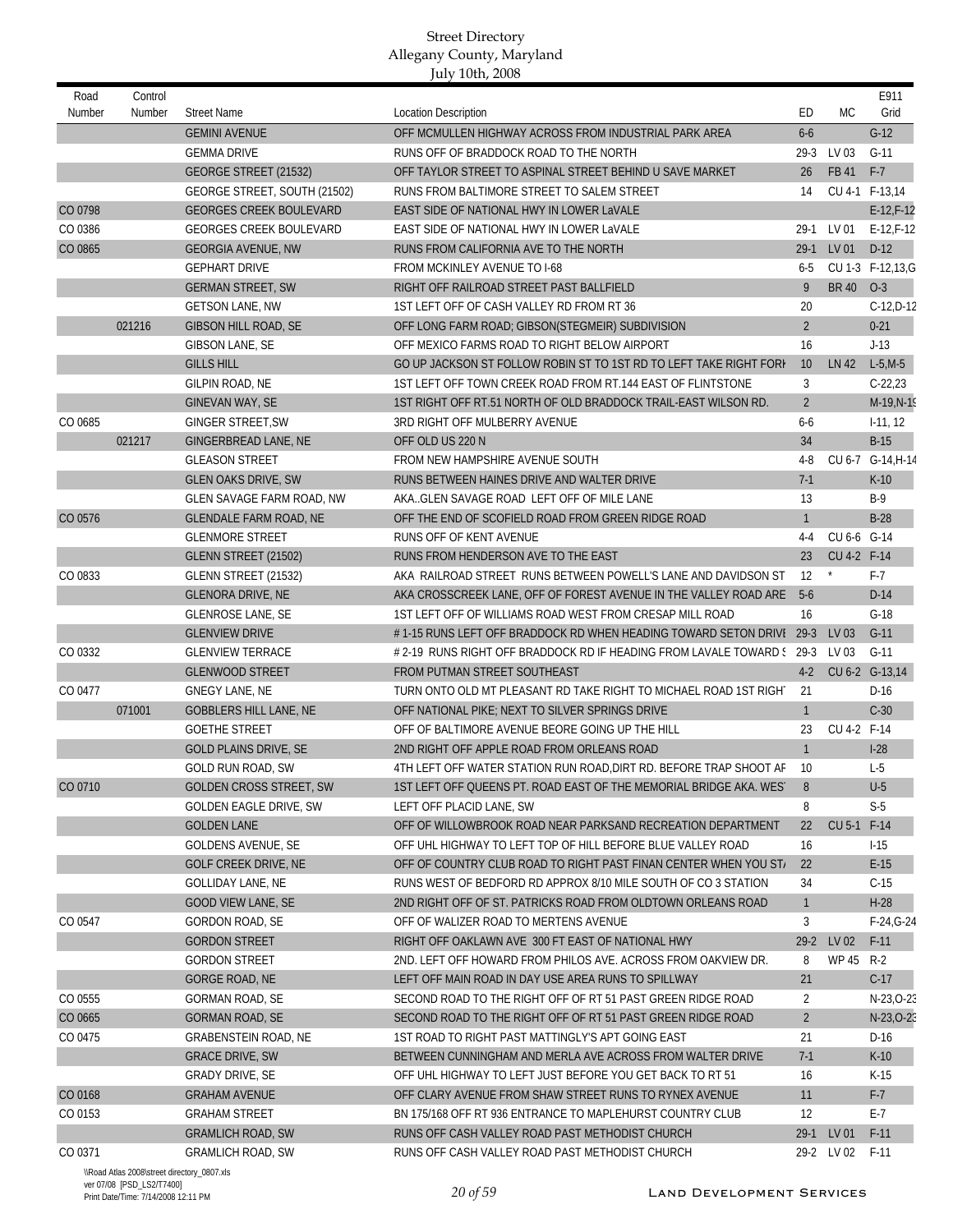# Street Directory
## Allegany County, Maryland
### July 10th, 2008

| Road Number | Control Number | Street Name | Location Description | ED | MC | E911 Grid |
|---|---|---|---|---|---|---|
| | | GEMINI AVENUE | OFF MCMULLEN HIGHWAY ACROSS FROM INDUSTRIAL PARK AREA | 6-6 | | G-12 |
| | | GEMMA DRIVE | RUNS OFF OF BRADDOCK ROAD TO THE NORTH | 29-3 | LV 03 | G-11 |
| | | GEORGE STREET (21532) | OFF TAYLOR STREET TO ASPINAL STREET BEHIND U SAVE MARKET | 26 | FB 41 | F-7 |
| | | GEORGE STREET, SOUTH (21502) | RUNS FROM BALTIMORE STREET TO SALEM STREET | 14 | CU 4-1 | F-13,14 |
| CO 0798 | | GEORGES CREEK BOULEVARD | EAST SIDE OF NATIONAL HWY IN LOWER LaVALE | | | E-12,F-12 |
| CO 0386 | | GEORGES CREEK BOULEVARD | EAST SIDE OF NATIONAL HWY IN LOWER LaVALE | 29-1 | LV 01 | E-12,F-12 |
| CO 0865 | | GEORGIA AVENUE, NW | RUNS FROM CALIFORNIA AVE TO THE NORTH | 29-1 | LV 01 | D-12 |
| | | GEPHART DRIVE | FROM MCKINLEY AVENUE TO I-68 | 6-5 | CU 1-3 | F-12,13,G |
| | | GERMAN STREET, SW | RIGHT OFF RAILROAD STREET PAST BALLFIELD | 9 | BR 40 | O-3 |
| | | GETSON LANE, NW | 1ST LEFT OFF OF CASH VALLEY RD FROM RT 36 | 20 | | C-12,D-12 |
| | 021216 | GIBSON HILL ROAD, SE | OFF LONG FARM ROAD; GIBSON(STEGMEIR) SUBDIVISION | 2 | | 0-21 |
| | | GIBSON LANE, SE | OFF MEXICO FARMS ROAD TO RIGHT BELOW AIRPORT | 16 | | J-13 |
| | | GILLS HILL | GO UP JACKSON ST FOLLOW ROBIN ST TO 1ST RD TO LEFT TAKE RIGHT FORK | 10 | LN 42 | L-5,M-5 |
| | | GILPIN ROAD, NE | 1ST LEFT OFF TOWN CREEK ROAD FROM RT.144 EAST OF FLINTSTONE | 3 | | C-22,23 |
| | | GINEVAN WAY, SE | 1ST RIGHT OFF RT.51 NORTH OF OLD BRADDOCK TRAIL-EAST WILSON RD. | 2 | | M-19,N-19 |
| CO 0685 | | GINGER STREET,SW | 3RD RIGHT OFF MULBERRY AVENUE | 6-6 | | I-11, 12 |
| | 021217 | GINGERBREAD LANE, NE | OFF OLD US 220 N | 34 | | B-15 |
| | | GLEASON STREET | FROM NEW HAMPSHIRE AVENUE SOUTH | 4-8 | CU 6-7 | G-14,H-14 |
| | | GLEN OAKS DRIVE, SW | RUNS BETWEEN HAINES DRIVE AND WALTER DRIVE | 7-1 | | K-10 |
| | | GLEN SAVAGE FARM ROAD, NW | AKA..GLEN SAVAGE ROAD LEFT OFF OF MILE LANE | 13 | | B-9 |
| CO 0576 | | GLENDALE FARM ROAD, NE | OFF THE END OF SCOFIELD ROAD FROM GREEN RIDGE ROAD | 1 | | B-28 |
| | | GLENMORE STREET | RUNS OFF OF KENT AVENUE | 4-4 | CU 6-6 | G-14 |
| | | GLENN STREET (21502) | RUNS FROM HENDERSON AVE TO THE EAST | 23 | CU 4-2 | F-14 |
| CO 0833 | | GLENN STREET (21532) | AKA RAILROAD STREET RUNS BETWEEN POWELL'S LANE AND DAVIDSON ST | 12 | * | F-7 |
| | | GLENORA DRIVE, NE | AKA CROSSCREEK LANE, OFF OF FOREST AVENUE IN THE VALLEY ROAD ARE | 5-6 | | D-14 |
| | | GLENROSE LANE, SE | 1ST LEFT OFF OF WILLIAMS ROAD WEST FROM CRESAP MILL ROAD | 16 | | G-18 |
| | | GLENVIEW DRIVE | # 1-15 RUNS LEFT OFF BRADDOCK RD WHEN HEADING TOWARD SETON DRIVE | 29-3 | LV 03 | G-11 |
| CO 0332 | | GLENVIEW TERRACE | # 2-19 RUNS RIGHT OFF BRADDOCK RD IF HEADING FROM LAVALE TOWARD S | 29-3 | LV 03 | G-11 |
| | | GLENWOOD STREET | FROM PUTMAN STREET SOUTHEAST | 4-2 | CU 6-2 | G-13,14 |
| CO 0477 | | GNEGY LANE, NE | TURN ONTO OLD MT PLEASANT RD TAKE RIGHT TO MICHAEL ROAD 1ST RIGHT | 21 | | D-16 |
| | 071001 | GOBBLERS HILL LANE, NE | OFF NATIONAL PIKE; NEXT TO SILVER SPRINGS DRIVE | 1 | | C-30 |
| | | GOETHE STREET | OFF OF BALTIMORE AVENUE BEORE GOING UP THE HILL | 23 | CU 4-2 | F-14 |
| | | GOLD PLAINS DRIVE, SE | 2ND RIGHT OFF APPLE ROAD FROM ORLEANS ROAD | 1 | | I-28 |
| | | GOLD RUN ROAD, SW | 4TH LEFT OFF WATER STATION RUN ROAD,DIRT RD. BEFORE TRAP SHOOT AF | 10 | | L-5 |
| CO 0710 | | GOLDEN CROSS STREET, SW | 1ST LEFT OFF QUEENS PT. ROAD EAST OF THE MEMORIAL BRIDGE AKA. WEST | 8 | | U-5 |
| | | GOLDEN EAGLE DRIVE, SW | LEFT OFF PLACID LANE, SW | 8 | | S-5 |
| | | GOLDEN LANE | OFF OF WILLOWBROOK ROAD NEAR PARKSAND RECREATION DEPARTMENT | 22 | CU 5-1 | F-14 |
| | | GOLDENS AVENUE, SE | OFF UHL HIGHWAY TO LEFT TOP OF HILL BEFORE BLUE VALLEY ROAD | 16 | | I-15 |
| | | GOLF CREEK DRIVE, NE | OFF OF COUNTRY CLUB ROAD TO RIGHT PAST FINAN CENTER WHEN YOU STA | 22 | | E-15 |
| | | GOLLIDAY LANE, NE | RUNS WEST OF BEDFORD RD APPROX 8/10 MILE SOUTH OF CO 3 STATION | 34 | | C-15 |
| | | GOOD VIEW LANE, SE | 2ND RIGHT OFF OF ST. PATRICKS ROAD FROM OLDTOWN ORLEANS ROAD | 1 | | H-28 |
| CO 0547 | | GORDON ROAD, SE | OFF OF WALIZER ROAD TO MERTENS AVENUE | 3 | | F-24,G-24 |
| | | GORDON STREET | RIGHT OFF OAKLAWN AVE 300 FT EAST OF NATIONAL HWY | 29-2 | LV 02 | F-11 |
| | | GORDON STREET | 2ND. LEFT OFF HOWARD FROM PHILOS AVE. ACROSS FROM OAKVIEW DR. | 8 | WP 45 | R-2 |
| | | GORGE ROAD, NE | LEFT OFF MAIN ROAD IN DAY USE AREA RUNS TO SPILLWAY | 21 | | C-17 |
| CO 0555 | | GORMAN ROAD, SE | SECOND ROAD TO THE RIGHT OFF OF RT 51 PAST GREEN RIDGE ROAD | 2 | | N-23,O-23 |
| CO 0665 | | GORMAN ROAD, SE | SECOND ROAD TO THE RIGHT OFF OF RT 51 PAST GREEN RIDGE ROAD | 2 | | N-23,O-23 |
| CO 0475 | | GRABENSTEIN ROAD, NE | 1ST ROAD TO RIGHT PAST MATTINGLY'S APT GOING EAST | 21 | | D-16 |
| | | GRACE DRIVE, SW | BETWEEN CUNNINGHAM AND MERLA AVE ACROSS FROM WALTER DRIVE | 7-1 | | K-10 |
| | | GRADY DRIVE, SE | OFF UHL HIGHWAY TO LEFT JUST BEFORE YOU GET BACK TO RT 51 | 16 | | K-15 |
| CO 0168 | | GRAHAM AVENUE | OFF CLARY AVENUE FROM SHAW STREET RUNS TO RYNEX AVENUE | 11 | | F-7 |
| CO 0153 | | GRAHAM STREET | BN 175/168 OFF RT 936 ENTRANCE TO MAPLEHURST COUNTRY CLUB | 12 | | E-7 |
| | | GRAMLICH ROAD, SW | RUNS OFF CASH VALLEY ROAD PAST METHODIST CHURCH | 29-1 | LV 01 | F-11 |
| CO 0371 | | GRAMLICH ROAD, SW | RUNS OFF CASH VALLEY ROAD PAST METHODIST CHURCH | 29-2 | LV 02 | F-11 |

\\Road Atlas 2008\street directory_0807.xls
ver 07/08 [PSD_LS2/T7400]
Print Date/Time: 7/14/2008 12:11 PM

Land Development Services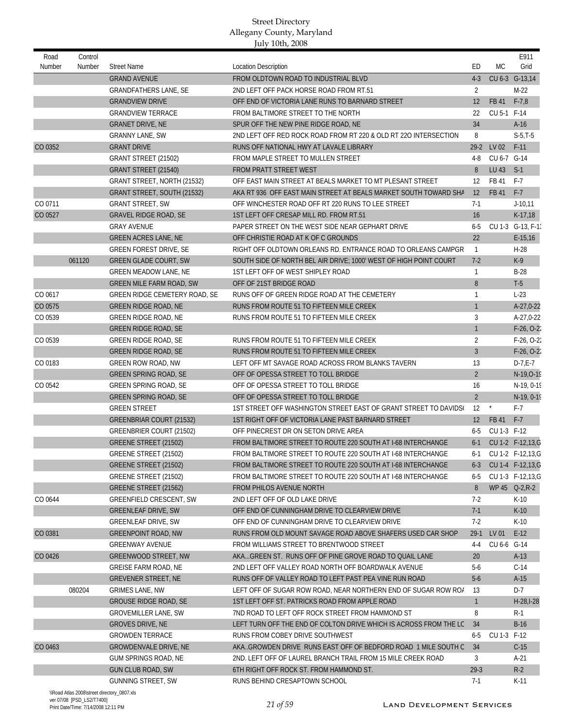# Street Directory
## Allegany County, Maryland
### July 10th, 2008

| Road Number | Control Number | Street Name | Location Description | ED | MC | E911 Grid |
|---|---|---|---|---|---|---|
| | | GRAND AVENUE | FROM OLDTOWN ROAD TO INDUSTRIAL BLVD | 4-3 | CU 6-3 | G-13,14 |
| | | GRANDFATHERS LANE, SE | 2ND LEFT OFF PACK HORSE ROAD FROM RT.51 | 2 | | M-22 |
| | | GRANDVIEW DRIVE | OFF END OF VICTORIA LANE RUNS TO BARNARD STREET | 12 | FB 41 | F-7,8 |
| | | GRANDVIEW TERRACE | FROM BALTIMORE STREET TO THE NORTH | 22 | CU 5-1 | F-14 |
| | | GRANET DRIVE, NE | SPUR OFF THE NEW PINE RIDGE ROAD, NE | 34 | | A-16 |
| | | GRANNY LANE, SW | 2ND LEFT OFF RED ROCK ROAD FROM RT 220 & OLD RT 22O INTERSECTION | 8 | | S-5,T-5 |
| CO 0352 | | GRANT DRIVE | RUNS OFF NATIONAL HWY AT LAVALE LIBRARY | 29-2 | LV 02 | F-11 |
| | | GRANT STREET (21502) | FROM MAPLE STREET TO MULLEN STREET | 4-8 | CU 6-7 | G-14 |
| | | GRANT STREET (21540) | FROM PRATT STREET WEST | 8 | LU 43 | S-1 |
| | | GRANT STREET, NORTH (21532) | OFF EAST MAIN STREET AT BEALS MARKET TO MT PLESANT STREET | 12 | FB 41 | F-7 |
| | | GRANT STREET, SOUTH (21532) | AKA RT 936 OFF EAST MAIN STREET AT BEALS MARKET SOUTH TOWARD SHA | 12 | FB 41 | F-7 |
| CO 0711 | | GRANT STREET, SW | OFF WINCHESTER ROAD OFF RT 220 RUNS TO LEE STREET | 7-1 | | J-10,11 |
| CO 0527 | | GRAVEL RIDGE ROAD, SE | 1ST LEFT OFF CRESAP MILL RD. FROM RT.51 | 16 | | K-17,18 |
| | | GRAY AVENUE | PAPER STREET ON THE WEST SIDE NEAR GEPHART DRIVE | 6-5 | CU 1-3 | G-13, F-1: |
| | | GREEN ACRES LANE, NE | OFF CHRISTIE ROAD AT K OF C GROUNDS | 22 | | E-15,16 |
| | | GREEN FOREST DRIVE, SE | RIGHT OFF OLDTOWN ORLEANS RD. ENTRANCE ROAD TO ORLEANS CAMPGR | 1 | | H-28 |
| | 061120 | GREEN GLADE COURT, SW | SOUTH SIDE OF NORTH BEL AIR DRIVE; 1000' WEST OF HIGH POINT COURT | 7-2 | | K-9 |
| | | GREEN MEADOW LANE, NE | 1ST LEFT OFF OF WEST SHIPLEY ROAD | 1 | | B-28 |
| | | GREEN MILE FARM ROAD, SW | OFF OF 21ST BRIDGE ROAD | 8 | | T-5 |
| CO 0617 | | GREEN RIDGE CEMETERY ROAD, SE | RUNS OFF OF GREEN RIDGE ROAD AT THE CEMETERY | 1 | | L-23 |
| CO 0575 | | GREEN RIDGE ROAD, NE | RUNS FROM ROUTE 51 TO FIFTEEN MILE CREEK | 1 | | A-27,0-22 |
| CO 0539 | | GREEN RIDGE ROAD, NE | RUNS FROM ROUTE 51 TO FIFTEEN MILE CREEK | 3 | | A-27,0-22 |
| | | GREEN RIDGE ROAD, SE | | 1 | | F-26, O-2: |
| CO 0539 | | GREEN RIDGE ROAD, SE | RUNS FROM ROUTE 51 TO FIFTEEN MILE CREEK | 2 | | F-26, O-2: |
| | | GREEN RIDGE ROAD, SE | RUNS FROM ROUTE 51 TO FIFTEEN MILE CREEK | 3 | | F-26, O-2: |
| CO 0183 | | GREEN ROW ROAD, NW | LEFT OFF MT SAVAGE ROAD ACROSS FROM BLANKS TAVERN | 13 | | D-7,E-7 |
| | | GREEN SPRING ROAD, SE | OFF OF OPESSA STREET TO TOLL BRIDGE | 2 | | N-19,O-1¢ |
| CO 0542 | | GREEN SPRING ROAD, SE | OFF OF OPESSA STREET TO TOLL BRIDGE | 16 | | N-19, 0-1¢ |
| | | GREEN SPRING ROAD, SE | OFF OF OPESSA STREET TO TOLL BRIDGE | 2 | | N-19, 0-1¢ |
| | | GREEN STREET | 1ST STREET OFF WASHINGTON STREET EAST OF GRANT STREET TO DAVIDS( | 12 | * | F-7 |
| | | GREENBRIAR COURT (21532) | 1ST RIGHT OFF OF VICTORIA LANE PAST BARNARD STREET | 12 | FB 41 | F-7 |
| | | GREENBRIER COURT (21502) | OFF PINECREST DR ON SETON DRIVE AREA | 6-5 | CU 1-3 | F-12 |
| | | GREENE STREET (21502) | FROM BALTIMORE STREET TO ROUTE 220 SOUTH AT I-68 INTERCHANGE | 6-1 | CU 1-2 | F-12,13,G |
| | | GREENE STREET (21502) | FROM BALTIMORE STREET TO ROUTE 220 SOUTH AT I-68 INTERCHANGE | 6-1 | CU 1-2 | F-12,13,G |
| | | GREENE STREET (21502) | FROM BALTIMORE STREET TO ROUTE 220 SOUTH AT I-68 INTERCHANGE | 6-3 | CU 1-4 | F-12,13,G |
| | | GREENE STREET (21502) | FROM BALTIMORE STREET TO ROUTE 220 SOUTH AT I-68 INTERCHANGE | 6-5 | CU 1-3 | F-12,13,G |
| | | GREENE STREET (21562) | FROM PHILOS AVENUE NORTH | 8 | WP 45 | Q-2,R-2 |
| CO 0644 | | GREENFIELD CRESCENT, SW | 2ND LEFT OFF OF OLD LAKE DRIVE | 7-2 | | K-10 |
| | | GREENLEAF DRIVE, SW | OFF END OF CUNNINGHAM DRIVE TO CLEARVIEW DRIVE | 7-1 | | K-10 |
| | | GREENLEAF DRIVE, SW | OFF END OF CUNNINGHAM DRIVE TO CLEARVIEW DRIVE | 7-2 | | K-10 |
| CO 0381 | | GREENPOINT ROAD, NW | RUNS FROM OLD MOUNT SAVAGE ROAD ABOVE SHAFERS USED CAR SHOP | 29-1 | LV 01 | E-12 |
| | | GREENWAY AVENUE | FROM WILLIAMS STREET TO BRENTWOOD STREET | 4-4 | CU 6-6 | G-14 |
| CO 0426 | | GREENWOOD STREET, NW | AKA...GREEN ST. RUNS OFF OF PINE GROVE ROAD TO QUAIL LANE | 20 | | A-13 |
| | | GREISE FARM ROAD, NE | 2ND LEFT OFF VALLEY ROAD NORTH OFF BOARDWALK AVENUE | 5-6 | | C-14 |
| | | GREVENER STREET, NE | RUNS OFF OF VALLEY ROAD TO LEFT PAST PEA VINE RUN ROAD | 5-6 | | A-15 |
| | 080204 | GRIMES LANE, NW | LEFT OFF OF SUGAR ROW ROAD, NEAR NORTHERN END OF SUGAR ROW RO/ | 13 | | D-7 |
| | | GROUSE RIDGE ROAD, SE | 1ST LEFT OFF ST. PATRICKS ROAD FROM APPLE ROAD | 1 | | H-28,I-28 |
| | | GROVEMILLER LANE, SW | 7ND ROAD TO LEFT OFF ROCK STREET FROM HAMMOND ST | 8 | | R-1 |
| | | GROVES DRIVE, NE | LEFT TURN OFF THE END OF COLTON DRIVE WHICH IS ACROSS FROM THE LC | 34 | | B-16 |
| | | GROWDEN TERRACE | RUNS FROM COBEY DRIVE SOUTHWEST | 6-5 | CU 1-3 | F-12 |
| CO 0463 | | GROWDENVALE DRIVE, NE | AKA..GROWDEN DRIVE RUNS EAST OFF OF BEDFORD ROAD 1 MILE SOUTH C | 34 | | C-15 |
| | | GUM SPRINGS ROAD, NE | 2ND. LEFT OFF OF LAUREL BRANCH TRAIL FROM 15 MILE CREEK ROAD | 3 | | A-21 |
| | | GUN CLUB ROAD, SW | 6TH RIGHT OFF ROCK ST. FROM HAMMOND ST. | 29-3 | | R-2 |
| | | GUNNING STREET, SW | RUNS BEHIND CRESAPTOWN SCHOOL | 7-1 | | K-11 |

\\Road Atlas 2008\street directory_0807.xls
ver 07/08 [PSD_LS2/T7400]
Print Date/Time: 7/14/2008 12:11 PM

Land Development Services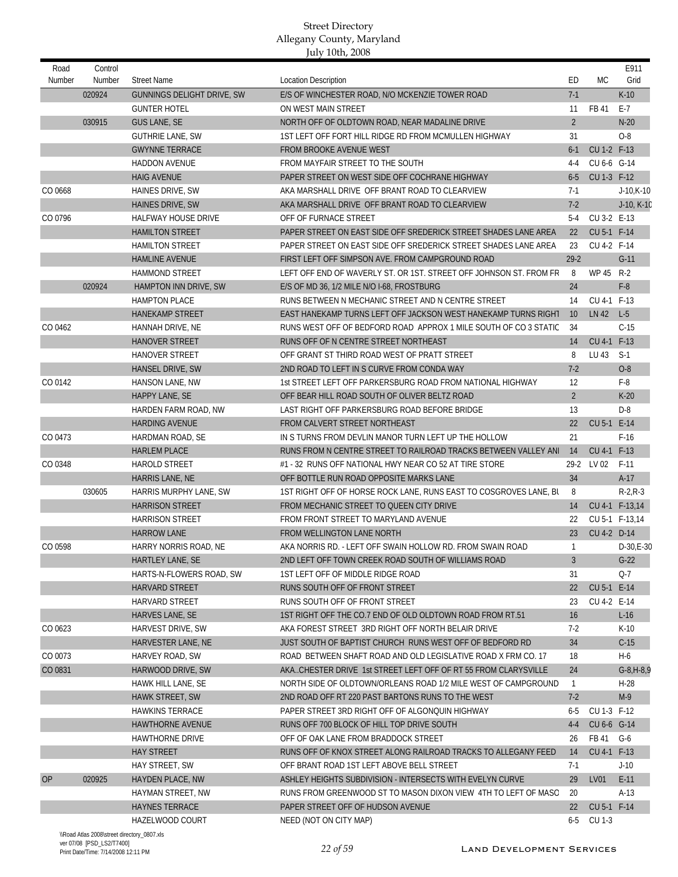# Street Directory
## Allegany County, Maryland
### July 10th, 2008

| Road Number | Control Number | Street Name | Location Description | ED | MC | E911 Grid |
|---|---|---|---|---|---|---|
| | 020924 | GUNNINGS DELIGHT DRIVE, SW | E/S OF WINCHESTER ROAD, N/O MCKENZIE TOWER ROAD | 7-1 | | K-10 |
| | | GUNTER HOTEL | ON WEST MAIN STREET | 11 | FB 41 | E-7 |
| | 030915 | GUS LANE, SE | NORTH OFF OF OLDTOWN ROAD, NEAR MADALINE DRIVE | 2 | | N-20 |
| | | GUTHRIE LANE, SW | 1ST LEFT OFF FORT HILL RIDGE RD FROM MCMULLEN HIGHWAY | 31 | | O-8 |
| | | GWYNNE TERRACE | FROM BROOKE AVENUE WEST | 6-1 | CU 1-2 | F-13 |
| | | HADDON AVENUE | FROM MAYFAIR STREET TO THE SOUTH | 4-4 | CU 6-6 | G-14 |
| | | HAIG AVENUE | PAPER STREET ON WEST SIDE OFF COCHRANE HIGHWAY | 6-5 | CU 1-3 | F-12 |
| CO 0668 | | HAINES DRIVE, SW | AKA MARSHALL DRIVE OFF BRANT ROAD TO CLEARVIEW | 7-1 | | J-10,K-10 |
| | | HAINES DRIVE, SW | AKA MARSHALL DRIVE OFF BRANT ROAD TO CLEARVIEW | 7-2 | | J-10, K-10 |
| CO 0796 | | HALFWAY HOUSE DRIVE | OFF OF FURNACE STREET | 5-4 | CU 3-2 | E-13 |
| | | HAMILTON STREET | PAPER STREET ON EAST SIDE OFF SREDERICK STREET SHADES LANE AREA | 22 | CU 5-1 | F-14 |
| | | HAMILTON STREET | PAPER STREET ON EAST SIDE OFF SREDERICK STREET SHADES LANE AREA | 23 | CU 4-2 | F-14 |
| | | HAMLINE AVENUE | FIRST LEFT OFF SIMPSON AVE. FROM CAMPGROUND ROAD | 29-2 | | G-11 |
| | | HAMMOND STREET | LEFT OFF END OF WAVERLY ST. OR 1ST. STREET OFF JOHNSON ST. FROM FR | 8 | WP 45 | R-2 |
| | 020924 | HAMPTON INN DRIVE, SW | E/S OF MD 36, 1/2 MILE N/O I-68, FROSTBURG | 24 | | F-8 |
| | | HAMPTON PLACE | RUNS BETWEEN N MECHANIC STREET AND N CENTRE STREET | 14 | CU 4-1 | F-13 |
| | | HANEKAMP STREET | EAST HANEKAMP TURNS LEFT OFF JACKSON WEST HANEKAMP TURNS RIGHT | 10 | LN 42 | L-5 |
| CO 0462 | | HANNAH DRIVE, NE | RUNS WEST OFF OF BEDFORD ROAD APPROX 1 MILE SOUTH OF CO 3 STATIC | 34 | | C-15 |
| | | HANOVER STREET | RUNS OFF OF N CENTRE STREET NORTHEAST | 14 | CU 4-1 | F-13 |
| | | HANOVER STREET | OFF GRANT ST THIRD ROAD WEST OF PRATT STREET | 8 | LU 43 | S-1 |
| | | HANSEL DRIVE, SW | 2ND ROAD TO LEFT IN S CURVE FROM CONDA WAY | 7-2 | | O-8 |
| CO 0142 | | HANSON LANE, NW | 1st STREET LEFT OFF PARKERSBURG ROAD FROM NATIONAL HIGHWAY | 12 | | F-8 |
| | | HAPPY LANE, SE | OFF BEAR HILL ROAD SOUTH OF OLIVER BELTZ ROAD | 2 | | K-20 |
| | | HARDEN FARM ROAD, NW | LAST RIGHT OFF PARKERSBURG ROAD BEFORE BRIDGE | 13 | | D-8 |
| | | HARDING AVENUE | FROM CALVERT STREET NORTHEAST | 22 | CU 5-1 | E-14 |
| CO 0473 | | HARDMAN ROAD, SE | IN S TURNS FROM DEVLIN MANOR TURN LEFT UP THE HOLLOW | 21 | | F-16 |
| | | HARLEM PLACE | RUNS FROM N CENTRE STREET TO RAILROAD TRACKS BETWEEN VALLEY ANI | 14 | CU 4-1 | F-13 |
| CO 0348 | | HAROLD STREET | #1 - 32 RUNS OFF NATIONAL HWY NEAR CO 52 AT TIRE STORE | 29-2 | LV 02 | F-11 |
| | | HARRIS LANE, NE | OFF BOTTLE RUN ROAD OPPOSITE MARKS LANE | 34 | | A-17 |
| | 030605 | HARRIS MURPHY LANE, SW | 1ST RIGHT OFF OF HORSE ROCK LANE, RUNS EAST TO COSGROVES LANE, BL | 8 | | R-2,R-3 |
| | | HARRISON STREET | FROM MECHANIC STREET TO QUEEN CITY DRIVE | 14 | CU 4-1 | F-13,14 |
| | | HARRISON STREET | FROM FRONT STREET TO MARYLAND AVENUE | 22 | CU 5-1 | F-13,14 |
| | | HARROW LANE | FROM WELLINGTON LANE NORTH | 23 | CU 4-2 | D-14 |
| CO 0598 | | HARRY NORRIS ROAD, NE | AKA NORRIS RD. - LEFT OFF SWAIN HOLLOW RD. FROM SWAIN ROAD | 1 | | D-30,E-30 |
| | | HARTLEY LANE, SE | 2ND LEFT OFF TOWN CREEK ROAD SOUTH OF WILLIAMS ROAD | 3 | | G-22 |
| | | HARTS-N-FLOWERS ROAD, SW | 1ST LEFT OFF OF MIDDLE RIDGE ROAD | 31 | | Q-7 |
| | | HARVARD STREET | RUNS SOUTH OFF OF FRONT STREET | 22 | CU 5-1 | E-14 |
| | | HARVARD STREET | RUNS SOUTH OFF OF FRONT STREET | 23 | CU 4-2 | E-14 |
| | | HARVES LANE, SE | 1ST RIGHT OFF THE CO.7 END OF OLD OLDTOWN ROAD FROM RT.51 | 16 | | L-16 |
| CO 0623 | | HARVEST DRIVE, SW | AKA FOREST STREET 3RD RIGHT OFF NORTH BELAIR DRIVE | 7-2 | | K-10 |
| | | HARVESTER LANE, NE | JUST SOUTH OF BAPTIST CHURCH RUNS WEST OFF OF BEDFORD RD | 34 | | C-15 |
| CO 0073 | | HARVEY ROAD, SW | ROAD BETWEEN SHAFT ROAD AND OLD LEGISLATIVE ROAD X FRM CO. 17 | 18 | | H-6 |
| CO 0831 | | HARWOOD DRIVE, SW | AKA..CHESTER DRIVE 1st STREET LEFT OFF OF RT 55 FROM CLARYSVILLE | 24 | | G-8,H-8,9 |
| | | HAWK HILL LANE, SE | NORTH SIDE OF OLDTOWN/ORLEANS ROAD 1/2 MILE WEST OF CAMPGROUND | 1 | | H-28 |
| | | HAWK STREET, SW | 2ND ROAD OFF RT 220 PAST BARTONS RUNS TO THE WEST | 7-2 | | M-9 |
| | | HAWKINS TERRACE | PAPER STREET 3RD RIGHT OFF OF ALGONQUIN HIGHWAY | 6-5 | CU 1-3 | F-12 |
| | | HAWTHORNE AVENUE | RUNS OFF 700 BLOCK OF HILL TOP DRIVE SOUTH | 4-4 | CU 6-6 | G-14 |
| | | HAWTHORNE DRIVE | OFF OF OAK LANE FROM BRADDOCK STREET | 26 | FB 41 | G-6 |
| | | HAY STREET | RUNS OFF OF KNOX STREET ALONG RAILROAD TRACKS TO ALLEGANY FEED | 14 | CU 4-1 | F-13 |
| | | HAY STREET, SW | OFF BRANT ROAD 1ST LEFT ABOVE BELL STREET | 7-1 | | J-10 |
| OP | 020925 | HAYDEN PLACE, NW | ASHLEY HEIGHTS SUBDIVISION - INTERSECTS WITH EVELYN CURVE | 29 | LV01 | E-11 |
| | | HAYMAN STREET, NW | RUNS FROM GREENWOOD ST TO MASON DIXON VIEW 4TH TO LEFT OF MASO | 20 | | A-13 |
| | | HAYNES TERRACE | PAPER STREET OFF OF HUDSON AVENUE | 22 | CU 5-1 | F-14 |
| | | HAZELWOOD COURT | NEED (NOT ON CITY MAP) | 6-5 | CU 1-3 | |

\\Road Atlas 2008\street directory_0807.xls
ver 07/08 [PSD_LS2/T7400]
Print Date/Time: 7/14/2008 12:11 PM

Land Development Services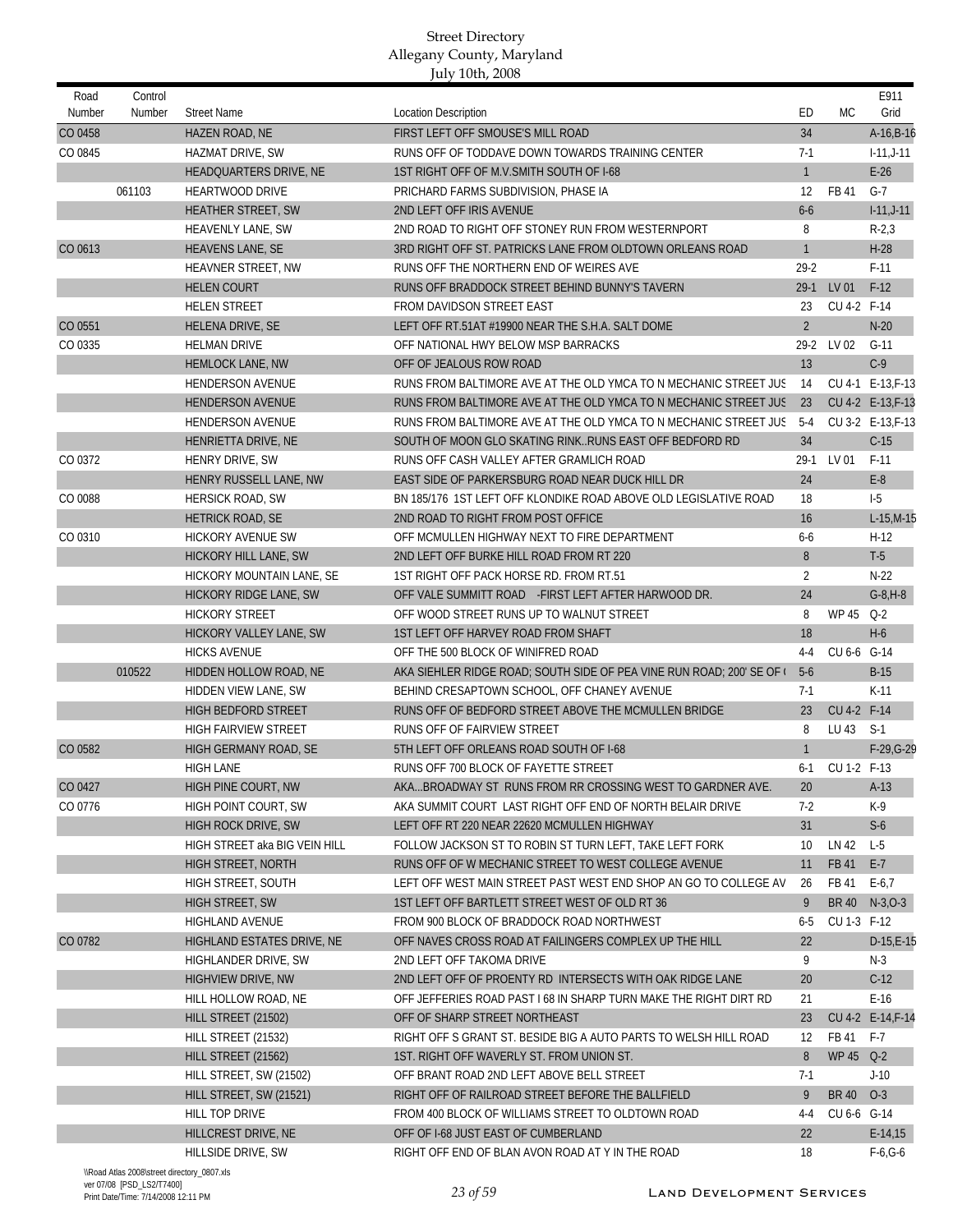# Street Directory
## Allegany County, Maryland
### July 10th, 2008

| Road Number | Control Number | Street Name | Location Description | ED | MC | E911 Grid |
|---|---|---|---|---|---|---|
| CO 0458 | | HAZEN ROAD, NE | FIRST LEFT OFF SMOUSE'S MILL ROAD | 34 | | A-16,B-16 |
| CO 0845 | | HAZMAT DRIVE, SW | RUNS OFF OF TODDAVE DOWN TOWARDS TRAINING CENTER | 7-1 | | I-11,J-11 |
| | | HEADQUARTERS DRIVE, NE | 1ST RIGHT OFF OF M.V.SMITH SOUTH OF I-68 | 1 | | E-26 |
| | 061103 | HEARTWOOD DRIVE | PRICHARD FARMS SUBDIVISION, PHASE IA | 12 | FB 41 | G-7 |
| | | HEATHER STREET, SW | 2ND LEFT OFF IRIS AVENUE | 6-6 | | I-11,J-11 |
| | | HEAVENLY LANE, SW | 2ND ROAD TO RIGHT OFF STONEY RUN FROM WESTERNPORT | 8 | | R-2,3 |
| CO 0613 | | HEAVENS LANE, SE | 3RD RIGHT OFF ST. PATRICKS LANE FROM OLDTOWN ORLEANS ROAD | 1 | | H-28 |
| | | HEAVNER STREET, NW | RUNS OFF THE NORTHERN END OF WEIRES AVE | 29-2 | | F-11 |
| | | HELEN COURT | RUNS OFF BRADDOCK STREET BEHIND BUNNY'S TAVERN | 29-1 | LV 01 | F-12 |
| | | HELEN STREET | FROM DAVIDSON STREET EAST | 23 | CU 4-2 | F-14 |
| CO 0551 | | HELENA DRIVE, SE | LEFT OFF RT.51AT #19900 NEAR THE S.H.A. SALT DOME | 2 | | N-20 |
| CO 0335 | | HELMAN DRIVE | OFF NATIONAL HWY BELOW MSP BARRACKS | 29-2 | LV 02 | G-11 |
| | | HEMLOCK LANE, NW | OFF OF JEALOUS ROW ROAD | 13 | | C-9 |
| | | HENDERSON AVENUE | RUNS FROM BALTIMORE AVE AT THE OLD YMCA TO N MECHANIC STREET JUS | 14 | CU 4-1 | E-13,F-13 |
| | | HENDERSON AVENUE | RUNS FROM BALTIMORE AVE AT THE OLD YMCA TO N MECHANIC STREET JUS | 23 | CU 4-2 | E-13,F-13 |
| | | HENDERSON AVENUE | RUNS FROM BALTIMORE AVE AT THE OLD YMCA TO N MECHANIC STREET JUS | 5-4 | CU 3-2 | E-13,F-13 |
| | | HENRIETTA DRIVE, NE | SOUTH OF MOON GLO SKATING RINK..RUNS EAST OFF BEDFORD RD | 34 | | C-15 |
| CO 0372 | | HENRY DRIVE, SW | RUNS OFF CASH VALLEY AFTER GRAMLICH ROAD | 29-1 | LV 01 | F-11 |
| | | HENRY RUSSELL LANE, NW | EAST SIDE OF PARKERSBURG ROAD NEAR DUCK HILL DR | 24 | | E-8 |
| CO 0088 | | HERSICK ROAD, SW | BN 185/176 1ST LEFT OFF KLONDIKE ROAD ABOVE OLD LEGISLATIVE ROAD | 18 | | I-5 |
| | | HETRICK ROAD, SE | 2ND ROAD TO RIGHT FROM POST OFFICE | 16 | | L-15,M-15 |
| CO 0310 | | HICKORY AVENUE SW | OFF MCMULLEN HIGHWAY NEXT TO FIRE DEPARTMENT | 6-6 | | H-12 |
| | | HICKORY HILL LANE, SW | 2ND LEFT OFF BURKE HILL ROAD FROM RT 220 | 8 | | T-5 |
| | | HICKORY MOUNTAIN LANE, SE | 1ST RIGHT OFF PACK HORSE RD. FROM RT.51 | 2 | | N-22 |
| | | HICKORY RIDGE LANE, SW | OFF VALE SUMMITT ROAD -FIRST LEFT AFTER HARWOOD DR. | 24 | | G-8,H-8 |
| | | HICKORY STREET | OFF WOOD STREET RUNS UP TO WALNUT STREET | 8 | WP 45 | Q-2 |
| | | HICKORY VALLEY LANE, SW | 1ST LEFT OFF HARVEY ROAD FROM SHAFT | 18 | | H-6 |
| | | HICKS AVENUE | OFF THE 500 BLOCK OF WINIFRED ROAD | 4-4 | CU 6-6 | G-14 |
| | 010522 | HIDDEN HOLLOW ROAD, NE | AKA SIEHLER RIDGE ROAD; SOUTH SIDE OF PEA VINE RUN ROAD; 200' SE OF ( | 5-6 | | B-15 |
| | | HIDDEN VIEW LANE, SW | BEHIND CRESAPTOWN SCHOOL, OFF CHANEY AVENUE | 7-1 | | K-11 |
| | | HIGH BEDFORD STREET | RUNS OFF OF BEDFORD STREET ABOVE THE MCMULLEN BRIDGE | 23 | CU 4-2 | F-14 |
| | | HIGH FAIRVIEW STREET | RUNS OFF OF FAIRVIEW STREET | 8 | LU 43 | S-1 |
| CO 0582 | | HIGH GERMANY ROAD, SE | 5TH LEFT OFF ORLEANS ROAD SOUTH OF I-68 | 1 | | F-29,G-29 |
| | | HIGH LANE | RUNS OFF 700 BLOCK OF FAYETTE STREET | 6-1 | CU 1-2 | F-13 |
| CO 0427 | | HIGH PINE COURT, NW | AKA...BROADWAY ST RUNS FROM RR CROSSING WEST TO GARDNER AVE. | 20 | | A-13 |
| CO 0776 | | HIGH POINT COURT, SW | AKA SUMMIT COURT LAST RIGHT OFF END OF NORTH BELAIR DRIVE | 7-2 | | K-9 |
| | | HIGH ROCK DRIVE, SW | LEFT OFF RT 220 NEAR 22620 MCMULLEN HIGHWAY | 31 | | S-6 |
| | | HIGH STREET aka BIG VEIN HILL | FOLLOW JACKSON ST TO ROBIN ST TURN LEFT, TAKE LEFT FORK | 10 | LN 42 | L-5 |
| | | HIGH STREET, NORTH | RUNS OFF OF W MECHANIC STREET TO WEST COLLEGE AVENUE | 11 | FB 41 | E-7 |
| | | HIGH STREET, SOUTH | LEFT OFF WEST MAIN STREET PAST WEST END SHOP AN GO TO COLLEGE AV | 26 | FB 41 | E-6,7 |
| | | HIGH STREET, SW | 1ST LEFT OFF BARTLETT STREET WEST OF OLD RT 36 | 9 | BR 40 | N-3,O-3 |
| | | HIGHLAND AVENUE | FROM 900 BLOCK OF BRADDOCK ROAD NORTHWEST | 6-5 | CU 1-3 | F-12 |
| CO 0782 | | HIGHLAND ESTATES DRIVE, NE | OFF NAVES CROSS ROAD AT FAILINGERS COMPLEX UP THE HILL | 22 | | D-15,E-15 |
| | | HIGHLANDER DRIVE, SW | 2ND LEFT OFF TAKOMA DRIVE | 9 | | N-3 |
| | | HIGHVIEW DRIVE, NW | 2ND LEFT OFF OF PROENTY RD INTERSECTS WITH OAK RIDGE LANE | 20 | | C-12 |
| | | HILL HOLLOW ROAD, NE | OFF JEFFERIES ROAD PAST I 68 IN SHARP TURN MAKE THE RIGHT DIRT RD | 21 | | E-16 |
| | | HILL STREET (21502) | OFF OF SHARP STREET NORTHEAST | 23 | CU 4-2 | E-14,F-14 |
| | | HILL STREET (21532) | RIGHT OFF S GRANT ST. BESIDE BIG A AUTO PARTS TO WELSH HILL ROAD | 12 | FB 41 | F-7 |
| | | HILL STREET (21562) | 1ST. RIGHT OFF WAVERLY ST. FROM UNION ST. | 8 | WP 45 | Q-2 |
| | | HILL STREET, SW (21502) | OFF BRANT ROAD 2ND LEFT ABOVE BELL STREET | 7-1 | | J-10 |
| | | HILL STREET, SW (21521) | RIGHT OFF OF RAILROAD STREET BEFORE THE BALLFIELD | 9 | BR 40 | O-3 |
| | | HILL TOP DRIVE | FROM 400 BLOCK OF WILLIAMS STREET TO OLDTOWN ROAD | 4-4 | CU 6-6 | G-14 |
| | | HILLCREST DRIVE, NE | OFF OF I-68 JUST EAST OF CUMBERLAND | 22 | | E-14,15 |
| | | HILLSIDE DRIVE, SW | RIGHT OFF END OF BLAN AVON ROAD AT Y IN THE ROAD | 18 | | F-6,G-6 |

\\Road Atlas 2008\street directory_0807.xls
ver 07/08 [PSD_LS2/T7400]
Print Date/Time: 7/14/2008 12:11 PM

Land Development Services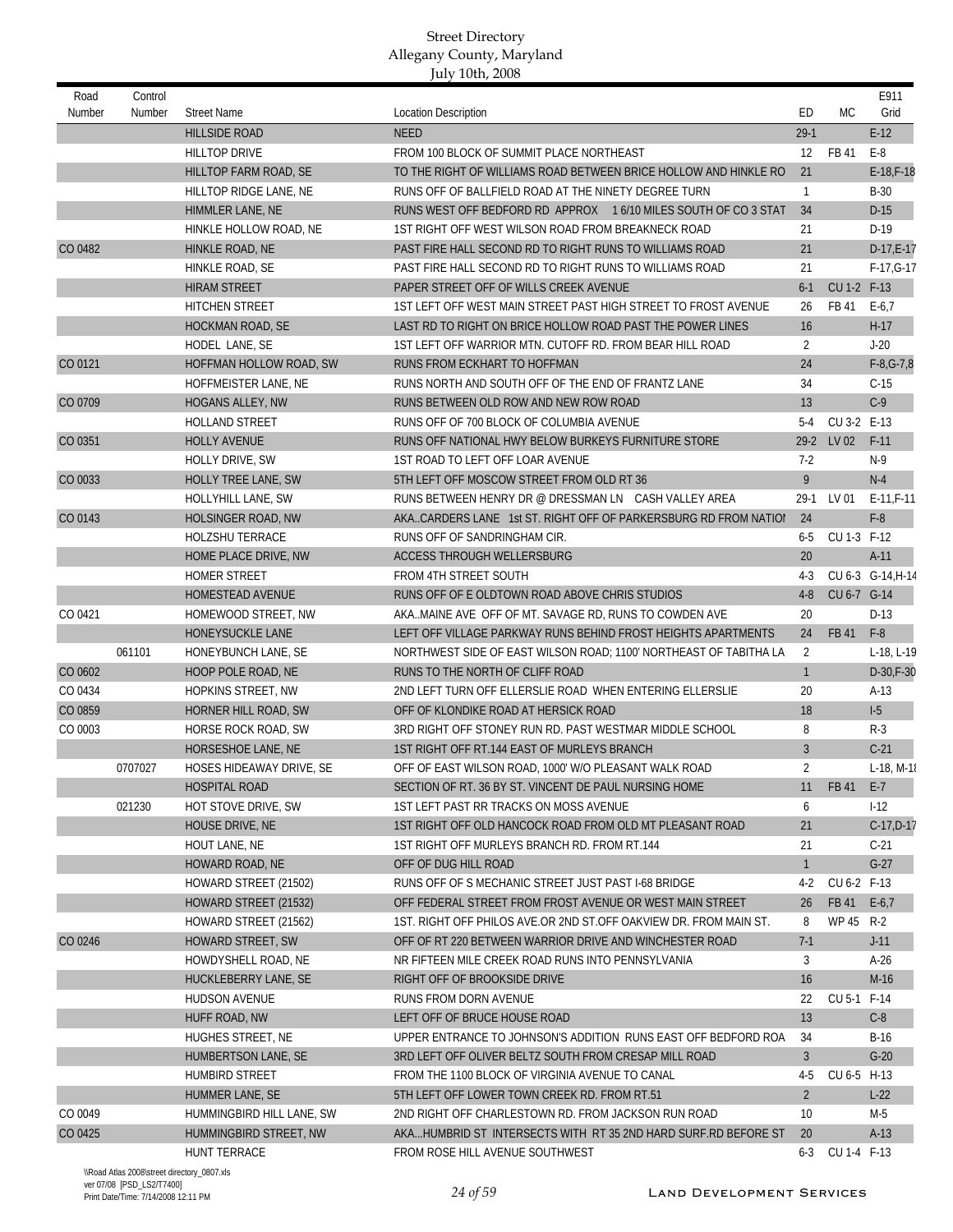# Street Directory
## Allegany County, Maryland
### July 10th, 2008

| Road Number | Control Number | Street Name | Location Description | ED | MC | E911 Grid |
|---|---|---|---|---|---|---|
| | | HILLSIDE ROAD | NEED | 29-1 | | E-12 |
| | | HILLTOP DRIVE | FROM 100 BLOCK OF SUMMIT PLACE NORTHEAST | 12 | FB 41 | E-8 |
| | | HILLTOP FARM ROAD, SE | TO THE RIGHT OF WILLIAMS ROAD BETWEEN BRICE HOLLOW AND HINKLE RO | 21 | | E-18,F-18 |
| | | HILLTOP RIDGE LANE, NE | RUNS OFF OF BALLFIELD ROAD AT THE NINETY DEGREE TURN | 1 | | B-30 |
| | | HIMMLER LANE, NE | RUNS WEST OFF BEDFORD RD APPROX 1 6/10 MILES SOUTH OF CO 3 STAT | 34 | | D-15 |
| | | HINKLE HOLLOW ROAD, NE | 1ST RIGHT OFF WEST WILSON ROAD FROM BREAKNECK ROAD | 21 | | D-19 |
| CO 0482 | | HINKLE ROAD, NE | PAST FIRE HALL SECOND RD TO RIGHT RUNS TO WILLIAMS ROAD | 21 | | D-17,E-17 |
| | | HINKLE ROAD, SE | PAST FIRE HALL SECOND RD TO RIGHT RUNS TO WILLIAMS ROAD | 21 | | F-17,G-17 |
| | | HIRAM STREET | PAPER STREET OFF OF WILLS CREEK AVENUE | 6-1 | CU 1-2 | F-13 |
| | | HITCHEN STREET | 1ST LEFT OFF WEST MAIN STREET PAST HIGH STREET TO FROST AVENUE | 26 | FB 41 | E-6,7 |
| | | HOCKMAN ROAD, SE | LAST RD TO RIGHT ON BRICE HOLLOW ROAD PAST THE POWER LINES | 16 | | H-17 |
| | | HODEL LANE, SE | 1ST LEFT OFF WARRIOR MTN. CUTOFF RD. FROM BEAR HILL ROAD | 2 | | J-20 |
| CO 0121 | | HOFFMAN HOLLOW ROAD, SW | RUNS FROM ECKHART TO HOFFMAN | 24 | | F-8,G-7,8 |
| | | HOFFMEISTER LANE, NE | RUNS NORTH AND SOUTH OFF OF THE END OF FRANTZ LANE | 34 | | C-15 |
| CO 0709 | | HOGANS ALLEY, NW | RUNS BETWEEN OLD ROW AND NEW ROW ROAD | 13 | | C-9 |
| | | HOLLAND STREET | RUNS OFF OF 700 BLOCK OF COLUMBIA AVENUE | 5-4 | CU 3-2 | E-13 |
| CO 0351 | | HOLLY AVENUE | RUNS OFF NATIONAL HWY BELOW BURKEYS FURNITURE STORE | 29-2 | LV 02 | F-11 |
| | | HOLLY DRIVE, SW | 1ST ROAD TO LEFT OFF LOAR AVENUE | 7-2 | | N-9 |
| CO 0033 | | HOLLY TREE LANE, SW | 5TH LEFT OFF MOSCOW STREET FROM OLD RT 36 | 9 | | N-4 |
| | | HOLLYHILL LANE, SW | RUNS BETWEEN HENRY DR @ DRESSMAN LN CASH VALLEY AREA | 29-1 | LV 01 | E-11,F-11 |
| CO 0143 | | HOLSINGER ROAD, NW | AKA..CARDERS LANE 1st ST. RIGHT OFF OF PARKERSBURG RD FROM NATIOI | 24 | | F-8 |
| | | HOLZSHU TERRACE | RUNS OFF OF SANDRINGHAM CIR. | 6-5 | CU 1-3 | F-12 |
| | | HOME PLACE DRIVE, NW | ACCESS THROUGH WELLERSBURG | 20 | | A-11 |
| | | HOMER STREET | FROM 4TH STREET SOUTH | 4-3 | CU 6-3 | G-14,H-14 |
| | | HOMESTEAD AVENUE | RUNS OFF OF E OLDTOWN ROAD ABOVE CHRIS STUDIOS | 4-8 | CU 6-7 | G-14 |
| CO 0421 | | HOMEWOOD STREET, NW | AKA..MAINE AVE OFF OF MT. SAVAGE RD, RUNS TO COWDEN AVE | 20 | | D-13 |
| | | HONEYSUCKLE LANE | LEFT OFF VILLAGE PARKWAY RUNS BEHIND FROST HEIGHTS APARTMENTS | 24 | FB 41 | F-8 |
| | 061101 | HONEYBUNCH LANE, SE | NORTHWEST SIDE OF EAST WILSON ROAD; 1100' NORTHEAST OF TABITHA LA | 2 | | L-18, L-19 |
| CO 0602 | | HOOP POLE ROAD, NE | RUNS TO THE NORTH OF CLIFF ROAD | 1 | | D-30,F-30 |
| CO 0434 | | HOPKINS STREET, NW | 2ND LEFT TURN OFF ELLERSLIE ROAD WHEN ENTERING ELLERSLIE | 20 | | A-13 |
| CO 0859 | | HORNER HILL ROAD, SW | OFF OF KLONDIKE ROAD AT HERSICK ROAD | 18 | | I-5 |
| CO 0003 | | HORSE ROCK ROAD, SW | 3RD RIGHT OFF STONEY RUN RD. PAST WESTMAR MIDDLE SCHOOL | 8 | | R-3 |
| | | HORSESHOE LANE, NE | 1ST RIGHT OFF RT.144 EAST OF MURLEYS BRANCH | 3 | | C-21 |
| | 0707027 | HOSES HIDEAWAY DRIVE, SE | OFF OF EAST WILSON ROAD, 1000' W/O PLEASANT WALK ROAD | 2 | | L-18, M-18 |
| | | HOSPITAL ROAD | SECTION OF RT. 36 BY ST. VINCENT DE PAUL NURSING HOME | 11 | FB 41 | E-7 |
| | 021230 | HOT STOVE DRIVE, SW | 1ST LEFT PAST RR TRACKS ON MOSS AVENUE | 6 | | I-12 |
| | | HOUSE DRIVE, NE | 1ST RIGHT OFF OLD HANCOCK ROAD FROM OLD MT PLEASANT ROAD | 21 | | C-17,D-17 |
| | | HOUT LANE, NE | 1ST RIGHT OFF MURLEYS BRANCH RD. FROM RT.144 | 21 | | C-21 |
| | | HOWARD ROAD, NE | OFF OF DUG HILL ROAD | 1 | | G-27 |
| | | HOWARD STREET (21502) | RUNS OFF OF S MECHANIC STREET JUST PAST I-68 BRIDGE | 4-2 | CU 6-2 | F-13 |
| | | HOWARD STREET (21532) | OFF FEDERAL STREET FROM FROST AVENUE OR WEST MAIN STREET | 26 | FB 41 | E-6,7 |
| | | HOWARD STREET (21562) | 1ST. RIGHT OFF PHILOS AVE.OR 2ND ST.OFF OAKVIEW DR. FROM MAIN ST. | 8 | WP 45 | R-2 |
| CO 0246 | | HOWARD STREET, SW | OFF OF RT 220 BETWEEN WARRIOR DRIVE AND WINCHESTER ROAD | 7-1 | | J-11 |
| | | HOWDYSHELL ROAD, NE | NR FIFTEEN MILE CREEK ROAD RUNS INTO PENNSYLVANIA | 3 | | A-26 |
| | | HUCKLEBERRY LANE, SE | RIGHT OFF OF BROOKSIDE DRIVE | 16 | | M-16 |
| | | HUDSON AVENUE | RUNS FROM DORN AVENUE | 22 | CU 5-1 | F-14 |
| | | HUFF ROAD, NW | LEFT OFF OF BRUCE HOUSE ROAD | 13 | | C-8 |
| | | HUGHES STREET, NE | UPPER ENTRANCE TO JOHNSON'S ADDITION RUNS EAST OFF BEDFORD ROA | 34 | | B-16 |
| | | HUMBERTSON LANE, SE | 3RD LEFT OFF OLIVER BELTZ SOUTH FROM CRESAP MILL ROAD | 3 | | G-20 |
| | | HUMBIRD STREET | FROM THE 1100 BLOCK OF VIRGINIA AVENUE TO CANAL | 4-5 | CU 6-5 | H-13 |
| | | HUMMER LANE, SE | 5TH LEFT OFF LOWER TOWN CREEK RD. FROM RT.51 | 2 | | L-22 |
| CO 0049 | | HUMMINGBIRD HILL LANE, SW | 2ND RIGHT OFF CHARLESTOWN RD. FROM JACKSON RUN ROAD | 10 | | M-5 |
| CO 0425 | | HUMMINGBIRD STREET, NW | AKA...HUMBRID ST INTERSECTS WITH RT 35 2ND HARD SURF.RD BEFORE ST | 20 | | A-13 |
| | | HUNT TERRACE | FROM ROSE HILL AVENUE SOUTHWEST | 6-3 | CU 1-4 | F-13 |

\\Road Atlas 2008\street directory_0807.xls
ver 07/08 [PSD_LS2/T7400]
Print Date/Time: 7/14/2008 12:11 PM

Land Development Services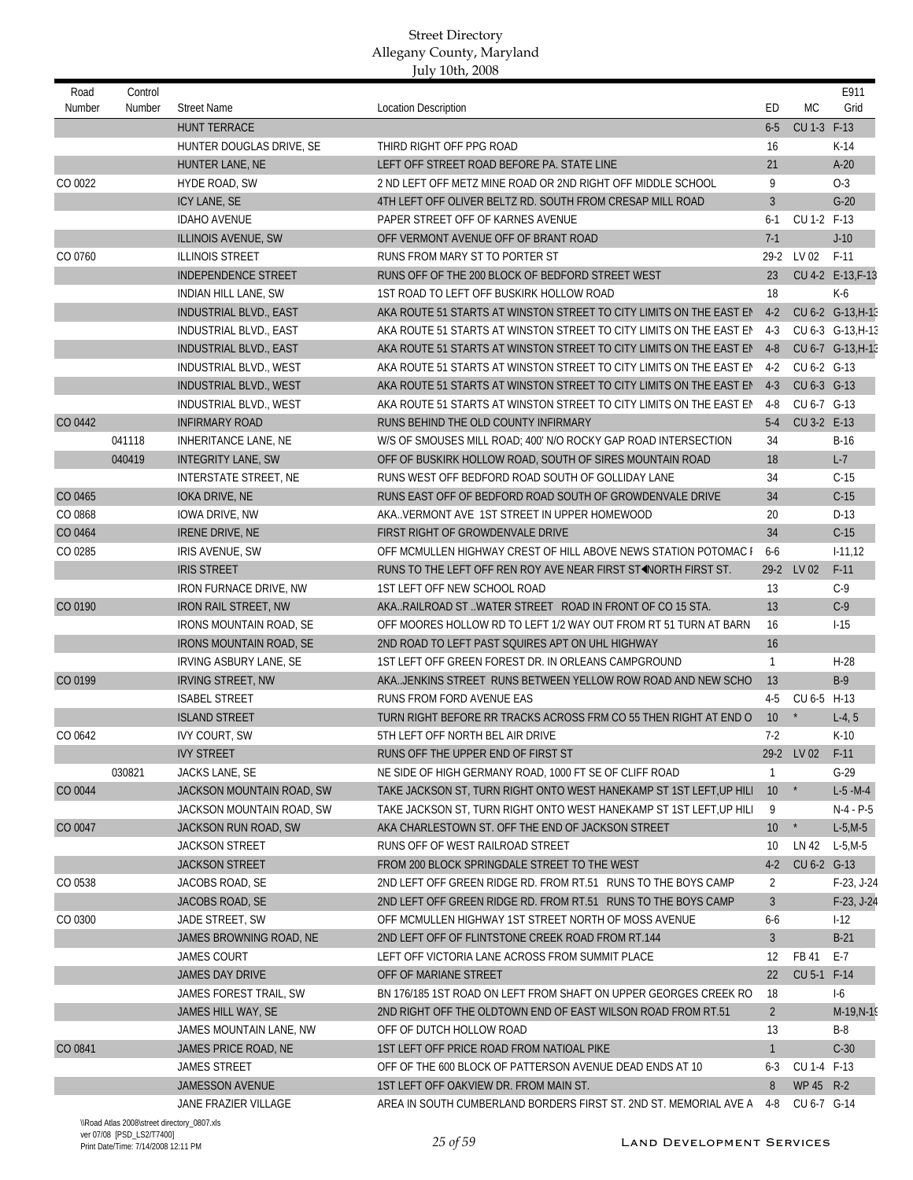Street Directory
Allegany County, Maryland
July 10th, 2008

| Road Number | Control Number | Street Name | Location Description | ED | MC | E911 Grid |
|---|---|---|---|---|---|---|
| | | HUNT TERRACE | | 6-5 | CU 1-3 | F-13 |
| | | HUNTER DOUGLAS DRIVE, SE | THIRD RIGHT OFF PPG ROAD | 16 | | K-14 |
| | | HUNTER LANE, NE | LEFT OFF STREET ROAD BEFORE PA. STATE LINE | 21 | | A-20 |
| CO 0022 | | HYDE ROAD, SW | 2 ND LEFT OFF METZ MINE ROAD OR 2ND RIGHT OFF MIDDLE SCHOOL | 9 | | O-3 |
| | | ICY LANE, SE | 4TH LEFT OFF OLIVER BELTZ RD. SOUTH FROM CRESAP MILL ROAD | 3 | | G-20 |
| | | IDAHO AVENUE | PAPER STREET OFF OF KARNES AVENUE | 6-1 | CU 1-2 | F-13 |
| | | ILLINOIS AVENUE, SW | OFF VERMONT AVENUE OFF OF BRANT ROAD | 7-1 | | J-10 |
| CO 0760 | | ILLINOIS STREET | RUNS FROM MARY ST TO PORTER ST | 29-2 | LV 02 | F-11 |
| | | INDEPENDENCE STREET | RUNS OFF OF THE 200 BLOCK OF BEDFORD STREET WEST | 23 | CU 4-2 | E-13,F-13 |
| | | INDIAN HILL LANE, SW | 1ST ROAD TO LEFT OFF BUSKIRK HOLLOW ROAD | 18 | | K-6 |
| | | INDUSTRIAL BLVD., EAST | AKA ROUTE 51 STARTS AT WINSTON STREET TO CITY LIMITS ON THE EAST EN | 4-2 | CU 6-2 | G-13,H-13 |
| | | INDUSTRIAL BLVD., EAST | AKA ROUTE 51 STARTS AT WINSTON STREET TO CITY LIMITS ON THE EAST EN | 4-3 | CU 6-3 | G-13,H-13 |
| | | INDUSTRIAL BLVD., EAST | AKA ROUTE 51 STARTS AT WINSTON STREET TO CITY LIMITS ON THE EAST EN | 4-8 | CU 6-7 | G-13,H-13 |
| | | INDUSTRIAL BLVD., WEST | AKA ROUTE 51 STARTS AT WINSTON STREET TO CITY LIMITS ON THE EAST EN | 4-2 | CU 6-2 | G-13 |
| | | INDUSTRIAL BLVD., WEST | AKA ROUTE 51 STARTS AT WINSTON STREET TO CITY LIMITS ON THE EAST EN | 4-3 | CU 6-3 | G-13 |
| | | INDUSTRIAL BLVD., WEST | AKA ROUTE 51 STARTS AT WINSTON STREET TO CITY LIMITS ON THE EAST EN | 4-8 | CU 6-7 | G-13 |
| CO 0442 | | INFIRMARY ROAD | RUNS BEHIND THE OLD COUNTY INFIRMARY | 5-4 | CU 3-2 | E-13 |
| | 041118 | INHERITANCE LANE, NE | W/S OF SMOUSES MILL ROAD; 400' N/O ROCKY GAP ROAD INTERSECTION | 34 | | B-16 |
| | 040419 | INTEGRITY LANE, SW | OFF OF BUSKIRK HOLLOW ROAD, SOUTH OF SIRES MOUNTAIN ROAD | 18 | | L-7 |
| | | INTERSTATE STREET, NE | RUNS WEST OFF BEDFORD ROAD SOUTH OF GOLLIDAY LANE | 34 | | C-15 |
| CO 0465 | | IOKA DRIVE, NE | RUNS EAST OFF OF BEDFORD ROAD SOUTH OF GROWDENVALE DRIVE | 34 | | C-15 |
| CO 0868 | | IOWA DRIVE, NW | AKA..VERMONT AVE 1ST STREET IN UPPER HOMEWOOD | 20 | | D-13 |
| CO 0464 | | IRENE DRIVE, NE | FIRST RIGHT OF GROWDENVALE DRIVE | 34 | | C-15 |
| CO 0285 | | IRIS AVENUE, SW | OFF MCMULLEN HIGHWAY CREST OF HILL ABOVE NEWS STATION POTOMAC I | 6-6 | | I-11,12 |
| | | IRIS STREET | RUNS TO THE LEFT OFF REN ROY AVE NEAR FIRST ST◀NORTH FIRST ST. | 29-2 | LV 02 | F-11 |
| | | IRON FURNACE DRIVE, NW | 1ST LEFT OFF NEW SCHOOL ROAD | 13 | | C-9 |
| CO 0190 | | IRON RAIL STREET, NW | AKA..RAILROAD ST ..WATER STREET ROAD IN FRONT OF CO 15 STA. | 13 | | C-9 |
| | | IRONS MOUNTAIN ROAD, SE | OFF MOORES HOLLOW RD TO LEFT 1/2 WAY OUT FROM RT 51 TURN AT BARN | 16 | | I-15 |
| | | IRONS MOUNTAIN ROAD, SE | 2ND ROAD TO LEFT PAST SQUIRES APT ON UHL HIGHWAY | 16 | | |
| | | IRVING ASBURY LANE, SE | 1ST LEFT OFF GREEN FOREST DR. IN ORLEANS CAMPGROUND | 1 | | H-28 |
| CO 0199 | | IRVING STREET, NW | AKA..JENKINS STREET RUNS BETWEEN YELLOW ROW ROAD AND NEW SCHO | 13 | | B-9 |
| | | ISABEL STREET | RUNS FROM FORD AVENUE EAS | 4-5 | CU 6-5 | H-13 |
| | | ISLAND STREET | TURN RIGHT BEFORE RR TRACKS ACROSS FRM CO 55 THEN RIGHT AT END O | 10 | * | L-4, 5 |
| CO 0642 | | IVY COURT, SW | 5TH LEFT OFF NORTH BEL AIR DRIVE | 7-2 | | K-10 |
| | | IVY STREET | RUNS OFF THE UPPER END OF FIRST ST | 29-2 | LV 02 | F-11 |
| | 030821 | JACKS LANE, SE | NE SIDE OF HIGH GERMANY ROAD, 1000 FT SE OF CLIFF ROAD | 1 | | G-29 |
| CO 0044 | | JACKSON MOUNTAIN ROAD, SW | TAKE JACKSON ST, TURN RIGHT ONTO WEST HANEKAMP ST 1ST LEFT,UP HILI | 10 | * | L-5 -M-4 |
| | | JACKSON MOUNTAIN ROAD, SW | TAKE JACKSON ST, TURN RIGHT ONTO WEST HANEKAMP ST 1ST LEFT,UP HILI | 9 | | N-4 - P-5 |
| CO 0047 | | JACKSON RUN ROAD, SW | AKA CHARLESTOWN ST. OFF THE END OF JACKSON STREET | 10 | * | L-5,M-5 |
| | | JACKSON STREET | RUNS OFF OF WEST RAILROAD STREET | 10 | LN 42 | L-5,M-5 |
| | | JACKSON STREET | FROM 200 BLOCK SPRINGDALE STREET TO THE WEST | 4-2 | CU 6-2 | G-13 |
| CO 0538 | | JACOBS ROAD, SE | 2ND LEFT OFF GREEN RIDGE RD. FROM RT.51 RUNS TO THE BOYS CAMP | 2 | | F-23, J-24 |
| | | JACOBS ROAD, SE | 2ND LEFT OFF GREEN RIDGE RD. FROM RT.51 RUNS TO THE BOYS CAMP | 3 | | F-23, J-24 |
| CO 0300 | | JADE STREET, SW | OFF MCMULLEN HIGHWAY 1ST STREET NORTH OF MOSS AVENUE | 6-6 | | I-12 |
| | | JAMES BROWNING ROAD, NE | 2ND LEFT OFF OF FLINTSTONE CREEK ROAD FROM RT.144 | 3 | | B-21 |
| | | JAMES COURT | LEFT OFF VICTORIA LANE ACROSS FROM SUMMIT PLACE | 12 | FB 41 | E-7 |
| | | JAMES DAY DRIVE | OFF OF MARIANE STREET | 22 | CU 5-1 | F-14 |
| | | JAMES FOREST TRAIL, SW | BN 176/185 1ST ROAD ON LEFT FROM SHAFT ON UPPER GEORGES CREEK RO | 18 | | I-6 |
| | | JAMES HILL WAY, SE | 2ND RIGHT OFF THE OLDTOWN END OF EAST WILSON ROAD FROM RT.51 | 2 | | M-19,N-19 |
| | | JAMES MOUNTAIN LANE, NW | OFF OF DUTCH HOLLOW ROAD | 13 | | B-8 |
| CO 0841 | | JAMES PRICE ROAD, NE | 1ST LEFT OFF PRICE ROAD FROM NATIOAL PIKE | 1 | | C-30 |
| | | JAMES STREET | OFF OF THE 600 BLOCK OF PATTERSON AVENUE DEAD ENDS AT 10 | 6-3 | CU 1-4 | F-13 |
| | | JAMESSON AVENUE | 1ST LEFT OFF OAKVIEW DR. FROM MAIN ST. | 8 | WP 45 | R-2 |
| | | JANE FRAZIER VILLAGE | AREA IN SOUTH CUMBERLAND BORDERS FIRST ST. 2ND ST. MEMORIAL AVE A | 4-8 | CU 6-7 | G-14 |

\\Road Atlas 2008\street directory_0807.xls
ver 07/08 [PSD_LS2/T7400]
Print Date/Time: 7/14/2008 12:11 PM

Land Development Services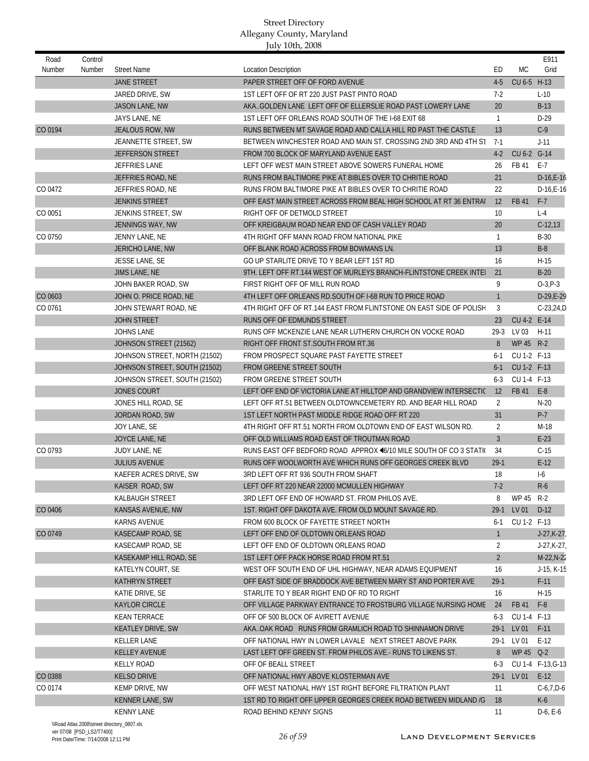# Street Directory
## Allegany County, Maryland
### July 10th, 2008

| Road Number | Control Number | Street Name | Location Description | ED | MC | E911 Grid |
|---|---|---|---|---|---|---|
| | | JANE STREET | PAPER STREET OFF OF FORD AVENUE | 4-5 | CU 6-5 | H-13 |
| | | JARED DRIVE, SW | 1ST LEFT OFF OF RT 220 JUST PAST PINTO ROAD | 7-2 | | L-10 |
| | | JASON LANE, NW | AKA..GOLDEN LANE LEFT OFF OF ELLERSLIE ROAD PAST LOWERY LANE | 20 | | B-13 |
| | | JAYS LANE, NE | 1ST LEFT OFF ORLEANS ROAD SOUTH OF THE I-68 EXIT 68 | 1 | | D-29 |
| CO 0194 | | JEALOUS ROW, NW | RUNS BETWEEN MT SAVAGE ROAD AND CALLA HILL RD PAST THE CASTLE | 13 | | C-9 |
| | | JEANNETTE STREET, SW | BETWEEN WINCHESTER ROAD AND MAIN ST. CROSSING 2ND 3RD AND 4TH ST | 7-1 | | J-11 |
| | | JEFFERSON STREET | FROM 700 BLOCK OF MARYLAND AVENUE EAST | 4-2 | CU 6-2 | G-14 |
| | | JEFFRIES LANE | LEFT OFF WEST MAIN STREET ABOVE SOWERS FUNERAL HOME | 26 | FB 41 | E-7 |
| | | JEFFRIES ROAD, NE | RUNS FROM BALTIMORE PIKE AT BIBLES OVER TO CHRITIE ROAD | 21 | | D-16,E-16 |
| CO 0472 | | JEFFRIES ROAD, NE | RUNS FROM BALTIMORE PIKE AT BIBLES OVER TO CHRITIE ROAD | 22 | | D-16,E-16 |
| | | JENKINS STREET | OFF EAST MAIN STREET ACROSS FROM BEAL HIGH SCHOOL AT RT 36 ENTRAI | 12 | FB 41 | F-7 |
| CO 0051 | | JENKINS STREET, SW | RIGHT OFF OF DETMOLD STREET | 10 | | L-4 |
| | | JENNINGS WAY, NW | OFF KREIGBAUM ROAD NEAR END OF CASH VALLEY ROAD | 20 | | C-12,13 |
| CO 0750 | | JENNY LANE, NE | 4TH RIGHT OFF MANN ROAD FROM NATIONAL PIKE | 1 | | B-30 |
| | | JERICHO LANE, NW | OFF BLANK ROAD ACROSS FROM BOWMANS LN. | 13 | | B-8 |
| | | JESSE LANE, SE | GO UP STARLITE DRIVE TO Y BEAR LEFT 1ST RD | 16 | | H-15 |
| | | JIMS LANE, NE | 9TH. LEFT OFF RT.144 WEST OF MURLEYS BRANCH-FLINTSTONE CREEK INTEI | 21 | | B-20 |
| | | JOHN BAKER ROAD, SW | FIRST RIGHT OFF OF MILL RUN ROAD | 9 | | O-3,P-3 |
| CO 0603 | | JOHN O. PRICE ROAD, NE | 4TH LEFT OFF ORLEANS RD.SOUTH OF I-68 RUN TO PRICE ROAD | 1 | | D-29,E-29 |
| CO 0761 | | JOHN STEWART ROAD, NE | 4TH RIGHT OFF OF RT.144 EAST FROM FLINTSTONE ON EAST SIDE OF POLISH | 3 | | C-23,24,D |
| | | JOHN STREET | RUNS OFF OF EDMUNDS STREET | 23 | CU 4-2 | E-14 |
| | | JOHNS LANE | RUNS OFF MCKENZIE LANE NEAR LUTHERN CHURCH ON VOCKE ROAD | 29-3 | LV 03 | H-11 |
| | | JOHNSON STREET (21562) | RIGHT OFF FRONT ST.SOUTH FROM RT.36 | 8 | WP 45 | R-2 |
| | | JOHNSON STREET, NORTH (21502) | FROM PROSPECT SQUARE PAST FAYETTE STREET | 6-1 | CU 1-2 | F-13 |
| | | JOHNSON STREET, SOUTH (21502) | FROM GREENE STREET SOUTH | 6-1 | CU 1-2 | F-13 |
| | | JOHNSON STREET, SOUTH (21502) | FROM GREENE STREET SOUTH | 6-3 | CU 1-4 | F-13 |
| | | JONES COURT | LEFT OFF END OF VICTORIA LANE AT HILLTOP AND GRANDVIEW INTERSECTIC | 12 | FB 41 | E-8 |
| | | JONES HILL ROAD, SE | LEFT OFF RT.51 BETWEEN OLDTOWNCEMETERY RD. AND BEAR HILL ROAD | 2 | | N-20 |
| | | JORDAN ROAD, SW | 1ST LEFT NORTH PAST MIDDLE RIDGE ROAD OFF RT 220 | 31 | | P-7 |
| | | JOY LANE, SE | 4TH RIGHT OFF RT.51 NORTH FROM OLDTOWN END OF EAST WILSON RD. | 2 | | M-18 |
| | | JOYCE LANE, NE | OFF OLD WILLIAMS ROAD EAST OF TROUTMAN ROAD | 3 | | E-23 |
| CO 0793 | | JUDY LANE, NE | RUNS EAST OFF BEDFORD ROAD APPROX ◀6/10 MILE SOUTH OF CO 3 STATI( | 34 | | C-15 |
| | | JULIUS AVENUE | RUNS OFF WOOLWORTH AVE WHICH RUNS OFF GEORGES CREEK BLVD | 29-1 | | E-12 |
| | | KAEFER ACRES DRIVE, SW | 3RD LEFT OFF RT 936 SOUTH FROM SHAFT | 18 | | I-6 |
| | | KAISER ROAD, SW | LEFT OFF RT 220 NEAR 22000 MCMULLEN HIGHWAY | 7-2 | | R-6 |
| | | KALBAUGH STREET | 3RD LEFT OFF END OF HOWARD ST. FROM PHILOS AVE. | 8 | WP 45 | R-2 |
| CO 0406 | | KANSAS AVENUE, NW | 1ST. RIGHT OFF DAKOTA AVE. FROM OLD MOUNT SAVAGE RD. | 29-1 | LV 01 | D-12 |
| | | KARNS AVENUE | FROM 600 BLOCK OF FAYETTE STREET NORTH | 6-1 | CU 1-2 | F-13 |
| CO 0749 | | KASECAMP ROAD, SE | LEFT OFF END OF OLDTOWN ORLEANS ROAD | 1 | | J-27,K-27, |
| | | KASECAMP ROAD, SE | LEFT OFF END OF OLDTOWN ORLEANS ROAD | 2 | | J-27,K-27, |
| | | KASEKAMP HILL ROAD, SE | 1ST LEFT OFF PACK HORSE ROAD FROM RT.51 | 2 | | M-22,N-22 |
| | | KATELYN COURT, SE | WEST OFF SOUTH END OF UHL HIGHWAY, NEAR ADAMS EQUIPMENT | 16 | | J-15, K-15 |
| | | KATHRYN STREET | OFF EAST SIDE OF BRADDOCK AVE BETWEEN MARY ST AND PORTER AVE | 29-1 | | F-11 |
| | | KATIE DRIVE, SE | STARLITE TO Y BEAR RIGHT END OF RD TO RIGHT | 16 | | H-15 |
| | | KAYLOR CIRCLE | OFF VILLAGE PARKWAY ENTRANCE TO FROSTBURG VILLAGE NURSING HOME | 24 | FB 41 | F-8 |
| | | KEAN TERRACE | OFF OF 500 BLOCK OF AVIRETT AVENUE | 6-3 | CU 1-4 | F-13 |
| | | KEATLEY DRIVE, SW | AKA..OAK ROAD RUNS FROM GRAMLICH ROAD TO SHINNAMON DRIVE | 29-1 | LV 01 | F-11 |
| | | KELLER LANE | OFF NATIONAL HWY IN LOWER LAVALE NEXT STREET ABOVE PARK | 29-1 | LV 01 | E-12 |
| | | KELLEY AVENUE | LAST LEFT OFF GREEN ST. FROM PHILOS AVE.- RUNS TO LIKENS ST. | 8 | WP 45 | Q-2 |
| | | KELLY ROAD | OFF OF BEALL STREET | 6-3 | CU 1-4 | F-13,G-13 |
| CO 0388 | | KELSO DRIVE | OFF NATIONAL HWY ABOVE KLOSTERMAN AVE | 29-1 | LV 01 | E-12 |
| CO 0174 | | KEMP DRIVE, NW | OFF WEST NATIONAL HWY 1ST RIGHT BEFORE FILTRATION PLANT | 11 | | C-6,7,D-6 |
| | | KENNER LANE, SW | 1ST RD TO RIGHT OFF UPPER GEORGES CREEK ROAD BETWEEN MIDLAND /G | 18 | | K-6 |
| | | KENNY LANE | ROAD BEHIND KENNY SIGNS | 11 | | D-6, E-6 |

\\Road Atlas 2008\street directory_0807.xls
ver 07/08 [PSD_LS2/T7400]
Print Date/Time: 7/14/2008 12:11 PM

Land Development Services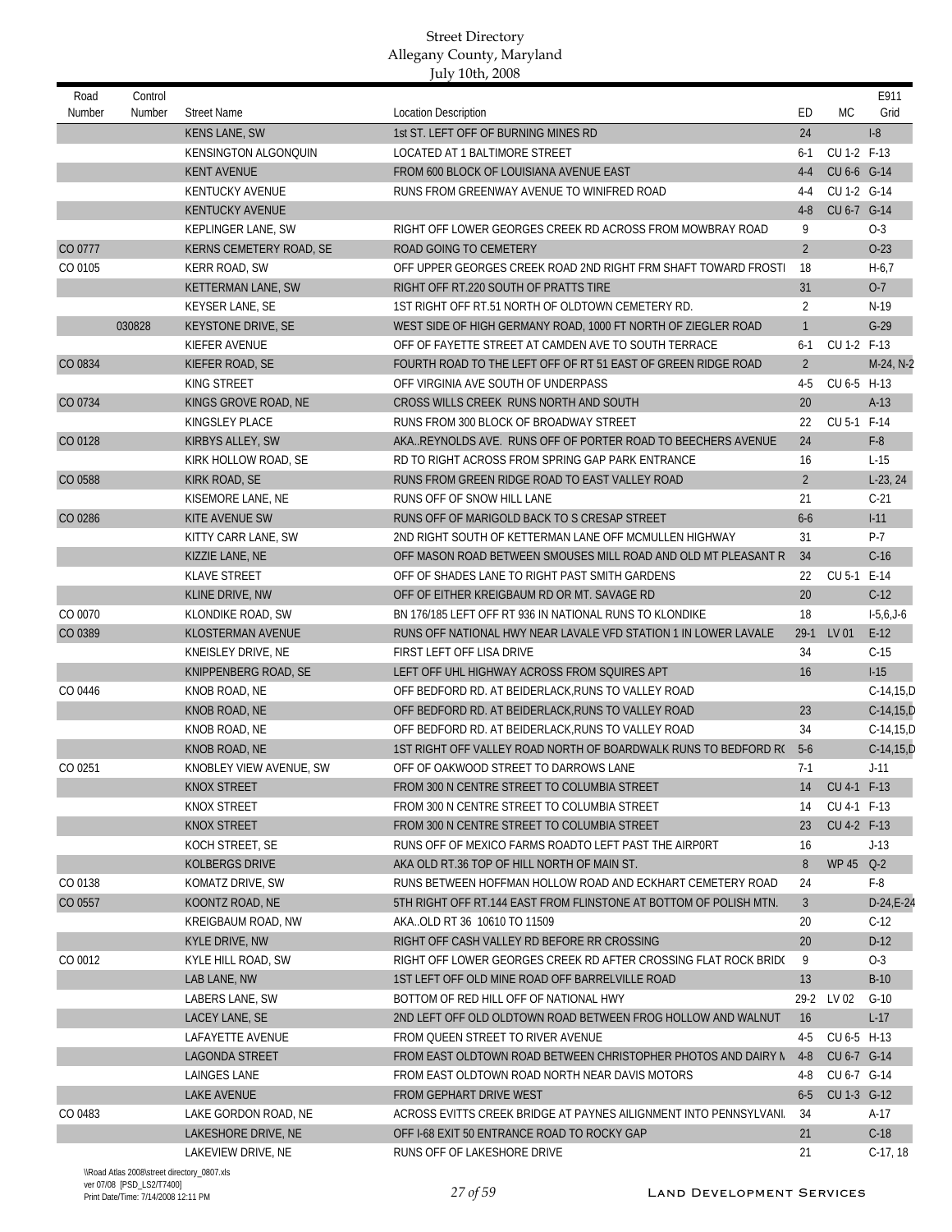# Street Directory
## Allegany County, Maryland
### July 10th, 2008

| Road Number | Control Number | Street Name | Location Description | ED | MC | E911 Grid |
|---|---|---|---|---|---|---|
| | | KENS LANE, SW | 1st ST. LEFT OFF OF BURNING MINES RD | 24 | | I-8 |
| | | KENSINGTON ALGONQUIN | LOCATED AT 1 BALTIMORE STREET | 6-1 | CU 1-2 | F-13 |
| | | KENT AVENUE | FROM 600 BLOCK OF LOUISIANA AVENUE EAST | 4-4 | CU 6-6 | G-14 |
| | | KENTUCKY AVENUE | RUNS FROM GREENWAY AVENUE TO WINIFRED ROAD | 4-4 | CU 1-2 | G-14 |
| | | KENTUCKY AVENUE | | 4-8 | CU 6-7 | G-14 |
| | | KEPLINGER LANE, SW | RIGHT OFF LOWER GEORGES CREEK RD ACROSS FROM MOWBRAY ROAD | 9 | | O-3 |
| CO 0777 | | KERNS CEMETERY ROAD, SE | ROAD GOING TO CEMETERY | 2 | | O-23 |
| CO 0105 | | KERR ROAD, SW | OFF UPPER GEORGES CREEK ROAD 2ND RIGHT FRM SHAFT TOWARD FROSTI | 18 | | H-6,7 |
| | | KETTERMAN LANE, SW | RIGHT OFF RT.220 SOUTH OF PRATTS TIRE | 31 | | O-7 |
| | | KEYSER LANE, SE | 1ST RIGHT OFF RT.51 NORTH OF OLDTOWN CEMETERY RD. | 2 | | N-19 |
| | 030828 | KEYSTONE DRIVE, SE | WEST SIDE OF HIGH GERMANY ROAD, 1000 FT NORTH OF ZIEGLER ROAD | 1 | | G-29 |
| | | KIEFER AVENUE | OFF OF FAYETTE STREET AT CAMDEN AVE TO SOUTH TERRACE | 6-1 | CU 1-2 | F-13 |
| CO 0834 | | KIEFER ROAD, SE | FOURTH ROAD TO THE LEFT OFF OF RT 51 EAST OF GREEN RIDGE ROAD | 2 | | M-24, N-2 |
| | | KING STREET | OFF VIRGINIA AVE SOUTH OF UNDERPASS | 4-5 | CU 6-5 | H-13 |
| CO 0734 | | KINGS GROVE ROAD, NE | CROSS WILLS CREEK RUNS NORTH AND SOUTH | 20 | | A-13 |
| | | KINGSLEY PLACE | RUNS FROM 300 BLOCK OF BROADWAY STREET | 22 | CU 5-1 | F-14 |
| CO 0128 | | KIRBYS ALLEY, SW | AKA..REYNOLDS AVE. RUNS OFF OF PORTER ROAD TO BEECHERS AVENUE | 24 | | F-8 |
| | | KIRK HOLLOW ROAD, SE | RD TO RIGHT ACROSS FROM SPRING GAP PARK ENTRANCE | 16 | | L-15 |
| CO 0588 | | KIRK ROAD, SE | RUNS FROM GREEN RIDGE ROAD TO EAST VALLEY ROAD | 2 | | L-23, 24 |
| | | KISEMORE LANE, NE | RUNS OFF OF SNOW HILL LANE | 21 | | C-21 |
| CO 0286 | | KITE AVENUE SW | RUNS OFF OF MARIGOLD BACK TO S CRESAP STREET | 6-6 | | I-11 |
| | | KITTY CARR LANE, SW | 2ND RIGHT SOUTH OF KETTERMAN LANE OFF MCMULLEN HIGHWAY | 31 | | P-7 |
| | | KIZZIE LANE, NE | OFF MASON ROAD BETWEEN SMOUSES MILL ROAD AND OLD MT PLEASANT R | 34 | | C-16 |
| | | KLAVE STREET | OFF OF SHADES LANE TO RIGHT PAST SMITH GARDENS | 22 | CU 5-1 | E-14 |
| | | KLINE DRIVE, NW | OFF OF EITHER KREIGBAUM RD OR MT. SAVAGE RD | 20 | | C-12 |
| CO 0070 | | KLONDIKE ROAD, SW | BN 176/185 LEFT OFF RT 936 IN NATIONAL RUNS TO KLONDIKE | 18 | | I-5,6,J-6 |
| CO 0389 | | KLOSTERMAN AVENUE | RUNS OFF NATIONAL HWY NEAR LAVALE VFD STATION 1 IN LOWER LAVALE | 29-1 | LV 01 | E-12 |
| | | KNEISLEY DRIVE, NE | FIRST LEFT OFF LISA DRIVE | 34 | | C-15 |
| | | KNIPPENBERG ROAD, SE | LEFT OFF UHL HIGHWAY ACROSS FROM SQUIRES APT | 16 | | I-15 |
| CO 0446 | | KNOB ROAD, NE | OFF BEDFORD RD. AT BEIDERLACK,RUNS TO VALLEY ROAD | | | C-14,15,D |
| | | KNOB ROAD, NE | OFF BEDFORD RD. AT BEIDERLACK,RUNS TO VALLEY ROAD | 23 | | C-14,15,D |
| | | KNOB ROAD, NE | OFF BEDFORD RD. AT BEIDERLACK,RUNS TO VALLEY ROAD | 34 | | C-14,15,D |
| | | KNOB ROAD, NE | 1ST RIGHT OFF VALLEY ROAD NORTH OF BOARDWALK RUNS TO BEDFORD R( | 5-6 | | C-14,15,D |
| CO 0251 | | KNOBLEY VIEW AVENUE, SW | OFF OF OAKWOOD STREET TO DARROWS LANE | 7-1 | | J-11 |
| | | KNOX STREET | FROM 300 N CENTRE STREET TO COLUMBIA STREET | 14 | CU 4-1 | F-13 |
| | | KNOX STREET | FROM 300 N CENTRE STREET TO COLUMBIA STREET | 14 | CU 4-1 | F-13 |
| | | KNOX STREET | FROM 300 N CENTRE STREET TO COLUMBIA STREET | 23 | CU 4-2 | F-13 |
| | | KOCH STREET, SE | RUNS OFF OF MEXICO FARMS ROADTO LEFT PAST THE AIRP0RT | 16 | | J-13 |
| | | KOLBERGS DRIVE | AKA OLD RT.36 TOP OF HILL NORTH OF MAIN ST. | 8 | WP 45 | Q-2 |
| CO 0138 | | KOMATZ DRIVE, SW | RUNS BETWEEN HOFFMAN HOLLOW ROAD AND ECKHART CEMETERY ROAD | 24 | | F-8 |
| CO 0557 | | KOONTZ ROAD, NE | 5TH RIGHT OFF RT.144 EAST FROM FLINSTONE AT BOTTOM OF POLISH MTN. | 3 | | D-24,E-24 |
| | | KREIGBAUM ROAD, NW | AKA..OLD RT 36 10610 TO 11509 | 20 | | C-12 |
| | | KYLE DRIVE, NW | RIGHT OFF CASH VALLEY RD BEFORE RR CROSSING | 20 | | D-12 |
| CO 0012 | | KYLE HILL ROAD, SW | RIGHT OFF LOWER GEORGES CREEK RD AFTER CROSSING FLAT ROCK BRID( | 9 | | O-3 |
| | | LAB LANE, NW | 1ST LEFT OFF OLD MINE ROAD OFF BARRELVILLE ROAD | 13 | | B-10 |
| | | LABERS LANE, SW | BOTTOM OF RED HILL OFF OF NATIONAL HWY | 29-2 | LV 02 | G-10 |
| | | LACEY LANE, SE | 2ND LEFT OFF OLD OLDTOWN ROAD BETWEEN FROG HOLLOW AND WALNUT | 16 | | L-17 |
| | | LAFAYETTE AVENUE | FROM QUEEN STREET TO RIVER AVENUE | 4-5 | CU 6-5 | H-13 |
| | | LAGONDA STREET | FROM EAST OLDTOWN ROAD BETWEEN CHRISTOPHER PHOTOS AND DAIRY M | 4-8 | CU 6-7 | G-14 |
| | | LAINGES LANE | FROM EAST OLDTOWN ROAD NORTH NEAR DAVIS MOTORS | 4-8 | CU 6-7 | G-14 |
| | | LAKE AVENUE | FROM GEPHART DRIVE WEST | 6-5 | CU 1-3 | G-12 |
| CO 0483 | | LAKE GORDON ROAD, NE | ACROSS EVITTS CREEK BRIDGE AT PAYNES AILIGNMENT INTO PENNSYLVANI. | 34 | | A-17 |
| | | LAKESHORE DRIVE, NE | OFF I-68 EXIT 50 ENTRANCE ROAD TO ROCKY GAP | 21 | | C-18 |
| | | LAKEVIEW DRIVE, NE | RUNS OFF OF LAKESHORE DRIVE | 21 | | C-17, 18 |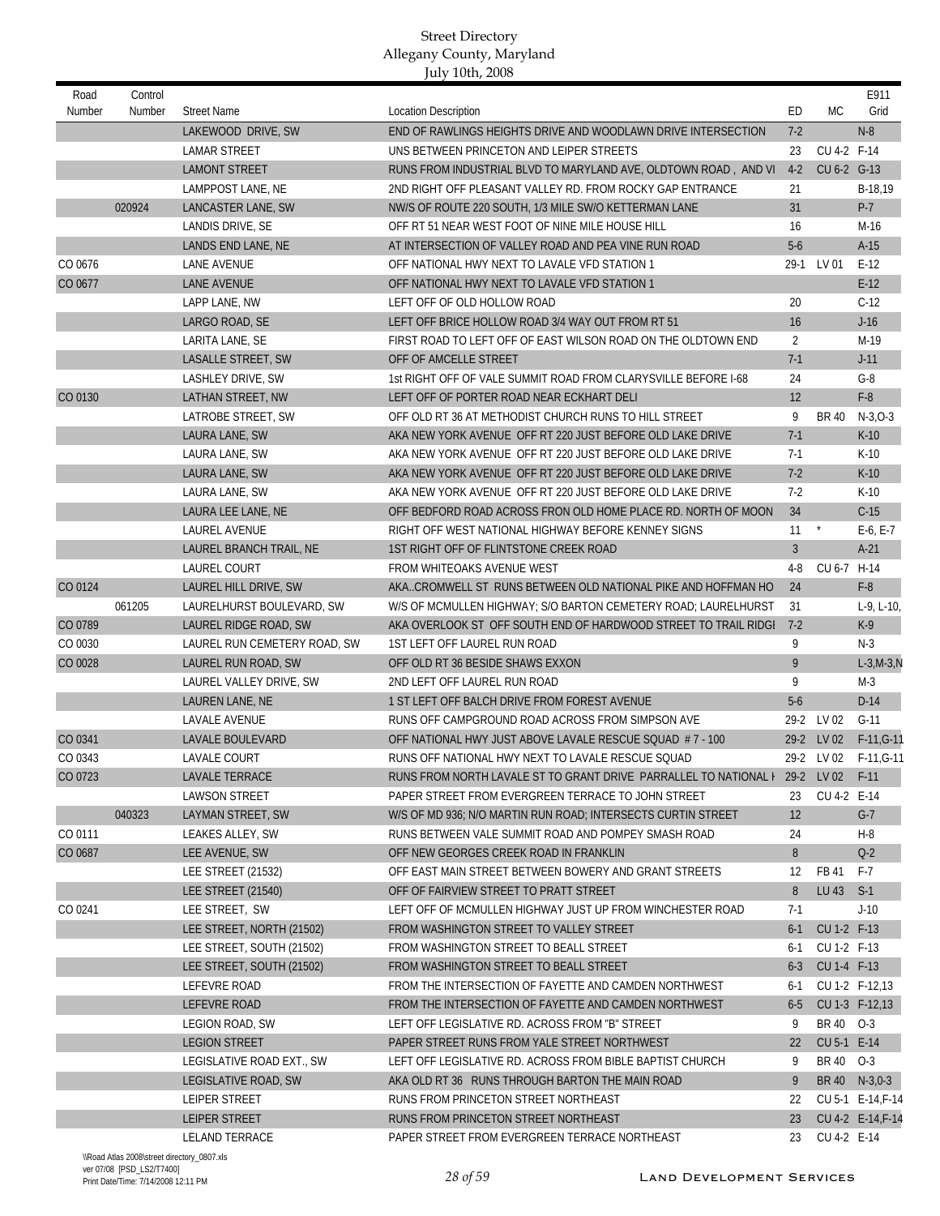# Street Directory
## Allegany County, Maryland
### July 10th, 2008

| Road Number | Control Number | Street Name | Location Description | ED | MC | E911 Grid |
|---|---|---|---|---|---|---|
| | | LAKEWOOD DRIVE, SW | END OF RAWLINGS HEIGHTS DRIVE AND WOODLAWN DRIVE INTERSECTION | 7-2 | | N-8 |
| | | LAMAR STREET | UNS BETWEEN PRINCETON AND LEIPER STREETS | 23 | CU 4-2 | F-14 |
| | | LAMONT STREET | RUNS FROM INDUSTRIAL BLVD TO MARYLAND AVE, OLDTOWN ROAD , AND VI | 4-2 | CU 6-2 | G-13 |
| | | LAMPPOST LANE, NE | 2ND RIGHT OFF PLEASANT VALLEY RD. FROM ROCKY GAP ENTRANCE | 21 | | B-18,19 |
| | 020924 | LANCASTER LANE, SW | NW/S OF ROUTE 220 SOUTH, 1/3 MILE SW/O KETTERMAN LANE | 31 | | P-7 |
| | | LANDIS DRIVE, SE | OFF RT 51 NEAR WEST FOOT OF NINE MILE HOUSE HILL | 16 | | M-16 |
| | | LANDS END LANE, NE | AT INTERSECTION OF VALLEY ROAD AND PEA VINE RUN ROAD | 5-6 | | A-15 |
| CO 0676 | | LANE AVENUE | OFF NATIONAL HWY NEXT TO LAVALE VFD STATION 1 | 29-1 | LV 01 | E-12 |
| CO 0677 | | LANE AVENUE | OFF NATIONAL HWY NEXT TO LAVALE VFD STATION 1 | | | E-12 |
| | | LAPP LANE, NW | LEFT OFF OF OLD HOLLOW ROAD | 20 | | C-12 |
| | | LARGO ROAD, SE | LEFT OFF BRICE HOLLOW ROAD 3/4 WAY OUT FROM RT 51 | 16 | | J-16 |
| | | LARITA LANE, SE | FIRST ROAD TO LEFT OFF OF EAST WILSON ROAD ON THE OLDTOWN END | 2 | | M-19 |
| | | LASALLE STREET, SW | OFF OF AMCELLE STREET | 7-1 | | J-11 |
| | | LASHLEY DRIVE, SW | 1st RIGHT OFF OF VALE SUMMIT ROAD FROM CLARYSVILLE BEFORE I-68 | 24 | | G-8 |
| CO 0130 | | LATHAN STREET, NW | LEFT OFF OF PORTER ROAD NEAR ECKHART DELI | 12 | | F-8 |
| | | LATROBE STREET, SW | OFF OLD RT 36 AT METHODIST CHURCH RUNS TO HILL STREET | 9 | BR 40 | N-3,O-3 |
| | | LAURA LANE, SW | AKA NEW YORK AVENUE OFF RT 220 JUST BEFORE OLD LAKE DRIVE | 7-1 | | K-10 |
| | | LAURA LANE, SW | AKA NEW YORK AVENUE OFF RT 220 JUST BEFORE OLD LAKE DRIVE | 7-1 | | K-10 |
| | | LAURA LANE, SW | AKA NEW YORK AVENUE OFF RT 220 JUST BEFORE OLD LAKE DRIVE | 7-2 | | K-10 |
| | | LAURA LANE, SW | AKA NEW YORK AVENUE OFF RT 220 JUST BEFORE OLD LAKE DRIVE | 7-2 | | K-10 |
| | | LAURA LEE LANE, NE | OFF BEDFORD ROAD ACROSS FRON OLD HOME PLACE RD. NORTH OF MOON | 34 | | C-15 |
| | | LAUREL AVENUE | RIGHT OFF WEST NATIONAL HIGHWAY BEFORE KENNEY SIGNS | 11 | * | E-6, E-7 |
| | | LAUREL BRANCH TRAIL, NE | 1ST RIGHT OFF OF FLINTSTONE CREEK ROAD | 3 | | A-21 |
| | | LAUREL COURT | FROM WHITEOAKS AVENUE WEST | 4-8 | CU 6-7 | H-14 |
| CO 0124 | | LAUREL HILL DRIVE, SW | AKA..CROMWELL ST RUNS BETWEEN OLD NATIONAL PIKE AND HOFFMAN HO | 24 | | F-8 |
| | 061205 | LAURELHURST BOULEVARD, SW | W/S OF MCMULLEN HIGHWAY; S/O BARTON CEMETERY ROAD; LAURELHURST | 31 | | L-9, L-10, |
| CO 0789 | | LAUREL RIDGE ROAD, SW | AKA OVERLOOK ST OFF SOUTH END OF HARDWOOD STREET TO TRAIL RIDGI | 7-2 | | K-9 |
| CO 0030 | | LAUREL RUN CEMETERY ROAD, SW | 1ST LEFT OFF LAUREL RUN ROAD | 9 | | N-3 |
| CO 0028 | | LAUREL RUN ROAD, SW | OFF OLD RT 36 BESIDE SHAWS EXXON | 9 | | L-3,M-3,N |
| | | LAUREL VALLEY DRIVE, SW | 2ND LEFT OFF LAUREL RUN ROAD | 9 | | M-3 |
| | | LAUREN LANE, NE | 1 ST LEFT OFF BALCH DRIVE FROM FOREST AVENUE | 5-6 | | D-14 |
| | | LAVALE AVENUE | RUNS OFF CAMPGROUND ROAD ACROSS FROM SIMPSON AVE | 29-2 | LV 02 | G-11 |
| CO 0341 | | LAVALE BOULEVARD | OFF NATIONAL HWY JUST ABOVE LAVALE RESCUE SQUAD # 7 - 100 | 29-2 | LV 02 | F-11,G-11 |
| CO 0343 | | LAVALE COURT | RUNS OFF NATIONAL HWY NEXT TO LAVALE RESCUE SQUAD | 29-2 | LV 02 | F-11,G-11 |
| CO 0723 | | LAVALE TERRACE | RUNS FROM NORTH LAVALE ST TO GRANT DRIVE PARRALLEL TO NATIONAL I | 29-2 | LV 02 | F-11 |
| | | LAWSON STREET | PAPER STREET FROM EVERGREEN TERRACE TO JOHN STREET | 23 | CU 4-2 | E-14 |
| | 040323 | LAYMAN STREET, SW | W/S OF MD 936; N/O MARTIN RUN ROAD; INTERSECTS CURTIN STREET | 12 | | G-7 |
| CO 0111 | | LEAKES ALLEY, SW | RUNS BETWEEN VALE SUMMIT ROAD AND POMPEY SMASH ROAD | 24 | | H-8 |
| CO 0687 | | LEE AVENUE, SW | OFF NEW GEORGES CREEK ROAD IN FRANKLIN | 8 | | Q-2 |
| | | LEE STREET (21532) | OFF EAST MAIN STREET BETWEEN BOWERY AND GRANT STREETS | 12 | FB 41 | F-7 |
| | | LEE STREET (21540) | OFF OF FAIRVIEW STREET TO PRATT STREET | 8 | LU 43 | S-1 |
| CO 0241 | | LEE STREET, SW | LEFT OFF OF MCMULLEN HIGHWAY JUST UP FROM WINCHESTER ROAD | 7-1 | | J-10 |
| | | LEE STREET, NORTH (21502) | FROM WASHINGTON STREET TO VALLEY STREET | 6-1 | CU 1-2 | F-13 |
| | | LEE STREET, SOUTH (21502) | FROM WASHINGTON STREET TO BEALL STREET | 6-1 | CU 1-2 | F-13 |
| | | LEE STREET, SOUTH (21502) | FROM WASHINGTON STREET TO BEALL STREET | 6-3 | CU 1-4 | F-13 |
| | | LEFEVRE ROAD | FROM THE INTERSECTION OF FAYETTE AND CAMDEN NORTHWEST | 6-1 | CU 1-2 | F-12,13 |
| | | LEFEVRE ROAD | FROM THE INTERSECTION OF FAYETTE AND CAMDEN NORTHWEST | 6-5 | CU 1-3 | F-12,13 |
| | | LEGION ROAD, SW | LEFT OFF LEGISLATIVE RD. ACROSS FROM "B" STREET | 9 | BR 40 | O-3 |
| | | LEGION STREET | PAPER STREET RUNS FROM YALE STREET NORTHWEST | 22 | CU 5-1 | E-14 |
| | | LEGISLATIVE ROAD EXT., SW | LEFT OFF LEGISLATIVE RD. ACROSS FROM BIBLE BAPTIST CHURCH | 9 | BR 40 | O-3 |
| | | LEGISLATIVE ROAD, SW | AKA OLD RT 36 RUNS THROUGH BARTON THE MAIN ROAD | 9 | BR 40 | N-3,0-3 |
| | | LEIPER STREET | RUNS FROM PRINCETON STREET NORTHEAST | 22 | CU 5-1 | E-14,F-14 |
| | | LEIPER STREET | RUNS FROM PRINCETON STREET NORTHEAST | 23 | CU 4-2 | E-14,F-14 |
| | | LELAND TERRACE | PAPER STREET FROM EVERGREEN TERRACE NORTHEAST | 23 | CU 4-2 | E-14 |

\\Road Atlas 2008\street directory_0807.xls
ver 07/08 [PSD_LS2/T7400]
Print Date/Time: 7/14/2008 12:11 PM

Land Development Services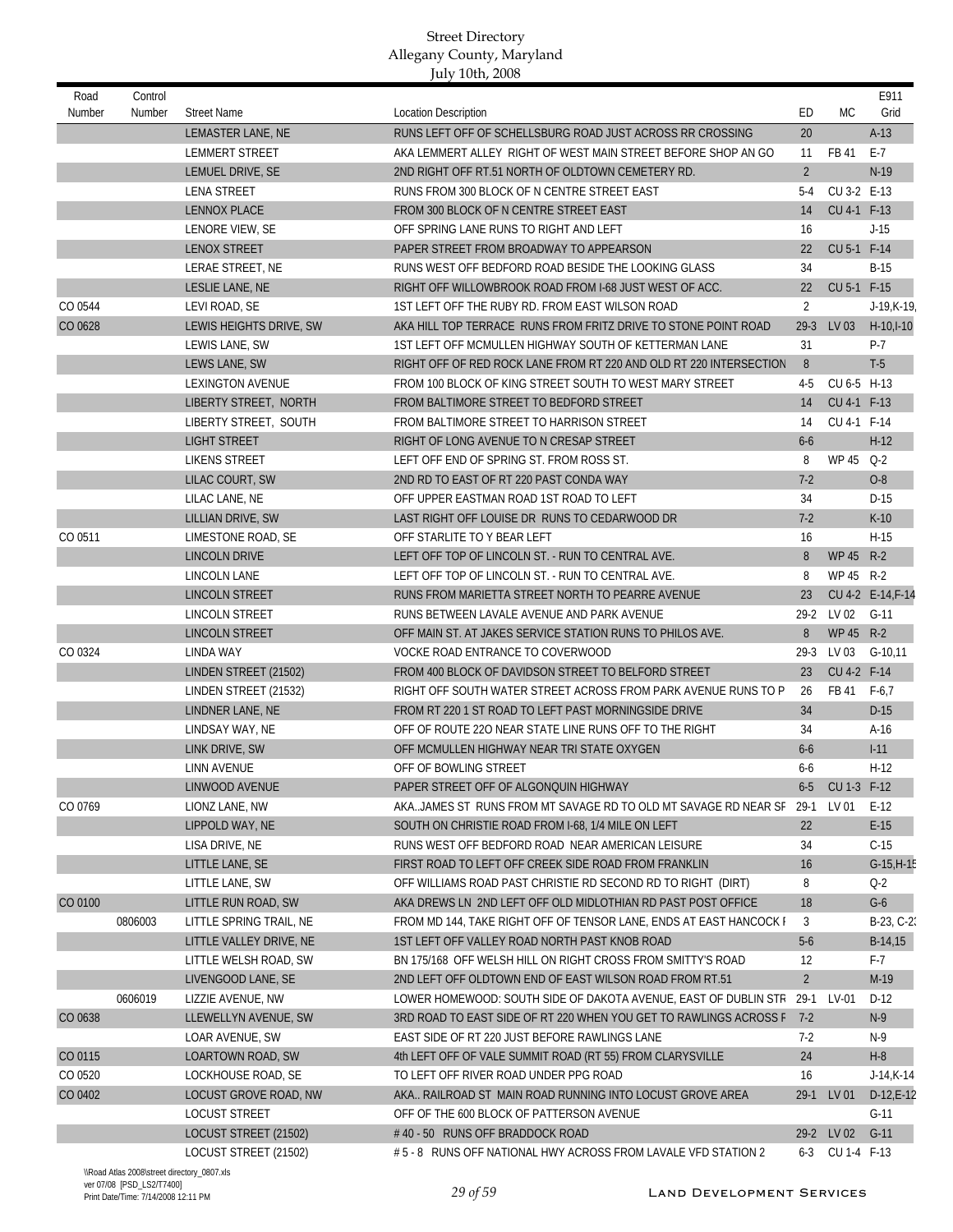# Street Directory
## Allegany County, Maryland
### July 10th, 2008

| Road Number | Control Number | Street Name | Location Description | ED | MC | E911 Grid |
|---|---|---|---|---|---|---|
| | | LEMASTER LANE, NE | RUNS LEFT OFF OF SCHELLSBURG ROAD JUST ACROSS RR CROSSING | 20 | | A-13 |
| | | LEMMERT STREET | AKA LEMMERT ALLEY RIGHT OF WEST MAIN STREET BEFORE SHOP AN GO | 11 | FB 41 | E-7 |
| | | LEMUEL DRIVE, SE | 2ND RIGHT OFF RT.51 NORTH OF OLDTOWN CEMETERY RD. | 2 | | N-19 |
| | | LENA STREET | RUNS FROM 300 BLOCK OF N CENTRE STREET EAST | 5-4 | CU 3-2 | E-13 |
| | | LENNOX PLACE | FROM 300 BLOCK OF N CENTRE STREET EAST | 14 | CU 4-1 | F-13 |
| | | LENORE VIEW, SE | OFF SPRING LANE RUNS TO RIGHT AND LEFT | 16 | | J-15 |
| | | LENOX STREET | PAPER STREET FROM BROADWAY TO APPEARSON | 22 | CU 5-1 | F-14 |
| | | LERAE STREET, NE | RUNS WEST OFF BEDFORD ROAD BESIDE THE LOOKING GLASS | 34 | | B-15 |
| | | LESLIE LANE, NE | RIGHT OFF WILLOWBROOK ROAD FROM I-68 JUST WEST OF ACC. | 22 | CU 5-1 | F-15 |
| CO 0544 | | LEVI ROAD, SE | 1ST LEFT OFF THE RUBY RD. FROM EAST WILSON ROAD | 2 | | J-19,K-19, |
| CO 0628 | | LEWIS HEIGHTS DRIVE, SW | AKA HILL TOP TERRACE RUNS FROM FRITZ DRIVE TO STONE POINT ROAD | 29-3 | LV 03 | H-10,I-10 |
| | | LEWIS LANE, SW | 1ST LEFT OFF MCMULLEN HIGHWAY SOUTH OF KETTERMAN LANE | 31 | | P-7 |
| | | LEWS LANE, SW | RIGHT OFF OF RED ROCK LANE FROM RT 220 AND OLD RT 220 INTERSECTION | 8 | | T-5 |
| | | LEXINGTON AVENUE | FROM 100 BLOCK OF KING STREET SOUTH TO WEST MARY STREET | 4-5 | CU 6-5 | H-13 |
| | | LIBERTY STREET, NORTH | FROM BALTIMORE STREET TO BEDFORD STREET | 14 | CU 4-1 | F-13 |
| | | LIBERTY STREET, SOUTH | FROM BALTIMORE STREET TO HARRISON STREET | 14 | CU 4-1 | F-14 |
| | | LIGHT STREET | RIGHT OF LONG AVENUE TO N CRESAP STREET | 6-6 | | H-12 |
| | | LIKENS STREET | LEFT OFF END OF SPRING ST. FROM ROSS ST. | 8 | WP 45 | Q-2 |
| | | LILAC COURT, SW | 2ND RD TO EAST OF RT 220 PAST CONDA WAY | 7-2 | | O-8 |
| | | LILAC LANE, NE | OFF UPPER EASTMAN ROAD 1ST ROAD TO LEFT | 34 | | D-15 |
| | | LILLIAN DRIVE, SW | LAST RIGHT OFF LOUISE DR RUNS TO CEDARWOOD DR | 7-2 | | K-10 |
| CO 0511 | | LIMESTONE ROAD, SE | OFF STARLITE TO Y BEAR LEFT | 16 | | H-15 |
| | | LINCOLN DRIVE | LEFT OFF TOP OF LINCOLN ST. - RUN TO CENTRAL AVE. | 8 | WP 45 | R-2 |
| | | LINCOLN LANE | LEFT OFF TOP OF LINCOLN ST. - RUN TO CENTRAL AVE. | 8 | WP 45 | R-2 |
| | | LINCOLN STREET | RUNS FROM MARIETTA STREET NORTH TO PEARRE AVENUE | 23 | CU 4-2 | E-14,F-14 |
| | | LINCOLN STREET | RUNS BETWEEN LAVALE AVENUE AND PARK AVENUE | 29-2 | LV 02 | G-11 |
| | | LINCOLN STREET | OFF MAIN ST. AT JAKES SERVICE STATION RUNS TO PHILOS AVE. | 8 | WP 45 | R-2 |
| CO 0324 | | LINDA WAY | VOCKE ROAD ENTRANCE TO COVERWOOD | 29-3 | LV 03 | G-10,11 |
| | | LINDEN STREET (21502) | FROM 400 BLOCK OF DAVIDSON STREET TO BELFORD STREET | 23 | CU 4-2 | F-14 |
| | | LINDEN STREET (21532) | RIGHT OFF SOUTH WATER STREET ACROSS FROM PARK AVENUE RUNS TO P | 26 | FB 41 | F-6,7 |
| | | LINDNER LANE, NE | FROM RT 220 1 ST ROAD TO LEFT PAST MORNINGSIDE DRIVE | 34 | | D-15 |
| | | LINDSAY WAY, NE | OFF OF ROUTE 22O NEAR STATE LINE RUNS OFF TO THE RIGHT | 34 | | A-16 |
| | | LINK DRIVE, SW | OFF MCMULLEN HIGHWAY NEAR TRI STATE OXYGEN | 6-6 | | I-11 |
| | | LINN AVENUE | OFF OF BOWLING STREET | 6-6 | | H-12 |
| | | LINWOOD AVENUE | PAPER STREET OFF OF ALGONQUIN HIGHWAY | 6-5 | CU 1-3 | F-12 |
| CO 0769 | | LIONZ LANE, NW | AKA..JAMES ST RUNS FROM MT SAVAGE RD TO OLD MT SAVAGE RD NEAR SF | 29-1 | LV 01 | E-12 |
| | | LIPPOLD WAY, NE | SOUTH ON CHRISTIE ROAD FROM I-68, 1/4 MILE ON LEFT | 22 | | E-15 |
| | | LISA DRIVE, NE | RUNS WEST OFF BEDFORD ROAD NEAR AMERICAN LEISURE | 34 | | C-15 |
| | | LITTLE LANE, SE | FIRST ROAD TO LEFT OFF CREEK SIDE ROAD FROM FRANKLIN | 16 | | G-15,H-15 |
| | | LITTLE LANE, SW | OFF WILLIAMS ROAD PAST CHRISTIE RD SECOND RD TO RIGHT (DIRT) | 8 | | Q-2 |
| CO 0100 | | LITTLE RUN ROAD, SW | AKA DREWS LN 2ND LEFT OFF OLD MIDLOTHIAN RD PAST POST OFFICE | 18 | | G-6 |
| | 0806003 | LITTLE SPRING TRAIL, NE | FROM MD 144, TAKE RIGHT OFF OF TENSOR LANE, ENDS AT EAST HANCOCK I | 3 | | B-23, C-2 |
| | | LITTLE VALLEY DRIVE, NE | 1ST LEFT OFF VALLEY ROAD NORTH PAST KNOB ROAD | 5-6 | | B-14,15 |
| | | LITTLE WELSH ROAD, SW | BN 175/168 OFF WELSH HILL ON RIGHT CROSS FROM SMITTY'S ROAD | 12 | | F-7 |
| | | LIVENGOOD LANE, SE | 2ND LEFT OFF OLDTOWN END OF EAST WILSON ROAD FROM RT.51 | 2 | | M-19 |
| | 0606019 | LIZZIE AVENUE, NW | LOWER HOMEWOOD: SOUTH SIDE OF DAKOTA AVENUE, EAST OF DUBLIN STR | 29-1 | LV-01 | D-12 |
| CO 0638 | | LLEWELLYN AVENUE, SW | 3RD ROAD TO EAST SIDE OF RT 220 WHEN YOU GET TO RAWLINGS ACROSS F | 7-2 | | N-9 |
| | | LOAR AVENUE, SW | EAST SIDE OF RT 220 JUST BEFORE RAWLINGS LANE | 7-2 | | N-9 |
| CO 0115 | | LOARTOWN ROAD, SW | 4th LEFT OFF OF VALE SUMMIT ROAD (RT 55) FROM CLARYSVILLE | 24 | | H-8 |
| CO 0520 | | LOCKHOUSE ROAD, SE | TO LEFT OFF RIVER ROAD UNDER PPG ROAD | 16 | | J-14,K-14 |
| CO 0402 | | LOCUST GROVE ROAD, NW | AKA.. RAILROAD ST MAIN ROAD RUNNING INTO LOCUST GROVE AREA | 29-1 | LV 01 | D-12,E-12 |
| | | LOCUST STREET | OFF OF THE 600 BLOCK OF PATTERSON AVENUE | | | G-11 |
| | | LOCUST STREET (21502) | # 40 - 50 RUNS OFF BRADDOCK ROAD | 29-2 | LV 02 | G-11 |
| | | LOCUST STREET (21502) | # 5 - 8 RUNS OFF NATIONAL HWY ACROSS FROM LAVALE VFD STATION 2 | 6-3 | CU 1-4 | F-13 |

\\Road Atlas 2008\street directory_0807.xls
ver 07/08 [PSD_LS2/T7400]
Print Date/Time: 7/14/2008 12:11 PM

Land Development Services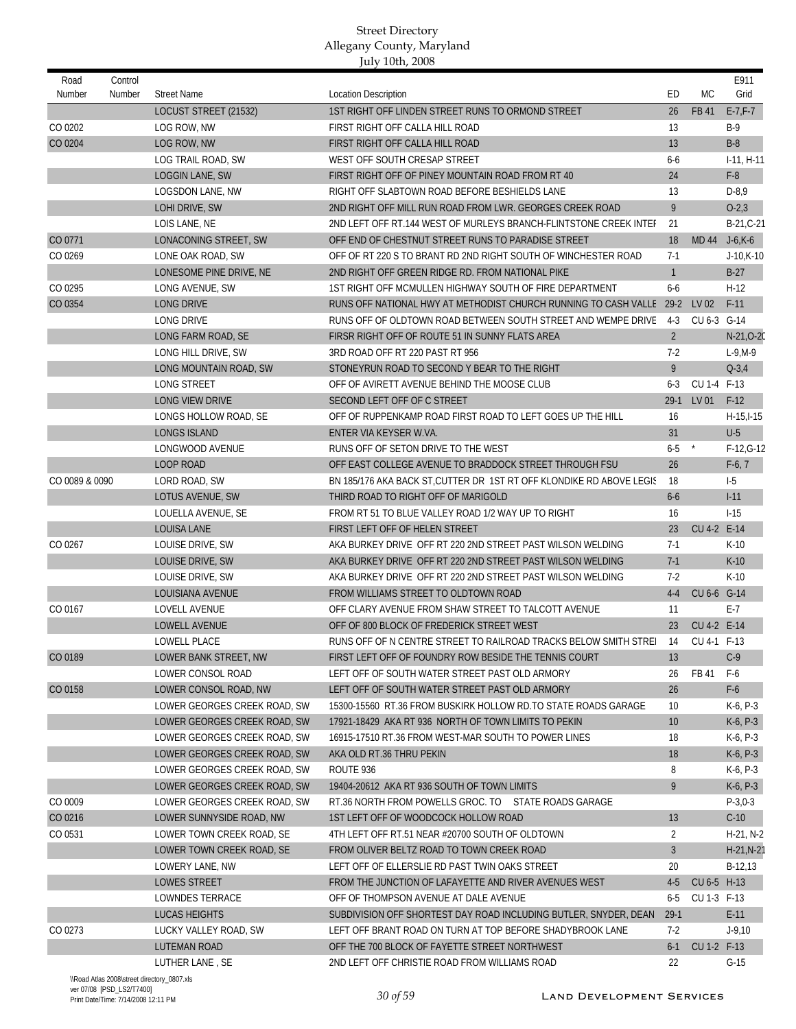# Street Directory
## Allegany County, Maryland
### July 10th, 2008

| Road Number | Control Number | Street Name | Location Description | ED | MC | E911 Grid |
|---|---|---|---|---|---|---|
| | | LOCUST STREET (21532) | 1ST RIGHT OFF LINDEN STREET RUNS TO ORMOND STREET | 26 | FB 41 | E-7,F-7 |
| CO 0202 | | LOG ROW, NW | FIRST RIGHT OFF CALLA HILL ROAD | 13 | | B-9 |
| CO 0204 | | LOG ROW, NW | FIRST RIGHT OFF CALLA HILL ROAD | 13 | | B-8 |
| | | LOG TRAIL ROAD, SW | WEST OFF SOUTH CRESAP STREET | 6-6 | | I-11, H-11 |
| | | LOGGIN LANE, SW | FIRST RIGHT OFF OF PINEY MOUNTAIN ROAD FROM RT 40 | 24 | | F-8 |
| | | LOGSDON LANE, NW | RIGHT OFF SLABTOWN ROAD BEFORE BESHIELDS LANE | 13 | | D-8,9 |
| | | LOHI DRIVE, SW | 2ND RIGHT OFF MILL RUN ROAD FROM LWR. GEORGES CREEK ROAD | 9 | | O-2,3 |
| | | LOIS LANE, NE | 2ND LEFT OFF RT.144 WEST OF MURLEYS BRANCH-FLINTSTONE CREEK INTEF | 21 | | B-21,C-21 |
| CO 0771 | | LONACONING STREET, SW | OFF END OF CHESTNUT STREET RUNS TO PARADISE STREET | 18 | MD 44 | J-6,K-6 |
| CO 0269 | | LONE OAK ROAD, SW | OFF OF RT 220 S TO BRANT RD 2ND RIGHT SOUTH OF WINCHESTER ROAD | 7-1 | | J-10,K-10 |
| | | LONESOME PINE DRIVE, NE | 2ND RIGHT OFF GREEN RIDGE RD. FROM NATIONAL PIKE | 1 | | B-27 |
| CO 0295 | | LONG AVENUE, SW | 1ST RIGHT OFF MCMULLEN HIGHWAY SOUTH OF FIRE DEPARTMENT | 6-6 | | H-12 |
| CO 0354 | | LONG DRIVE | RUNS OFF NATIONAL HWY AT METHODIST CHURCH RUNNING TO CASH VALLE | 29-2 | LV 02 | F-11 |
| | | LONG DRIVE | RUNS OFF OF OLDTOWN ROAD BETWEEN SOUTH STREET AND WEMPE DRIVE | 4-3 | CU 6-3 | G-14 |
| | | LONG FARM ROAD, SE | FIRSR RIGHT OFF OF ROUTE 51 IN SUNNY FLATS AREA | 2 | | N-21,O-20 |
| | | LONG HILL DRIVE, SW | 3RD ROAD OFF RT 220 PAST RT 956 | 7-2 | | L-9,M-9 |
| | | LONG MOUNTAIN ROAD, SW | STONEYRUN ROAD TO SECOND Y BEAR TO THE RIGHT | 9 | | Q-3,4 |
| | | LONG STREET | OFF OF AVIRETT AVENUE BEHIND THE MOOSE CLUB | 6-3 | CU 1-4 | F-13 |
| | | LONG VIEW DRIVE | SECOND LEFT OFF OF C STREET | 29-1 | LV 01 | F-12 |
| | | LONGS HOLLOW ROAD, SE | OFF OF RUPPENKAMP ROAD FIRST ROAD TO LEFT GOES UP THE HILL | 16 | | H-15,I-15 |
| | | LONGS ISLAND | ENTER VIA KEYSER W.VA. | 31 | | U-5 |
| | | LONGWOOD AVENUE | RUNS OFF OF SETON DRIVE TO THE WEST | 6-5 | * | F-12,G-12 |
| | | LOOP ROAD | OFF EAST COLLEGE AVENUE TO BRADDOCK STREET THROUGH FSU | 26 | | F-6, 7 |
| CO 0089 & 0090 | | LORD ROAD, SW | BN 185/176 AKA BACK ST,CUTTER DR 1ST RT OFF KLONDIKE RD ABOVE LEGIS | 18 | | I-5 |
| | | LOTUS AVENUE, SW | THIRD ROAD TO RIGHT OFF OF MARIGOLD | 6-6 | | I-11 |
| | | LOUELLA AVENUE, SE | FROM RT 51 TO BLUE VALLEY ROAD 1/2 WAY UP TO RIGHT | 16 | | I-15 |
| | | LOUISA LANE | FIRST LEFT OFF OF HELEN STREET | 23 | CU 4-2 | E-14 |
| CO 0267 | | LOUISE DRIVE, SW | AKA BURKEY DRIVE OFF RT 220 2ND STREET PAST WILSON WELDING | 7-1 | | K-10 |
| | | LOUISE DRIVE, SW | AKA BURKEY DRIVE OFF RT 220 2ND STREET PAST WILSON WELDING | 7-1 | | K-10 |
| | | LOUISE DRIVE, SW | AKA BURKEY DRIVE OFF RT 220 2ND STREET PAST WILSON WELDING | 7-2 | | K-10 |
| | | LOUISIANA AVENUE | FROM WILLIAMS STREET TO OLDTOWN ROAD | 4-4 | CU 6-6 | G-14 |
| CO 0167 | | LOVELL AVENUE | OFF CLARY AVENUE FROM SHAW STREET TO TALCOTT AVENUE | 11 | | E-7 |
| | | LOWELL AVENUE | OFF OF 800 BLOCK OF FREDERICK STREET WEST | 23 | CU 4-2 | E-14 |
| | | LOWELL PLACE | RUNS OFF OF N CENTRE STREET TO RAILROAD TRACKS BELOW SMITH STREI | 14 | CU 4-1 | F-13 |
| CO 0189 | | LOWER BANK STREET, NW | FIRST LEFT OFF OF FOUNDRY ROW BESIDE THE TENNIS COURT | 13 | | C-9 |
| | | LOWER CONSOL ROAD | LEFT OFF OF SOUTH WATER STREET PAST OLD ARMORY | 26 | FB 41 | F-6 |
| CO 0158 | | LOWER CONSOL ROAD, NW | LEFT OFF OF SOUTH WATER STREET PAST OLD ARMORY | 26 | | F-6 |
| | | LOWER GEORGES CREEK ROAD, SW | 15300-15560 RT.36 FROM BUSKIRK HOLLOW RD.TO STATE ROADS GARAGE | 10 | | K-6, P-3 |
| | | LOWER GEORGES CREEK ROAD, SW | 17921-18429 AKA RT 936 NORTH OF TOWN LIMITS TO PEKIN | 10 | | K-6, P-3 |
| | | LOWER GEORGES CREEK ROAD, SW | 16915-17510 RT.36 FROM WEST-MAR SOUTH TO POWER LINES | 18 | | K-6, P-3 |
| | | LOWER GEORGES CREEK ROAD, SW | AKA OLD RT.36 THRU PEKIN | 18 | | K-6, P-3 |
| | | LOWER GEORGES CREEK ROAD, SW | ROUTE 936 | 8 | | K-6, P-3 |
| | | LOWER GEORGES CREEK ROAD, SW | 19404-20612 AKA RT 936 SOUTH OF TOWN LIMITS | 9 | | K-6, P-3 |
| CO 0009 | | LOWER GEORGES CREEK ROAD, SW | RT.36 NORTH FROM POWELLS GROC. TO STATE ROADS GARAGE | | | P-3,0-3 |
| CO 0216 | | LOWER SUNNYSIDE ROAD, NW | 1ST LEFT OFF OF WOODCOCK HOLLOW ROAD | 13 | | C-10 |
| CO 0531 | | LOWER TOWN CREEK ROAD, SE | 4TH LEFT OFF RT.51 NEAR #20700 SOUTH OF OLDTOWN | 2 | | H-21, N-2 |
| | | LOWER TOWN CREEK ROAD, SE | FROM OLIVER BELTZ ROAD TO TOWN CREEK ROAD | 3 | | H-21,N-21 |
| | | LOWERY LANE, NW | LEFT OFF OF ELLERSLIE RD PAST TWIN OAKS STREET | 20 | | B-12,13 |
| | | LOWES STREET | FROM THE JUNCTION OF LAFAYETTE AND RIVER AVENUES WEST | 4-5 | CU 6-5 | H-13 |
| | | LOWNDES TERRACE | OFF OF THOMPSON AVENUE AT DALE AVENUE | 6-5 | CU 1-3 | F-13 |
| | | LUCAS HEIGHTS | SUBDIVISION OFF SHORTEST DAY ROAD INCLUDING BUTLER, SNYDER, DEAN | 29-1 | | E-11 |
| CO 0273 | | LUCKY VALLEY ROAD, SW | LEFT OFF BRANT ROAD ON TURN AT TOP BEFORE SHADYBROOK LANE | 7-2 | | J-9,10 |
| | | LUTEMAN ROAD | OFF THE 700 BLOCK OF FAYETTE STREET NORTHWEST | 6-1 | CU 1-2 | F-13 |
| | | LUTHER LANE , SE | 2ND LEFT OFF CHRISTIE ROAD FROM WILLIAMS ROAD | 22 | | G-15 |

\\Road Atlas 2008\street directory_0807.xls
ver 07/08 [PSD_LS2/T7400]
Print Date/Time: 7/14/2008 12:11 PM

Land Development Services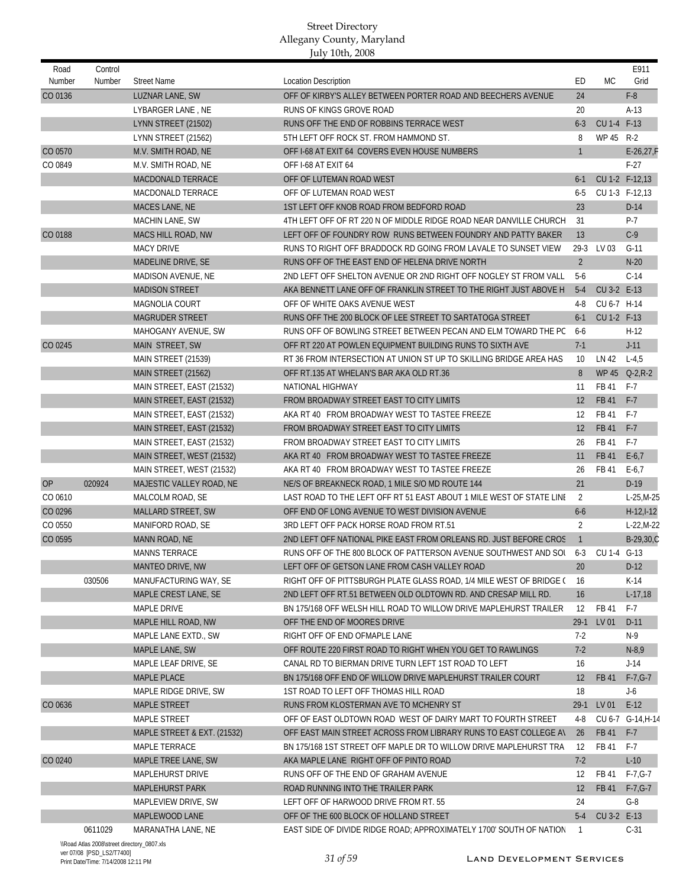# Street Directory
## Allegany County, Maryland
### July 10th, 2008

| Road Number | Control Number | Street Name | Location Description | ED | MC | E911 Grid |
|---|---|---|---|---|---|---|
| CO 0136 | | LUZNAR LANE, SW | OFF OF KIRBY'S ALLEY BETWEEN PORTER ROAD AND BEECHERS AVENUE | 24 | | F-8 |
| | | LYBARGER LANE , NE | RUNS OF KINGS GROVE ROAD | 20 | | A-13 |
| | | LYNN STREET (21502) | RUNS OFF THE END OF ROBBINS TERRACE WEST | 6-3 | CU 1-4 | F-13 |
| | | LYNN STREET (21562) | 5TH LEFT OFF ROCK ST. FROM HAMMOND ST. | 8 | WP 45 | R-2 |
| CO 0570 | | M.V. SMITH ROAD, NE | OFF I-68 AT EXIT 64 COVERS EVEN HOUSE NUMBERS | 1 | | E-26,27,F |
| CO 0849 | | M.V. SMITH ROAD, NE | OFF I-68 AT EXIT 64 | | | F-27 |
| | | MACDONALD TERRACE | OFF OF LUTEMAN ROAD WEST | 6-1 | CU 1-2 | F-12,13 |
| | | MACDONALD TERRACE | OFF OF LUTEMAN ROAD WEST | 6-5 | CU 1-3 | F-12,13 |
| | | MACES LANE, NE | 1ST LEFT OFF KNOB ROAD FROM BEDFORD ROAD | 23 | | D-14 |
| | | MACHIN LANE, SW | 4TH LEFT OFF OF RT 220 N OF MIDDLE RIDGE ROAD NEAR DANVILLE CHURCH | 31 | | P-7 |
| CO 0188 | | MACS HILL ROAD, NW | LEFT OFF OF FOUNDRY ROW RUNS BETWEEN FOUNDRY AND PATTY BAKER | 13 | | C-9 |
| | | MACY DRIVE | RUNS TO RIGHT OFF BRADDOCK RD GOING FROM LAVALE TO SUNSET VIEW | 29-3 | LV 03 | G-11 |
| | | MADELINE DRIVE, SE | RUNS OFF OF THE EAST END OF HELENA DRIVE NORTH | 2 | | N-20 |
| | | MADISON AVENUE, NE | 2ND LEFT OFF SHELTON AVENUE OR 2ND RIGHT OFF NOGLEY ST FROM VALL | 5-6 | | C-14 |
| | | MADISON STREET | AKA BENNETT LANE OFF OF FRANKLIN STREET TO THE RIGHT JUST ABOVE H | 5-4 | CU 3-2 | E-13 |
| | | MAGNOLIA COURT | OFF OF WHITE OAKS AVENUE WEST | 4-8 | CU 6-7 | H-14 |
| | | MAGRUDER STREET | RUNS OFF THE 200 BLOCK OF LEE STREET TO SARTATOGA STREET | 6-1 | CU 1-2 | F-13 |
| | | MAHOGANY AVENUE, SW | RUNS OFF OF BOWLING STREET BETWEEN PECAN AND ELM TOWARD THE PC | 6-6 | | H-12 |
| CO 0245 | | MAIN STREET, SW | OFF RT 220 AT POWLEN EQUIPMENT BUILDING RUNS TO SIXTH AVE | 7-1 | | J-11 |
| | | MAIN STREET (21539) | RT 36 FROM INTERSECTION AT UNION ST UP TO SKILLING BRIDGE AREA HAS | 10 | LN 42 | L-4,5 |
| | | MAIN STREET (21562) | OFF RT.135 AT WHELAN'S BAR AKA OLD RT.36 | 8 | WP 45 | Q-2,R-2 |
| | | MAIN STREET, EAST (21532) | NATIONAL HIGHWAY | 11 | FB 41 | F-7 |
| | | MAIN STREET, EAST (21532) | FROM BROADWAY STREET EAST TO CITY LIMITS | 12 | FB 41 | F-7 |
| | | MAIN STREET, EAST (21532) | AKA RT 40 FROM BROADWAY WEST TO TASTEE FREEZE | 12 | FB 41 | F-7 |
| | | MAIN STREET, EAST (21532) | FROM BROADWAY STREET EAST TO CITY LIMITS | 12 | FB 41 | F-7 |
| | | MAIN STREET, EAST (21532) | FROM BROADWAY STREET EAST TO CITY LIMITS | 26 | FB 41 | F-7 |
| | | MAIN STREET, WEST (21532) | AKA RT 40 FROM BROADWAY WEST TO TASTEE FREEZE | 11 | FB 41 | E-6,7 |
| | | MAIN STREET, WEST (21532) | AKA RT 40 FROM BROADWAY WEST TO TASTEE FREEZE | 26 | FB 41 | E-6,7 |
| OP | 020924 | MAJESTIC VALLEY ROAD, NE | NE/S OF BREAKNECK ROAD, 1 MILE S/O MD ROUTE 144 | 21 | | D-19 |
| CO 0610 | | MALCOLM ROAD, SE | LAST ROAD TO THE LEFT OFF RT 51 EAST ABOUT 1 MILE WEST OF STATE LINE | 2 | | L-25,M-25 |
| CO 0296 | | MALLARD STREET, SW | OFF END OF LONG AVENUE TO WEST DIVISION AVENUE | 6-6 | | H-12,I-12 |
| CO 0550 | | MANIFORD ROAD, SE | 3RD LEFT OFF PACK HORSE ROAD FROM RT.51 | 2 | | L-22,M-22 |
| CO 0595 | | MANN ROAD, NE | 2ND LEFT OFF NATIONAL PIKE EAST FROM ORLEANS RD. JUST BEFORE CROS | 1 | | B-29,30,C |
| | | MANNS TERRACE | RUNS OFF OF THE 800 BLOCK OF PATTERSON AVENUE SOUTHWEST AND SOU | 6-3 | CU 1-4 | G-13 |
| | | MANTEO DRIVE, NW | LEFT OFF OF GETSON LANE FROM CASH VALLEY ROAD | 20 | | D-12 |
| | 030506 | MANUFACTURING WAY, SE | RIGHT OFF OF PITTSBURGH PLATE GLASS ROAD, 1/4 MILE WEST OF BRIDGE ( | 16 | | K-14 |
| | | MAPLE CREST LANE, SE | 2ND LEFT OFF RT.51 BETWEEN OLD OLDTOWN RD. AND CRESAP MILL RD. | 16 | | L-17,18 |
| | | MAPLE DRIVE | BN 175/168 OFF WELSH HILL ROAD TO WILLOW DRIVE MAPLEHURST TRAILER | 12 | FB 41 | F-7 |
| | | MAPLE HILL ROAD, NW | OFF THE END OF MOORES DRIVE | 29-1 | LV 01 | D-11 |
| | | MAPLE LANE EXTD., SW | RIGHT OFF OF END OFMAPLE LANE | 7-2 | | N-9 |
| | | MAPLE LANE, SW | OFF ROUTE 220 FIRST ROAD TO RIGHT WHEN YOU GET TO RAWLINGS | 7-2 | | N-8,9 |
| | | MAPLE LEAF DRIVE, SE | CANAL RD TO BIERMAN DRIVE TURN LEFT 1ST ROAD TO LEFT | 16 | | J-14 |
| | | MAPLE PLACE | BN 175/168 OFF END OF WILLOW DRIVE MAPLEHURST TRAILER COURT | 12 | FB 41 | F-7,G-7 |
| | | MAPLE RIDGE DRIVE, SW | 1ST ROAD TO LEFT OFF THOMAS HILL ROAD | 18 | | J-6 |
| CO 0636 | | MAPLE STREET | RUNS FROM KLOSTERMAN AVE TO MCHENRY ST | 29-1 | LV 01 | E-12 |
| | | MAPLE STREET | OFF OF EAST OLDTOWN ROAD WEST OF DAIRY MART TO FOURTH STREET | 4-8 | CU 6-7 | G-14,H-14 |
| | | MAPLE STREET & EXT. (21532) | OFF EAST MAIN STREET ACROSS FROM LIBRARY RUNS TO EAST COLLEGE AV | 26 | FB 41 | F-7 |
| | | MAPLE TERRACE | BN 175/168 1ST STREET OFF MAPLE DR TO WILLOW DRIVE MAPLEHURST TRA | 12 | FB 41 | F-7 |
| CO 0240 | | MAPLE TREE LANE, SW | AKA MAPLE LANE RIGHT OFF OF PINTO ROAD | 7-2 | | L-10 |
| | | MAPLEHURST DRIVE | RUNS OFF OF THE END OF GRAHAM AVENUE | 12 | FB 41 | F-7,G-7 |
| | | MAPLEHURST PARK | ROAD RUNNING INTO THE TRAILER PARK | 12 | FB 41 | F-7,G-7 |
| | | MAPLEVIEW DRIVE, SW | LEFT OFF OF HARWOOD DRIVE FROM RT. 55 | 24 | | G-8 |
| | | MAPLEWOOD LANE | OFF OF THE 600 BLOCK OF HOLLAND STREET | 5-4 | CU 3-2 | E-13 |
| | 0611029 | MARANATHA LANE, NE | EAST SIDE OF DIVIDE RIDGE ROAD; APPROXIMATELY 1700' SOUTH OF NATION | 1 | | C-31 |

\\Road Atlas 2008\street directory_0807.xls
ver 07/08 [PSD_LS2/T7400]
Print Date/Time: 7/14/2008 12:11 PM

Land Development Services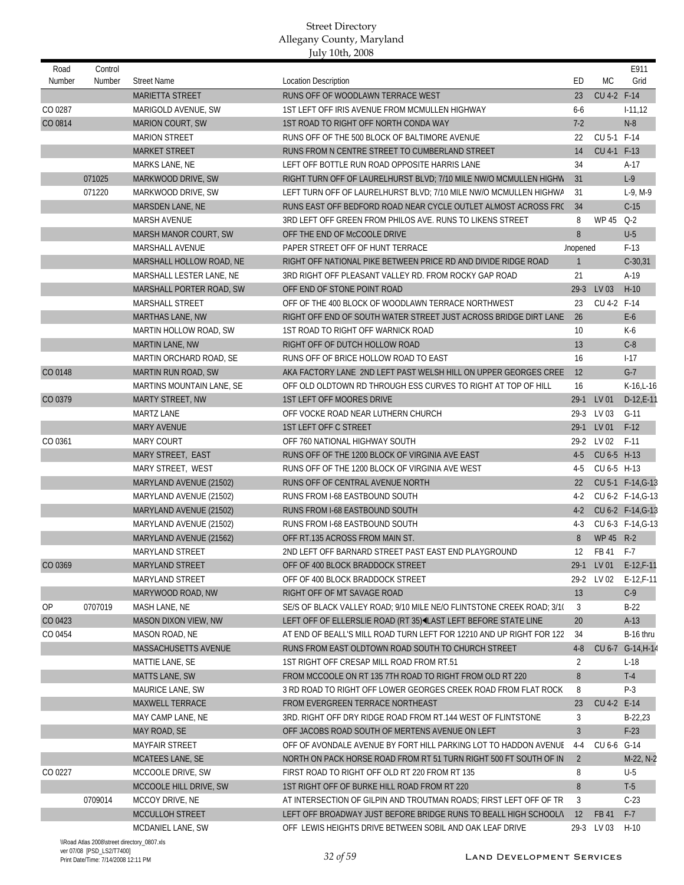# Street Directory
## Allegany County, Maryland
### July 10th, 2008

| Road Number | Control Number | Street Name | Location Description | ED | MC | E911 Grid |
|---|---|---|---|---|---|---|
| | | MARIETTA STREET | RUNS OFF OF WOODLAWN TERRACE WEST | 23 | CU 4-2 | F-14 |
| CO 0287 | | MARIGOLD AVENUE, SW | 1ST LEFT OFF IRIS AVENUE FROM MCMULLEN HIGHWAY | 6-6 | | I-11,12 |
| CO 0814 | | MARION COURT, SW | 1ST ROAD TO RIGHT OFF NORTH CONDA WAY | 7-2 | | N-8 |
| | | MARION STREET | RUNS OFF OF THE 500 BLOCK OF BALTIMORE AVENUE | 22 | CU 5-1 | F-14 |
| | | MARKET STREET | RUNS FROM N CENTRE STREET TO CUMBERLAND STREET | 14 | CU 4-1 | F-13 |
| | | MARKS LANE, NE | LEFT OFF BOTTLE RUN ROAD OPPOSITE HARRIS LANE | 34 | | A-17 |
| | 071025 | MARKWOOD DRIVE, SW | RIGHT TURN OFF OF LAURELHURST BLVD; 7/10 MILE NW/O MCMULLEN HIGHW | 31 | | L-9 |
| | 071220 | MARKWOOD DRIVE, SW | LEFT TURN OFF OF LAURELHURST BLVD; 7/10 MILE NW/O MCMULLEN HIGHWA | 31 | | L-9, M-9 |
| | | MARSDEN LANE, NE | RUNS EAST OFF BEDFORD ROAD NEAR CYCLE OUTLET ALMOST ACROSS FRO | 34 | | C-15 |
| | | MARSH AVENUE | 3RD LEFT OFF GREEN FROM PHILOS AVE. RUNS TO LIKENS STREET | 8 | WP 45 | Q-2 |
| | | MARSH MANOR COURT, SW | OFF THE END OF McCOOLE DRIVE | 8 | | U-5 |
| | | MARSHALL AVENUE | PAPER STREET OFF OF HUNT TERRACE | Unopened | | F-13 |
| | | MARSHALL HOLLOW ROAD, NE | RIGHT OFF NATIONAL PIKE BETWEEN PRICE RD AND DIVIDE RIDGE ROAD | 1 | | C-30,31 |
| | | MARSHALL LESTER LANE, NE | 3RD RIGHT OFF PLEASANT VALLEY RD. FROM ROCKY GAP ROAD | 21 | | A-19 |
| | | MARSHALL PORTER ROAD, SW | OFF END OF STONE POINT ROAD | 29-3 | LV 03 | H-10 |
| | | MARSHALL STREET | OFF OF THE 400 BLOCK OF WOODLAWN TERRACE NORTHWEST | 23 | CU 4-2 | F-14 |
| | | MARTHAS LANE, NW | RIGHT OFF END OF SOUTH WATER STREET JUST ACROSS BRIDGE DIRT LANE | 26 | | E-6 |
| | | MARTIN HOLLOW ROAD, SW | 1ST ROAD TO RIGHT OFF WARNICK ROAD | 10 | | K-6 |
| | | MARTIN LANE, NW | RIGHT OFF OF DUTCH HOLLOW ROAD | 13 | | C-8 |
| | | MARTIN ORCHARD ROAD, SE | RUNS OFF OF BRICE HOLLOW ROAD TO EAST | 16 | | I-17 |
| CO 0148 | | MARTIN RUN ROAD, SW | AKA FACTORY LANE 2ND LEFT PAST WELSH HILL ON UPPER GEORGES CREE | 12 | | G-7 |
| | | MARTINS MOUNTAIN LANE, SE | OFF OLD OLDTOWN RD THROUGH ESS CURVES TO RIGHT AT TOP OF HILL | 16 | | K-16,L-16 |
| CO 0379 | | MARTY STREET, NW | 1ST LEFT OFF MOORES DRIVE | 29-1 | LV 01 | D-12,E-11 |
| | | MARTZ LANE | OFF VOCKE ROAD NEAR LUTHERN CHURCH | 29-3 | LV 03 | G-11 |
| | | MARY AVENUE | 1ST LEFT OFF C STREET | 29-1 | LV 01 | F-12 |
| CO 0361 | | MARY COURT | OFF 760 NATIONAL HIGHWAY SOUTH | 29-2 | LV 02 | F-11 |
| | | MARY STREET, EAST | RUNS OFF OF THE 1200 BLOCK OF VIRGINIA AVE EAST | 4-5 | CU 6-5 | H-13 |
| | | MARY STREET, WEST | RUNS OFF OF THE 1200 BLOCK OF VIRGINIA AVE WEST | 4-5 | CU 6-5 | H-13 |
| | | MARYLAND AVENUE (21502) | RUNS OFF OF CENTRAL AVENUE NORTH | 22 | CU 5-1 | F-14,G-13 |
| | | MARYLAND AVENUE (21502) | RUNS FROM I-68 EASTBOUND SOUTH | 4-2 | CU 6-2 | F-14,G-13 |
| | | MARYLAND AVENUE (21502) | RUNS FROM I-68 EASTBOUND SOUTH | 4-2 | CU 6-2 | F-14,G-13 |
| | | MARYLAND AVENUE (21502) | RUNS FROM I-68 EASTBOUND SOUTH | 4-3 | CU 6-3 | F-14,G-13 |
| | | MARYLAND AVENUE (21562) | OFF RT.135 ACROSS FROM MAIN ST. | 8 | WP 45 | R-2 |
| | | MARYLAND STREET | 2ND LEFT OFF BARNARD STREET PAST EAST END PLAYGROUND | 12 | FB 41 | F-7 |
| CO 0369 | | MARYLAND STREET | OFF OF 400 BLOCK BRADDOCK STREET | 29-1 | LV 01 | E-12,F-11 |
| | | MARYLAND STREET | OFF OF 400 BLOCK BRADDOCK STREET | 29-2 | LV 02 | E-12,F-11 |
| | | MARYWOOD ROAD, NW | RIGHT OFF OF MT SAVAGE ROAD | 13 | | C-9 |
| OP | 0707019 | MASH LANE, NE | SE/S OF BLACK VALLEY ROAD; 9/10 MILE NE/O FLINTSTONE CREEK ROAD; 3/1( | 3 | | B-22 |
| CO 0423 | | MASON DIXON VIEW, NW | LEFT OFF OF ELLERSLIE ROAD (RT 35)◀LAST LEFT BEFORE STATE LINE | 20 | | A-13 |
| CO 0454 | | MASON ROAD, NE | AT END OF BEALL'S MILL ROAD TURN LEFT FOR 12210 AND UP RIGHT FOR 122 | 34 | | B-16 thru |
| | | MASSACHUSETTS AVENUE | RUNS FROM EAST OLDTOWN ROAD SOUTH TO CHURCH STREET | 4-8 | CU 6-7 | G-14,H-14 |
| | | MATTIE LANE, SE | 1ST RIGHT OFF CRESAP MILL ROAD FROM RT.51 | 2 | | L-18 |
| | | MATTS LANE, SW | FROM MCCOOLE ON RT 135 7TH ROAD TO RIGHT FROM OLD RT 220 | 8 | | T-4 |
| | | MAURICE LANE, SW | 3 RD ROAD TO RIGHT OFF LOWER GEORGES CREEK ROAD FROM FLAT ROCK | 8 | | P-3 |
| | | MAXWELL TERRACE | FROM EVERGREEN TERRACE NORTHEAST | 23 | CU 4-2 | E-14 |
| | | MAY CAMP LANE, NE | 3RD. RIGHT OFF DRY RIDGE ROAD FROM RT.144 WEST OF FLINTSTONE | 3 | | B-22,23 |
| | | MAY ROAD, SE | OFF JACOBS ROAD SOUTH OF MERTENS AVENUE ON LEFT | 3 | | F-23 |
| | | MAYFAIR STREET | OFF OF AVONDALE AVENUE BY FORT HILL PARKING LOT TO HADDON AVENUE | 4-4 | CU 6-6 | G-14 |
| | | MCATEES LANE, SE | NORTH ON PACK HORSE ROAD FROM RT 51 TURN RIGHT 500 FT SOUTH OF IN | 2 | | M-22, N-2 |
| CO 0227 | | MCCOOLE DRIVE, SW | FIRST ROAD TO RIGHT OFF OLD RT 220 FROM RT 135 | 8 | | U-5 |
| | | MCCOOLE HILL DRIVE, SW | 1ST RIGHT OFF OF BURKE HILL ROAD FROM RT 220 | 8 | | T-5 |
| | 0709014 | MCCOY DRIVE, NE | AT INTERSECTION OF GILPIN AND TROUTMAN ROADS; FIRST LEFT OFF OF TR | 3 | | C-23 |
| | | MCCULLOH STREET | LEFT OFF BROADWAY JUST BEFORE BRIDGE RUNS TO BEALL HIGH SCHOOL/ | 12 | FB 41 | F-7 |
| | | MCDANIEL LANE, SW | OFF LEWIS HEIGHTS DRIVE BETWEEN SOBIL AND OAK LEAF DRIVE | 29-3 | LV 03 | H-10 |

\\Road Atlas 2008\street directory_0807.xls
ver 07/08 [PSD_LS2/T7400]
Print Date/Time: 7/14/2008 12:11 PM

Land Development Services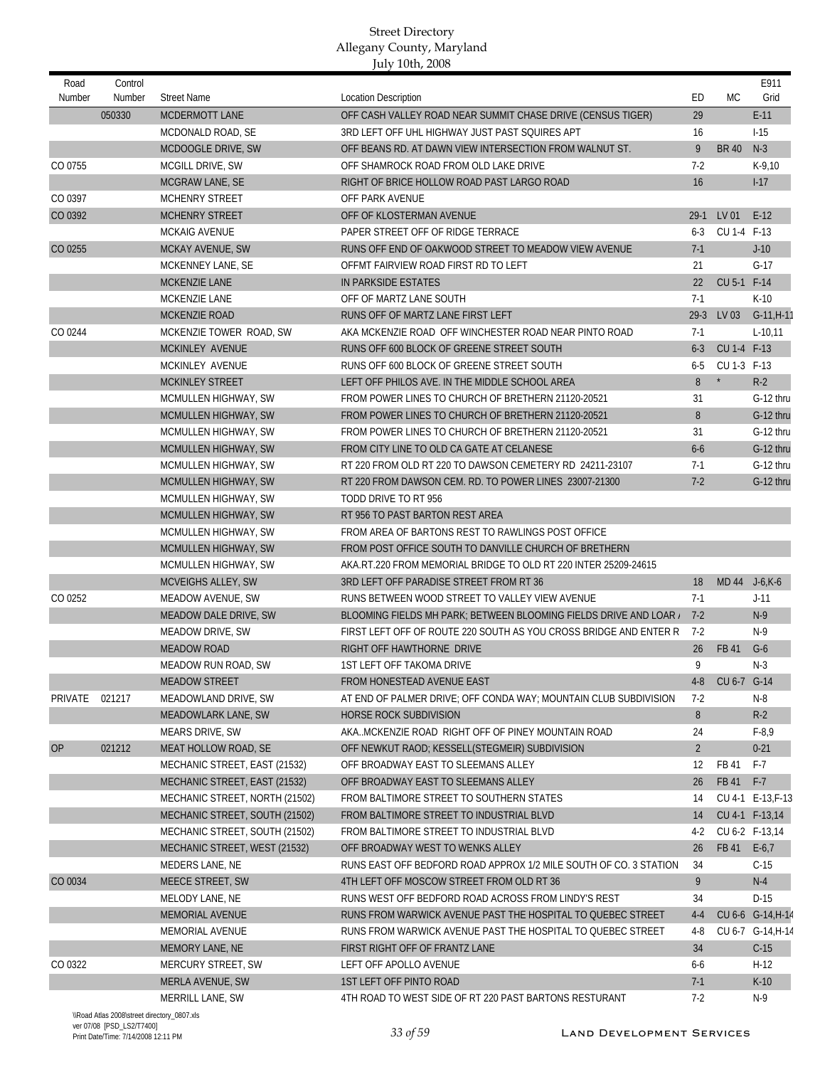# Street Directory
## Allegany County, Maryland
### July 10th, 2008

| Road Number | Control Number | Street Name | Location Description | ED | MC | E911 Grid |
|---|---|---|---|---|---|---|
| | 050330 | MCDERMOTT LANE | OFF CASH VALLEY ROAD NEAR SUMMIT CHASE DRIVE (CENSUS TIGER) | 29 | | E-11 |
| | | MCDONALD ROAD, SE | 3RD LEFT OFF UHL HIGHWAY JUST PAST SQUIRES APT | 16 | | I-15 |
| | | MCDOOGLE DRIVE, SW | OFF BEANS RD. AT DAWN VIEW INTERSECTION FROM WALNUT ST. | 9 | BR 40 | N-3 |
| CO 0755 | | MCGILL DRIVE, SW | OFF SHAMROCK ROAD FROM OLD LAKE DRIVE | 7-2 | | K-9,10 |
| | | MCGRAW LANE, SE | RIGHT OF BRICE HOLLOW ROAD PAST LARGO ROAD | 16 | | I-17 |
| CO 0397 | | MCHENRY STREET | OFF PARK AVENUE | | | |
| CO 0392 | | MCHENRY STREET | OFF OF KLOSTERMAN AVENUE | 29-1 | LV 01 | E-12 |
| | | MCKAIG AVENUE | PAPER STREET OFF OF RIDGE TERRACE | 6-3 | CU 1-4 | F-13 |
| CO 0255 | | MCKAY AVENUE, SW | RUNS OFF END OF OAKWOOD STREET TO MEADOW VIEW AVENUE | 7-1 | | J-10 |
| | | MCKENNEY LANE, SE | OFFMT FAIRVIEW ROAD FIRST RD TO LEFT | 21 | | G-17 |
| | | MCKENZIE LANE | IN PARKSIDE ESTATES | 22 | CU 5-1 | F-14 |
| | | MCKENZIE LANE | OFF OF MARTZ LANE SOUTH | 7-1 | | K-10 |
| | | MCKENZIE ROAD | RUNS OFF OF MARTZ LANE FIRST LEFT | 29-3 | LV 03 | G-11,H-11 |
| CO 0244 | | MCKENZIE TOWER ROAD, SW | AKA MCKENZIE ROAD OFF WINCHESTER ROAD NEAR PINTO ROAD | 7-1 | | L-10,11 |
| | | MCKINLEY AVENUE | RUNS OFF 600 BLOCK OF GREENE STREET SOUTH | 6-3 | CU 1-4 | F-13 |
| | | MCKINLEY AVENUE | RUNS OFF 600 BLOCK OF GREENE STREET SOUTH | 6-5 | CU 1-3 | F-13 |
| | | MCKINLEY STREET | LEFT OFF PHILOS AVE. IN THE MIDDLE SCHOOL AREA | 8 | * | R-2 |
| | | MCMULLEN HIGHWAY, SW | FROM POWER LINES TO CHURCH OF BRETHERN 21120-20521 | 31 | | G-12 thru |
| | | MCMULLEN HIGHWAY, SW | FROM POWER LINES TO CHURCH OF BRETHERN 21120-20521 | 8 | | G-12 thru |
| | | MCMULLEN HIGHWAY, SW | FROM POWER LINES TO CHURCH OF BRETHERN 21120-20521 | 31 | | G-12 thru |
| | | MCMULLEN HIGHWAY, SW | FROM CITY LINE TO OLD CA GATE AT CELANESE | 6-6 | | G-12 thru |
| | | MCMULLEN HIGHWAY, SW | RT 220 FROM OLD RT 220 TO DAWSON CEMETERY RD 24211-23107 | 7-1 | | G-12 thru |
| | | MCMULLEN HIGHWAY, SW | RT 220 FROM DAWSON CEM. RD. TO POWER LINES 23007-21300 | 7-2 | | G-12 thru |
| | | MCMULLEN HIGHWAY, SW | TODD DRIVE TO RT 956 | | | |
| | | MCMULLEN HIGHWAY, SW | RT 956 TO PAST BARTON REST AREA | | | |
| | | MCMULLEN HIGHWAY, SW | FROM AREA OF BARTONS REST TO RAWLINGS POST OFFICE | | | |
| | | MCMULLEN HIGHWAY, SW | FROM POST OFFICE SOUTH TO DANVILLE CHURCH OF BRETHERN | | | |
| | | MCMULLEN HIGHWAY, SW | AKA.RT.220 FROM MEMORIAL BRIDGE TO OLD RT 220 INTER 25209-24615 | | | |
| | | MCVEIGHS ALLEY, SW | 3RD LEFT OFF PARADISE STREET FROM RT 36 | 18 | MD 44 | J-6,K-6 |
| CO 0252 | | MEADOW AVENUE, SW | RUNS BETWEEN WOOD STREET TO VALLEY VIEW AVENUE | 7-1 | | J-11 |
| | | MEADOW DALE DRIVE, SW | BLOOMING FIELDS MH PARK; BETWEEN BLOOMING FIELDS DRIVE AND LOAR / | 7-2 | | N-9 |
| | | MEADOW DRIVE, SW | FIRST LEFT OFF OF ROUTE 220 SOUTH AS YOU CROSS BRIDGE AND ENTER R | 7-2 | | N-9 |
| | | MEADOW ROAD | RIGHT OFF HAWTHORNE DRIVE | 26 | FB 41 | G-6 |
| | | MEADOW RUN ROAD, SW | 1ST LEFT OFF TAKOMA DRIVE | 9 | | N-3 |
| | | MEADOW STREET | FROM HONESTEAD AVENUE EAST | 4-8 | CU 6-7 | G-14 |
| PRIVATE | 021217 | MEADOWLAND DRIVE, SW | AT END OF PALMER DRIVE; OFF CONDA WAY; MOUNTAIN CLUB SUBDIVISION | 7-2 | | N-8 |
| | | MEADOWLARK LANE, SW | HORSE ROCK SUBDIVISION | 8 | | R-2 |
| | | MEARS DRIVE, SW | AKA..MCKENZIE ROAD RIGHT OFF OF PINEY MOUNTAIN ROAD | 24 | | F-8,9 |
| OP | 021212 | MEAT HOLLOW ROAD, SE | OFF NEWKUT RAOD; KESSELL(STEGMEIR) SUBDIVISION | 2 | | 0-21 |
| | | MECHANIC STREET, EAST (21532) | OFF BROADWAY EAST TO SLEEMANS ALLEY | 12 | FB 41 | F-7 |
| | | MECHANIC STREET, EAST (21532) | OFF BROADWAY EAST TO SLEEMANS ALLEY | 26 | FB 41 | F-7 |
| | | MECHANIC STREET, NORTH (21502) | FROM BALTIMORE STREET TO SOUTHERN STATES | 14 | CU 4-1 | E-13,F-13 |
| | | MECHANIC STREET, SOUTH (21502) | FROM BALTIMORE STREET TO INDUSTRIAL BLVD | 14 | CU 4-1 | F-13,14 |
| | | MECHANIC STREET, SOUTH (21502) | FROM BALTIMORE STREET TO INDUSTRIAL BLVD | 4-2 | CU 6-2 | F-13,14 |
| | | MECHANIC STREET, WEST (21532) | OFF BROADWAY WEST TO WENKS ALLEY | 26 | FB 41 | E-6,7 |
| | | MEDERS LANE, NE | RUNS EAST OFF BEDFORD ROAD APPROX 1/2 MILE SOUTH OF CO. 3 STATION | 34 | | C-15 |
| CO 0034 | | MEECE STREET, SW | 4TH LEFT OFF MOSCOW STREET FROM OLD RT 36 | 9 | | N-4 |
| | | MELODY LANE, NE | RUNS WEST OFF BEDFORD ROAD ACROSS FROM LINDY'S REST | 34 | | D-15 |
| | | MEMORIAL AVENUE | RUNS FROM WARWICK AVENUE PAST THE HOSPITAL TO QUEBEC STREET | 4-4 | CU 6-6 | G-14,H-14 |
| | | MEMORIAL AVENUE | RUNS FROM WARWICK AVENUE PAST THE HOSPITAL TO QUEBEC STREET | 4-8 | CU 6-7 | G-14,H-14 |
| | | MEMORY LANE, NE | FIRST RIGHT OFF OF FRANTZ LANE | 34 | | C-15 |
| CO 0322 | | MERCURY STREET, SW | LEFT OFF APOLLO AVENUE | 6-6 | | H-12 |
| | | MERLA AVENUE, SW | 1ST LEFT OFF PINTO ROAD | 7-1 | | K-10 |
| | | MERRILL LANE, SW | 4TH ROAD TO WEST SIDE OF RT 220 PAST BARTONS RESTURANT | 7-2 | | N-9 |

\\Road Atlas 2008\street directory_0807.xls
ver 07/08 [PSD_LS2/T7400]
Print Date/Time: 7/14/2008 12:11 PM

Land Development Services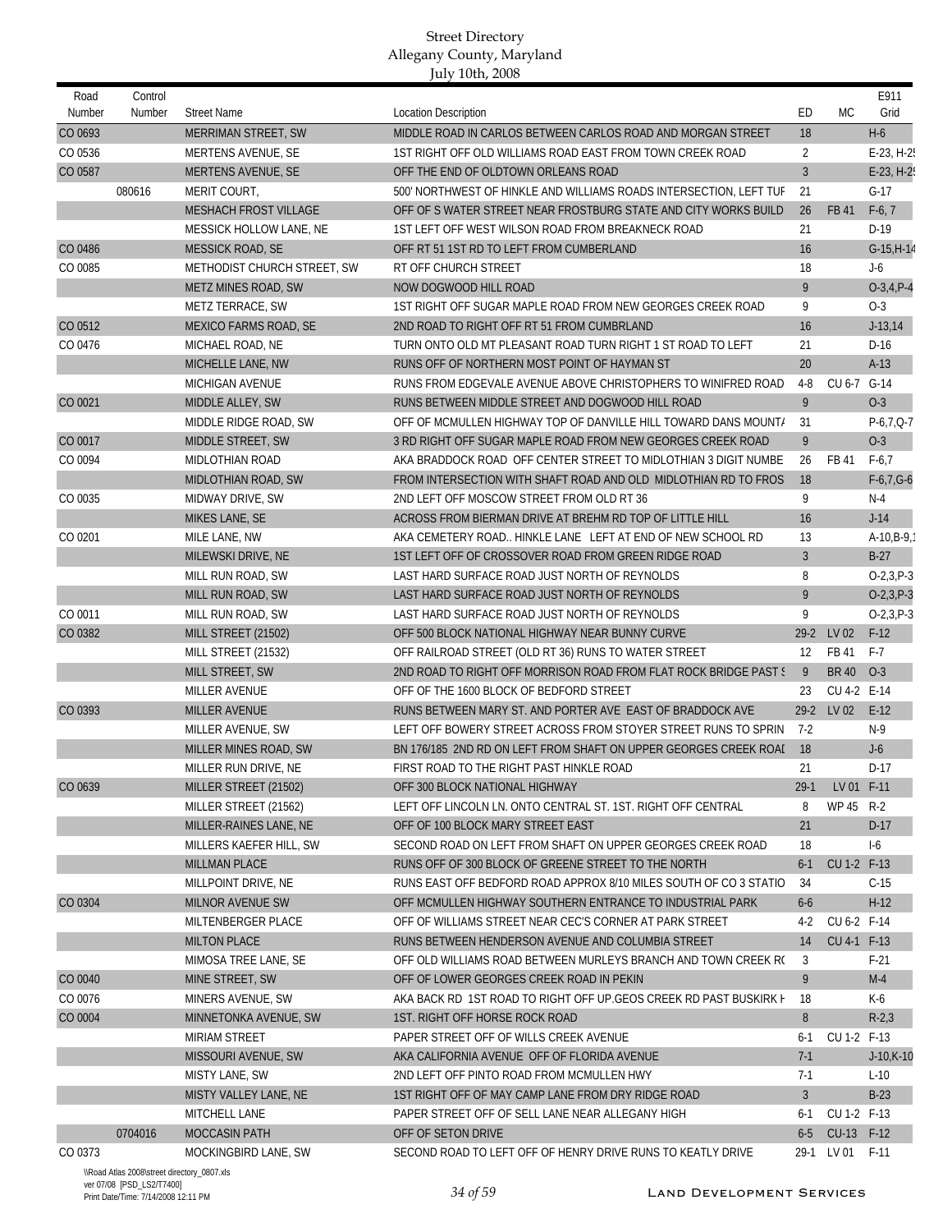# Street Directory
## Allegany County, Maryland
### July 10th, 2008

| Road Number | Control Number | Street Name | Location Description | ED | MC | E911 Grid |
|---|---|---|---|---|---|---|
| CO 0693 | | MERRIMAN STREET, SW | MIDDLE ROAD IN CARLOS BETWEEN CARLOS ROAD AND MORGAN STREET | 18 | | H-6 |
| CO 0536 | | MERTENS AVENUE, SE | 1ST RIGHT OFF OLD WILLIAMS ROAD EAST FROM TOWN CREEK ROAD | 2 | | E-23, H-2! |
| CO 0587 | | MERTENS AVENUE, SE | OFF THE END OF OLDTOWN ORLEANS ROAD | 3 | | E-23, H-2! |
| | 080616 | MERIT COURT, | 500' NORTHWEST OF HINKLE AND WILLIAMS ROADS INTERSECTION, LEFT TUF | 21 | | G-17 |
| | | MESHACH FROST VILLAGE | OFF OF S WATER STREET NEAR FROSTBURG STATE AND CITY WORKS BUILD | 26 | FB 41 | F-6, 7 |
| | | MESSICK HOLLOW LANE, NE | 1ST LEFT OFF WEST WILSON ROAD FROM BREAKNECK ROAD | 21 | | D-19 |
| CO 0486 | | MESSICK ROAD, SE | OFF RT 51 1ST RD TO LEFT FROM CUMBERLAND | 16 | | G-15,H-14 |
| CO 0085 | | METHODIST CHURCH STREET, SW | RT OFF CHURCH STREET | 18 | | J-6 |
| | | METZ MINES ROAD, SW | NOW DOGWOOD HILL ROAD | 9 | | O-3,4,P-4 |
| | | METZ TERRACE, SW | 1ST RIGHT OFF SUGAR MAPLE ROAD FROM NEW GEORGES CREEK ROAD | 9 | | O-3 |
| CO 0512 | | MEXICO FARMS ROAD, SE | 2ND ROAD TO RIGHT OFF RT 51 FROM CUMBRLAND | 16 | | J-13,14 |
| CO 0476 | | MICHAEL ROAD, NE | TURN ONTO OLD MT PLEASANT ROAD TURN RIGHT 1 ST ROAD TO LEFT | 21 | | D-16 |
| | | MICHELLE LANE, NW | RUNS OFF OF NORTHERN MOST POINT OF HAYMAN ST | 20 | | A-13 |
| | | MICHIGAN AVENUE | RUNS FROM EDGEVALE AVENUE ABOVE CHRISTOPHERS TO WINIFRED ROAD | 4-8 | CU 6-7 | G-14 |
| CO 0021 | | MIDDLE ALLEY, SW | RUNS BETWEEN MIDDLE STREET AND DOGWOOD HILL ROAD | 9 | | O-3 |
| | | MIDDLE RIDGE ROAD, SW | OFF OF MCMULLEN HIGHWAY TOP OF DANVILLE HILL TOWARD DANS MOUNT/ | 31 | | P-6,7,Q-7 |
| CO 0017 | | MIDDLE STREET, SW | 3 RD RIGHT OFF SUGAR MAPLE ROAD FROM NEW GEORGES CREEK ROAD | 9 | | O-3 |
| CO 0094 | | MIDLOTHIAN ROAD | AKA BRADDOCK ROAD OFF CENTER STREET TO MIDLOTHIAN 3 DIGIT NUMBE | 26 | FB 41 | F-6,7 |
| | | MIDLOTHIAN ROAD, SW | FROM INTERSECTION WITH SHAFT ROAD AND OLD MIDLOTHIAN RD TO FROS | 18 | | F-6,7,G-6 |
| CO 0035 | | MIDWAY DRIVE, SW | 2ND LEFT OFF MOSCOW STREET FROM OLD RT 36 | 9 | | N-4 |
| | | MIKES LANE, SE | ACROSS FROM BIERMAN DRIVE AT BREHM RD TOP OF LITTLE HILL | 16 | | J-14 |
| CO 0201 | | MILE LANE, NW | AKA CEMETERY ROAD.. HINKLE LANE LEFT AT END OF NEW SCHOOL RD | 13 | | A-10,B-9,1 |
| | | MILEWSKI DRIVE, NE | 1ST LEFT OFF OF CROSSOVER ROAD FROM GREEN RIDGE ROAD | 3 | | B-27 |
| | | MILL RUN ROAD, SW | LAST HARD SURFACE ROAD JUST NORTH OF REYNOLDS | 8 | | O-2,3,P-3 |
| | | MILL RUN ROAD, SW | LAST HARD SURFACE ROAD JUST NORTH OF REYNOLDS | 9 | | O-2,3,P-3 |
| CO 0011 | | MILL RUN ROAD, SW | LAST HARD SURFACE ROAD JUST NORTH OF REYNOLDS | 9 | | O-2,3,P-3 |
| CO 0382 | | MILL STREET (21502) | OFF 500 BLOCK NATIONAL HIGHWAY NEAR BUNNY CURVE | 29-2 | LV 02 | F-12 |
| | | MILL STREET (21532) | OFF RAILROAD STREET (OLD RT 36) RUNS TO WATER STREET | 12 | FB 41 | F-7 |
| | | MILL STREET, SW | 2ND ROAD TO RIGHT OFF MORRISON ROAD FROM FLAT ROCK BRIDGE PAST S | 9 | BR 40 | O-3 |
| | | MILLER AVENUE | OFF OF THE 1600 BLOCK OF BEDFORD STREET | 23 | CU 4-2 | E-14 |
| CO 0393 | | MILLER AVENUE | RUNS BETWEEN MARY ST. AND PORTER AVE EAST OF BRADDOCK AVE | 29-2 | LV 02 | E-12 |
| | | MILLER AVENUE, SW | LEFT OFF BOWERY STREET ACROSS FROM STOYER STREET RUNS TO SPRIN | 7-2 | | N-9 |
| | | MILLER MINES ROAD, SW | BN 176/185 2ND RD ON LEFT FROM SHAFT ON UPPER GEORGES CREEK ROAI | 18 | | J-6 |
| | | MILLER RUN DRIVE, NE | FIRST ROAD TO THE RIGHT PAST HINKLE ROAD | 21 | | D-17 |
| CO 0639 | | MILLER STREET (21502) | OFF 300 BLOCK NATIONAL HIGHWAY | 29-1 | LV 01 | F-11 |
| | | MILLER STREET (21562) | LEFT OFF LINCOLN LN. ONTO CENTRAL ST. 1ST. RIGHT OFF CENTRAL | 8 | WP 45 | R-2 |
| | | MILLER-RAINES LANE, NE | OFF OF 100 BLOCK MARY STREET EAST | 21 | | D-17 |
| | | MILLERS KAEFER HILL, SW | SECOND ROAD ON LEFT FROM SHAFT ON UPPER GEORGES CREEK ROAD | 18 | | I-6 |
| | | MILLMAN PLACE | RUNS OFF OF 300 BLOCK OF GREENE STREET TO THE NORTH | 6-1 | CU 1-2 | F-13 |
| | | MILLPOINT DRIVE, NE | RUNS EAST OFF BEDFORD ROAD APPROX 8/10 MILES SOUTH OF CO 3 STATIO | 34 | | C-15 |
| CO 0304 | | MILNOR AVENUE SW | OFF MCMULLEN HIGHWAY SOUTHERN ENTRANCE TO INDUSTRIAL PARK | 6-6 | | H-12 |
| | | MILTENBERGER PLACE | OFF OF WILLIAMS STREET NEAR CEC'S CORNER AT PARK STREET | 4-2 | CU 6-2 | F-14 |
| | | MILTON PLACE | RUNS BETWEEN HENDERSON AVENUE AND COLUMBIA STREET | 14 | CU 4-1 | F-13 |
| | | MIMOSA TREE LANE, SE | OFF OLD WILLIAMS ROAD BETWEEN MURLEYS BRANCH AND TOWN CREEK R( | 3 | | F-21 |
| CO 0040 | | MINE STREET, SW | OFF OF LOWER GEORGES CREEK ROAD IN PEKIN | 9 | | M-4 |
| CO 0076 | | MINERS AVENUE, SW | AKA BACK RD 1ST ROAD TO RIGHT OFF UP.GEOS CREEK RD PAST BUSKIRK H | 18 | | K-6 |
| CO 0004 | | MINNETONKA AVENUE, SW | 1ST. RIGHT OFF HORSE ROCK ROAD | 8 | | R-2,3 |
| | | MIRIAM STREET | PAPER STREET OFF OF WILLS CREEK AVENUE | 6-1 | CU 1-2 | F-13 |
| | | MISSOURI AVENUE, SW | AKA CALIFORNIA AVENUE OFF OF FLORIDA AVENUE | 7-1 | | J-10,K-10 |
| | | MISTY LANE, SW | 2ND LEFT OFF PINTO ROAD FROM MCMULLEN HWY | 7-1 | | L-10 |
| | | MISTY VALLEY LANE, NE | 1ST RIGHT OFF OF MAY CAMP LANE FROM DRY RIDGE ROAD | 3 | | B-23 |
| | | MITCHELL LANE | PAPER STREET OFF OF SELL LANE NEAR ALLEGANY HIGH | 6-1 | CU 1-2 | F-13 |
| | 0704016 | MOCCASIN PATH | OFF OF SETON DRIVE | 6-5 | CU-13 | F-12 |
| CO 0373 | | MOCKINGBIRD LANE, SW | SECOND ROAD TO LEFT OFF OF HENRY DRIVE RUNS TO KEATLY DRIVE | 29-1 | LV 01 | F-11 |

\\Road Atlas 2008\street directory_0807.xls
ver 07/08 [PSD_LS2/T7400]
Print Date/Time: 7/14/2008 12:11 PM

Land Development Services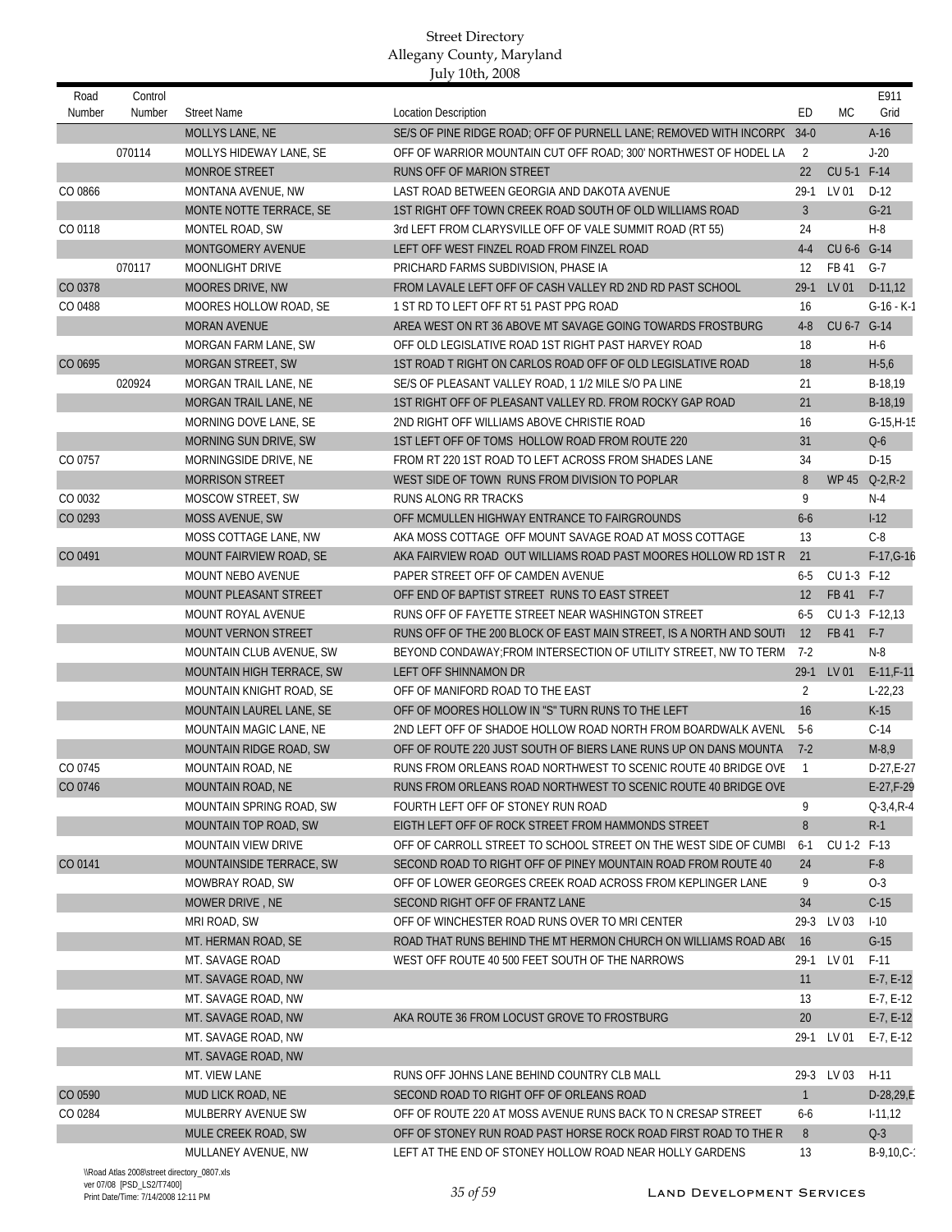# Street Directory
## Allegany County, Maryland
### July 10th, 2008

| Road Number | Control Number | Street Name | Location Description | ED | MC | E911 Grid |
|---|---|---|---|---|---|---|
| | | MOLLYS LANE, NE | SE/S OF PINE RIDGE ROAD; OFF OF PURNELL LANE; REMOVED WITH INCORP( | 34-0 | | A-16 |
| | 070114 | MOLLYS HIDEWAY LANE, SE | OFF OF WARRIOR MOUNTAIN CUT OFF ROAD; 300' NORTHWEST OF HODEL LA | 2 | | J-20 |
| | | MONROE STREET | RUNS OFF OF MARION STREET | 22 | CU 5-1 | F-14 |
| CO 0866 | | MONTANA AVENUE, NW | LAST ROAD BETWEEN GEORGIA AND DAKOTA AVENUE | 29-1 | LV 01 | D-12 |
| | | MONTE NOTTE TERRACE, SE | 1ST RIGHT OFF TOWN CREEK ROAD SOUTH OF OLD WILLIAMS ROAD | 3 | | G-21 |
| CO 0118 | | MONTEL ROAD, SW | 3rd LEFT FROM CLARYSVILLE OFF OF VALE SUMMIT ROAD (RT 55) | 24 | | H-8 |
| | | MONTGOMERY AVENUE | LEFT OFF WEST FINZEL ROAD FROM FINZEL ROAD | 4-4 | CU 6-6 | G-14 |
| | 070117 | MOONLIGHT DRIVE | PRICHARD FARMS SUBDIVISION, PHASE IA | 12 | FB 41 | G-7 |
| CO 0378 | | MOORES DRIVE, NW | FROM LAVALE LEFT OFF OF CASH VALLEY RD 2ND RD PAST SCHOOL | 29-1 | LV 01 | D-11,12 |
| CO 0488 | | MOORES HOLLOW ROAD, SE | 1 ST RD TO LEFT OFF RT 51 PAST PPG ROAD | 16 | | G-16 - K-1 |
| | | MORAN AVENUE | AREA WEST ON RT 36 ABOVE MT SAVAGE GOING TOWARDS FROSTBURG | 4-8 | CU 6-7 | G-14 |
| | | MORGAN FARM LANE, SW | OFF OLD LEGISLATIVE ROAD 1ST RIGHT PAST HARVEY ROAD | 18 | | H-6 |
| CO 0695 | | MORGAN STREET, SW | 1ST ROAD T RIGHT ON CARLOS ROAD OFF OF OLD LEGISLATIVE ROAD | 18 | | H-5,6 |
| | 020924 | MORGAN TRAIL LANE, NE | SE/S OF PLEASANT VALLEY ROAD, 1 1/2 MILE S/O PA LINE | 21 | | B-18,19 |
| | | MORGAN TRAIL LANE, NE | 1ST RIGHT OFF OF PLEASANT VALLEY RD. FROM ROCKY GAP ROAD | 21 | | B-18,19 |
| | | MORNING DOVE LANE, SE | 2ND RIGHT OFF WILLIAMS ABOVE CHRISTIE ROAD | 16 | | G-15,H-15 |
| | | MORNING SUN DRIVE, SW | 1ST LEFT OFF OF TOMS HOLLOW ROAD FROM ROUTE 220 | 31 | | Q-6 |
| CO 0757 | | MORNINGSIDE DRIVE, NE | FROM RT 220 1ST ROAD TO LEFT ACROSS FROM SHADES LANE | 34 | | D-15 |
| | | MORRISON STREET | WEST SIDE OF TOWN RUNS FROM DIVISION TO POPLAR | 8 | WP 45 | Q-2,R-2 |
| CO 0032 | | MOSCOW STREET, SW | RUNS ALONG RR TRACKS | 9 | | N-4 |
| CO 0293 | | MOSS AVENUE, SW | OFF MCMULLEN HIGHWAY ENTRANCE TO FAIRGROUNDS | 6-6 | | I-12 |
| | | MOSS COTTAGE LANE, NW | AKA MOSS COTTAGE OFF MOUNT SAVAGE ROAD AT MOSS COTTAGE | 13 | | C-8 |
| CO 0491 | | MOUNT FAIRVIEW ROAD, SE | AKA FAIRVIEW ROAD OUT WILLIAMS ROAD PAST MOORES HOLLOW RD 1ST R | 21 | | F-17,G-16 |
| | | MOUNT NEBO AVENUE | PAPER STREET OFF OF CAMDEN AVENUE | 6-5 | CU 1-3 | F-12 |
| | | MOUNT PLEASANT STREET | OFF END OF BAPTIST STREET RUNS TO EAST STREET | 12 | FB 41 | F-7 |
| | | MOUNT ROYAL AVENUE | RUNS OFF OF FAYETTE STREET NEAR WASHINGTON STREET | 6-5 | CU 1-3 | F-12,13 |
| | | MOUNT VERNON STREET | RUNS OFF OF THE 200 BLOCK OF EAST MAIN STREET, IS A NORTH AND SOUTI | 12 | FB 41 | F-7 |
| | | MOUNTAIN CLUB AVENUE, SW | BEYOND CONDAWAY;FROM INTERSECTION OF UTILITY STREET, NW TO TERM | 7-2 | | N-8 |
| | | MOUNTAIN HIGH TERRACE, SW | LEFT OFF SHINNAMON DR | 29-1 | LV 01 | E-11,F-11 |
| | | MOUNTAIN KNIGHT ROAD, SE | OFF OF MANIFORD ROAD TO THE EAST | 2 | | L-22,23 |
| | | MOUNTAIN LAUREL LANE, SE | OFF OF MOORES HOLLOW IN "S" TURN RUNS TO THE LEFT | 16 | | K-15 |
| | | MOUNTAIN MAGIC LANE, NE | 2ND LEFT OFF OF SHADOE HOLLOW ROAD NORTH FROM BOARDWALK AVENU | 5-6 | | C-14 |
| | | MOUNTAIN RIDGE ROAD, SW | OFF OF ROUTE 220 JUST SOUTH OF BIERS LANE RUNS UP ON DANS MOUNTA | 7-2 | | M-8,9 |
| CO 0745 | | MOUNTAIN ROAD, NE | RUNS FROM ORLEANS ROAD NORTHWEST TO SCENIC ROUTE 40 BRIDGE OVE | 1 | | D-27,E-27 |
| CO 0746 | | MOUNTAIN ROAD, NE | RUNS FROM ORLEANS ROAD NORTHWEST TO SCENIC ROUTE 40 BRIDGE OVE | | | E-27,F-29 |
| | | MOUNTAIN SPRING ROAD, SW | FOURTH LEFT OFF OF STONEY RUN ROAD | 9 | | Q-3,4,R-4 |
| | | MOUNTAIN TOP ROAD, SW | EIGTH LEFT OFF OF ROCK STREET FROM HAMMONDS STREET | 8 | | R-1 |
| | | MOUNTAIN VIEW DRIVE | OFF OF CARROLL STREET TO SCHOOL STREET ON THE WEST SIDE OF CUMBI | 6-1 | CU 1-2 | F-13 |
| CO 0141 | | MOUNTAINSIDE TERRACE, SW | SECOND ROAD TO RIGHT OFF OF PINEY MOUNTAIN ROAD FROM ROUTE 40 | 24 | | F-8 |
| | | MOWBRAY ROAD, SW | OFF OF LOWER GEORGES CREEK ROAD ACROSS FROM KEPLINGER LANE | 9 | | O-3 |
| | | MOWER DRIVE , NE | SECOND RIGHT OFF OF FRANTZ LANE | 34 | | C-15 |
| | | MRI ROAD, SW | OFF OF WINCHESTER ROAD RUNS OVER TO MRI CENTER | 29-3 | LV 03 | I-10 |
| | | MT. HERMAN ROAD, SE | ROAD THAT RUNS BEHIND THE MT HERMON CHURCH ON WILLIAMS ROAD AB( | 16 | | G-15 |
| | | MT. SAVAGE ROAD | WEST OFF ROUTE 40 500 FEET SOUTH OF THE NARROWS | 29-1 | LV 01 | F-11 |
| | | MT. SAVAGE ROAD, NW | | 11 | | E-7, E-12 |
| | | MT. SAVAGE ROAD, NW | | 13 | | E-7, E-12 |
| | | MT. SAVAGE ROAD, NW | AKA ROUTE 36 FROM LOCUST GROVE TO FROSTBURG | 20 | | E-7, E-12 |
| | | MT. SAVAGE ROAD, NW | | 29-1 | LV 01 | E-7, E-12 |
| | | MT. SAVAGE ROAD, NW | | | | |
| | | MT. VIEW LANE | RUNS OFF JOHNS LANE BEHIND COUNTRY CLB MALL | 29-3 | LV 03 | H-11 |
| CO 0590 | | MUD LICK ROAD, NE | SECOND ROAD TO RIGHT OFF OF ORLEANS ROAD | 1 | | D-28,29,E |
| CO 0284 | | MULBERRY AVENUE SW | OFF OF ROUTE 220 AT MOSS AVENUE RUNS BACK TO N CRESAP STREET | 6-6 | | I-11,12 |
| | | MULE CREEK ROAD, SW | OFF OF STONEY RUN ROAD PAST HORSE ROCK ROAD FIRST ROAD TO THE R | 8 | | Q-3 |
| | | MULLANEY AVENUE, NW | LEFT AT THE END OF STONEY HOLLOW ROAD NEAR HOLLY GARDENS | 13 | | B-9,10,C-: |

\\Road Atlas 2008\street directory_0807.xls
ver 07/08 [PSD_LS2/T7400]
Print Date/Time: 7/14/2008 12:11 PM

Land Development Services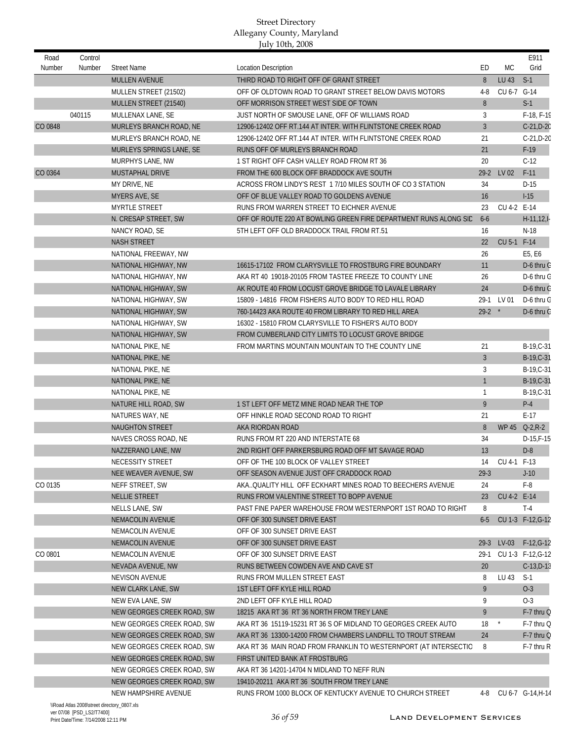# Street Directory
## Allegany County, Maryland
July 10th, 2008

| Road Number | Control Number | Street Name | Location Description | ED | MC | E911 Grid |
|---|---|---|---|---|---|---|
| | | MULLEN AVENUE | THIRD ROAD TO RIGHT OFF OF GRANT STREET | 8 | LU 43 | S-1 |
| | | MULLEN STREET (21502) | OFF OF OLDTOWN ROAD TO GRANT STREET BELOW DAVIS MOTORS | 4-8 | CU 6-7 | G-14 |
| | | MULLEN STREET (21540) | OFF MORRISON STREET WEST SIDE OF TOWN | 8 | | S-1 |
| | 040115 | MULLENAX LANE, SE | JUST NORTH OF SMOUSE LANE, OFF OF WILLIAMS ROAD | 3 | | F-18, F-19 |
| CO 0848 | | MURLEYS BRANCH ROAD, NE | 12906-12402 OFF RT.144 AT INTER. WITH FLINTSTONE CREEK ROAD | 3 | | C-21,D-20 |
| | | MURLEYS BRANCH ROAD, NE | 12906-12402 OFF RT.144 AT INTER. WITH FLINTSTONE CREEK ROAD | 21 | | C-21,D-20 |
| | | MURLEYS SPRINGS LANE, SE | RUNS OFF OF MURLEYS BRANCH ROAD | 21 | | F-19 |
| | | MURPHYS LANE, NW | 1 ST RIGHT OFF CASH VALLEY ROAD FROM RT 36 | 20 | | C-12 |
| CO 0364 | | MUSTAPHAL DRIVE | FROM THE 600 BLOCK OFF BRADDOCK AVE SOUTH | 29-2 | LV 02 | F-11 |
| | | MY DRIVE, NE | ACROSS FROM LINDY'S REST 1 7/10 MILES SOUTH OF CO 3 STATION | 34 | | D-15 |
| | | MYERS AVE, SE | OFF OF BLUE VALLEY ROAD TO GOLDENS AVENUE | 16 | | I-15 |
| | | MYRTLE STREET | RUNS FROM WARREN STREET TO EICHNER AVENUE | 23 | CU 4-2 | E-14 |
| | | N. CRESAP STREET, SW | OFF OF ROUTE 220 AT BOWLING GREEN FIRE DEPARTMENT RUNS ALONG SID | 6-6 | | H-11,12,I- |
| | | NANCY ROAD, SE | 5TH LEFT OFF OLD BRADDOCK TRAIL FROM RT.51 | 16 | | N-18 |
| | | NASH STREET | | 22 | CU 5-1 | F-14 |
| | | NATIONAL FREEWAY, NW | | 26 | | E5, E6 |
| | | NATIONAL HIGHWAY, NW | 16615-17102 FROM CLARYSVILLE TO FROSTBURG FIRE BOUNDARY | 11 | | D-6 thru G |
| | | NATIONAL HIGHWAY, NW | AKA RT 40 19018-20105 FROM TASTEE FREEZE TO COUNTY LINE | 26 | | D-6 thru G |
| | | NATIONAL HIGHWAY, SW | AK ROUTE 40 FROM LOCUST GROVE BRIDGE TO LAVALE LIBRARY | 24 | | D-6 thru G |
| | | NATIONAL HIGHWAY, SW | 15809 - 14816 FROM FISHERS AUTO BODY TO RED HILL ROAD | 29-1 | LV 01 | D-6 thru G |
| | | NATIONAL HIGHWAY, SW | 760-14423 AKA ROUTE 40 FROM LIBRARY TO RED HILL AREA | 29-2 | * | D-6 thru G |
| | | NATIONAL HIGHWAY, SW | 16302 - 15810 FROM CLARYSVILLE TO FISHER'S AUTO BODY | | | |
| | | NATIONAL HIGHWAY, SW | FROM CUMBERLAND CITY LIMITS TO LOCUST GROVE BRIDGE | | | |
| | | NATIONAL PIKE, NE | FROM MARTINS MOUNTAIN MOUNTAIN TO THE COUNTY LINE | 21 | | B-19,C-31 |
| | | NATIONAL PIKE, NE | | 3 | | B-19,C-31 |
| | | NATIONAL PIKE, NE | | 3 | | B-19,C-31 |
| | | NATIONAL PIKE, NE | | 1 | | B-19,C-31 |
| | | NATIONAL PIKE, NE | | 1 | | B-19,C-31 |
| | | NATURE HILL ROAD, SW | 1 ST LEFT OFF METZ MINE ROAD NEAR THE TOP | 9 | | P-4 |
| | | NATURES WAY, NE | OFF HINKLE ROAD SECOND ROAD TO RIGHT | 21 | | E-17 |
| | | NAUGHTON STREET | AKA RIORDAN ROAD | 8 | WP 45 | Q-2,R-2 |
| | | NAVES CROSS ROAD, NE | RUNS FROM RT 220 AND INTERSTATE 68 | 34 | | D-15,F-15 |
| | | NAZZERANO LANE, NW | 2ND RIGHT OFF PARKERSBURG ROAD OFF MT SAVAGE ROAD | 13 | | D-8 |
| | | NECESSITY STREET | OFF OF THE 100 BLOCK OF VALLEY STREET | 14 | CU 4-1 | F-13 |
| | | NEE WEAVER AVENUE, SW | OFF SEASON AVENUE JUST OFF CRADDOCK ROAD | 29-3 | | J-10 |
| CO 0135 | | NEFF STREET, SW | AKA..QUALITY HILL OFF ECKHART MINES ROAD TO BEECHERS AVENUE | 24 | | F-8 |
| | | NELLIE STREET | RUNS FROM VALENTINE STREET TO BOPP AVENUE | 23 | CU 4-2 | E-14 |
| | | NELLS LANE, SW | PAST FINE PAPER WAREHOUSE FROM WESTERNPORT 1ST ROAD TO RIGHT | 8 | | T-4 |
| | | NEMACOLIN AVENUE | OFF OF 300 SUNSET DRIVE EAST | 6-5 | CU 1-3 | F-12,G-12 |
| | | NEMACOLIN AVENUE | OFF OF 300 SUNSET DRIVE EAST | | | |
| | | NEMACOLIN AVENUE | OFF OF 300 SUNSET DRIVE EAST | 29-3 | LV-03 | F-12,G-12 |
| CO 0801 | | NEMACOLIN AVENUE | OFF OF 300 SUNSET DRIVE EAST | 29-1 | CU 1-3 | F-12,G-12 |
| | | NEVADA AVENUE, NW | RUNS BETWEEN COWDEN AVE AND CAVE ST | 20 | | C-13,D-13 |
| | | NEVISON AVENUE | RUNS FROM MULLEN STREET EAST | 8 | LU 43 | S-1 |
| | | NEW CLARK LANE, SW | 1ST LEFT OFF KYLE HILL ROAD | 9 | | O-3 |
| | | NEW EVA LANE, SW | 2ND LEFT OFF KYLE HILL ROAD | 9 | | O-3 |
| | | NEW GEORGES CREEK ROAD, SW | 18215 AKA RT 36 RT 36 NORTH FROM TREY LANE | 9 | | F-7 thru Q |
| | | NEW GEORGES CREEK ROAD, SW | AKA RT 36 15119-15231 RT 36 S OF MIDLAND TO GEORGES CREEK AUTO | 18 | * | F-7 thru Q |
| | | NEW GEORGES CREEK ROAD, SW | AKA RT 36 13300-14200 FROM CHAMBERS LANDFILL TO TROUT STREAM | 24 | | F-7 thru Q |
| | | NEW GEORGES CREEK ROAD, SW | AKA RT 36 MAIN ROAD FROM FRANKLIN TO WESTERNPORT (AT INTERSECTIO | 8 | | F-7 thru R |
| | | NEW GEORGES CREEK ROAD, SW | FIRST UNITED BANK AT FROSTBURG | | | |
| | | NEW GEORGES CREEK ROAD, SW | AKA RT 36 14201-14704 N MIDLAND TO NEFF RUN | | | |
| | | NEW GEORGES CREEK ROAD, SW | 19410-20211 AKA RT 36 SOUTH FROM TREY LANE | | | |
| | | NEW HAMPSHIRE AVENUE | RUNS FROM 1000 BLOCK OF KENTUCKY AVENUE TO CHURCH STREET | 4-8 | CU 6-7 | G-14,H-14 |

\\Road Atlas 2008\street directory_0807.xls
ver 07/08 [PSD_LS2/T7400]
Print Date/Time: 7/14/2008 12:11 PM

Land Development Services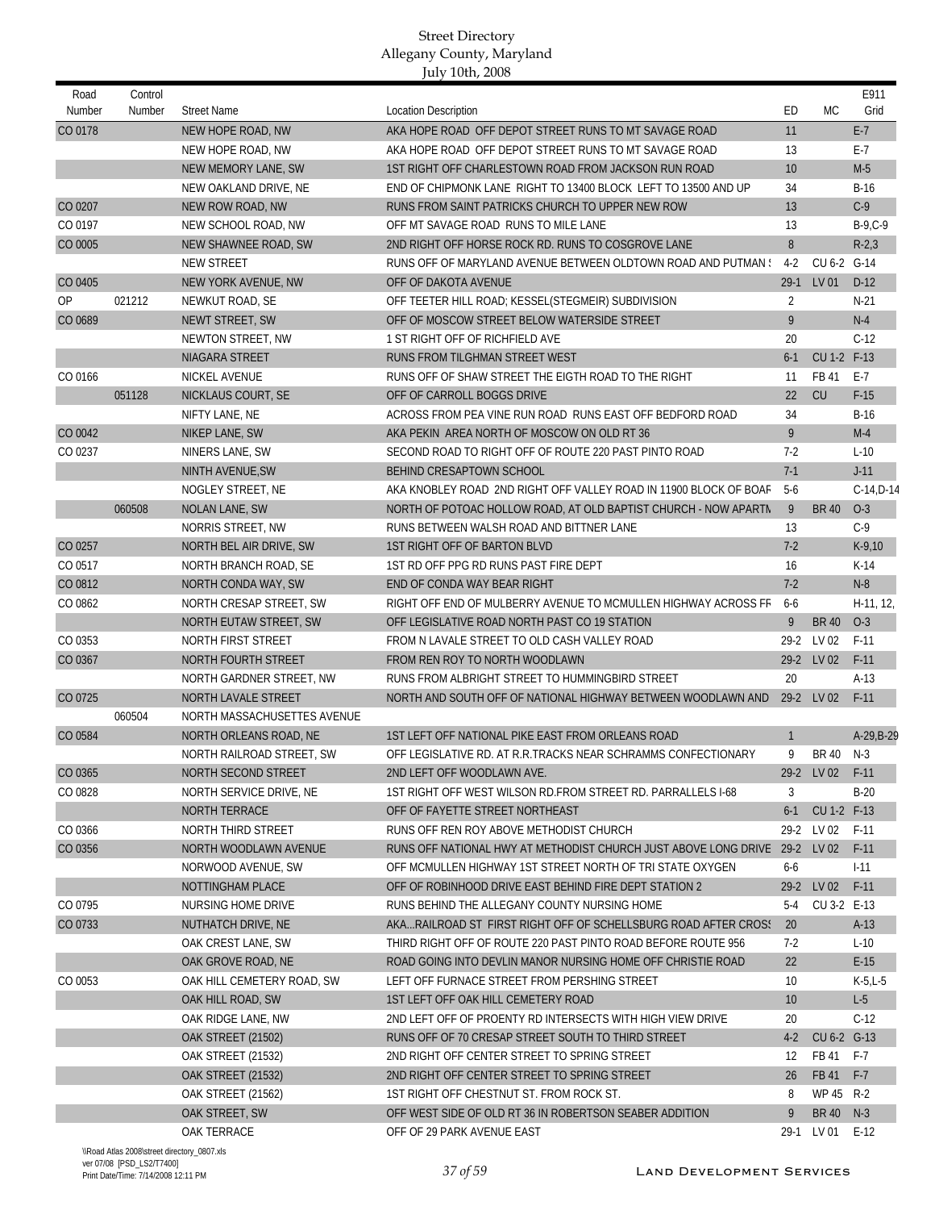# Street Directory
## Allegany County, Maryland
### July 10th, 2008

| Road Number | Control Number | Street Name | Location Description | ED | MC | E911 Grid |
|---|---|---|---|---|---|---|
| CO 0178 | | NEW HOPE ROAD, NW | AKA HOPE ROAD OFF DEPOT STREET RUNS TO MT SAVAGE ROAD | 11 | | E-7 |
| | | NEW HOPE ROAD, NW | AKA HOPE ROAD OFF DEPOT STREET RUNS TO MT SAVAGE ROAD | 13 | | E-7 |
| | | NEW MEMORY LANE, SW | 1ST RIGHT OFF CHARLESTOWN ROAD FROM JACKSON RUN ROAD | 10 | | M-5 |
| | | NEW OAKLAND DRIVE, NE | END OF CHIPMONK LANE RIGHT TO 13400 BLOCK LEFT TO 13500 AND UP | 34 | | B-16 |
| CO 0207 | | NEW ROW ROAD, NW | RUNS FROM SAINT PATRICKS CHURCH TO UPPER NEW ROW | 13 | | C-9 |
| CO 0197 | | NEW SCHOOL ROAD, NW | OFF MT SAVAGE ROAD RUNS TO MILE LANE | 13 | | B-9,C-9 |
| CO 0005 | | NEW SHAWNEE ROAD, SW | 2ND RIGHT OFF HORSE ROCK RD. RUNS TO COSGROVE LANE | 8 | | R-2,3 |
| | | NEW STREET | RUNS OFF OF MARYLAND AVENUE BETWEEN OLDTOWN ROAD AND PUTMAN S | 4-2 | CU 6-2 | G-14 |
| CO 0405 | | NEW YORK AVENUE, NW | OFF OF DAKOTA AVENUE | 29-1 | LV 01 | D-12 |
| OP | 021212 | NEWKUT ROAD, SE | OFF TEETER HILL ROAD; KESSEL(STEGMEIR) SUBDIVISION | 2 | | N-21 |
| CO 0689 | | NEWT STREET, SW | OFF OF MOSCOW STREET BELOW WATERSIDE STREET | 9 | | N-4 |
| | | NEWTON STREET, NW | 1 ST RIGHT OFF OF RICHFIELD AVE | 20 | | C-12 |
| | | NIAGARA STREET | RUNS FROM TILGHMAN STREET WEST | 6-1 | CU 1-2 | F-13 |
| CO 0166 | | NICKEL AVENUE | RUNS OFF OF SHAW STREET THE EIGTH ROAD TO THE RIGHT | 11 | FB 41 | E-7 |
| | 051128 | NICKLAUS COURT, SE | OFF OF CARROLL BOGGS DRIVE | 22 | CU | F-15 |
| | | NIFTY LANE, NE | ACROSS FROM PEA VINE RUN ROAD RUNS EAST OFF BEDFORD ROAD | 34 | | B-16 |
| CO 0042 | | NIKEP LANE, SW | AKA PEKIN AREA NORTH OF MOSCOW ON OLD RT 36 | 9 | | M-4 |
| CO 0237 | | NINERS LANE, SW | SECOND ROAD TO RIGHT OFF OF ROUTE 220 PAST PINTO ROAD | 7-2 | | L-10 |
| | | NINTH AVENUE,SW | BEHIND CRESAPTOWN SCHOOL | 7-1 | | J-11 |
| | | NOGLEY STREET, NE | AKA KNOBLEY ROAD 2ND RIGHT OFF VALLEY ROAD IN 11900 BLOCK OF BOAF | 5-6 | | C-14,D-14 |
| | 060508 | NOLAN LANE, SW | NORTH OF POTOAC HOLLOW ROAD, AT OLD BAPTIST CHURCH - NOW APARTN | 9 | BR 40 | O-3 |
| | | NORRIS STREET, NW | RUNS BETWEEN WALSH ROAD AND BITTNER LANE | 13 | | C-9 |
| CO 0257 | | NORTH BEL AIR DRIVE, SW | 1ST RIGHT OFF OF BARTON BLVD | 7-2 | | K-9,10 |
| CO 0517 | | NORTH BRANCH ROAD, SE | 1ST RD OFF PPG RD RUNS PAST FIRE DEPT | 16 | | K-14 |
| CO 0812 | | NORTH CONDA WAY, SW | END OF CONDA WAY BEAR RIGHT | 7-2 | | N-8 |
| CO 0862 | | NORTH CRESAP STREET, SW | RIGHT OFF END OF MULBERRY AVENUE TO MCMULLEN HIGHWAY ACROSS FF | 6-6 | | H-11, 12, |
| | | NORTH EUTAW STREET, SW | OFF LEGISLATIVE ROAD NORTH PAST CO 19 STATION | 9 | BR 40 | O-3 |
| CO 0353 | | NORTH FIRST STREET | FROM N LAVALE STREET TO OLD CASH VALLEY ROAD | 29-2 | LV 02 | F-11 |
| CO 0367 | | NORTH FOURTH STREET | FROM REN ROY TO NORTH WOODLAWN | 29-2 | LV 02 | F-11 |
| | | NORTH GARDNER STREET, NW | RUNS FROM ALBRIGHT STREET TO HUMMINGBIRD STREET | 20 | | A-13 |
| CO 0725 | | NORTH LAVALE STREET | NORTH AND SOUTH OFF OF NATIONAL HIGHWAY BETWEEN WOODLAWN AND | 29-2 | LV 02 | F-11 |
| | 060504 | NORTH MASSACHUSETTES AVENUE | | | | |
| CO 0584 | | NORTH ORLEANS ROAD, NE | 1ST LEFT OFF NATIONAL PIKE EAST FROM ORLEANS ROAD | 1 | | A-29,B-29 |
| | | NORTH RAILROAD STREET, SW | OFF LEGISLATIVE RD. AT R.R.TRACKS NEAR SCHRAMMS CONFECTIONARY | 9 | BR 40 | N-3 |
| CO 0365 | | NORTH SECOND STREET | 2ND LEFT OFF WOODLAWN AVE. | 29-2 | LV 02 | F-11 |
| CO 0828 | | NORTH SERVICE DRIVE, NE | 1ST RIGHT OFF WEST WILSON RD.FROM STREET RD. PARRALLELS I-68 | 3 | | B-20 |
| | | NORTH TERRACE | OFF OF FAYETTE STREET NORTHEAST | 6-1 | CU 1-2 | F-13 |
| CO 0366 | | NORTH THIRD STREET | RUNS OFF REN ROY ABOVE METHODIST CHURCH | 29-2 | LV 02 | F-11 |
| CO 0356 | | NORTH WOODLAWN AVENUE | RUNS OFF NATIONAL HWY AT METHODIST CHURCH JUST ABOVE LONG DRIVE | 29-2 | LV 02 | F-11 |
| | | NORWOOD AVENUE, SW | OFF MCMULLEN HIGHWAY 1ST STREET NORTH OF TRI STATE OXYGEN | 6-6 | | I-11 |
| | | NOTTINGHAM PLACE | OFF OF ROBINHOOD DRIVE EAST BEHIND FIRE DEPT STATION 2 | 29-2 | LV 02 | F-11 |
| CO 0795 | | NURSING HOME DRIVE | RUNS BEHIND THE ALLEGANY COUNTY NURSING HOME | 5-4 | CU 3-2 | E-13 |
| CO 0733 | | NUTHATCH DRIVE, NE | AKA...RAILROAD ST FIRST RIGHT OFF OF SCHELLSBURG ROAD AFTER CROSS | 20 | | A-13 |
| | | OAK CREST LANE, SW | THIRD RIGHT OFF OF ROUTE 220 PAST PINTO ROAD BEFORE ROUTE 956 | 7-2 | | L-10 |
| | | OAK GROVE ROAD, NE | ROAD GOING INTO DEVLIN MANOR NURSING HOME OFF CHRISTIE ROAD | 22 | | E-15 |
| CO 0053 | | OAK HILL CEMETERY ROAD, SW | LEFT OFF FURNACE STREET FROM PERSHING STREET | 10 | | K-5,L-5 |
| | | OAK HILL ROAD, SW | 1ST RIGHT OFF OAK HILL CEMETERY ROAD | 10 | | L-5 |
| | | OAK RIDGE LANE, NW | 2ND LEFT OFF OF PROENTY RD INTERSECTS WITH HIGH VIEW DRIVE | 20 | | C-12 |
| | | OAK STREET (21502) | RUNS OFF OF 70 CRESAP STREET SOUTH TO THIRD STREET | 4-2 | CU 6-2 | G-13 |
| | | OAK STREET (21532) | 2ND RIGHT OFF CENTER STREET TO SPRING STREET | 12 | FB 41 | F-7 |
| | | OAK STREET (21532) | 2ND RIGHT OFF CENTER STREET TO SPRING STREET | 26 | FB 41 | F-7 |
| | | OAK STREET (21562) | 1ST RIGHT OFF CHESTNUT ST. FROM ROCK ST. | 8 | WP 45 | R-2 |
| | | OAK STREET, SW | OFF WEST SIDE OF OLD RT 36 IN ROBERTSON SEABER ADDITION | 9 | BR 40 | N-3 |
| | | OAK TERRACE | OFF OF 29 PARK AVENUE EAST | 29-1 | LV 01 | E-12 |

\\Road Atlas 2008\street directory_0807.xls
ver 07/08 [PSD_LS2/T7400]
Print Date/Time: 7/14/2008 12:11 PM

LAND DEVELOPMENT SERVICES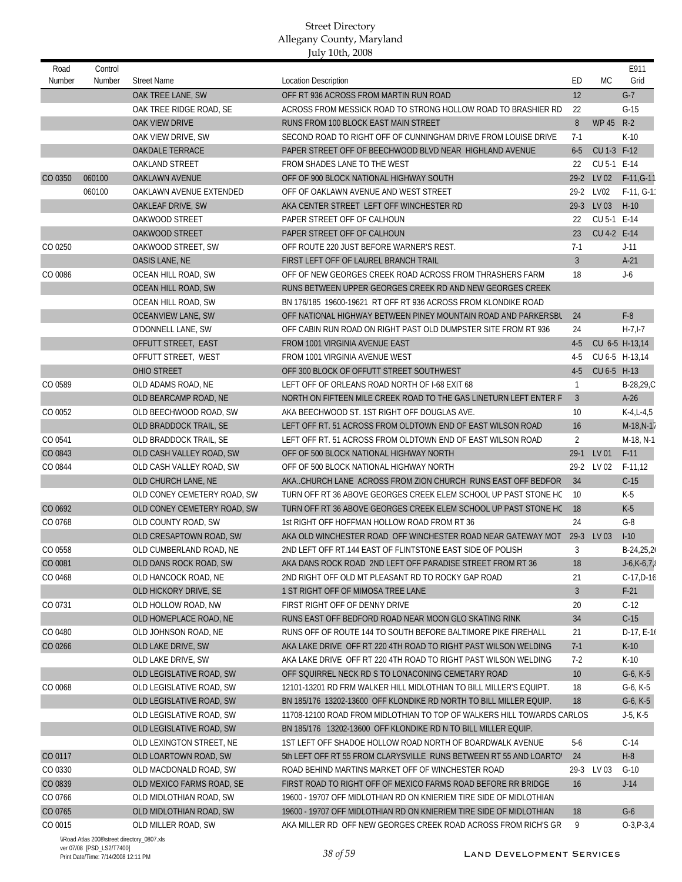# Street Directory
## Allegany County, Maryland
### July 10th, 2008

| Road Number | Control Number | Street Name | Location Description | ED | MC | E911 Grid |
|---|---|---|---|---|---|---|
| | | OAK TREE LANE, SW | OFF RT 936 ACROSS FROM MARTIN RUN ROAD | 12 | | G-7 |
| | | OAK TREE RIDGE ROAD, SE | ACROSS FROM MESSICK ROAD TO STRONG HOLLOW ROAD TO BRASHIER RD | 22 | | G-15 |
| | | OAK VIEW DRIVE | RUNS FROM 100 BLOCK EAST MAIN STREET | 8 | WP 45 | R-2 |
| | | OAK VIEW DRIVE, SW | SECOND ROAD TO RIGHT OFF OF CUNNINGHAM DRIVE FROM LOUISE DRIVE | 7-1 | | K-10 |
| | | OAKDALE TERRACE | PAPER STREET OFF OF BEECHWOOD BLVD NEAR HIGHLAND AVENUE | 6-5 | CU 1-3 | F-12 |
| | | OAKLAND STREET | FROM SHADES LANE TO THE WEST | 22 | CU 5-1 | E-14 |
| CO 0350 | 060100 | OAKLAWN AVENUE | OFF OF 900 BLOCK NATIONAL HIGHWAY SOUTH | 29-2 | LV 02 | F-11,G-11 |
| | 060100 | OAKLAWN AVENUE EXTENDED | OFF OF OAKLAWN AVENUE AND WEST STREET | 29-2 | LV02 | F-11, G-1 |
| | | OAKLEAF DRIVE, SW | AKA CENTER STREET LEFT OFF WINCHESTER RD | 29-3 | LV 03 | H-10 |
| | | OAKWOOD STREET | PAPER STREET OFF OF CALHOUN | 22 | CU 5-1 | E-14 |
| | | OAKWOOD STREET | PAPER STREET OFF OF CALHOUN | 23 | CU 4-2 | E-14 |
| CO 0250 | | OAKWOOD STREET, SW | OFF ROUTE 220 JUST BEFORE WARNER'S REST. | 7-1 | | J-11 |
| | | OASIS LANE, NE | FIRST LEFT OFF OF LAUREL BRANCH TRAIL | 3 | | A-21 |
| CO 0086 | | OCEAN HILL ROAD, SW | OFF OF NEW GEORGES CREEK ROAD ACROSS FROM THRASHERS FARM | 18 | | J-6 |
| | | OCEAN HILL ROAD, SW | RUNS BETWEEN UPPER GEORGES CREEK RD AND NEW GEORGES CREEK | | | |
| | | OCEAN HILL ROAD, SW | BN 176/185 19600-19621 RT OFF RT 936 ACROSS FROM KLONDIKE ROAD | | | |
| | | OCEANVIEW LANE, SW | OFF NATIONAL HIGHWAY BETWEEN PINEY MOUNTAIN ROAD AND PARKERSBU | 24 | | F-8 |
| | | O'DONNELL LANE, SW | OFF CABIN RUN ROAD ON RIGHT PAST OLD DUMPSTER SITE FROM RT 936 | 24 | | H-7,I-7 |
| | | OFFUTT STREET, EAST | FROM 1001 VIRGINIA AVENUE EAST | 4-5 | CU 6-5 | H-13,14 |
| | | OFFUTT STREET, WEST | FROM 1001 VIRGINIA AVENUE WEST | 4-5 | CU 6-5 | H-13,14 |
| | | OHIO STREET | OFF 300 BLOCK OF OFFUTT STREET SOUTHWEST | 4-5 | CU 6-5 | H-13 |
| CO 0589 | | OLD ADAMS ROAD, NE | LEFT OFF OF ORLEANS ROAD NORTH OF I-68 EXIT 68 | 1 | | B-28,29,C |
| | | OLD BEARCAMP ROAD, NE | NORTH ON FIFTEEN MILE CREEK ROAD TO THE GAS LINETURN LEFT ENTER F | 3 | | A-26 |
| CO 0052 | | OLD BEECHWOOD ROAD, SW | AKA BEECHWOOD ST. 1ST RIGHT OFF DOUGLAS AVE. | 10 | | K-4,L-4,5 |
| | | OLD BRADDOCK TRAIL, SE | LEFT OFF RT. 51 ACROSS FROM OLDTOWN END OF EAST WILSON ROAD | 16 | | M-18,N-17 |
| CO 0541 | | OLD BRADDOCK TRAIL, SE | LEFT OFF RT. 51 ACROSS FROM OLDTOWN END OF EAST WILSON ROAD | 2 | | M-18, N-1 |
| CO 0843 | | OLD CASH VALLEY ROAD, SW | OFF OF 500 BLOCK NATIONAL HIGHWAY NORTH | 29-1 | LV 01 | F-11 |
| CO 0844 | | OLD CASH VALLEY ROAD, SW | OFF OF 500 BLOCK NATIONAL HIGHWAY NORTH | 29-2 | LV 02 | F-11,12 |
| | | OLD CHURCH LANE, NE | AKA..CHURCH LANE ACROSS FROM ZION CHURCH RUNS EAST OFF BEDFOR | 34 | | C-15 |
| | | OLD CONEY CEMETERY ROAD, SW | TURN OFF RT 36 ABOVE GEORGES CREEK ELEM SCHOOL UP PAST STONE HC | 10 | | K-5 |
| CO 0692 | | OLD CONEY CEMETERY ROAD, SW | TURN OFF RT 36 ABOVE GEORGES CREEK ELEM SCHOOL UP PAST STONE HC | 18 | | K-5 |
| CO 0768 | | OLD COUNTY ROAD, SW | 1st RIGHT OFF HOFFMAN HOLLOW ROAD FROM RT 36 | 24 | | G-8 |
| | | OLD CRESAPTOWN ROAD, SW | AKA OLD WINCHESTER ROAD OFF WINCHESTER ROAD NEAR GATEWAY MOT | 29-3 | LV 03 | I-10 |
| CO 0558 | | OLD CUMBERLAND ROAD, NE | 2ND LEFT OFF RT.144 EAST OF FLINTSTONE EAST SIDE OF POLISH | 3 | | B-24,25,2 |
| CO 0081 | | OLD DANS ROCK ROAD, SW | AKA DANS ROCK ROAD 2ND LEFT OFF PARADISE STREET FROM RT 36 | 18 | | J-6,K-6,7, |
| CO 0468 | | OLD HANCOCK ROAD, NE | 2ND RIGHT OFF OLD MT PLEASANT RD TO ROCKY GAP ROAD | 21 | | C-17,D-16 |
| | | OLD HICKORY DRIVE, SE | 1 ST RIGHT OFF OF MIMOSA TREE LANE | 3 | | F-21 |
| CO 0731 | | OLD HOLLOW ROAD, NW | FIRST RIGHT OFF OF DENNY DRIVE | 20 | | C-12 |
| | | OLD HOMEPLACE ROAD, NE | RUNS EAST OFF BEDFORD ROAD NEAR MOON GLO SKATING RINK | 34 | | C-15 |
| CO 0480 | | OLD JOHNSON ROAD, NE | RUNS OFF OF ROUTE 144 TO SOUTH BEFORE BALTIMORE PIKE FIREHALL | 21 | | D-17, E-1 |
| CO 0266 | | OLD LAKE DRIVE, SW | AKA LAKE DRIVE OFF RT 220 4TH ROAD TO RIGHT PAST WILSON WELDING | 7-1 | | K-10 |
| | | OLD LAKE DRIVE, SW | AKA LAKE DRIVE OFF RT 220 4TH ROAD TO RIGHT PAST WILSON WELDING | 7-2 | | K-10 |
| | | OLD LEGISLATIVE ROAD, SW | OFF SQUIRREL NECK RD S TO LONACONING CEMETARY ROAD | 10 | | G-6, K-5 |
| CO 0068 | | OLD LEGISLATIVE ROAD, SW | 12101-13201 RD FRM WALKER HILL MIDLOTHIAN TO BILL MILLER'S EQUIPT. | 18 | | G-6, K-5 |
| | | OLD LEGISLATIVE ROAD, SW | BN 185/176 13202-13600 OFF KLONDIKE RD NORTH TO BILL MILLER EQUIP. | 18 | | G-6, K-5 |
| | | OLD LEGISLATIVE ROAD, SW | 11708-12100 ROAD FROM MIDLOTHIAN TO TOP OF WALKERS HILL TOWARDS CARLOS | | | J-5, K-5 |
| | | OLD LEGISLATIVE ROAD, SW | BN 185/176 13202-13600 OFF KLONDIKE RD N TO BILL MILLER EQUIP. | | | |
| | | OLD LEXINGTON STREET, NE | 1ST LEFT OFF SHADOE HOLLOW ROAD NORTH OF BOARDWALK AVENUE | 5-6 | | C-14 |
| CO 0117 | | OLD LOARTOWN ROAD, SW | 5th LEFT OFF RT 55 FROM CLARYSVILLE RUNS BETWEEN RT 55 AND LOARTO | 24 | | H-8 |
| CO 0330 | | OLD MACDONALD ROAD, SW | ROAD BEHIND MARTINS MARKET OFF OF WINCHESTER ROAD | 29-3 | LV 03 | G-10 |
| CO 0839 | | OLD MEXICO FARMS ROAD, SE | FIRST ROAD TO RIGHT OFF OF MEXICO FARMS ROAD BEFORE RR BRIDGE | 16 | | J-14 |
| CO 0766 | | OLD MIDLOTHIAN ROAD, SW | 19600 - 19707 OFF MIDLOTHIAN RD ON KNIERIEM TIRE SIDE OF MIDLOTHIAN | | | |
| CO 0765 | | OLD MIDLOTHIAN ROAD, SW | 19600 - 19707 OFF MIDLOTHIAN RD ON KNIERIEM TIRE SIDE OF MIDLOTHIAN | 18 | | G-6 |
| CO 0015 | | OLD MILLER ROAD, SW | AKA MILLER RD OFF NEW GEORGES CREEK ROAD ACROSS FROM RICH'S GR | 9 | | O-3,P-3,4 |

\\Road Atlas 2008\street directory_0807.xls
ver 07/08 [PSD_LS2/T7400]
Print Date/Time: 7/14/2008 12:11 PM

Land Development Services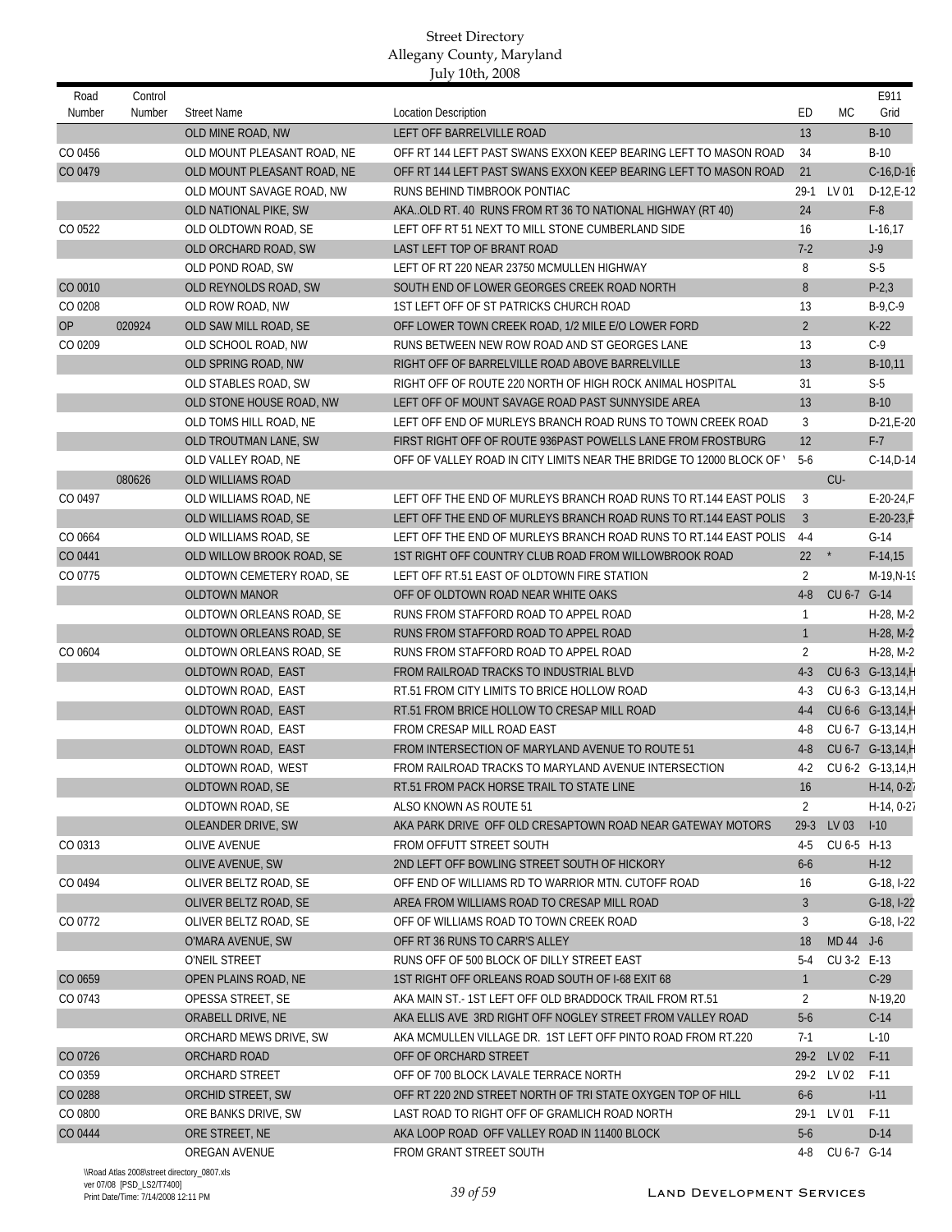# Street Directory
## Allegany County, Maryland
### July 10th, 2008

| Road Number | Control Number | Street Name | Location Description | ED | MC | E911 Grid |
|---|---|---|---|---|---|---|
| | | OLD MINE ROAD, NW | LEFT OFF BARRELVILLE ROAD | 13 | | B-10 |
| CO 0456 | | OLD MOUNT PLEASANT ROAD, NE | OFF RT 144 LEFT PAST SWANS EXXON KEEP BEARING LEFT TO MASON ROAD | 34 | | B-10 |
| CO 0479 | | OLD MOUNT PLEASANT ROAD, NE | OFF RT 144 LEFT PAST SWANS EXXON KEEP BEARING LEFT TO MASON ROAD | 21 | | C-16,D-16 |
| | | OLD MOUNT SAVAGE ROAD, NW | RUNS BEHIND TIMBROOK PONTIAC | 29-1 | LV 01 | D-12,E-12 |
| | | OLD NATIONAL PIKE, SW | AKA..OLD RT. 40 RUNS FROM RT 36 TO NATIONAL HIGHWAY (RT 40) | 24 | | F-8 |
| CO 0522 | | OLD OLDTOWN ROAD, SE | LEFT OFF RT 51 NEXT TO MILL STONE CUMBERLAND SIDE | 16 | | L-16,17 |
| | | OLD ORCHARD ROAD, SW | LAST LEFT TOP OF BRANT ROAD | 7-2 | | J-9 |
| | | OLD POND ROAD, SW | LEFT OF RT 220 NEAR 23750 MCMULLEN HIGHWAY | 8 | | S-5 |
| CO 0010 | | OLD REYNOLDS ROAD, SW | SOUTH END OF LOWER GEORGES CREEK ROAD NORTH | 8 | | P-2,3 |
| CO 0208 | | OLD ROW ROAD, NW | 1ST LEFT OFF OF ST PATRICKS CHURCH ROAD | 13 | | B-9,C-9 |
| OP | 020924 | OLD SAW MILL ROAD, SE | OFF LOWER TOWN CREEK ROAD, 1/2 MILE E/O LOWER FORD | 2 | | K-22 |
| CO 0209 | | OLD SCHOOL ROAD, NW | RUNS BETWEEN NEW ROW ROAD AND ST GEORGES LANE | 13 | | C-9 |
| | | OLD SPRING ROAD, NW | RIGHT OFF OF BARRELVILLE ROAD ABOVE BARRELVILLE | 13 | | B-10,11 |
| | | OLD STABLES ROAD, SW | RIGHT OFF OF ROUTE 220 NORTH OF HIGH ROCK ANIMAL HOSPITAL | 31 | | S-5 |
| | | OLD STONE HOUSE ROAD, NW | LEFT OFF OF MOUNT SAVAGE ROAD PAST SUNNYSIDE AREA | 13 | | B-10 |
| | | OLD TOMS HILL ROAD, NE | LEFT OFF END OF MURLEYS BRANCH ROAD RUNS TO TOWN CREEK ROAD | 3 | | D-21,E-20 |
| | | OLD TROUTMAN LANE, SW | FIRST RIGHT OFF OF ROUTE 936PAST POWELLS LANE FROM FROSTBURG | 12 | | F-7 |
| | | OLD VALLEY ROAD, NE | OFF OF VALLEY ROAD IN CITY LIMITS NEAR THE BRIDGE TO 12000 BLOCK OF ' | 5-6 | | C-14,D-14 |
| | 080626 | OLD WILLIAMS ROAD | | | CU- | |
| CO 0497 | | OLD WILLIAMS ROAD, NE | LEFT OFF THE END OF MURLEYS BRANCH ROAD RUNS TO RT.144 EAST POLIS | 3 | | E-20-24,F |
| | | OLD WILLIAMS ROAD, SE | LEFT OFF THE END OF MURLEYS BRANCH ROAD RUNS TO RT.144 EAST POLIS | 3 | | E-20-23,F |
| CO 0664 | | OLD WILLIAMS ROAD, SE | LEFT OFF THE END OF MURLEYS BRANCH ROAD RUNS TO RT.144 EAST POLIS | 4-4 | | G-14 |
| CO 0441 | | OLD WILLOW BROOK ROAD, SE | 1ST RIGHT OFF COUNTRY CLUB ROAD FROM WILLOWBROOK ROAD | 22 | * | F-14,15 |
| CO 0775 | | OLDTOWN CEMETERY ROAD, SE | LEFT OFF RT.51 EAST OF OLDTOWN FIRE STATION | 2 | | M-19,N-19 |
| | | OLDTOWN MANOR | OFF OF OLDTOWN ROAD NEAR WHITE OAKS | 4-8 | CU 6-7 | G-14 |
| | | OLDTOWN ORLEANS ROAD, SE | RUNS FROM STAFFORD ROAD TO APPEL ROAD | 1 | | H-28, M-2 |
| | | OLDTOWN ORLEANS ROAD, SE | RUNS FROM STAFFORD ROAD TO APPEL ROAD | 1 | | H-28, M-2 |
| CO 0604 | | OLDTOWN ORLEANS ROAD, SE | RUNS FROM STAFFORD ROAD TO APPEL ROAD | 2 | | H-28, M-2 |
| | | OLDTOWN ROAD, EAST | FROM RAILROAD TRACKS TO INDUSTRIAL BLVD | 4-3 | CU 6-3 | G-13,14,H |
| | | OLDTOWN ROAD, EAST | RT.51 FROM CITY LIMITS TO BRICE HOLLOW ROAD | 4-3 | CU 6-3 | G-13,14,H |
| | | OLDTOWN ROAD, EAST | RT.51 FROM BRICE HOLLOW TO CRESAP MILL ROAD | 4-4 | CU 6-6 | G-13,14,H |
| | | OLDTOWN ROAD, EAST | FROM CRESAP MILL ROAD EAST | 4-8 | CU 6-7 | G-13,14,H |
| | | OLDTOWN ROAD, EAST | FROM INTERSECTION OF MARYLAND AVENUE TO ROUTE 51 | 4-8 | CU 6-7 | G-13,14,H |
| | | OLDTOWN ROAD, WEST | FROM RAILROAD TRACKS TO MARYLAND AVENUE INTERSECTION | 4-2 | CU 6-2 | G-13,14,H |
| | | OLDTOWN ROAD, SE | RT.51 FROM PACK HORSE TRAIL TO STATE LINE | 16 | | H-14, 0-27 |
| | | OLDTOWN ROAD, SE | ALSO KNOWN AS ROUTE 51 | 2 | | H-14, 0-27 |
| | | OLEANDER DRIVE, SW | AKA PARK DRIVE OFF OLD CRESAPTOWN ROAD NEAR GATEWAY MOTORS | 29-3 | LV 03 | I-10 |
| CO 0313 | | OLIVE AVENUE | FROM OFFUTT STREET SOUTH | 4-5 | CU 6-5 | H-13 |
| | | OLIVE AVENUE, SW | 2ND LEFT OFF BOWLING STREET SOUTH OF HICKORY | 6-6 | | H-12 |
| CO 0494 | | OLIVER BELTZ ROAD, SE | OFF END OF WILLIAMS RD TO WARRIOR MTN. CUTOFF ROAD | 16 | | G-18, I-22 |
| | | OLIVER BELTZ ROAD, SE | AREA FROM WILLIAMS ROAD TO CRESAP MILL ROAD | 3 | | G-18, I-22 |
| CO 0772 | | OLIVER BELTZ ROAD, SE | OFF OF WILLIAMS ROAD TO TOWN CREEK ROAD | 3 | | G-18, I-22 |
| | | O'MARA AVENUE, SW | OFF RT 36 RUNS TO CARR'S ALLEY | 18 | MD 44 | J-6 |
| | | O'NEIL STREET | RUNS OFF OF 500 BLOCK OF DILLY STREET EAST | 5-4 | CU 3-2 | E-13 |
| CO 0659 | | OPEN PLAINS ROAD, NE | 1ST RIGHT OFF ORLEANS ROAD SOUTH OF I-68 EXIT 68 | 1 | | C-29 |
| CO 0743 | | OPESSA STREET, SE | AKA MAIN ST.- 1ST LEFT OFF OLD BRADDOCK TRAIL FROM RT.51 | 2 | | N-19,20 |
| | | ORABELL DRIVE, NE | AKA ELLIS AVE 3RD RIGHT OFF NOGLEY STREET FROM VALLEY ROAD | 5-6 | | C-14 |
| | | ORCHARD MEWS DRIVE, SW | AKA MCMULLEN VILLAGE DR. 1ST LEFT OFF PINTO ROAD FROM RT.220 | 7-1 | | L-10 |
| CO 0726 | | ORCHARD ROAD | OFF OF ORCHARD STREET | 29-2 | LV 02 | F-11 |
| CO 0359 | | ORCHARD STREET | OFF OF 700 BLOCK LAVALE TERRACE NORTH | 29-2 | LV 02 | F-11 |
| CO 0288 | | ORCHID STREET, SW | OFF RT 220 2ND STREET NORTH OF TRI STATE OXYGEN TOP OF HILL | 6-6 | | I-11 |
| CO 0800 | | ORE BANKS DRIVE, SW | LAST ROAD TO RIGHT OFF OF GRAMLICH ROAD NORTH | 29-1 | LV 01 | F-11 |
| CO 0444 | | ORE STREET, NE | AKA LOOP ROAD OFF VALLEY ROAD IN 11400 BLOCK | 5-6 | | D-14 |
| | | OREGAN AVENUE | FROM GRANT STREET SOUTH | 4-8 | CU 6-7 | G-14 |

\\Road Atlas 2008\street directory_0807.xls
ver 07/08 [PSD_LS2/T7400]
Print Date/Time: 7/14/2008 12:11 PM

LAND DEVELOPMENT SERVICES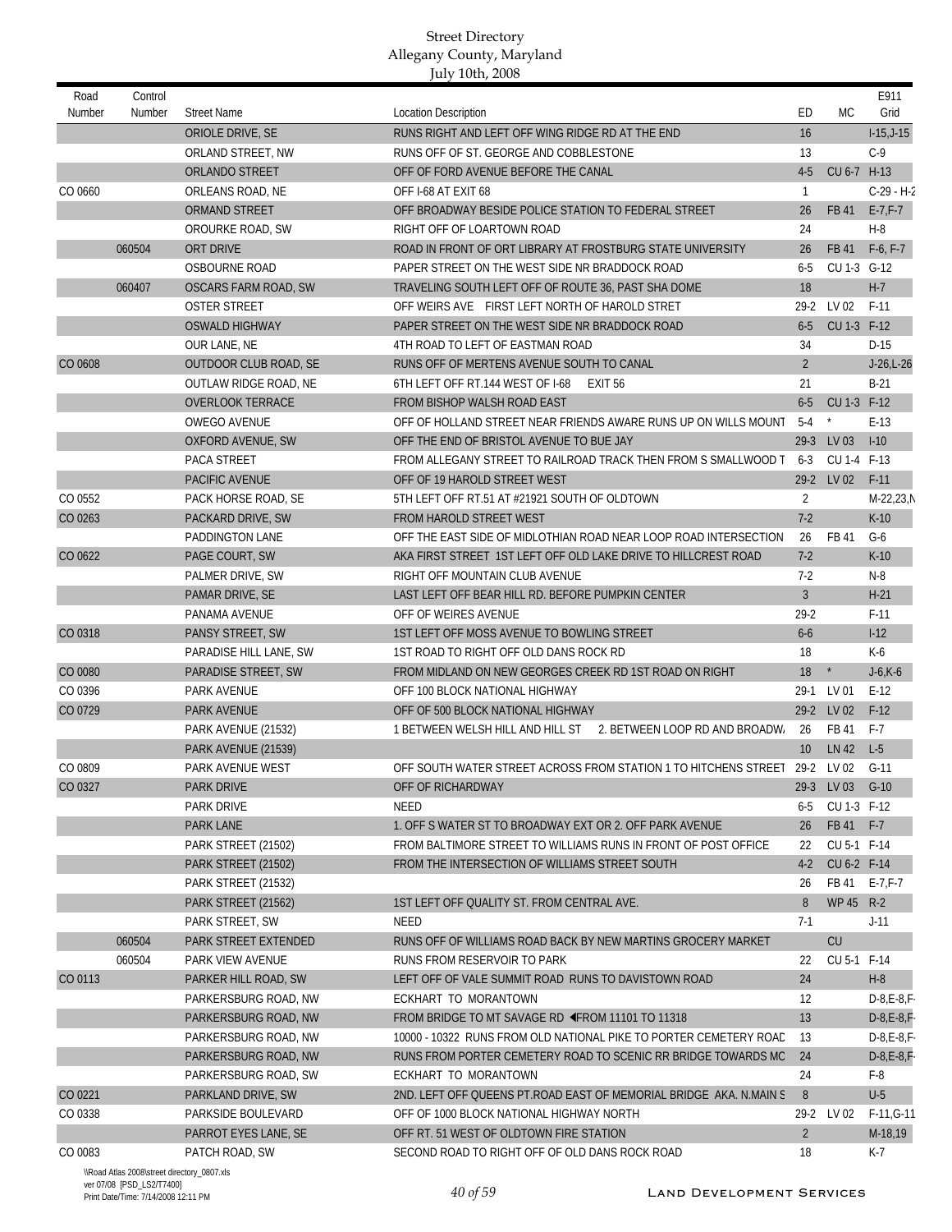# Street Directory
## Allegany County, Maryland
### July 10th, 2008

| Road Number | Control Number | Street Name | Location Description | ED | MC | E911 Grid |
|---|---|---|---|---|---|---|
| | | ORIOLE DRIVE, SE | RUNS RIGHT AND LEFT OFF WING RIDGE RD AT THE END | 16 | | I-15,J-15 |
| | | ORLAND STREET, NW | RUNS OFF OF ST. GEORGE AND COBBLESTONE | 13 | | C-9 |
| | | ORLANDO STREET | OFF OF FORD AVENUE BEFORE THE CANAL | 4-5 | CU 6-7 | H-13 |
| CO 0660 | | ORLEANS ROAD, NE | OFF I-68 AT EXIT 68 | 1 | | C-29 - H-2 |
| | | ORMAND STREET | OFF BROADWAY BESIDE POLICE STATION TO FEDERAL STREET | 26 | FB 41 | E-7,F-7 |
| | | OROURKE ROAD, SW | RIGHT OFF OF LOARTOWN ROAD | 24 | | H-8 |
| | 060504 | ORT DRIVE | ROAD IN FRONT OF ORT LIBRARY AT FROSTBURG STATE UNIVERSITY | 26 | FB 41 | F-6, F-7 |
| | | OSBOURNE ROAD | PAPER STREET ON THE WEST SIDE NR BRADDOCK ROAD | 6-5 | CU 1-3 | G-12 |
| | 060407 | OSCARS FARM ROAD, SW | TRAVELING SOUTH LEFT OFF OF ROUTE 36, PAST SHA DOME | 18 | | H-7 |
| | | OSTER STREET | OFF WEIRS AVE FIRST LEFT NORTH OF HAROLD STRET | 29-2 | LV 02 | F-11 |
| | | OSWALD HIGHWAY | PAPER STREET ON THE WEST SIDE NR BRADDOCK ROAD | 6-5 | CU 1-3 | F-12 |
| | | OUR LANE, NE | 4TH ROAD TO LEFT OF EASTMAN ROAD | 34 | | D-15 |
| CO 0608 | | OUTDOOR CLUB ROAD, SE | RUNS OFF OF MERTENS AVENUE SOUTH TO CANAL | 2 | | J-26,L-26 |
| | | OUTLAW RIDGE ROAD, NE | 6TH LEFT OFF RT.144 WEST OF I-68 EXIT 56 | 21 | | B-21 |
| | | OVERLOOK TERRACE | FROM BISHOP WALSH ROAD EAST | 6-5 | CU 1-3 | F-12 |
| | | OWEGO AVENUE | OFF OF HOLLAND STREET NEAR FRIENDS AWARE RUNS UP ON WILLS MOUNT | 5-4 | * | E-13 |
| | | OXFORD AVENUE, SW | OFF THE END OF BRISTOL AVENUE TO BUE JAY | 29-3 | LV 03 | I-10 |
| | | PACA STREET | FROM ALLEGANY STREET TO RAILROAD TRACK THEN FROM S SMALLWOOD T | 6-3 | CU 1-4 | F-13 |
| | | PACIFIC AVENUE | OFF OF 19 HAROLD STREET WEST | 29-2 | LV 02 | F-11 |
| CO 0552 | | PACK HORSE ROAD, SE | 5TH LEFT OFF RT.51 AT #21921 SOUTH OF OLDTOWN | 2 | | M-22,23,N |
| CO 0263 | | PACKARD DRIVE, SW | FROM HAROLD STREET WEST | 7-2 | | K-10 |
| | | PADDINGTON LANE | OFF THE EAST SIDE OF MIDLOTHIAN ROAD NEAR LOOP ROAD INTERSECTION | 26 | FB 41 | G-6 |
| CO 0622 | | PAGE COURT, SW | AKA FIRST STREET 1ST LEFT OFF OLD LAKE DRIVE TO HILLCREST ROAD | 7-2 | | K-10 |
| | | PALMER DRIVE, SW | RIGHT OFF MOUNTAIN CLUB AVENUE | 7-2 | | N-8 |
| | | PAMAR DRIVE, SE | LAST LEFT OFF BEAR HILL RD. BEFORE PUMPKIN CENTER | 3 | | H-21 |
| | | PANAMA AVENUE | OFF OF WEIRES AVENUE | 29-2 | | F-11 |
| CO 0318 | | PANSY STREET, SW | 1ST LEFT OFF MOSS AVENUE TO BOWLING STREET | 6-6 | | I-12 |
| | | PARADISE HILL LANE, SW | 1ST ROAD TO RIGHT OFF OLD DANS ROCK RD | 18 | | K-6 |
| CO 0080 | | PARADISE STREET, SW | FROM MIDLAND ON NEW GEORGES CREEK RD 1ST ROAD ON RIGHT | 18 | * | J-6,K-6 |
| CO 0396 | | PARK AVENUE | OFF 100 BLOCK NATIONAL HIGHWAY | 29-1 | LV 01 | E-12 |
| CO 0729 | | PARK AVENUE | OFF OF 500 BLOCK NATIONAL HIGHWAY | 29-2 | LV 02 | F-12 |
| | | PARK AVENUE (21532) | 1 BETWEEN WELSH HILL AND HILL ST 2. BETWEEN LOOP RD AND BROADW | 26 | FB 41 | F-7 |
| | | PARK AVENUE (21539) | | 10 | LN 42 | L-5 |
| CO 0809 | | PARK AVENUE WEST | OFF SOUTH WATER STREET ACROSS FROM STATION 1 TO HITCHENS STREET | 29-2 | LV 02 | G-11 |
| CO 0327 | | PARK DRIVE | OFF OF RICHARDWAY | 29-3 | LV 03 | G-10 |
| | | PARK DRIVE | NEED | 6-5 | CU 1-3 | F-12 |
| | | PARK LANE | 1. OFF S WATER ST TO BROADWAY EXT OR 2. OFF PARK AVENUE | 26 | FB 41 | F-7 |
| | | PARK STREET (21502) | FROM BALTIMORE STREET TO WILLIAMS RUNS IN FRONT OF POST OFFICE | 22 | CU 5-1 | F-14 |
| | | PARK STREET (21502) | FROM THE INTERSECTION OF WILLIAMS STREET SOUTH | 4-2 | CU 6-2 | F-14 |
| | | PARK STREET (21532) | | 26 | FB 41 | E-7,F-7 |
| | | PARK STREET (21562) | 1ST LEFT OFF QUALITY ST. FROM CENTRAL AVE. | 8 | WP 45 | R-2 |
| | | PARK STREET, SW | NEED | 7-1 | | J-11 |
| | 060504 | PARK STREET EXTENDED | RUNS OFF OF WILLIAMS ROAD BACK BY NEW MARTINS GROCERY MARKET | | CU | |
| | 060504 | PARK VIEW AVENUE | RUNS FROM RESERVOIR TO PARK | 22 | CU 5-1 | F-14 |
| CO 0113 | | PARKER HILL ROAD, SW | LEFT OFF OF VALE SUMMIT ROAD RUNS TO DAVISTOWN ROAD | 24 | | H-8 |
| | | PARKERSBURG ROAD, NW | ECKHART TO MORANTOWN | 12 | | D-8,E-8,F- |
| | | PARKERSBURG ROAD, NW | FROM BRIDGE TO MT SAVAGE RD ◄FROM 11101 TO 11318 | 13 | | D-8,E-8,F- |
| | | PARKERSBURG ROAD, NW | 10000 - 10322 RUNS FROM OLD NATIONAL PIKE TO PORTER CEMETERY ROAD | 13 | | D-8,E-8,F- |
| | | PARKERSBURG ROAD, NW | RUNS FROM PORTER CEMETERY ROAD TO SCENIC RR BRIDGE TOWARDS MO | 24 | | D-8,E-8,F- |
| | | PARKERSBURG ROAD, SW | ECKHART TO MORANTOWN | 24 | | F-8 |
| CO 0221 | | PARKLAND DRIVE, SW | 2ND. LEFT OFF QUEENS PT.ROAD EAST OF MEMORIAL BRIDGE AKA. N.MAIN S | 8 | | U-5 |
| CO 0338 | | PARKSIDE BOULEVARD | OFF OF 1000 BLOCK NATIONAL HIGHWAY NORTH | 29-2 | LV 02 | F-11,G-11 |
| | | PARROT EYES LANE, SE | OFF RT. 51 WEST OF OLDTOWN FIRE STATION | 2 | | M-18,19 |
| CO 0083 | | PATCH ROAD, SW | SECOND ROAD TO RIGHT OFF OF OLD DANS ROCK ROAD | 18 | | K-7 |

\\Road Atlas 2008\street directory_0807.xls
ver 07/08 [PSD_LS2/T7400]
Print Date/Time: 7/14/2008 12:11 PM

Land Development Services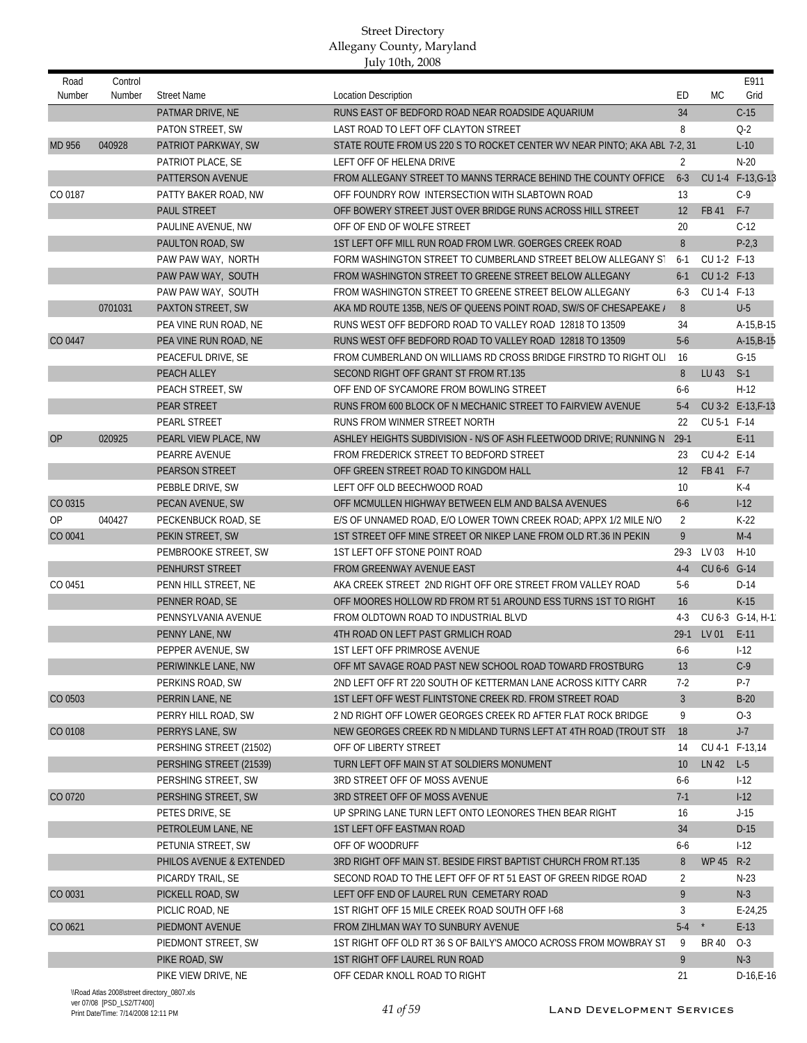# Street Directory
## Allegany County, Maryland
### July 10th, 2008

| Road Number | Control Number | Street Name | Location Description | ED | MC | E911 Grid |
|---|---|---|---|---|---|---|
| | | PATMAR DRIVE, NE | RUNS EAST OF BEDFORD ROAD NEAR ROADSIDE AQUARIUM | 34 | | C-15 |
| | | PATON STREET, SW | LAST ROAD TO LEFT OFF CLAYTON STREET | 8 | | Q-2 |
| MD 956 | 040928 | PATRIOT PARKWAY, SW | STATE ROUTE FROM US 220 S TO ROCKET CENTER WV NEAR PINTO; AKA ABL | 7-2, 31 | | L-10 |
| | | PATRIOT PLACE, SE | LEFT OFF OF HELENA DRIVE | 2 | | N-20 |
| | | PATTERSON AVENUE | FROM ALLEGANY STREET TO MANNS TERRACE BEHIND THE COUNTY OFFICE | 6-3 | CU 1-4 | F-13,G-13 |
| CO 0187 | | PATTY BAKER ROAD, NW | OFF FOUNDRY ROW INTERSECTION WITH SLABTOWN ROAD | 13 | | C-9 |
| | | PAUL STREET | OFF BOWERY STREET JUST OVER BRIDGE RUNS ACROSS HILL STREET | 12 | FB 41 | F-7 |
| | | PAULINE AVENUE, NW | OFF OF END OF WOLFE STREET | 20 | | C-12 |
| | | PAULTON ROAD, SW | 1ST LEFT OFF MILL RUN ROAD FROM LWR. GOERGES CREEK ROAD | 8 | | P-2,3 |
| | | PAW PAW WAY, NORTH | FORM WASHINGTON STREET TO CUMBERLAND STREET BELOW ALLEGANY ST | 6-1 | CU 1-2 | F-13 |
| | | PAW PAW WAY, SOUTH | FROM WASHINGTON STREET TO GREENE STREET BELOW ALLEGANY | 6-1 | CU 1-2 | F-13 |
| | | PAW PAW WAY, SOUTH | FROM WASHINGTON STREET TO GREENE STREET BELOW ALLEGANY | 6-3 | CU 1-4 | F-13 |
| | 0701031 | PAXTON STREET, SW | AKA MD ROUTE 135B, NE/S OF QUEENS POINT ROAD, SW/S OF CHESAPEAKE / | 8 | | U-5 |
| | | PEA VINE RUN ROAD, NE | RUNS WEST OFF BEDFORD ROAD TO VALLEY ROAD 12818 TO 13509 | 34 | | A-15,B-15 |
| CO 0447 | | PEA VINE RUN ROAD, NE | RUNS WEST OFF BEDFORD ROAD TO VALLEY ROAD 12818 TO 13509 | 5-6 | | A-15,B-15 |
| | | PEACEFUL DRIVE, SE | FROM CUMBERLAND ON WILLIAMS RD CROSS BRIDGE FIRSTRD TO RIGHT OLI | 16 | | G-15 |
| | | PEACH ALLEY | SECOND RIGHT OFF GRANT ST FROM RT.135 | 8 | LU 43 | S-1 |
| | | PEACH STREET, SW | OFF END OF SYCAMORE FROM BOWLING STREET | 6-6 | | H-12 |
| | | PEAR STREET | RUNS FROM 600 BLOCK OF N MECHANIC STREET TO FAIRVIEW AVENUE | 5-4 | CU 3-2 | E-13,F-13 |
| | | PEARL STREET | RUNS FROM WINMER STREET NORTH | 22 | CU 5-1 | F-14 |
| OP | 020925 | PEARL VIEW PLACE, NW | ASHLEY HEIGHTS SUBDIVISION - N/S OF ASH FLEETWOOD DRIVE; RUNNING N | 29-1 | | E-11 |
| | | PEARRE AVENUE | FROM FREDERICK STREET TO BEDFORD STREET | 23 | CU 4-2 | E-14 |
| | | PEARSON STREET | OFF GREEN STREET ROAD TO KINGDOM HALL | 12 | FB 41 | F-7 |
| | | PEBBLE DRIVE, SW | LEFT OFF OLD BEECHWOOD ROAD | 10 | | K-4 |
| CO 0315 | | PECAN AVENUE, SW | OFF MCMULLEN HIGHWAY BETWEEN ELM AND BALSA AVENUES | 6-6 | | I-12 |
| OP | 040427 | PECKENBUCK ROAD, SE | E/S OF UNNAMED ROAD, E/O LOWER TOWN CREEK ROAD; APPX 1/2 MILE N/O | 2 | | K-22 |
| CO 0041 | | PEKIN STREET, SW | 1ST STREET OFF MINE STREET OR NIKEP LANE FROM OLD RT.36 IN PEKIN | 9 | | M-4 |
| | | PEMBROOKE STREET, SW | 1ST LEFT OFF STONE POINT ROAD | 29-3 | LV 03 | H-10 |
| | | PENHURST STREET | FROM GREENWAY AVENUE EAST | 4-4 | CU 6-6 | G-14 |
| CO 0451 | | PENN HILL STREET, NE | AKA CREEK STREET 2ND RIGHT OFF ORE STREET FROM VALLEY ROAD | 5-6 | | D-14 |
| | | PENNER ROAD, SE | OFF MOORES HOLLOW RD FROM RT 51 AROUND ESS TURNS 1ST TO RIGHT | 16 | | K-15 |
| | | PENNSYLVANIA AVENUE | FROM OLDTOWN ROAD TO INDUSTRIAL BLVD | 4-3 | CU 6-3 | G-14, H-1 |
| | | PENNY LANE, NW | 4TH ROAD ON LEFT PAST GRMLICH ROAD | 29-1 | LV 01 | E-11 |
| | | PEPPER AVENUE, SW | 1ST LEFT OFF PRIMROSE AVENUE | 6-6 | | I-12 |
| | | PERIWINKLE LANE, NW | OFF MT SAVAGE ROAD PAST NEW SCHOOL ROAD TOWARD FROSTBURG | 13 | | C-9 |
| | | PERKINS ROAD, SW | 2ND LEFT OFF RT 220 SOUTH OF KETTERMAN LANE ACROSS KITTY CARR | 7-2 | | P-7 |
| CO 0503 | | PERRIN LANE, NE | 1ST LEFT OFF WEST FLINTSTONE CREEK RD. FROM STREET ROAD | 3 | | B-20 |
| | | PERRY HILL ROAD, SW | 2 ND RIGHT OFF LOWER GEORGES CREEK RD AFTER FLAT ROCK BRIDGE | 9 | | O-3 |
| CO 0108 | | PERRYS LANE, SW | NEW GEORGES CREEK RD N MIDLAND TURNS LEFT AT 4TH ROAD (TROUT STF | 18 | | J-7 |
| | | PERSHING STREET (21502) | OFF OF LIBERTY STREET | 14 | CU 4-1 | F-13,14 |
| | | PERSHING STREET (21539) | TURN LEFT OFF MAIN ST AT SOLDIERS MONUMENT | 10 | LN 42 | L-5 |
| | | PERSHING STREET, SW | 3RD STREET OFF OF MOSS AVENUE | 6-6 | | I-12 |
| CO 0720 | | PERSHING STREET, SW | 3RD STREET OFF OF MOSS AVENUE | 7-1 | | I-12 |
| | | PETES DRIVE, SE | UP SPRING LANE TURN LEFT ONTO LEONORES THEN BEAR RIGHT | 16 | | J-15 |
| | | PETROLEUM LANE, NE | 1ST LEFT OFF EASTMAN ROAD | 34 | | D-15 |
| | | PETUNIA STREET, SW | OFF OF WOODRUFF | 6-6 | | I-12 |
| | | PHILOS AVENUE & EXTENDED | 3RD RIGHT OFF MAIN ST. BESIDE FIRST BAPTIST CHURCH FROM RT.135 | 8 | WP 45 | R-2 |
| | | PICARDY TRAIL, SE | SECOND ROAD TO THE LEFT OFF OF RT 51 EAST OF GREEN RIDGE ROAD | 2 | | N-23 |
| CO 0031 | | PICKELL ROAD, SW | LEFT OFF END OF LAUREL RUN CEMETARY ROAD | 9 | | N-3 |
| | | PICLIC ROAD, NE | 1ST RIGHT OFF 15 MILE CREEK ROAD SOUTH OFF I-68 | 3 | | E-24,25 |
| CO 0621 | | PIEDMONT AVENUE | FROM ZIHLMAN WAY TO SUNBURY AVENUE | 5-4 | * | E-13 |
| | | PIEDMONT STREET, SW | 1ST RIGHT OFF OLD RT 36 S OF BAILY'S AMOCO ACROSS FROM MOWBRAY ST | 9 | BR 40 | O-3 |
| | | PIKE ROAD, SW | 1ST RIGHT OFF LAUREL RUN ROAD | 9 | | N-3 |
| | | PIKE VIEW DRIVE, NE | OFF CEDAR KNOLL ROAD TO RIGHT | 21 | | D-16,E-16 |

\\Road Atlas 2008\street directory_0807.xls
ver 07/08 [PSD_LS2/T7400]
Print Date/Time: 7/14/2008 12:11 PM

Land Development Services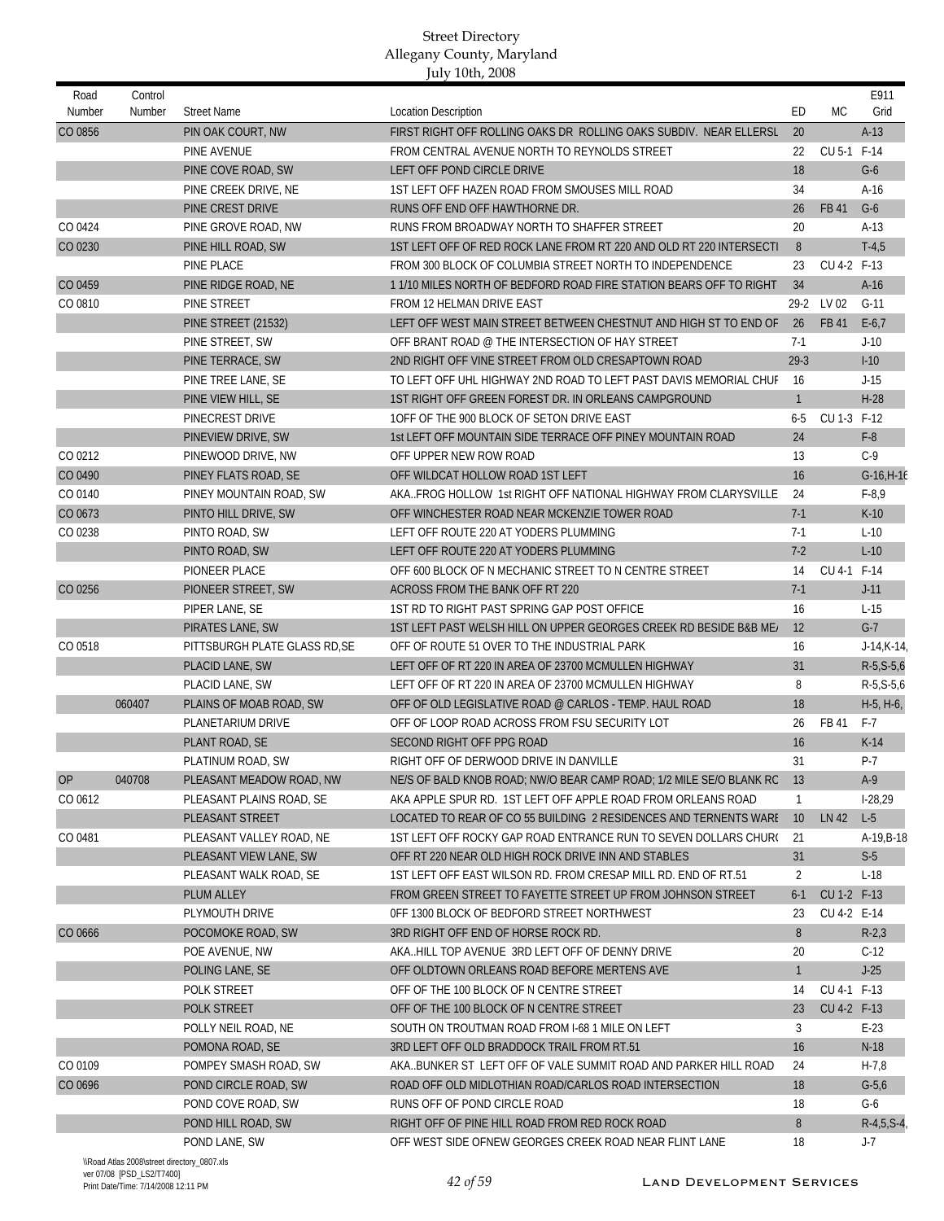# Street Directory
## Allegany County, Maryland
### July 10th, 2008

| Road Number | Control Number | Street Name | Location Description | ED | MC | E911 Grid |
|---|---|---|---|---|---|---|
| CO 0856 | | PIN OAK COURT, NW | FIRST RIGHT OFF ROLLING OAKS DR ROLLING OAKS SUBDIV. NEAR ELLERSL | 20 | | A-13 |
| | | PINE AVENUE | FROM CENTRAL AVENUE NORTH TO REYNOLDS STREET | 22 | CU 5-1 | F-14 |
| | | PINE COVE ROAD, SW | LEFT OFF POND CIRCLE DRIVE | 18 | | G-6 |
| | | PINE CREEK DRIVE, NE | 1ST LEFT OFF HAZEN ROAD FROM SMOUSES MILL ROAD | 34 | | A-16 |
| | | PINE CREST DRIVE | RUNS OFF END OFF HAWTHORNE DR. | 26 | FB 41 | G-6 |
| CO 0424 | | PINE GROVE ROAD, NW | RUNS FROM BROADWAY NORTH TO SHAFFER STREET | 20 | | A-13 |
| CO 0230 | | PINE HILL ROAD, SW | 1ST LEFT OFF OF RED ROCK LANE FROM RT 220 AND OLD RT 220 INTERSECTI | 8 | | T-4,5 |
| | | PINE PLACE | FROM 300 BLOCK OF COLUMBIA STREET NORTH TO INDEPENDENCE | 23 | CU 4-2 | F-13 |
| CO 0459 | | PINE RIDGE ROAD, NE | 1 1/10 MILES NORTH OF BEDFORD ROAD FIRE STATION BEARS OFF TO RIGHT | 34 | | A-16 |
| CO 0810 | | PINE STREET | FROM 12 HELMAN DRIVE EAST | 29-2 | LV 02 | G-11 |
| | | PINE STREET (21532) | LEFT OFF WEST MAIN STREET BETWEEN CHESTNUT AND HIGH ST TO END OF | 26 | FB 41 | E-6,7 |
| | | PINE STREET, SW | OFF BRANT ROAD @ THE INTERSECTION OF HAY STREET | 7-1 | | J-10 |
| | | PINE TERRACE, SW | 2ND RIGHT OFF VINE STREET FROM OLD CRESAPTOWN ROAD | 29-3 | | I-10 |
| | | PINE TREE LANE, SE | TO LEFT OFF UHL HIGHWAY 2ND ROAD TO LEFT PAST DAVIS MEMORIAL CHUF | 16 | | J-15 |
| | | PINE VIEW HILL, SE | 1ST RIGHT OFF GREEN FOREST DR. IN ORLEANS CAMPGROUND | 1 | | H-28 |
| | | PINECREST DRIVE | 1OFF OF THE 900 BLOCK OF SETON DRIVE EAST | 6-5 | CU 1-3 | F-12 |
| | | PINEVIEW DRIVE, SW | 1st LEFT OFF MOUNTAIN SIDE TERRACE OFF PINEY MOUNTAIN ROAD | 24 | | F-8 |
| CO 0212 | | PINEWOOD DRIVE, NW | OFF UPPER NEW ROW ROAD | 13 | | C-9 |
| CO 0490 | | PINEY FLATS ROAD, SE | OFF WILDCAT HOLLOW ROAD 1ST LEFT | 16 | | G-16,H-16 |
| CO 0140 | | PINEY MOUNTAIN ROAD, SW | AKA..FROG HOLLOW 1st RIGHT OFF NATIONAL HIGHWAY FROM CLARYSVILLE | 24 | | F-8,9 |
| CO 0673 | | PINTO HILL DRIVE, SW | OFF WINCHESTER ROAD NEAR MCKENZIE TOWER ROAD | 7-1 | | K-10 |
| CO 0238 | | PINTO ROAD, SW | LEFT OFF ROUTE 220 AT YODERS PLUMMING | 7-1 | | L-10 |
| | | PINTO ROAD, SW | LEFT OFF ROUTE 220 AT YODERS PLUMMING | 7-2 | | L-10 |
| | | PIONEER PLACE | OFF 600 BLOCK OF N MECHANIC STREET TO N CENTRE STREET | 14 | CU 4-1 | F-14 |
| CO 0256 | | PIONEER STREET, SW | ACROSS FROM THE BANK OFF RT 220 | 7-1 | | J-11 |
| | | PIPER LANE, SE | 1ST RD TO RIGHT PAST SPRING GAP POST OFFICE | 16 | | L-15 |
| | | PIRATES LANE, SW | 1ST LEFT PAST WELSH HILL ON UPPER GEORGES CREEK RD BESIDE B&B ME/ | 12 | | G-7 |
| CO 0518 | | PITTSBURGH PLATE GLASS RD,SE | OFF OF ROUTE 51 OVER TO THE INDUSTRIAL PARK | 16 | | J-14,K-14, |
| | | PLACID LANE, SW | LEFT OFF OF RT 220 IN AREA OF 23700 MCMULLEN HIGHWAY | 31 | | R-5,S-5,6 |
| | | PLACID LANE, SW | LEFT OFF OF RT 220 IN AREA OF 23700 MCMULLEN HIGHWAY | 8 | | R-5,S-5,6 |
| | 060407 | PLAINS OF MOAB ROAD, SW | OFF OF OLD LEGISLATIVE ROAD @ CARLOS - TEMP. HAUL ROAD | 18 | | H-5, H-6, |
| | | PLANETARIUM DRIVE | OFF OF LOOP ROAD ACROSS FROM FSU SECURITY LOT | 26 | FB 41 | F-7 |
| | | PLANT ROAD, SE | SECOND RIGHT OFF PPG ROAD | 16 | | K-14 |
| | | PLATINUM ROAD, SW | RIGHT OFF OF DERWOOD DRIVE IN DANVILLE | 31 | | P-7 |
| OP | 040708 | PLEASANT MEADOW ROAD, NW | NE/S OF BALD KNOB ROAD; NW/O BEAR CAMP ROAD; 1/2 MILE SE/O BLANK RC | 13 | | A-9 |
| CO 0612 | | PLEASANT PLAINS ROAD, SE | AKA APPLE SPUR RD. 1ST LEFT OFF APPLE ROAD FROM ORLEANS ROAD | 1 | | I-28,29 |
| | | PLEASANT STREET | LOCATED TO REAR OF CO 55 BUILDING 2 RESIDENCES AND TERNENTS WARE | 10 | LN 42 | L-5 |
| CO 0481 | | PLEASANT VALLEY ROAD, NE | 1ST LEFT OFF ROCKY GAP ROAD ENTRANCE RUN TO SEVEN DOLLARS CHUR( | 21 | | A-19,B-18 |
| | | PLEASANT VIEW LANE, SW | OFF RT 220 NEAR OLD HIGH ROCK DRIVE INN AND STABLES | 31 | | S-5 |
| | | PLEASANT WALK ROAD, SE | 1ST LEFT OFF EAST WILSON RD. FROM CRESAP MILL RD. END OF RT.51 | 2 | | L-18 |
| | | PLUM ALLEY | FROM GREEN STREET TO FAYETTE STREET UP FROM JOHNSON STREET | 6-1 | CU 1-2 | F-13 |
| | | PLYMOUTH DRIVE | 0FF 1300 BLOCK OF BEDFORD STREET NORTHWEST | 23 | CU 4-2 | E-14 |
| CO 0666 | | POCOMOKE ROAD, SW | 3RD RIGHT OFF END OF HORSE ROCK RD. | 8 | | R-2,3 |
| | | POE AVENUE, NW | AKA..HILL TOP AVENUE 3RD LEFT OFF OF DENNY DRIVE | 20 | | C-12 |
| | | POLING LANE, SE | OFF OLDTOWN ORLEANS ROAD BEFORE MERTENS AVE | 1 | | J-25 |
| | | POLK STREET | OFF OF THE 100 BLOCK OF N CENTRE STREET | 14 | CU 4-1 | F-13 |
| | | POLK STREET | OFF OF THE 100 BLOCK OF N CENTRE STREET | 23 | CU 4-2 | F-13 |
| | | POLLY NEIL ROAD, NE | SOUTH ON TROUTMAN ROAD FROM I-68 1 MILE ON LEFT | 3 | | E-23 |
| | | POMONA ROAD, SE | 3RD LEFT OFF OLD BRADDOCK TRAIL FROM RT.51 | 16 | | N-18 |
| CO 0109 | | POMPEY SMASH ROAD, SW | AKA..BUNKER ST LEFT OFF OF VALE SUMMIT ROAD AND PARKER HILL ROAD | 24 | | H-7,8 |
| CO 0696 | | POND CIRCLE ROAD, SW | ROAD OFF OLD MIDLOTHIAN ROAD/CARLOS ROAD INTERSECTION | 18 | | G-5,6 |
| | | POND COVE ROAD, SW | RUNS OFF OF POND CIRCLE ROAD | 18 | | G-6 |
| | | POND HILL ROAD, SW | RIGHT OFF OF PINE HILL ROAD FROM RED ROCK ROAD | 8 | | R-4,5,S-4, |
| | | POND LANE, SW | OFF WEST SIDE OFNEW GEORGES CREEK ROAD NEAR FLINT LANE | 18 | | J-7 |

\\Road Atlas 2008\street directory_0807.xls
ver 07/08 [PSD_LS2/T7400]
Print Date/Time: 7/14/2008 12:11 PM

Land Development Services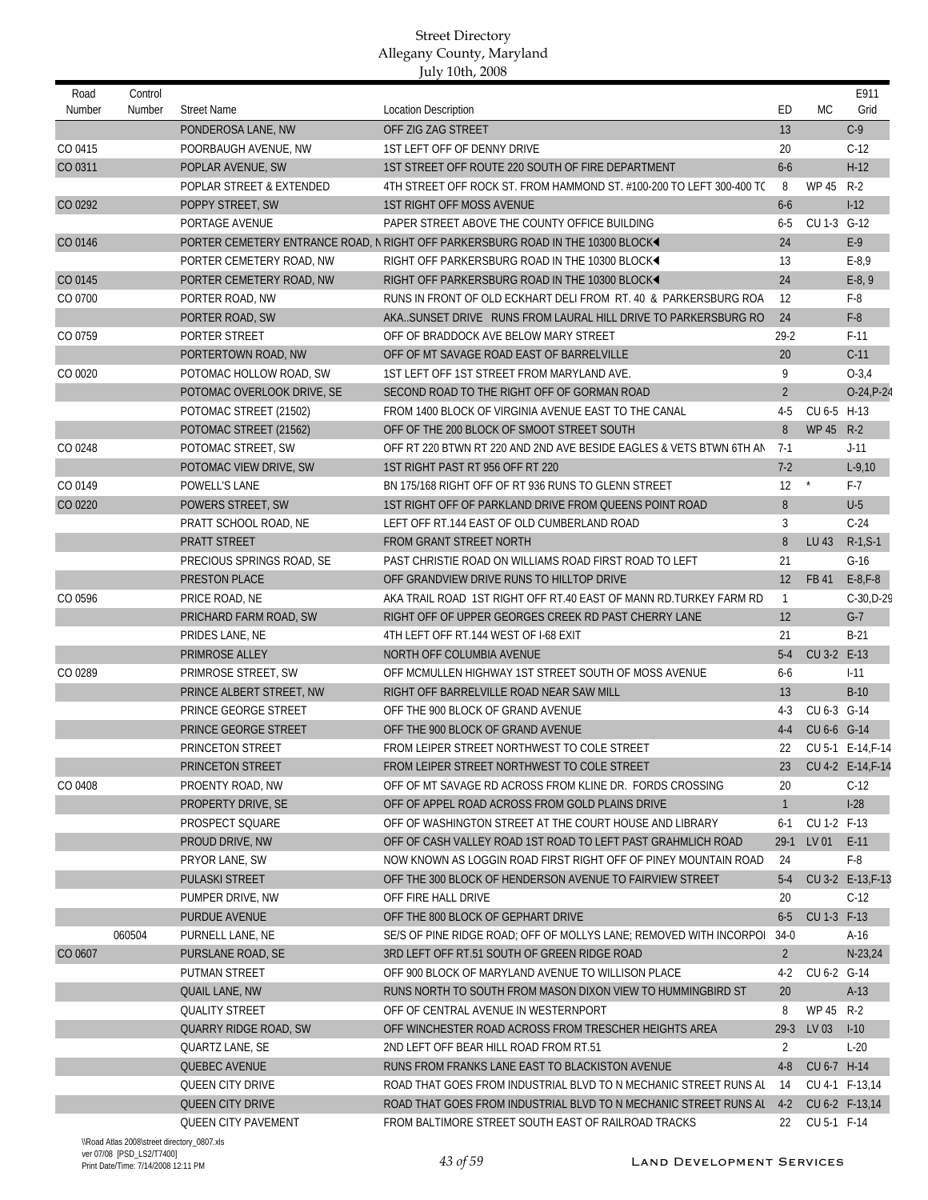# Street Directory
## Allegany County, Maryland
### July 10th, 2008

| Road Number | Control Number | Street Name | Location Description | ED | MC | E911 Grid |
|---|---|---|---|---|---|---|
| | | PONDEROSA LANE, NW | OFF ZIG ZAG STREET | 13 | | C-9 |
| CO 0415 | | POORBAUGH AVENUE, NW | 1ST LEFT OFF OF DENNY DRIVE | 20 | | C-12 |
| CO 0311 | | POPLAR AVENUE, SW | 1ST STREET OFF ROUTE 220 SOUTH OF FIRE DEPARTMENT | 6-6 | | H-12 |
| | | POPLAR STREET & EXTENDED | 4TH STREET OFF ROCK ST. FROM HAMMOND ST. #100-200 TO LEFT 300-400 TC | 8 | WP 45 | R-2 |
| CO 0292 | | POPPY STREET, SW | 1ST RIGHT OFF MOSS AVENUE | 6-6 | | I-12 |
| | | PORTAGE AVENUE | PAPER STREET ABOVE THE COUNTY OFFICE BUILDING | 6-5 | CU 1-3 | G-12 |
| CO 0146 | | PORTER CEMETERY ENTRANCE ROAD, N | RIGHT OFF PARKERSBURG ROAD IN THE 10300 BLOCK◀ | 24 | | E-9 |
| | | PORTER CEMETERY ROAD, NW | RIGHT OFF PARKERSBURG ROAD IN THE 10300 BLOCK◀ | 13 | | E-8,9 |
| CO 0145 | | PORTER CEMETERY ROAD, NW | RIGHT OFF PARKERSBURG ROAD IN THE 10300 BLOCK◀ | 24 | | E-8, 9 |
| CO 0700 | | PORTER ROAD, NW | RUNS IN FRONT OF OLD ECKHART DELI FROM RT. 40 & PARKERSBURG ROA | 12 | | F-8 |
| | | PORTER ROAD, SW | AKA..SUNSET DRIVE RUNS FROM LAURAL HILL DRIVE TO PARKERSBURG RO | 24 | | F-8 |
| CO 0759 | | PORTER STREET | OFF OF BRADDOCK AVE BELOW MARY STREET | 29-2 | | F-11 |
| | | PORTERTOWN ROAD, NW | OFF OF MT SAVAGE ROAD EAST OF BARRELVILLE | 20 | | C-11 |
| CO 0020 | | POTOMAC HOLLOW ROAD, SW | 1ST LEFT OFF 1ST STREET FROM MARYLAND AVE. | 9 | | O-3,4 |
| | | POTOMAC OVERLOOK DRIVE, SE | SECOND ROAD TO THE RIGHT OFF OF GORMAN ROAD | 2 | | O-24,P-24 |
| | | POTOMAC STREET (21502) | FROM 1400 BLOCK OF VIRGINIA AVENUE EAST TO THE CANAL | 4-5 | CU 6-5 | H-13 |
| | | POTOMAC STREET (21562) | OFF OF THE 200 BLOCK OF SMOOT STREET SOUTH | 8 | WP 45 | R-2 |
| CO 0248 | | POTOMAC STREET, SW | OFF RT 220 BTWN RT 220 AND 2ND AVE BESIDE EAGLES & VETS BTWN 6TH AN | 7-1 | | J-11 |
| | | POTOMAC VIEW DRIVE, SW | 1ST RIGHT PAST RT 956 OFF RT 220 | 7-2 | | L-9,10 |
| CO 0149 | | POWELL'S LANE | BN 175/168 RIGHT OFF OF RT 936 RUNS TO GLENN STREET | 12 | * | F-7 |
| CO 0220 | | POWERS STREET, SW | 1ST RIGHT OFF OF PARKLAND DRIVE FROM QUEENS POINT ROAD | 8 | | U-5 |
| | | PRATT SCHOOL ROAD, NE | LEFT OFF RT.144 EAST OF OLD CUMBERLAND ROAD | 3 | | C-24 |
| | | PRATT STREET | FROM GRANT STREET NORTH | 8 | LU 43 | R-1,S-1 |
| | | PRECIOUS SPRINGS ROAD, SE | PAST CHRISTIE ROAD ON WILLIAMS ROAD FIRST ROAD TO LEFT | 21 | | G-16 |
| | | PRESTON PLACE | OFF GRANDVIEW DRIVE RUNS TO HILLTOP DRIVE | 12 | FB 41 | E-8,F-8 |
| CO 0596 | | PRICE ROAD, NE | AKA TRAIL ROAD 1ST RIGHT OFF RT.40 EAST OF MANN RD.TURKEY FARM RD | 1 | | C-30,D-29 |
| | | PRICHARD FARM ROAD, SW | RIGHT OFF OF UPPER GEORGES CREEK RD PAST CHERRY LANE | 12 | | G-7 |
| | | PRIDES LANE, NE | 4TH LEFT OFF RT.144 WEST OF I-68 EXIT | 21 | | B-21 |
| | | PRIMROSE ALLEY | NORTH OFF COLUMBIA AVENUE | 5-4 | CU 3-2 | E-13 |
| CO 0289 | | PRIMROSE STREET, SW | OFF MCMULLEN HIGHWAY 1ST STREET SOUTH OF MOSS AVENUE | 6-6 | | I-11 |
| | | PRINCE ALBERT STREET, NW | RIGHT OFF BARRELVILLE ROAD NEAR SAW MILL | 13 | | B-10 |
| | | PRINCE GEORGE STREET | OFF THE 900 BLOCK OF GRAND AVENUE | 4-3 | CU 6-3 | G-14 |
| | | PRINCE GEORGE STREET | OFF THE 900 BLOCK OF GRAND AVENUE | 4-4 | CU 6-6 | G-14 |
| | | PRINCETON STREET | FROM LEIPER STREET NORTHWEST TO COLE STREET | 22 | CU 5-1 | E-14,F-14 |
| | | PRINCETON STREET | FROM LEIPER STREET NORTHWEST TO COLE STREET | 23 | CU 4-2 | E-14,F-14 |
| CO 0408 | | PROENTY ROAD, NW | OFF OF MT SAVAGE RD ACROSS FROM KLINE DR. FORDS CROSSING | 20 | | C-12 |
| | | PROPERTY DRIVE, SE | OFF OF APPEL ROAD ACROSS FROM GOLD PLAINS DRIVE | 1 | | I-28 |
| | | PROSPECT SQUARE | OFF OF WASHINGTON STREET AT THE COURT HOUSE AND LIBRARY | 6-1 | CU 1-2 | F-13 |
| | | PROUD DRIVE, NW | OFF OF CASH VALLEY ROAD 1ST ROAD TO LEFT PAST GRAHMLICH ROAD | 29-1 | LV 01 | E-11 |
| | | PRYOR LANE, SW | NOW KNOWN AS LOGGIN ROAD FIRST RIGHT OFF OF PINEY MOUNTAIN ROAD | 24 | | F-8 |
| | | PULASKI STREET | OFF THE 300 BLOCK OF HENDERSON AVENUE TO FAIRVIEW STREET | 5-4 | CU 3-2 | E-13,F-13 |
| | | PUMPER DRIVE, NW | OFF FIRE HALL DRIVE | 20 | | C-12 |
| | | PURDUE AVENUE | OFF THE 800 BLOCK OF GEPHART DRIVE | 6-5 | CU 1-3 | F-13 |
| | 060504 | PURNELL LANE, NE | SE/S OF PINE RIDGE ROAD; OFF OF MOLLYS LANE; REMOVED WITH INCORPOI | 34-0 | | A-16 |
| CO 0607 | | PURSLANE ROAD, SE | 3RD LEFT OFF RT.51 SOUTH OF GREEN RIDGE ROAD | 2 | | N-23,24 |
| | | PUTMAN STREET | OFF 900 BLOCK OF MARYLAND AVENUE TO WILLISON PLACE | 4-2 | CU 6-2 | G-14 |
| | | QUAIL LANE, NW | RUNS NORTH TO SOUTH FROM MASON DIXON VIEW TO HUMMINGBIRD ST | 20 | | A-13 |
| | | QUALITY STREET | OFF OF CENTRAL AVENUE IN WESTERNPORT | 8 | WP 45 | R-2 |
| | | QUARRY RIDGE ROAD, SW | OFF WINCHESTER ROAD ACROSS FROM TRESCHER HEIGHTS AREA | 29-3 | LV 03 | I-10 |
| | | QUARTZ LANE, SE | 2ND LEFT OFF BEAR HILL ROAD FROM RT.51 | 2 | | L-20 |
| | | QUEBEC AVENUE | RUNS FROM FRANKS LANE EAST TO BLACKISTON AVENUE | 4-8 | CU 6-7 | H-14 |
| | | QUEEN CITY DRIVE | ROAD THAT GOES FROM INDUSTRIAL BLVD TO N MECHANIC STREET RUNS AL | 14 | CU 4-1 | F-13,14 |
| | | QUEEN CITY DRIVE | ROAD THAT GOES FROM INDUSTRIAL BLVD TO N MECHANIC STREET RUNS AL | 4-2 | CU 6-2 | F-13,14 |
| | | QUEEN CITY PAVEMENT | FROM BALTIMORE STREET SOUTH EAST OF RAILROAD TRACKS | 22 | CU 5-1 | F-14 |

\\Road Atlas 2008\street directory_0807.xls
ver 07/08 [PSD_LS2/T7400]
Print Date/Time: 7/14/2008 12:11 PM

LAND DEVELOPMENT SERVICES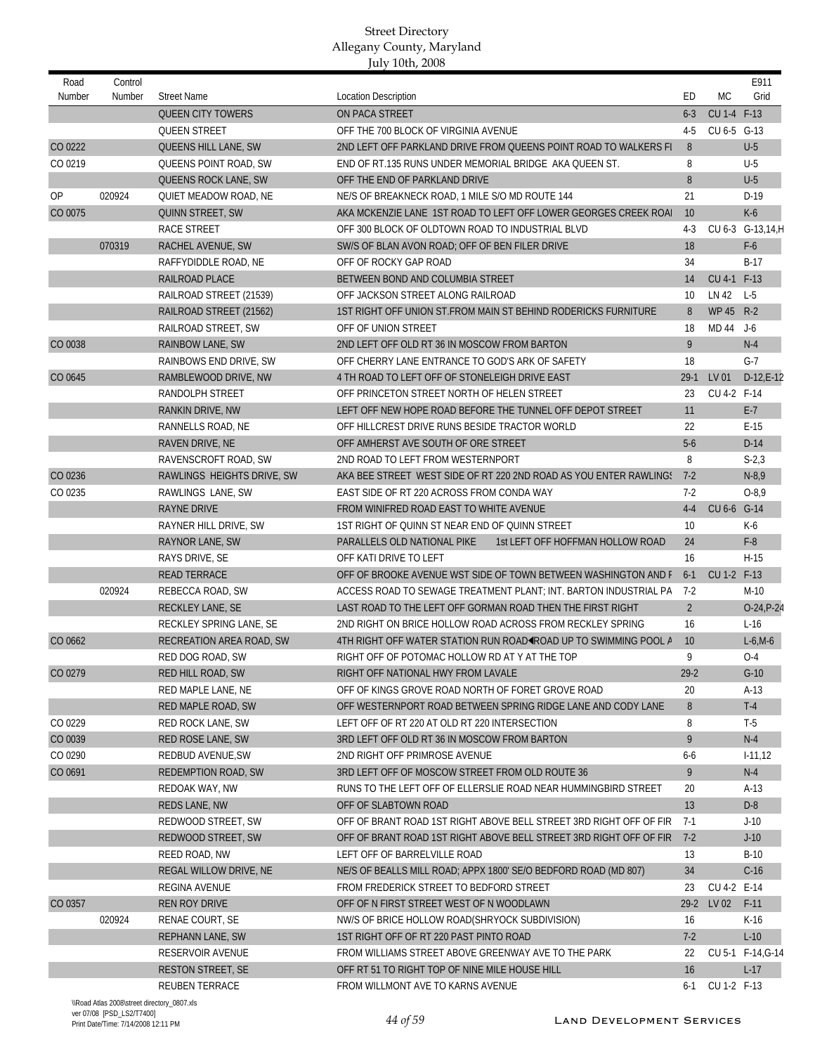# Street Directory
## Allegany County, Maryland
### July 10th, 2008

| Road Number | Control Number | Street Name | Location Description | ED | MC | E911 Grid |
|---|---|---|---|---|---|---|
| | | QUEEN CITY TOWERS | ON PACA STREET | 6-3 | CU 1-4 | F-13 |
| | | QUEEN STREET | OFF THE 700 BLOCK OF VIRGINIA AVENUE | 4-5 | CU 6-5 | G-13 |
| CO 0222 | | QUEENS HILL LANE, SW | 2ND LEFT OFF PARKLAND DRIVE FROM QUEENS POINT ROAD TO WALKERS FI | 8 | | U-5 |
| CO 0219 | | QUEENS POINT ROAD, SW | END OF RT.135 RUNS UNDER MEMORIAL BRIDGE AKA QUEEN ST. | 8 | | U-5 |
| | | QUEENS ROCK LANE, SW | OFF THE END OF PARKLAND DRIVE | 8 | | U-5 |
| OP | 020924 | QUIET MEADOW ROAD, NE | NE/S OF BREAKNECK ROAD, 1 MILE S/O MD ROUTE 144 | 21 | | D-19 |
| CO 0075 | | QUINN STREET, SW | AKA MCKENZIE LANE 1ST ROAD TO LEFT OFF LOWER GEORGES CREEK ROAI | 10 | | K-6 |
| | | RACE STREET | OFF 300 BLOCK OF OLDTOWN ROAD TO INDUSTRIAL BLVD | 4-3 | CU 6-3 | G-13,14,H |
| | 070319 | RACHEL AVENUE, SW | SW/S OF BLAN AVON ROAD; OFF OF BEN FILER DRIVE | 18 | | F-6 |
| | | RAFFYDIDDLE ROAD, NE | OFF OF ROCKY GAP ROAD | 34 | | B-17 |
| | | RAILROAD PLACE | BETWEEN BOND AND COLUMBIA STREET | 14 | CU 4-1 | F-13 |
| | | RAILROAD STREET (21539) | OFF JACKSON STREET ALONG RAILROAD | 10 | LN 42 | L-5 |
| | | RAILROAD STREET (21562) | 1ST RIGHT OFF UNION ST.FROM MAIN ST BEHIND RODERICKS FURNITURE | 8 | WP 45 | R-2 |
| | | RAILROAD STREET, SW | OFF OF UNION STREET | 18 | MD 44 | J-6 |
| CO 0038 | | RAINBOW LANE, SW | 2ND LEFT OFF OLD RT 36 IN MOSCOW FROM BARTON | 9 | | N-4 |
| | | RAINBOWS END DRIVE, SW | OFF CHERRY LANE ENTRANCE TO GOD'S ARK OF SAFETY | 18 | | G-7 |
| CO 0645 | | RAMBLEWOOD DRIVE, NW | 4 TH ROAD TO LEFT OFF OF STONELEIGH DRIVE EAST | 29-1 | LV 01 | D-12,E-12 |
| | | RANDOLPH STREET | OFF PRINCETON STREET NORTH OF HELEN STREET | 23 | CU 4-2 | F-14 |
| | | RANKIN DRIVE, NW | LEFT OFF NEW HOPE ROAD BEFORE THE TUNNEL OFF DEPOT STREET | 11 | | E-7 |
| | | RANNELLS ROAD, NE | OFF HILLCREST DRIVE RUNS BESIDE TRACTOR WORLD | 22 | | E-15 |
| | | RAVEN DRIVE, NE | OFF AMHERST AVE SOUTH OF ORE STREET | 5-6 | | D-14 |
| | | RAVENSCROFT ROAD, SW | 2ND ROAD TO LEFT FROM WESTERNPORT | 8 | | S-2,3 |
| CO 0236 | | RAWLINGS HEIGHTS DRIVE, SW | AKA BEE STREET WEST SIDE OF RT 220 2ND ROAD AS YOU ENTER RAWLINGS | 7-2 | | N-8,9 |
| CO 0235 | | RAWLINGS LANE, SW | EAST SIDE OF RT 220 ACROSS FROM CONDA WAY | 7-2 | | O-8,9 |
| | | RAYNE DRIVE | FROM WINIFRED ROAD EAST TO WHITE AVENUE | 4-4 | CU 6-6 | G-14 |
| | | RAYNER HILL DRIVE, SW | 1ST RIGHT OF QUINN ST NEAR END OF QUINN STREET | 10 | | K-6 |
| | | RAYNOR LANE, SW | PARALLELS OLD NATIONAL PIKE 1st LEFT OFF HOFFMAN HOLLOW ROAD | 24 | | F-8 |
| | | RAYS DRIVE, SE | OFF KATI DRIVE TO LEFT | 16 | | H-15 |
| | | READ TERRACE | OFF OF BROOKE AVENUE WST SIDE OF TOWN BETWEEN WASHINGTON AND F | 6-1 | CU 1-2 | F-13 |
| | 020924 | REBECCA ROAD, SW | ACCESS ROAD TO SEWAGE TREATMENT PLANT; INT. BARTON INDUSTRIAL PA | 7-2 | | M-10 |
| | | RECKLEY LANE, SE | LAST ROAD TO THE LEFT OFF GORMAN ROAD THEN THE FIRST RIGHT | 2 | | O-24,P-24 |
| | | RECKLEY SPRING LANE, SE | 2ND RIGHT ON BRICE HOLLOW ROAD ACROSS FROM RECKLEY SPRING | 16 | | L-16 |
| CO 0662 | | RECREATION AREA ROAD, SW | 4TH RIGHT OFF WATER STATION RUN ROAD◀ROAD UP TO SWIMMING POOL A | 10 | | L-6,M-6 |
| | | RED DOG ROAD, SW | RIGHT OFF OF POTOMAC HOLLOW RD AT Y AT THE TOP | 9 | | O-4 |
| CO 0279 | | RED HILL ROAD, SW | RIGHT OFF NATIONAL HWY FROM LAVALE | 29-2 | | G-10 |
| | | RED MAPLE LANE, NE | OFF OF KINGS GROVE ROAD NORTH OF FORET GROVE ROAD | 20 | | A-13 |
| | | RED MAPLE ROAD, SW | OFF WESTERNPORT ROAD BETWEEN SPRING RIDGE LANE AND CODY LANE | 8 | | T-4 |
| CO 0229 | | RED ROCK LANE, SW | LEFT OFF OF RT 220 AT OLD RT 220 INTERSECTION | 8 | | T-5 |
| CO 0039 | | RED ROSE LANE, SW | 3RD LEFT OFF OLD RT 36 IN MOSCOW FROM BARTON | 9 | | N-4 |
| CO 0290 | | REDBUD AVENUE,SW | 2ND RIGHT OFF PRIMROSE AVENUE | 6-6 | | I-11,12 |
| CO 0691 | | REDEMPTION ROAD, SW | 3RD LEFT OFF OF MOSCOW STREET FROM OLD ROUTE 36 | 9 | | N-4 |
| | | REDOAK WAY, NW | RUNS TO THE LEFT OFF OF ELLERSLIE ROAD NEAR HUMMINGBIRD STREET | 20 | | A-13 |
| | | REDS LANE, NW | OFF OF SLABTOWN ROAD | 13 | | D-8 |
| | | REDWOOD STREET, SW | OFF OF BRANT ROAD 1ST RIGHT ABOVE BELL STREET 3RD RIGHT OFF OF FIR | 7-1 | | J-10 |
| | | REDWOOD STREET, SW | OFF OF BRANT ROAD 1ST RIGHT ABOVE BELL STREET 3RD RIGHT OFF OF FIR | 7-2 | | J-10 |
| | | REED ROAD, NW | LEFT OFF OF BARRELVILLE ROAD | 13 | | B-10 |
| | | REGAL WILLOW DRIVE, NE | NE/S OF BEALLS MILL ROAD; APPX 1800' SE/O BEDFORD ROAD (MD 807) | 34 | | C-16 |
| | | REGINA AVENUE | FROM FREDERICK STREET TO BEDFORD STREET | 23 | CU 4-2 | E-14 |
| CO 0357 | | REN ROY DRIVE | OFF OF N FIRST STREET WEST OF N WOODLAWN | 29-2 | LV 02 | F-11 |
| | 020924 | RENAE COURT, SE | NW/S OF BRICE HOLLOW ROAD(SHRYOCK SUBDIVISION) | 16 | | K-16 |
| | | REPHANN LANE, SW | 1ST RIGHT OFF OF RT 220 PAST PINTO ROAD | 7-2 | | L-10 |
| | | RESERVOIR AVENUE | FROM WILLIAMS STREET ABOVE GREENWAY AVE TO THE PARK | 22 | CU 5-1 | F-14,G-14 |
| | | RESTON STREET, SE | OFF RT 51 TO RIGHT TOP OF NINE MILE HOUSE HILL | 16 | | L-17 |
| | | REUBEN TERRACE | FROM WILLMONT AVE TO KARNS AVENUE | 6-1 | CU 1-2 | F-13 |

\\Road Atlas 2008\street directory_0807.xls
ver 07/08 [PSD_LS2/T7400]
Print Date/Time: 7/14/2008 12:11 PM

LAND DEVELOPMENT SERVICES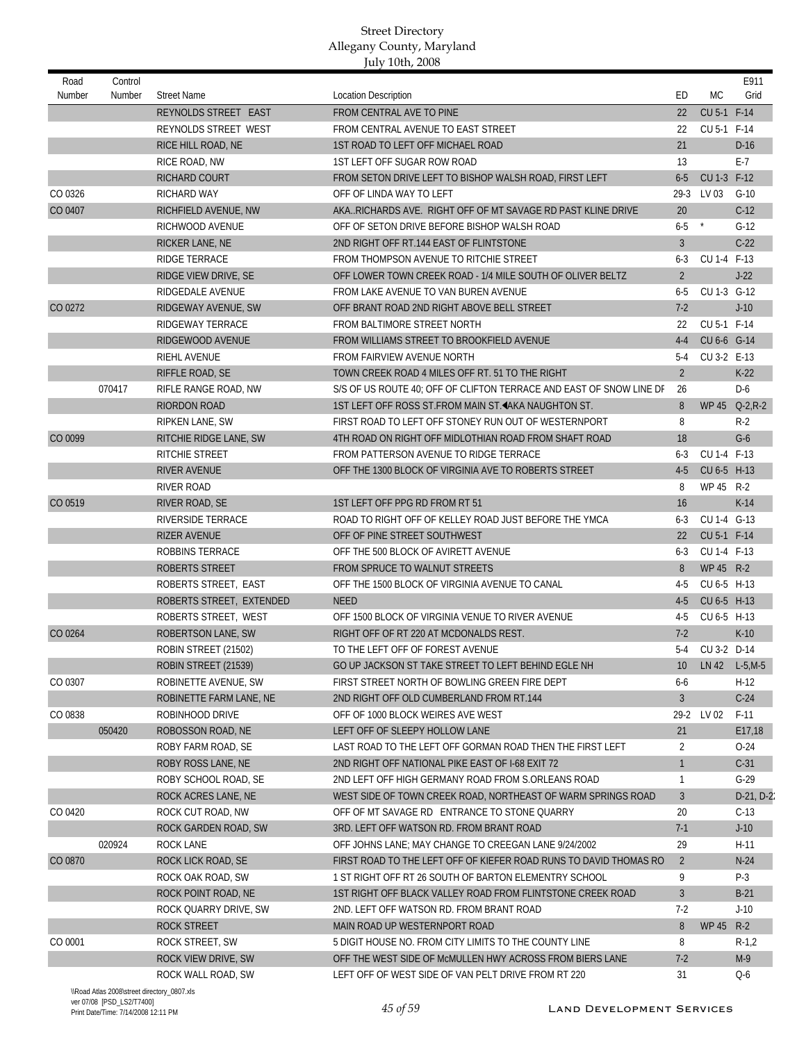# Street Directory
## Allegany County, Maryland
### July 10th, 2008

| Road Number | Control Number | Street Name | Location Description | ED | MC | E911 Grid |
|---|---|---|---|---|---|---|
| | | REYNOLDS STREET EAST | FROM CENTRAL AVE TO PINE | 22 | CU 5-1 | F-14 |
| | | REYNOLDS STREET WEST | FROM CENTRAL AVENUE TO EAST STREET | 22 | CU 5-1 | F-14 |
| | | RICE HILL ROAD, NE | 1ST ROAD TO LEFT OFF MICHAEL ROAD | 21 | | D-16 |
| | | RICE ROAD, NW | 1ST LEFT OFF SUGAR ROW ROAD | 13 | | E-7 |
| | | RICHARD COURT | FROM SETON DRIVE LEFT TO BISHOP WALSH ROAD, FIRST LEFT | 6-5 | CU 1-3 | F-12 |
| CO 0326 | | RICHARD WAY | OFF OF LINDA WAY TO LEFT | 29-3 | LV 03 | G-10 |
| CO 0407 | | RICHFIELD AVENUE, NW | AKA..RICHARDS AVE. RIGHT OFF OF MT SAVAGE RD PAST KLINE DRIVE | 20 | | C-12 |
| | | RICHWOOD AVENUE | OFF OF SETON DRIVE BEFORE BISHOP WALSH ROAD | 6-5 | * | G-12 |
| | | RICKER LANE, NE | 2ND RIGHT OFF RT.144 EAST OF FLINTSTONE | 3 | | C-22 |
| | | RIDGE TERRACE | FROM THOMPSON AVENUE TO RITCHIE STREET | 6-3 | CU 1-4 | F-13 |
| | | RIDGE VIEW DRIVE, SE | OFF LOWER TOWN CREEK ROAD - 1/4 MILE SOUTH OF OLIVER BELTZ | 2 | | J-22 |
| | | RIDGEDALE AVENUE | FROM LAKE AVENUE TO VAN BUREN AVENUE | 6-5 | CU 1-3 | G-12 |
| CO 0272 | | RIDGEWAY AVENUE, SW | OFF BRANT ROAD 2ND RIGHT ABOVE BELL STREET | 7-2 | | J-10 |
| | | RIDGEWAY TERRACE | FROM BALTIMORE STREET NORTH | 22 | CU 5-1 | F-14 |
| | | RIDGEWOOD AVENUE | FROM WILLIAMS STREET TO BROOKFIELD AVENUE | 4-4 | CU 6-6 | G-14 |
| | | RIEHL AVENUE | FROM FAIRVIEW AVENUE NORTH | 5-4 | CU 3-2 | E-13 |
| | | RIFFLE ROAD, SE | TOWN CREEK ROAD 4 MILES OFF RT. 51 TO THE RIGHT | 2 | | K-22 |
| | 070417 | RIFLE RANGE ROAD, NW | S/S OF US ROUTE 40; OFF OF CLIFTON TERRACE AND EAST OF SNOW LINE DR | 26 | | D-6 |
| | | RIORDON ROAD | 1ST LEFT OFF ROSS ST.FROM MAIN ST.◄AKA NAUGHTON ST. | 8 | WP 45 | Q-2,R-2 |
| | | RIPKEN LANE, SW | FIRST ROAD TO LEFT OFF STONEY RUN OUT OF WESTERNPORT | 8 | | R-2 |
| CO 0099 | | RITCHIE RIDGE LANE, SW | 4TH ROAD ON RIGHT OFF MIDLOTHIAN ROAD FROM SHAFT ROAD | 18 | | G-6 |
| | | RITCHIE STREET | FROM PATTERSON AVENUE TO RIDGE TERRACE | 6-3 | CU 1-4 | F-13 |
| | | RIVER AVENUE | OFF THE 1300 BLOCK OF VIRGINIA AVE TO ROBERTS STREET | 4-5 | CU 6-5 | H-13 |
| | | RIVER ROAD | | 8 | WP 45 | R-2 |
| CO 0519 | | RIVER ROAD, SE | 1ST LEFT OFF PPG RD FROM RT 51 | 16 | | K-14 |
| | | RIVERSIDE TERRACE | ROAD TO RIGHT OFF OF KELLEY ROAD JUST BEFORE THE YMCA | 6-3 | CU 1-4 | G-13 |
| | | RIZER AVENUE | OFF OF PINE STREET SOUTHWEST | 22 | CU 5-1 | F-14 |
| | | ROBBINS TERRACE | OFF THE 500 BLOCK OF AVIRETT AVENUE | 6-3 | CU 1-4 | F-13 |
| | | ROBERTS STREET | FROM SPRUCE TO WALNUT STREETS | 8 | WP 45 | R-2 |
| | | ROBERTS STREET, EAST | OFF THE 1500 BLOCK OF VIRGINIA AVENUE TO CANAL | 4-5 | CU 6-5 | H-13 |
| | | ROBERTS STREET, EXTENDED | NEED | 4-5 | CU 6-5 | H-13 |
| | | ROBERTS STREET, WEST | OFF 1500 BLOCK OF VIRGINIA VENUE TO RIVER AVENUE | 4-5 | CU 6-5 | H-13 |
| CO 0264 | | ROBERTSON LANE, SW | RIGHT OFF OF RT 220 AT MCDONALDS REST. | 7-2 | | K-10 |
| | | ROBIN STREET (21502) | TO THE LEFT OFF OF FOREST AVENUE | 5-4 | CU 3-2 | D-14 |
| | | ROBIN STREET (21539) | GO UP JACKSON ST TAKE STREET TO LEFT BEHIND EGLE NH | 10 | LN 42 | L-5,M-5 |
| CO 0307 | | ROBINETTE AVENUE, SW | FIRST STREET NORTH OF BOWLING GREEN FIRE DEPT | 6-6 | | H-12 |
| | | ROBINETTE FARM LANE, NE | 2ND RIGHT OFF OLD CUMBERLAND FROM RT.144 | 3 | | C-24 |
| CO 0838 | | ROBINHOOD DRIVE | OFF OF 1000 BLOCK WEIRES AVE WEST | 29-2 | LV 02 | F-11 |
| | 050420 | ROBOSSON ROAD, NE | LEFT OFF OF SLEEPY HOLLOW LANE | 21 | | E17,18 |
| | | ROBY FARM ROAD, SE | LAST ROAD TO THE LEFT OFF GORMAN ROAD THEN THE FIRST LEFT | 2 | | O-24 |
| | | ROBY ROSS LANE, NE | 2ND RIGHT OFF NATIONAL PIKE EAST OF I-68 EXIT 72 | 1 | | C-31 |
| | | ROBY SCHOOL ROAD, SE | 2ND LEFT OFF HIGH GERMANY ROAD FROM S.ORLEANS ROAD | 1 | | G-29 |
| | | ROCK ACRES LANE, NE | WEST SIDE OF TOWN CREEK ROAD, NORTHEAST OF WARM SPRINGS ROAD | 3 | | D-21, D-2 |
| CO 0420 | | ROCK CUT ROAD, NW | OFF OF MT SAVAGE RD ENTRANCE TO STONE QUARRY | 20 | | C-13 |
| | | ROCK GARDEN ROAD, SW | 3RD. LEFT OFF WATSON RD. FROM BRANT ROAD | 7-1 | | J-10 |
| | 020924 | ROCK LANE | OFF JOHNS LANE; MAY CHANGE TO CREEGAN LANE 9/24/2002 | 29 | | H-11 |
| CO 0870 | | ROCK LICK ROAD, SE | FIRST ROAD TO THE LEFT OFF OF KIEFER ROAD RUNS TO DAVID THOMAS RO | 2 | | N-24 |
| | | ROCK OAK ROAD, SW | 1 ST RIGHT OFF RT 26 SOUTH OF BARTON ELEMENTRY SCHOOL | 9 | | P-3 |
| | | ROCK POINT ROAD, NE | 1ST RIGHT OFF BLACK VALLEY ROAD FROM FLINTSTONE CREEK ROAD | 3 | | B-21 |
| | | ROCK QUARRY DRIVE, SW | 2ND. LEFT OFF WATSON RD. FROM BRANT ROAD | 7-2 | | J-10 |
| | | ROCK STREET | MAIN ROAD UP WESTERNPORT ROAD | 8 | WP 45 | R-2 |
| CO 0001 | | ROCK STREET, SW | 5 DIGIT HOUSE NO. FROM CITY LIMITS TO THE COUNTY LINE | 8 | | R-1,2 |
| | | ROCK VIEW DRIVE, SW | OFF THE WEST SIDE OF McMULLEN HWY ACROSS FROM BIERS LANE | 7-2 | | M-9 |
| | | ROCK WALL ROAD, SW | LEFT OFF OF WEST SIDE OF VAN PELT DRIVE FROM RT 220 | 31 | | Q-6 |

\\Road Atlas 2008\street directory_0807.xls
ver 07/08 [PSD_LS2/T7400]
Print Date/Time: 7/14/2008 12:11 PM

Land Development Services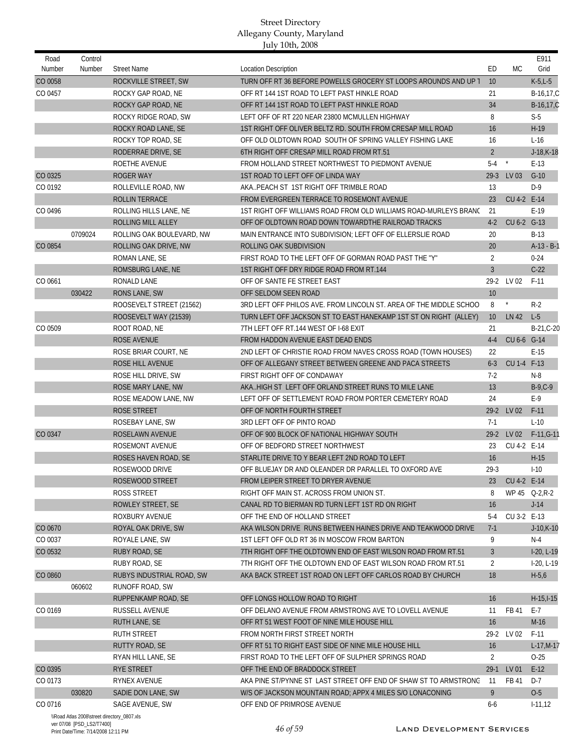# Street Directory
## Allegany County, Maryland
### July 10th, 2008

| Road Number | Control Number | Street Name | Location Description | ED | MC | E911 Grid |
|---|---|---|---|---|---|---|
| CO 0058 | | ROCKVILLE STREET, SW | TURN OFF RT 36 BEFORE POWELLS GROCERY ST LOOPS AROUNDS AND UP T | 10 | | K-5,L-5 |
| CO 0457 | | ROCKY GAP ROAD, NE | OFF RT 144 1ST ROAD TO LEFT PAST HINKLE ROAD | 21 | | B-16,17,C |
| | | ROCKY GAP ROAD, NE | OFF RT 144 1ST ROAD TO LEFT PAST HINKLE ROAD | 34 | | B-16,17,C |
| | | ROCKY RIDGE ROAD, SW | LEFT OFF OF RT 220 NEAR 23800 MCMULLEN HIGHWAY | 8 | | S-5 |
| | | ROCKY ROAD LANE, SE | 1ST RIGHT OFF OLIVER BELTZ RD. SOUTH FROM CRESAP MILL ROAD | 16 | | H-19 |
| | | ROCKY TOP ROAD, SE | OFF OLD OLDTOWN ROAD SOUTH OF SPRING VALLEY FISHING LAKE | 16 | | L-16 |
| | | RODERRAE DRIVE, SE | 6TH RIGHT OFF CRESAP MILL ROAD FROM RT.51 | 2 | | J-18,K-18 |
| | | ROETHE AVENUE | FROM HOLLAND STREET NORTHWEST TO PIEDMONT AVENUE | 5-4 | * | E-13 |
| CO 0325 | | ROGER WAY | 1ST ROAD TO LEFT OFF OF LINDA WAY | 29-3 | LV 03 | G-10 |
| CO 0192 | | ROLLEVILLE ROAD, NW | AKA..PEACH ST 1ST RIGHT OFF TRIMBLE ROAD | 13 | | D-9 |
| | | ROLLIN TERRACE | FROM EVERGREEN TERRACE TO ROSEMONT AVENUE | 23 | CU 4-2 | E-14 |
| CO 0496 | | ROLLING HILLS LANE, NE | 1ST RIGHT OFF WILLIAMS ROAD FROM OLD WILLIAMS ROAD-MURLEYS BRANC | 21 | | E-19 |
| | | ROLLING MILL ALLEY | OFF OF OLDTOWN ROAD DOWN TOWARDTHE RAILROAD TRACKS | 4-2 | CU 6-2 | G-13 |
| | 0709024 | ROLLING OAK BOULEVARD, NW | MAIN ENTRANCE INTO SUBDIVISION; LEFT OFF OF ELLERSLIE ROAD | 20 | | B-13 |
| CO 0854 | | ROLLING OAK DRIVE, NW | ROLLING OAK SUBDIVISION | 20 | | A-13 - B-1 |
| | | ROMAN LANE, SE | FIRST ROAD TO THE LEFT OFF OF GORMAN ROAD PAST THE "Y" | 2 | | 0-24 |
| | | ROMSBURG LANE, NE | 1ST RIGHT OFF DRY RIDGE ROAD FROM RT.144 | 3 | | C-22 |
| CO 0661 | | RONALD LANE | OFF OF SANTE FE STREET EAST | 29-2 | LV 02 | F-11 |
| | 030422 | RONS LANE, SW | OFF SELDOM SEEN ROAD | 10 | | |
| | | ROOSEVELT STREET (21562) | 3RD LEFT OFF PHILOS AVE. FROM LINCOLN ST. AREA OF THE MIDDLE SCHOO | 8 | * | R-2 |
| | | ROOSEVELT WAY (21539) | TURN LEFT OFF JACKSON ST TO EAST HANEKAMP 1ST ST ON RIGHT (ALLEY) | 10 | LN 42 | L-5 |
| CO 0509 | | ROOT ROAD, NE | 7TH LEFT OFF RT.144 WEST OF I-68 EXIT | 21 | | B-21,C-20 |
| | | ROSE AVENUE | FROM HADDON AVENUE EAST DEAD ENDS | 4-4 | CU 6-6 | G-14 |
| | | ROSE BRIAR COURT, NE | 2ND LEFT OF CHRISTIE ROAD FROM NAVES CROSS ROAD (TOWN HOUSES) | 22 | | E-15 |
| | | ROSE HILL AVENUE | OFF OF ALLEGANY STREET BETWEEN GREENE AND PACA STREETS | 6-3 | CU 1-4 | F-13 |
| | | ROSE HILL DRIVE, SW | FIRST RIGHT OFF OF CONDAWAY | 7-2 | | N-8 |
| | | ROSE MARY LANE, NW | AKA..HIGH ST LEFT OFF ORLAND STREET RUNS TO MILE LANE | 13 | | B-9,C-9 |
| | | ROSE MEADOW LANE, NW | LEFT OFF OF SETTLEMENT ROAD FROM PORTER CEMETERY ROAD | 24 | | E-9 |
| | | ROSE STREET | OFF OF NORTH FOURTH STREET | 29-2 | LV 02 | F-11 |
| | | ROSEBAY LANE, SW | 3RD LEFT OFF OF PINTO ROAD | 7-1 | | L-10 |
| CO 0347 | | ROSELAWN AVENUE | OFF OF 900 BLOCK OF NATIONAL HIGHWAY SOUTH | 29-2 | LV 02 | F-11,G-11 |
| | | ROSEMONT AVENUE | OFF OF BEDFORD STREET NORTHWEST | 23 | CU 4-2 | E-14 |
| | | ROSES HAVEN ROAD, SE | STARLITE DRIVE TO Y BEAR LEFT 2ND ROAD TO LEFT | 16 | | H-15 |
| | | ROSEWOOD DRIVE | OFF BLUEJAY DR AND OLEANDER DR PARALLEL TO OXFORD AVE | 29-3 | | I-10 |
| | | ROSEWOOD STREET | FROM LEIPER STREET TO DRYER AVENUE | 23 | CU 4-2 | E-14 |
| | | ROSS STREET | RIGHT OFF MAIN ST. ACROSS FROM UNION ST. | 8 | WP 45 | Q-2,R-2 |
| | | ROWLEY STREET, SE | CANAL RD TO BIERMAN RD TURN LEFT 1ST RD ON RIGHT | 16 | | J-14 |
| | | ROXBURY AVENUE | OFF THE END OF HOLLAND STREET | 5-4 | CU 3-2 | E-13 |
| CO 0670 | | ROYAL OAK DRIVE, SW | AKA WILSON DRIVE RUNS BETWEEN HAINES DRIVE AND TEAKWOOD DRIVE | 7-1 | | J-10,K-10 |
| CO 0037 | | ROYALE LANE, SW | 1ST LEFT OFF OLD RT 36 IN MOSCOW FROM BARTON | 9 | | N-4 |
| CO 0532 | | RUBY ROAD, SE | 7TH RIGHT OFF THE OLDTOWN END OF EAST WILSON ROAD FROM RT.51 | 3 | | I-20, L-19 |
| | | RUBY ROAD, SE | 7TH RIGHT OFF THE OLDTOWN END OF EAST WILSON ROAD FROM RT.51 | 2 | | I-20, L-19 |
| CO 0860 | | RUBYS INDUSTRIAL ROAD, SW | AKA BACK STREET 1ST ROAD ON LEFT OFF CARLOS ROAD BY CHURCH | 18 | | H-5,6 |
| | 060602 | RUNOFF ROAD, SW | | | | |
| | | RUPPENKAMP ROAD, SE | OFF LONGS HOLLOW ROAD TO RIGHT | 16 | | H-15,I-15 |
| CO 0169 | | RUSSELL AVENUE | OFF DELANO AVENUE FROM ARMSTRONG AVE TO LOVELL AVENUE | 11 | FB 41 | E-7 |
| | | RUTH LANE, SE | OFF RT 51 WEST FOOT OF NINE MILE HOUSE HILL | 16 | | M-16 |
| | | RUTH STREET | FROM NORTH FIRST STREET NORTH | 29-2 | LV 02 | F-11 |
| | | RUTTY ROAD, SE | OFF RT 51 TO RIGHT EAST SIDE OF NINE MILE HOUSE HILL | 16 | | L-17,M-17 |
| | | RYAN HILL LANE, SE | FIRST ROAD TO THE LEFT OFF OF SULPHER SPRINGS ROAD | 2 | | O-25 |
| CO 0395 | | RYE STREET | OFF THE END OF BRADDOCK STREET | 29-1 | LV 01 | E-12 |
| CO 0173 | | RYNEX AVENUE | AKA PINE ST/PYNNE ST LAST STREET OFF END OF SHAW ST TO ARMSTRONG | 11 | FB 41 | D-7 |
| | 030820 | SADIE DON LANE, SW | W/S OF JACKSON MOUNTAIN ROAD; APPX 4 MILES S/O LONACONING | 9 | | O-5 |
| CO 0716 | | SAGE AVENUE, SW | OFF END OF PRIMROSE AVENUE | 6-6 | | I-11,12 |

\\Road Atlas 2008\street directory_0807.xls
ver 07/08 [PSD_LS2/T7400]
Print Date/Time: 7/14/2008 12:11 PM

LAND DEVELOPMENT SERVICES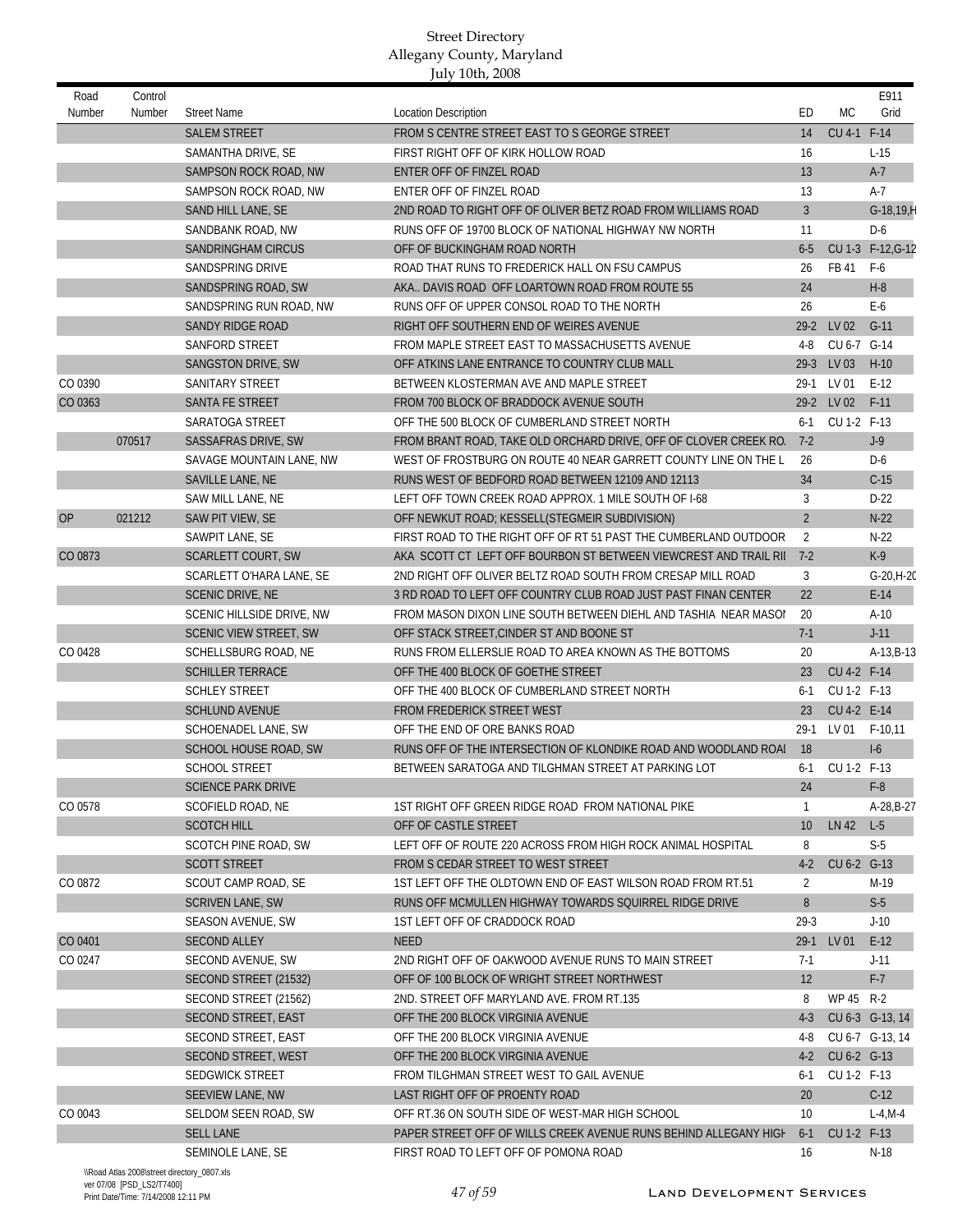# Street Directory
## Allegany County, Maryland
### July 10th, 2008

| Road Number | Control Number | Street Name | Location Description | ED | MC | E911 Grid |
|---|---|---|---|---|---|---|
| | | SALEM STREET | FROM S CENTRE STREET EAST TO S GEORGE STREET | 14 | CU 4-1 | F-14 |
| | | SAMANTHA DRIVE, SE | FIRST RIGHT OFF OF KIRK HOLLOW ROAD | 16 | | L-15 |
| | | SAMPSON ROCK ROAD, NW | ENTER OFF OF FINZEL ROAD | 13 | | A-7 |
| | | SAMPSON ROCK ROAD, NW | ENTER OFF OF FINZEL ROAD | 13 | | A-7 |
| | | SAND HILL LANE, SE | 2ND ROAD TO RIGHT OFF OF OLIVER BETZ ROAD FROM WILLIAMS ROAD | 3 | | G-18,19,H |
| | | SANDBANK ROAD, NW | RUNS OFF OF 19700 BLOCK OF NATIONAL HIGHWAY NW NORTH | 11 | | D-6 |
| | | SANDRINGHAM CIRCUS | OFF OF BUCKINGHAM ROAD NORTH | 6-5 | CU 1-3 | F-12,G-12 |
| | | SANDSPRING DRIVE | ROAD THAT RUNS TO FREDERICK HALL ON FSU CAMPUS | 26 | FB 41 | F-6 |
| | | SANDSPRING ROAD, SW | AKA.. DAVIS ROAD OFF LOARTOWN ROAD FROM ROUTE 55 | 24 | | H-8 |
| | | SANDSPRING RUN ROAD, NW | RUNS OFF OF UPPER CONSOL ROAD TO THE NORTH | 26 | | E-6 |
| | | SANDY RIDGE ROAD | RIGHT OFF SOUTHERN END OF WEIRES AVENUE | 29-2 | LV 02 | G-11 |
| | | SANFORD STREET | FROM MAPLE STREET EAST TO MASSACHUSETTS AVENUE | 4-8 | CU 6-7 | G-14 |
| | | SANGSTON DRIVE, SW | OFF ATKINS LANE ENTRANCE TO COUNTRY CLUB MALL | 29-3 | LV 03 | H-10 |
| CO 0390 | | SANITARY STREET | BETWEEN KLOSTERMAN AVE AND MAPLE STREET | 29-1 | LV 01 | E-12 |
| CO 0363 | | SANTA FE STREET | FROM 700 BLOCK OF BRADDOCK AVENUE SOUTH | 29-2 | LV 02 | F-11 |
| | | SARATOGA STREET | OFF THE 500 BLOCK OF CUMBERLAND STREET NORTH | 6-1 | CU 1-2 | F-13 |
| | 070517 | SASSAFRAS DRIVE, SW | FROM BRANT ROAD, TAKE OLD ORCHARD DRIVE, OFF OF CLOVER CREEK RO. | 7-2 | | J-9 |
| | | SAVAGE MOUNTAIN LANE, NW | WEST OF FROSTBURG ON ROUTE 40 NEAR GARRETT COUNTY LINE ON THE L | 26 | | D-6 |
| | | SAVILLE LANE, NE | RUNS WEST OF BEDFORD ROAD BETWEEN 12109 AND 12113 | 34 | | C-15 |
| | | SAW MILL LANE, NE | LEFT OFF TOWN CREEK ROAD APPROX. 1 MILE SOUTH OF I-68 | 3 | | D-22 |
| OP | 021212 | SAW PIT VIEW, SE | OFF NEWKUT ROAD; KESSELL(STEGMEIR SUBDIVISION) | 2 | | N-22 |
| | | SAWPIT LANE, SE | FIRST ROAD TO THE RIGHT OFF OF RT 51 PAST THE CUMBERLAND OUTDOOR | 2 | | N-22 |
| CO 0873 | | SCARLETT COURT, SW | AKA CT LEFT OFF BOURBON ST BETWEEN VIEWCREST AND TRAIL RII | 7-2 | | K-9 |
| | | SCARLETT O'HARA LANE, SE | 2ND RIGHT OFF OLIVER BELTZ ROAD SOUTH FROM CRESAP MILL ROAD | 3 | | G-20,H-20 |
| | | SCENIC DRIVE, NE | 3 RD ROAD TO LEFT OFF COUNTRY CLUB ROAD JUST PAST FINAN CENTER | 22 | | E-14 |
| | | SCENIC HILLSIDE DRIVE, NW | FROM MASON DIXON LINE SOUTH BETWEEN DIEHL AND TASHIA NEAR MASOI | 20 | | A-10 |
| | | SCENIC VIEW STREET, SW | OFF STACK STREET,CINDER ST AND BOONE ST | 7-1 | | J-11 |
| CO 0428 | | SCHELLSBURG ROAD, NE | RUNS FROM ELLERSLIE ROAD TO AREA KNOWN AS THE BOTTOMS | 20 | | A-13,B-13 |
| | | SCHILLER TERRACE | OFF THE 400 BLOCK OF GOETHE STREET | 23 | CU 4-2 | F-14 |
| | | SCHLEY STREET | OFF THE 400 BLOCK OF CUMBERLAND STREET NORTH | 6-1 | CU 1-2 | F-13 |
| | | SCHLUND AVENUE | FROM FREDERICK STREET WEST | 23 | CU 4-2 | E-14 |
| | | SCHOENADEL LANE, SW | OFF THE END OF ORE BANKS ROAD | 29-1 | LV 01 | F-10,11 |
| | | SCHOOL HOUSE ROAD, SW | RUNS OFF OF THE INTERSECTION OF KLONDIKE ROAD AND WOODLAND ROAI | 18 | | I-6 |
| | | SCHOOL STREET | BETWEEN SARATOGA AND TILGHMAN STREET AT PARKING LOT | 6-1 | CU 1-2 | F-13 |
| | | SCIENCE PARK DRIVE | | 24 | | F-8 |
| CO 0578 | | SCOFIELD ROAD, NE | 1ST RIGHT OFF GREEN RIDGE ROAD FROM NATIONAL PIKE | 1 | | A-28,B-27 |
| | | SCOTCH HILL | OFF OF CASTLE STREET | 10 | LN 42 | L-5 |
| | | SCOTCH PINE ROAD, SW | LEFT OFF OF ROUTE 220 ACROSS FROM HIGH ROCK ANIMAL HOSPITAL | 8 | | S-5 |
| | | SCOTT STREET | FROM S CEDAR STREET TO WEST STREET | 4-2 | CU 6-2 | G-13 |
| CO 0872 | | SCOUT CAMP ROAD, SE | 1ST LEFT OFF THE OLDTOWN END OF EAST WILSON ROAD FROM RT.51 | 2 | | M-19 |
| | | SCRIVEN LANE, SW | RUNS OFF MCMULLEN HIGHWAY TOWARDS SQUIRREL RIDGE DRIVE | 8 | | S-5 |
| | | SEASON AVENUE, SW | 1ST LEFT OFF OF CRADDOCK ROAD | 29-3 | | J-10 |
| CO 0401 | | SECOND ALLEY | NEED | 29-1 | LV 01 | E-12 |
| CO 0247 | | SECOND AVENUE, SW | 2ND RIGHT OFF OF OAKWOOD AVENUE RUNS TO MAIN STREET | 7-1 | | J-11 |
| | | SECOND STREET (21532) | OFF OF 100 BLOCK OF WRIGHT STREET NORTHWEST | 12 | | F-7 |
| | | SECOND STREET (21562) | 2ND. STREET OFF MARYLAND AVE. FROM RT.135 | 8 | WP 45 | R-2 |
| | | SECOND STREET, EAST | OFF THE 200 BLOCK VIRGINIA AVENUE | 4-3 | CU 6-3 | G-13, 14 |
| | | SECOND STREET, EAST | OFF THE 200 BLOCK VIRGINIA AVENUE | 4-8 | CU 6-7 | G-13, 14 |
| | | SECOND STREET, WEST | OFF THE 200 BLOCK VIRGINIA AVENUE | 4-2 | CU 6-2 | G-13 |
| | | SEDGWICK STREET | FROM TILGHMAN STREET WEST TO GAIL AVENUE | 6-1 | CU 1-2 | F-13 |
| | | SEEVIEW LANE, NW | LAST RIGHT OFF OF PROENTY ROAD | 20 | | C-12 |
| CO 0043 | | SELDOM SEEN ROAD, SW | OFF RT.36 ON SOUTH SIDE OF WEST-MAR HIGH SCHOOL | 10 | | L-4,M-4 |
| | | SELL LANE | PAPER STREET OFF OF WILLS CREEK AVENUE RUNS BEHIND ALLEGANY HIGH | 6-1 | CU 1-2 | F-13 |
| | | SEMINOLE LANE, SE | FIRST ROAD TO LEFT OFF OF POMONA ROAD | 16 | | N-18 |

\\Road Atlas 2008\street directory_0807.xls
ver 07/08 [PSD_LS2/T7400]
Print Date/Time: 7/14/2008 12:11 PM

Land Development Services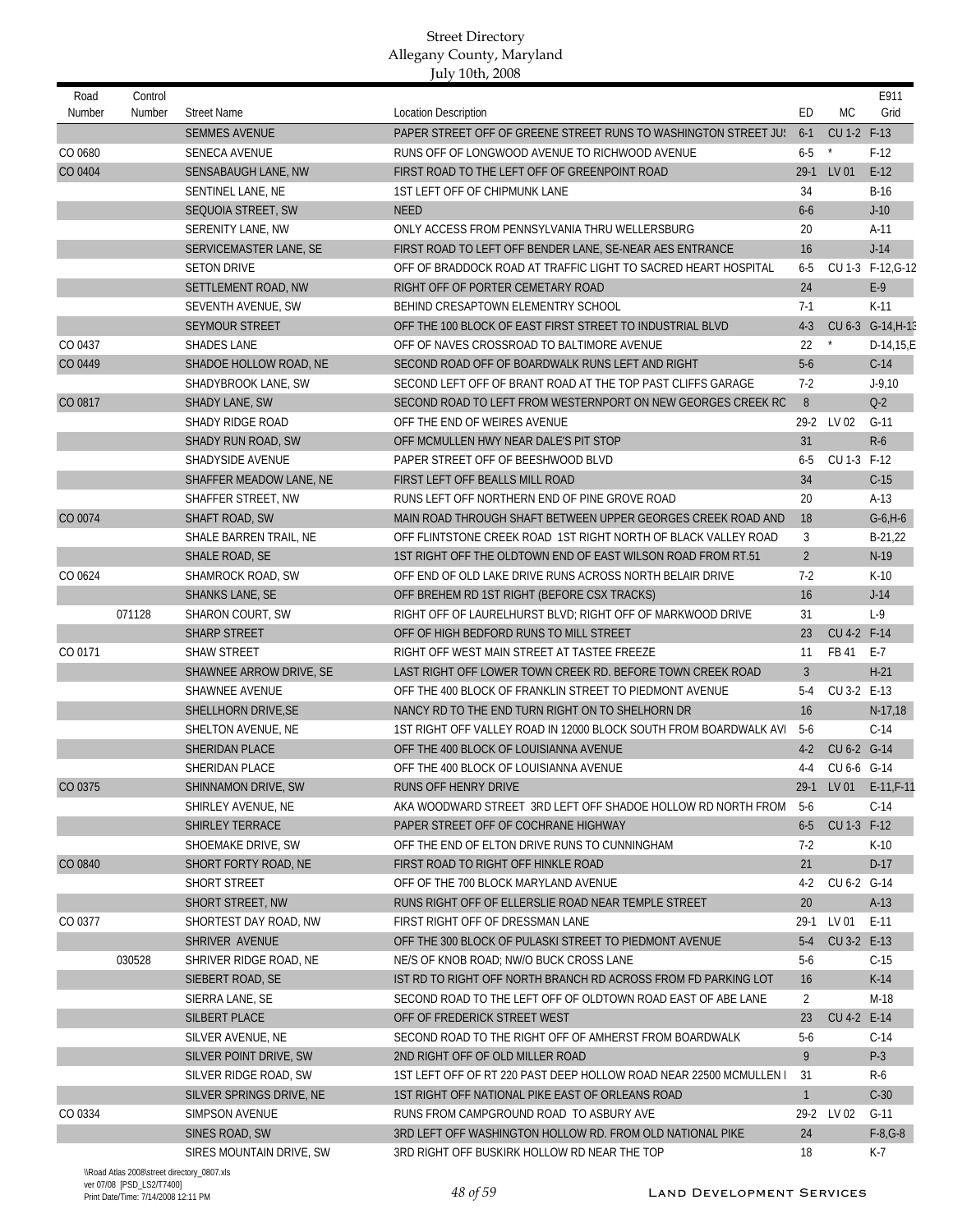# Street Directory
## Allegany County, Maryland
### July 10th, 2008

| Road Number | Control Number | Street Name | Location Description | ED | MC | E911 Grid |
|---|---|---|---|---|---|---|
| | | SEMMES AVENUE | PAPER STREET OFF OF GREENE STREET RUNS TO WASHINGTON STREET JU: | 6-1 | CU 1-2 | F-13 |
| CO 0680 | | SENECA AVENUE | RUNS OFF OF LONGWOOD AVENUE TO RICHWOOD AVENUE | 6-5 | * | F-12 |
| CO 0404 | | SENSABAUGH LANE, NW | FIRST ROAD TO THE LEFT OFF OF GREENPOINT ROAD | 29-1 | LV 01 | E-12 |
| | | SENTINEL LANE, NE | 1ST LEFT OFF OF CHIPMUNK LANE | 34 | | B-16 |
| | | SEQUOIA STREET, SW | NEED | 6-6 | | J-10 |
| | | SERENITY LANE, NW | ONLY ACCESS FROM PENNSYLVANIA THRU WELLERSBURG | 20 | | A-11 |
| | | SERVICEMASTER LANE, SE | FIRST ROAD TO LEFT OFF BENDER LANE, SE-NEAR AES ENTRANCE | 16 | | J-14 |
| | | SETON DRIVE | OFF OF BRADDOCK ROAD AT TRAFFIC LIGHT TO SACRED HEART HOSPITAL | 6-5 | CU 1-3 | F-12,G-12 |
| | | SETTLEMENT ROAD, NW | RIGHT OFF OF PORTER CEMETARY ROAD | 24 | | E-9 |
| | | SEVENTH AVENUE, SW | BEHIND CRESAPTOWN ELEMENTRY SCHOOL | 7-1 | | K-11 |
| | | SEYMOUR STREET | OFF THE 100 BLOCK OF EAST FIRST STREET TO INDUSTRIAL BLVD | 4-3 | CU 6-3 | G-14,H-13 |
| CO 0437 | | SHADES LANE | OFF OF NAVES CROSSROAD TO BALTIMORE AVENUE | 22 | * | D-14,15,E |
| CO 0449 | | SHADOE HOLLOW ROAD, NE | SECOND ROAD OFF OF BOARDWALK RUNS LEFT AND RIGHT | 5-6 | | C-14 |
| | | SHADYBROOK LANE, SW | SECOND LEFT OFF OF BRANT ROAD AT THE TOP PAST CLIFFS GARAGE | 7-2 | | J-9,10 |
| CO 0817 | | SHADY LANE, SW | SECOND ROAD TO LEFT FROM WESTERNPORT ON NEW GEORGES CREEK RC | 8 | | Q-2 |
| | | SHADY RIDGE ROAD | OFF THE END OF WEIRES AVENUE | 29-2 | LV 02 | G-11 |
| | | SHADY RUN ROAD, SW | OFF MCMULLEN HWY NEAR DALE'S PIT STOP | 31 | | R-6 |
| | | SHADYSIDE AVENUE | PAPER STREET OFF OF BEESHWOOD BLVD | 6-5 | CU 1-3 | F-12 |
| | | SHAFFER MEADOW LANE, NE | FIRST LEFT OFF BEALLS MILL ROAD | 34 | | C-15 |
| | | SHAFFER STREET, NW | RUNS LEFT OFF NORTHERN END OF PINE GROVE ROAD | 20 | | A-13 |
| CO 0074 | | SHAFT ROAD, SW | MAIN ROAD THROUGH SHAFT BETWEEN UPPER GEORGES CREEK ROAD AND | 18 | | G-6,H-6 |
| | | SHALE BARREN TRAIL, NE | OFF FLINTSTONE CREEK ROAD 1ST RIGHT NORTH OF BLACK VALLEY ROAD | 3 | | B-21,22 |
| | | SHALE ROAD, SE | 1ST RIGHT OFF THE OLDTOWN END OF EAST WILSON ROAD FROM RT.51 | 2 | | N-19 |
| CO 0624 | | SHAMROCK ROAD, SW | OFF END OF OLD LAKE DRIVE RUNS ACROSS NORTH BELAIR DRIVE | 7-2 | | K-10 |
| | | SHANKS LANE, SE | OFF BREHEM RD 1ST RIGHT (BEFORE CSX TRACKS) | 16 | | J-14 |
| | 071128 | SHARON COURT, SW | RIGHT OFF OF LAURELHURST BLVD; RIGHT OFF OF MARKWOOD DRIVE | 31 | | L-9 |
| | | SHARP STREET | OFF OF HIGH BEDFORD RUNS TO MILL STREET | 23 | CU 4-2 | F-14 |
| CO 0171 | | SHAW STREET | RIGHT OFF WEST MAIN STREET AT TASTEE FREEZE | 11 | FB 41 | E-7 |
| | | SHAWNEE ARROW DRIVE, SE | LAST RIGHT OFF LOWER TOWN CREEK RD. BEFORE TOWN CREEK ROAD | 3 | | H-21 |
| | | SHAWNEE AVENUE | OFF THE 400 BLOCK OF FRANKLIN STREET TO PIEDMONT AVENUE | 5-4 | CU 3-2 | E-13 |
| | | SHELLHORN DRIVE,SE | NANCY RD TO THE END TURN RIGHT ON TO SHELHORN DR | 16 | | N-17,18 |
| | | SHELTON AVENUE, NE | 1ST RIGHT OFF VALLEY ROAD IN 12000 BLOCK SOUTH FROM BOARDWALK AVI | 5-6 | | C-14 |
| | | SHERIDAN PLACE | OFF THE 400 BLOCK OF LOUISIANNA AVENUE | 4-2 | CU 6-2 | G-14 |
| | | SHERIDAN PLACE | OFF THE 400 BLOCK OF LOUISIANNA AVENUE | 4-4 | CU 6-6 | G-14 |
| CO 0375 | | SHINNAMON DRIVE, SW | RUNS OFF HENRY DRIVE | 29-1 | LV 01 | E-11,F-11 |
| | | SHIRLEY AVENUE, NE | AKA WOODWARD STREET 3RD LEFT OFF SHADOE HOLLOW RD NORTH FROM | 5-6 | | C-14 |
| | | SHIRLEY TERRACE | PAPER STREET OFF OF COCHRANE HIGHWAY | 6-5 | CU 1-3 | F-12 |
| | | SHOEMAKE DRIVE, SW | OFF THE END OF ELTON DRIVE RUNS TO CUNNINGHAM | 7-2 | | K-10 |
| CO 0840 | | SHORT FORTY ROAD, NE | FIRST ROAD TO RIGHT OFF HINKLE ROAD | 21 | | D-17 |
| | | SHORT STREET | OFF OF THE 700 BLOCK MARYLAND AVENUE | 4-2 | CU 6-2 | G-14 |
| | | SHORT STREET, NW | RUNS RIGHT OFF OF ELLERSLIE ROAD NEAR TEMPLE STREET | 20 | | A-13 |
| CO 0377 | | SHORTEST DAY ROAD, NW | FIRST RIGHT OFF OF DRESSMAN LANE | 29-1 | LV 01 | E-11 |
| | | SHRIVER AVENUE | OFF THE 300 BLOCK OF PULASKI STREET TO PIEDMONT AVENUE | 5-4 | CU 3-2 | E-13 |
| | 030528 | SHRIVER RIDGE ROAD, NE | NE/S OF KNOB ROAD; NW/O BUCK CROSS LANE | 5-6 | | C-15 |
| | | SIEBERT ROAD, SE | IST RD TO RIGHT OFF NORTH BRANCH RD ACROSS FROM FD PARKING LOT | 16 | | K-14 |
| | | SIERRA LANE, SE | SECOND ROAD TO THE LEFT OFF OF OLDTOWN ROAD EAST OF ABE LANE | 2 | | M-18 |
| | | SILBERT PLACE | OFF OF FREDERICK STREET WEST | 23 | CU 4-2 | E-14 |
| | | SILVER AVENUE, NE | SECOND ROAD TO THE RIGHT OFF OF AMHERST FROM BOARDWALK | 5-6 | | C-14 |
| | | SILVER POINT DRIVE, SW | 2ND RIGHT OFF OF OLD MILLER ROAD | 9 | | P-3 |
| | | SILVER RIDGE ROAD, SW | 1ST LEFT OFF OF RT 220 PAST DEEP HOLLOW ROAD NEAR 22500 MCMULLEN I | 31 | | R-6 |
| | | SILVER SPRINGS DRIVE, NE | 1ST RIGHT OFF NATIONAL PIKE EAST OF ORLEANS ROAD | 1 | | C-30 |
| CO 0334 | | SIMPSON AVENUE | RUNS FROM CAMPGROUND ROAD TO ASBURY AVE | 29-2 | LV 02 | G-11 |
| | | SINES ROAD, SW | 3RD LEFT OFF WASHINGTON HOLLOW RD. FROM OLD NATIONAL PIKE | 24 | | F-8,G-8 |
| | | SIRES MOUNTAIN DRIVE, SW | 3RD RIGHT OFF BUSKIRK HOLLOW RD NEAR THE TOP | 18 | | K-7 |

\\Road Atlas 2008\street directory_0807.xls
ver 07/08 [PSD_LS2/T7400]
Print Date/Time: 7/14/2008 12:11 PM

LAND DEVELOPMENT SERVICES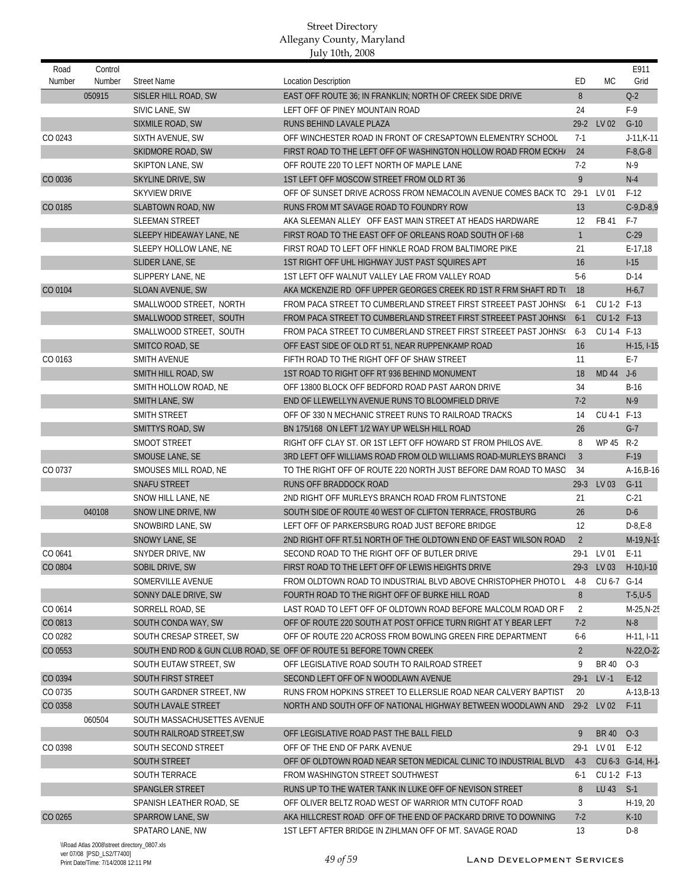# Street Directory
## Allegany County, Maryland
### July 10th, 2008

| Road Number | Control Number | Street Name | Location Description | ED | MC | E911 Grid |
|---|---|---|---|---|---|---|
| | 050915 | SISLER HILL ROAD, SW | EAST OFF ROUTE 36; IN FRANKLIN; NORTH OF CREEK SIDE DRIVE | 8 | | Q-2 |
| | | SIVIC LANE, SW | LEFT OFF OF PINEY MOUNTAIN ROAD | 24 | | F-9 |
| | | SIXMILE ROAD, SW | RUNS BEHIND LAVALE PLAZA | 29-2 | LV 02 | G-10 |
| CO 0243 | | SIXTH AVENUE, SW | OFF WINCHESTER ROAD IN FRONT OF CRESAPTOWN ELEMENTRY SCHOOL | 7-1 | | J-11,K-11 |
| | | SKIDMORE ROAD, SW | FIRST ROAD TO THE LEFT OFF OF WASHINGTON HOLLOW ROAD FROM ECKH/ | 24 | | F-8,G-8 |
| | | SKIPTON LANE, SW | OFF ROUTE 220 TO LEFT NORTH OF MAPLE LANE | 7-2 | | N-9 |
| CO 0036 | | SKYLINE DRIVE, SW | 1ST LEFT OFF MOSCOW STREET FROM OLD RT 36 | 9 | | N-4 |
| | | SKYVIEW DRIVE | OFF OF SUNSET DRIVE ACROSS FROM NEMACOLIN AVENUE COMES BACK TO | 29-1 | LV 01 | F-12 |
| CO 0185 | | SLABTOWN ROAD, NW | RUNS FROM MT SAVAGE ROAD TO FOUNDRY ROW | 13 | | C-9,D-8,9 |
| | | SLEEMAN STREET | AKA SLEEMAN ALLEY OFF EAST MAIN STREET AT HEADS HARDWARE | 12 | FB 41 | F-7 |
| | | SLEEPY HIDEAWAY LANE, NE | FIRST ROAD TO THE EAST OFF OF ORLEANS ROAD SOUTH OF I-68 | 1 | | C-29 |
| | | SLEEPY HOLLOW LANE, NE | FIRST ROAD TO LEFT OFF HINKLE ROAD FROM BALTIMORE PIKE | 21 | | E-17,18 |
| | | SLIDER LANE, SE | 1ST RIGHT OFF UHL HIGHWAY JUST PAST SQUIRES APT | 16 | | I-15 |
| | | SLIPPERY LANE, NE | 1ST LEFT OFF WALNUT VALLEY LAE FROM VALLEY ROAD | 5-6 | | D-14 |
| CO 0104 | | SLOAN AVENUE, SW | AKA MCKENZIE RD OFF UPPER GEORGES CREEK RD 1ST R FRM SHAFT RD T( | 18 | | H-6,7 |
| | | SMALLWOOD STREET, NORTH | FROM PACA STREET TO CUMBERLAND STREET FIRST STREEET PAST JOHNS( | 6-1 | CU 1-2 | F-13 |
| | | SMALLWOOD STREET, SOUTH | FROM PACA STREET TO CUMBERLAND STREET FIRST STREEET PAST JOHNS( | 6-1 | CU 1-2 | F-13 |
| | | SMALLWOOD STREET, SOUTH | FROM PACA STREET TO CUMBERLAND STREET FIRST STREEET PAST JOHNS( | 6-3 | CU 1-4 | F-13 |
| | | SMITCO ROAD, SE | OFF EAST SIDE OF OLD RT 51, NEAR RUPPENKAMP ROAD | 16 | | H-15, I-15 |
| CO 0163 | | SMITH AVENUE | FIFTH ROAD TO THE RIGHT OFF OF SHAW STREET | 11 | | E-7 |
| | | SMITH HILL ROAD, SW | 1ST ROAD TO RIGHT OFF RT 936 BEHIND MONUMENT | 18 | MD 44 | J-6 |
| | | SMITH HOLLOW ROAD, NE | OFF 13800 BLOCK OFF BEDFORD ROAD PAST AARON DRIVE | 34 | | B-16 |
| | | SMITH LANE, SW | END OF LLEWELLYN AVENUE RUNS TO BLOOMFIELD DRIVE | 7-2 | | N-9 |
| | | SMITH STREET | OFF OF 330 N MECHANIC STREET RUNS TO RAILROAD TRACKS | 14 | CU 4-1 | F-13 |
| | | SMITTYS ROAD, SW | BN 175/168 ON LEFT 1/2 WAY UP WELSH HILL ROAD | 26 | | G-7 |
| | | SMOOT STREET | RIGHT OFF CLAY ST. OR 1ST LEFT OFF HOWARD ST FROM PHILOS AVE. | 8 | WP 45 | R-2 |
| | | SMOUSE LANE, SE | 3RD LEFT OFF WILLIAMS ROAD FROM OLD WILLIAMS ROAD-MURLEYS BRANCI | 3 | | F-19 |
| CO 0737 | | SMOUSES MILL ROAD, NE | TO THE RIGHT OFF OF ROUTE 220 NORTH JUST BEFORE DAM ROAD TO MASO | 34 | | A-16,B-16 |
| | | SNAFU STREET | RUNS OFF BRADDOCK ROAD | 29-3 | LV 03 | G-11 |
| | | SNOW HILL LANE, NE | 2ND RIGHT OFF MURLEYS BRANCH ROAD FROM FLINTSTONE | 21 | | C-21 |
| | 040108 | SNOW LINE DRIVE, NW | SOUTH SIDE OF ROUTE 40 WEST OF CLIFTON TERRACE, FROSTBURG | 26 | | D-6 |
| | | SNOWBIRD LANE, SW | LEFT OFF OF PARKERSBURG ROAD JUST BEFORE BRIDGE | 12 | | D-8,E-8 |
| | | SNOWY LANE, SE | 2ND RIGHT OFF RT.51 NORTH OF THE OLDTOWN END OF EAST WILSON ROAD | 2 | | M-19,N-1¢ |
| CO 0641 | | SNYDER DRIVE, NW | SECOND ROAD TO THE RIGHT OFF OF BUTLER DRIVE | 29-1 | LV 01 | E-11 |
| CO 0804 | | SOBIL DRIVE, SW | FIRST ROAD TO THE LEFT OFF OF LEWIS HEIGHTS DRIVE | 29-3 | LV 03 | H-10,I-10 |
| | | SOMERVILLE AVENUE | FROM OLDTOWN ROAD TO INDUSTRIAL BLVD ABOVE CHRISTOPHER PHOTO L | 4-8 | CU 6-7 | G-14 |
| | | SONNY DALE DRIVE, SW | FOURTH ROAD TO THE RIGHT OFF OF BURKE HILL ROAD | 8 | | T-5,U-5 |
| CO 0614 | | SORRELL ROAD, SE | LAST ROAD TO LEFT OFF OF OLDTOWN ROAD BEFORE MALCOLM ROAD OR F | 2 | | M-25,N-25 |
| CO 0813 | | SOUTH CONDA WAY, SW | OFF OF ROUTE 220 SOUTH AT POST OFFICE TURN RIGHT AT Y BEAR LEFT | 7-2 | | N-8 |
| CO 0282 | | SOUTH CRESAP STREET, SW | OFF OF ROUTE 220 ACROSS FROM BOWLING GREEN FIRE DEPARTMENT | 6-6 | | H-11, I-11 |
| CO 0553 | | SOUTH END ROD & GUN CLUB ROAD, SE | OFF OF ROUTE 51 BEFORE TOWN CREEK | 2 | | N-22,O-22 |
| | | SOUTH EUTAW STREET, SW | OFF LEGISLATIVE ROAD SOUTH TO RAILROAD STREET | 9 | BR 40 | O-3 |
| CO 0394 | | SOUTH FIRST STREET | SECOND LEFT OFF OF N WOODLAWN AVENUE | 29-1 | LV -1 | E-12 |
| CO 0735 | | SOUTH GARDNER STREET, NW | RUNS FROM HOPKINS STREET TO ELLERSLIE ROAD NEAR CALVERY BAPTIST | 20 | | A-13,B-13 |
| CO 0358 | | SOUTH LAVALE STREET | NORTH AND SOUTH OFF OF NATIONAL HIGHWAY BETWEEN WOODLAWN AND | 29-2 | LV 02 | F-11 |
| | 060504 | SOUTH MASSACHUSETTES AVENUE | | | | |
| | | SOUTH RAILROAD STREET,SW | OFF LEGISLATIVE ROAD PAST THE BALL FIELD | 9 | BR 40 | O-3 |
| CO 0398 | | SOUTH SECOND STREET | OFF OF THE END OF PARK AVENUE | 29-1 | LV 01 | E-12 |
| | | SOUTH STREET | OFF OF OLDTOWN ROAD NEAR SETON MEDICAL CLINIC TO INDUSTRIAL BLVD | 4-3 | CU 6-3 | G-14, H-1 |
| | | SOUTH TERRACE | FROM WASHINGTON STREET SOUTHWEST | 6-1 | CU 1-2 | F-13 |
| | | SPANGLER STREET | RUNS UP TO THE WATER TANK IN LUKE OFF OF NEVISON STREET | 8 | LU 43 | S-1 |
| | | SPANISH LEATHER ROAD, SE | OFF OLIVER BELTZ ROAD WEST OF WARRIOR MTN CUTOFF ROAD | 3 | | H-19, 20 |
| CO 0265 | | SPARROW LANE, SW | AKA HILLCREST ROAD OFF OF THE END OF PACKARD DRIVE TO DOWNING | 7-2 | | K-10 |
| | | SPATARO LANE, NW | 1ST LEFT AFTER BRIDGE IN ZIHLMAN OFF OF MT. SAVAGE ROAD | 13 | | D-8 |

\\Road Atlas 2008\street directory_0807.xls
ver 07/08 [PSD_LS2/T7400]
Print Date/Time: 7/14/2008 12:11 PM

LAND DEVELOPMENT SERVICES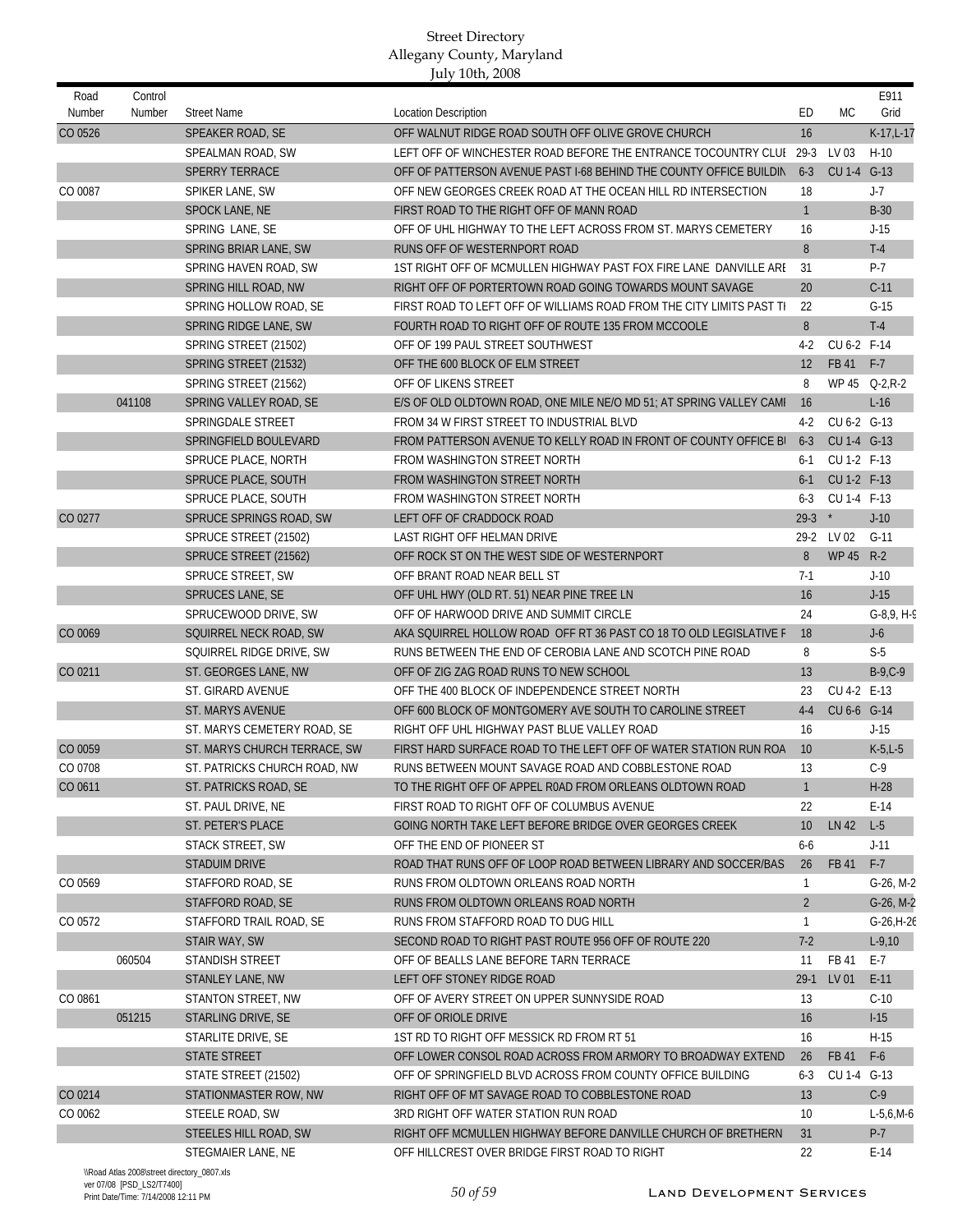Street Directory
Allegany County, Maryland
July 10th, 2008

| Road Number | Control Number | Street Name | Location Description | ED | MC | E911 Grid |
|---|---|---|---|---|---|---|
| CO 0526 | | SPEAKER ROAD, SE | OFF WALNUT RIDGE ROAD SOUTH OFF OLIVE GROVE CHURCH | 16 | | K-17,L-17 |
| | | SPEALMAN ROAD, SW | LEFT OFF OF WINCHESTER ROAD BEFORE THE ENTRANCE TOCOUNTRY CLUI | 29-3 | LV 03 | H-10 |
| | | SPERRY TERRACE | OFF OF PATTERSON AVENUE PAST I-68 BEHIND THE COUNTY OFFICE BUILDIN | 6-3 | CU 1-4 | G-13 |
| CO 0087 | | SPIKER LANE, SW | OFF NEW GEORGES CREEK ROAD AT THE OCEAN HILL RD INTERSECTION | 18 | | J-7 |
| | | SPOCK LANE, NE | FIRST ROAD TO THE RIGHT OFF OF MANN ROAD | 1 | | B-30 |
| | | SPRING LANE, SE | OFF OF UHL HIGHWAY TO THE LEFT ACROSS FROM ST. MARYS CEMETERY | 16 | | J-15 |
| | | SPRING BRIAR LANE, SW | RUNS OFF OF WESTERNPORT ROAD | 8 | | T-4 |
| | | SPRING HAVEN ROAD, SW | 1ST RIGHT OFF OF MCMULLEN HIGHWAY PAST FOX FIRE LANE DANVILLE ARI | 31 | | P-7 |
| | | SPRING HILL ROAD, NW | RIGHT OFF OF PORTERTOWN ROAD GOING TOWARDS MOUNT SAVAGE | 20 | | C-11 |
| | | SPRING HOLLOW ROAD, SE | FIRST ROAD TO LEFT OFF OF WILLIAMS ROAD FROM THE CITY LIMITS PAST TI | 22 | | G-15 |
| | | SPRING RIDGE LANE, SW | FOURTH ROAD TO RIGHT OFF OF ROUTE 135 FROM MCCOOLE | 8 | | T-4 |
| | | SPRING STREET (21502) | OFF OF 199 PAUL STREET SOUTHWEST | 4-2 | CU 6-2 | F-14 |
| | | SPRING STREET (21532) | OFF THE 600 BLOCK OF ELM STREET | 12 | FB 41 | F-7 |
| | | SPRING STREET (21562) | OFF OF LIKENS STREET | 8 | WP 45 | Q-2,R-2 |
| | 041108 | SPRING VALLEY ROAD, SE | E/S OF OLD OLDTOWN ROAD, ONE MILE NE/O MD 51; AT SPRING VALLEY CAMI | 16 | | L-16 |
| | | SPRINGDALE STREET | FROM 34 W FIRST STREET TO INDUSTRIAL BLVD | 4-2 | CU 6-2 | G-13 |
| | | SPRINGFIELD BOULEVARD | FROM PATTERSON AVENUE TO KELLY ROAD IN FRONT OF COUNTY OFFICE BI | 6-3 | CU 1-4 | G-13 |
| | | SPRUCE PLACE, NORTH | FROM WASHINGTON STREET NORTH | 6-1 | CU 1-2 | F-13 |
| | | SPRUCE PLACE, SOUTH | FROM WASHINGTON STREET NORTH | 6-1 | CU 1-2 | F-13 |
| | | SPRUCE PLACE, SOUTH | FROM WASHINGTON STREET NORTH | 6-3 | CU 1-4 | F-13 |
| CO 0277 | | SPRUCE SPRINGS ROAD, SW | LEFT OFF OF CRADDOCK ROAD | 29-3 | * | J-10 |
| | | SPRUCE STREET (21502) | LAST RIGHT OFF HELMAN DRIVE | 29-2 | LV 02 | G-11 |
| | | SPRUCE STREET (21562) | OFF ROCK ST ON THE WEST SIDE OF WESTERNPORT | 8 | WP 45 | R-2 |
| | | SPRUCE STREET, SW | OFF BRANT ROAD NEAR BELL ST | 7-1 | | J-10 |
| | | SPRUCES LANE, SE | OFF UHL HWY (OLD RT. 51) NEAR PINE TREE LN | 16 | | J-15 |
| | | SPRUCEWOOD DRIVE, SW | OFF OF HARWOOD DRIVE AND SUMMIT CIRCLE | 24 | | G-8,9, H-9 |
| CO 0069 | | SQUIRREL NECK ROAD, SW | AKA SQUIRREL HOLLOW ROAD OFF RT 36 PAST CO 18 TO OLD LEGISLATIVE F | 18 | | J-6 |
| | | SQUIRREL RIDGE DRIVE, SW | RUNS BETWEEN THE END OF CEROBIA LANE AND SCOTCH PINE ROAD | 8 | | S-5 |
| CO 0211 | | ST. GEORGES LANE, NW | OFF OF ZIG ZAG ROAD RUNS TO NEW SCHOOL | 13 | | B-9,C-9 |
| | | ST. GIRARD AVENUE | OFF THE 400 BLOCK OF INDEPENDENCE STREET NORTH | 23 | CU 4-2 | E-13 |
| | | ST. MARYS AVENUE | OFF 600 BLOCK OF MONTGOMERY AVE SOUTH TO CAROLINE STREET | 4-4 | CU 6-6 | G-14 |
| | | ST. MARYS CEMETERY ROAD, SE | RIGHT OFF UHL HIGHWAY PAST BLUE VALLEY ROAD | 16 | | J-15 |
| CO 0059 | | ST. MARYS CHURCH TERRACE, SW | FIRST HARD SURFACE ROAD TO THE LEFT OFF OF WATER STATION RUN ROA | 10 | | K-5,L-5 |
| CO 0708 | | ST. PATRICKS CHURCH ROAD, NW | RUNS BETWEEN MOUNT SAVAGE ROAD AND COBBLESTONE ROAD | 13 | | C-9 |
| CO 0611 | | ST. PATRICKS ROAD, SE | TO THE RIGHT OFF OF APPEL R0AD FROM ORLEANS OLDTOWN ROAD | 1 | | H-28 |
| | | ST. PAUL DRIVE, NE | FIRST ROAD TO RIGHT OFF OF COLUMBUS AVENUE | 22 | | E-14 |
| | | ST. PETER'S PLACE | GOING NORTH TAKE LEFT BEFORE BRIDGE OVER GEORGES CREEK | 10 | LN 42 | L-5 |
| | | STACK STREET, SW | OFF THE END OF PIONEER ST | 6-6 | | J-11 |
| | | STADUIM DRIVE | ROAD THAT RUNS OFF OF LOOP ROAD BETWEEN LIBRARY AND SOCCER/BAS | 26 | FB 41 | F-7 |
| CO 0569 | | STAFFORD ROAD, SE | RUNS FROM OLDTOWN ORLEANS ROAD NORTH | 1 | | G-26, M-2 |
| | | STAFFORD ROAD, SE | RUNS FROM OLDTOWN ORLEANS ROAD NORTH | 2 | | G-26, M-2 |
| CO 0572 | | STAFFORD TRAIL ROAD, SE | RUNS FROM STAFFORD ROAD TO DUG HILL | 1 | | G-26,H-26 |
| | | STAIR WAY, SW | SECOND ROAD TO RIGHT PAST ROUTE 956 OFF OF ROUTE 220 | 7-2 | | L-9,10 |
| | 060504 | STANDISH STREET | OFF OF BEALLS LANE BEFORE TARN TERRACE | 11 | FB 41 | E-7 |
| | | STANLEY LANE, NW | LEFT OFF STONEY RIDGE ROAD | 29-1 | LV 01 | E-11 |
| CO 0861 | | STANTON STREET, NW | OFF OF AVERY STREET ON UPPER SUNNYSIDE ROAD | 13 | | C-10 |
| | 051215 | STARLING DRIVE, SE | OFF OF ORIOLE DRIVE | 16 | | I-15 |
| | | STARLITE DRIVE, SE | 1ST RD TO RIGHT OFF MESSICK RD FROM RT 51 | 16 | | H-15 |
| | | STATE STREET | OFF LOWER CONSOL ROAD ACROSS FROM ARMORY TO BROADWAY EXTEND | 26 | FB 41 | F-6 |
| | | STATE STREET (21502) | OFF OF SPRINGFIELD BLVD ACROSS FROM COUNTY OFFICE BUILDING | 6-3 | CU 1-4 | G-13 |
| CO 0214 | | STATIONMASTER ROW, NW | RIGHT OFF OF MT SAVAGE ROAD TO COBBLESTONE ROAD | 13 | | C-9 |
| CO 0062 | | STEELE ROAD, SW | 3RD RIGHT OFF WATER STATION RUN ROAD | 10 | | L-5,6,M-6 |
| | | STEELES HILL ROAD, SW | RIGHT OFF MCMULLEN HIGHWAY BEFORE DANVILLE CHURCH OF BRETHERN | 31 | | P-7 |
| | | STEGMAIER LANE, NE | OFF HILLCREST OVER BRIDGE FIRST ROAD TO RIGHT | 22 | | E-14 |

\\Road Atlas 2008\street directory_0807.xls
ver 07/08 [PSD_LS2/T7400]
Print Date/Time: 7/14/2008 12:11 PM

LAND DEVELOPMENT SERVICES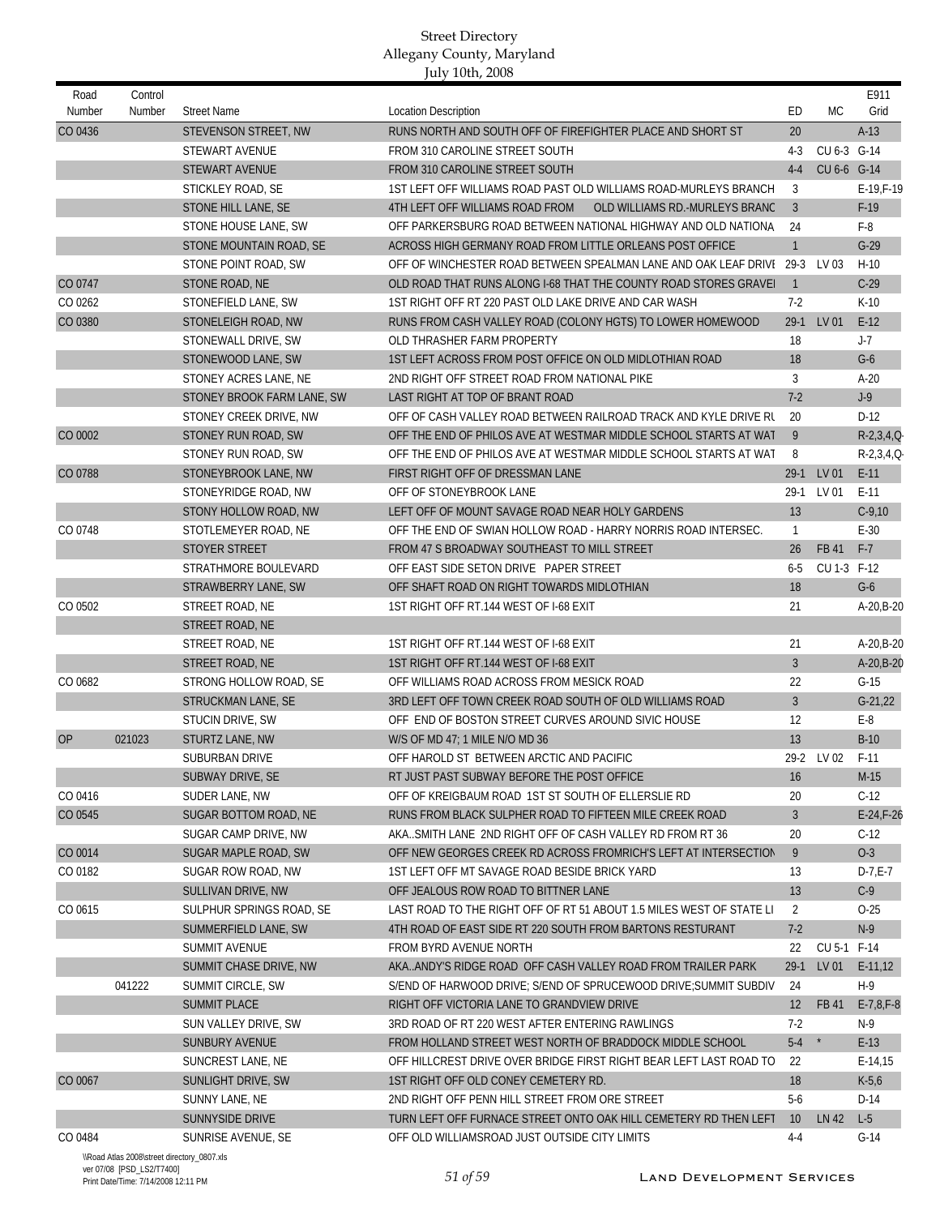# Street Directory
## Allegany County, Maryland
### July 10th, 2008

| Road Number | Control Number | Street Name | Location Description | ED | MC | E911 Grid |
|---|---|---|---|---|---|---|
| CO 0436 | | STEVENSON STREET, NW | RUNS NORTH AND SOUTH OFF OF FIREFIGHTER PLACE AND SHORT ST | 20 | | A-13 |
| | | STEWART AVENUE | FROM 310 CAROLINE STREET SOUTH | 4-3 | CU 6-3 | G-14 |
| | | STEWART AVENUE | FROM 310 CAROLINE STREET SOUTH | 4-4 | CU 6-6 | G-14 |
| | | STICKLEY ROAD, SE | 1ST LEFT OFF WILLIAMS ROAD PAST OLD WILLIAMS ROAD-MURLEYS BRANCH | 3 | | E-19,F-19 |
| | | STONE HILL LANE, SE | 4TH LEFT OFF WILLIAMS ROAD FROM OLD WILLIAMS RD.-MURLEYS BRANC | 3 | | F-19 |
| | | STONE HOUSE LANE, SW | OFF PARKERSBURG ROAD BETWEEN NATIONAL HIGHWAY AND OLD NATIONA | 24 | | F-8 |
| | | STONE MOUNTAIN ROAD, SE | ACROSS HIGH GERMANY ROAD FROM LITTLE ORLEANS POST OFFICE | 1 | | G-29 |
| | | STONE POINT ROAD, SW | OFF OF WINCHESTER ROAD BETWEEN SPEALMAN LANE AND OAK LEAF DRIVE | 29-3 | LV 03 | H-10 |
| CO 0747 | | STONE ROAD, NE | OLD ROAD THAT RUNS ALONG I-68 THAT THE COUNTY ROAD STORES GRAVEL | 1 | | C-29 |
| CO 0262 | | STONEFIELD LANE, SW | 1ST RIGHT OFF RT 220 PAST OLD LAKE DRIVE AND CAR WASH | 7-2 | | K-10 |
| CO 0380 | | STONELEIGH ROAD, NW | RUNS FROM CASH VALLEY ROAD (COLONY HGTS) TO LOWER HOMEWOOD | 29-1 | LV 01 | E-12 |
| | | STONEWALL DRIVE, SW | OLD THRASHER FARM PROPERTY | 18 | | J-7 |
| | | STONEWOOD LANE, SW | 1ST LEFT ACROSS FROM POST OFFICE ON OLD MIDLOTHIAN ROAD | 18 | | G-6 |
| | | STONEY ACRES LANE, NE | 2ND RIGHT OFF STREET ROAD FROM NATIONAL PIKE | 3 | | A-20 |
| | | STONEY BROOK FARM LANE, SW | LAST RIGHT AT TOP OF BRANT ROAD | 7-2 | | J-9 |
| | | STONEY CREEK DRIVE, NW | OFF OF CASH VALLEY ROAD BETWEEN RAILROAD TRACK AND KYLE DRIVE RU | 20 | | D-12 |
| CO 0002 | | STONEY RUN ROAD, SW | OFF THE END OF PHILOS AVE AT WESTMAR MIDDLE SCHOOL STARTS AT WAT | 9 | | R-2,3,4,Q- |
| | | STONEY RUN ROAD, SW | OFF THE END OF PHILOS AVE AT WESTMAR MIDDLE SCHOOL STARTS AT WAT | 8 | | R-2,3,4,Q- |
| CO 0788 | | STONEYBROOK LANE, NW | FIRST RIGHT OFF OF DRESSMAN LANE | 29-1 | LV 01 | E-11 |
| | | STONEYRIDGE ROAD, NW | OFF OF STONEYBROOK LANE | 29-1 | LV 01 | E-11 |
| | | STONY HOLLOW ROAD, NW | LEFT OFF OF MOUNT SAVAGE ROAD NEAR HOLY GARDENS | 13 | | C-9,10 |
| CO 0748 | | STOTLEMEYER ROAD, NE | OFF THE END OF SWIAN HOLLOW ROAD - HARRY NORRIS ROAD INTERSEC. | 1 | | E-30 |
| | | STOYER STREET | FROM 47 S BROADWAY SOUTHEAST TO MILL STREET | 26 | FB 41 | F-7 |
| | | STRATHMORE BOULEVARD | OFF EAST SIDE SETON DRIVE PAPER STREET | 6-5 | CU 1-3 | F-12 |
| | | STRAWBERRY LANE, SW | OFF SHAFT ROAD ON RIGHT TOWARDS MIDLOTHIAN | 18 | | G-6 |
| CO 0502 | | STREET ROAD, NE | 1ST RIGHT OFF RT.144 WEST OF I-68 EXIT | 21 | | A-20,B-20 |
| | | STREET ROAD, NE | | | | |
| | | STREET ROAD, NE | 1ST RIGHT OFF RT.144 WEST OF I-68 EXIT | 21 | | A-20,B-20 |
| | | STREET ROAD, NE | 1ST RIGHT OFF RT.144 WEST OF I-68 EXIT | 3 | | A-20,B-20 |
| CO 0682 | | STRONG HOLLOW ROAD, SE | OFF WILLIAMS ROAD ACROSS FROM MESICK ROAD | 22 | | G-15 |
| | | STRUCKMAN LANE, SE | 3RD LEFT OFF TOWN CREEK ROAD SOUTH OF OLD WILLIAMS ROAD | 3 | | G-21,22 |
| | | STUCIN DRIVE, SW | OFF END OF BOSTON STREET CURVES AROUND SIVIC HOUSE | 12 | | E-8 |
| OP | 021023 | STURTZ LANE, NW | W/S OF MD 47; 1 MILE N/O MD 36 | 13 | | B-10 |
| | | SUBURBAN DRIVE | OFF HAROLD ST BETWEEN ARCTIC AND PACIFIC | 29-2 | LV 02 | F-11 |
| | | SUBWAY DRIVE, SE | RT JUST PAST SUBWAY BEFORE THE POST OFFICE | 16 | | M-15 |
| CO 0416 | | SUDER LANE, NW | OFF OF KREIGBAUM ROAD 1ST ST SOUTH OF ELLERSLIE RD | 20 | | C-12 |
| CO 0545 | | SUGAR BOTTOM ROAD, NE | RUNS FROM BLACK SULPHER ROAD TO FIFTEEN MILE CREEK ROAD | 3 | | E-24,F-26 |
| | | SUGAR CAMP DRIVE, NW | AKA..SMITH LANE 2ND RIGHT OFF OF CASH VALLEY RD FROM RT 36 | 20 | | C-12 |
| CO 0014 | | SUGAR MAPLE ROAD, SW | OFF NEW GEORGES CREEK RD ACROSS FROMRICH'S LEFT AT INTERSECTION | 9 | | O-3 |
| CO 0182 | | SUGAR ROW ROAD, NW | 1ST LEFT OFF MT SAVAGE ROAD BESIDE BRICK YARD | 13 | | D-7,E-7 |
| | | SULLIVAN DRIVE, NW | OFF JEALOUS ROW ROAD TO BITTNER LANE | 13 | | C-9 |
| CO 0615 | | SULPHUR SPRINGS ROAD, SE | LAST ROAD TO THE RIGHT OFF OF RT 51 ABOUT 1.5 MILES WEST OF STATE LI | 2 | | O-25 |
| | | SUMMERFIELD LANE, SW | 4TH ROAD OF EAST SIDE RT 220 SOUTH FROM BARTONS RESTURANT | 7-2 | | N-9 |
| | | SUMMIT AVENUE | FROM BYRD AVENUE NORTH | 22 | CU 5-1 | F-14 |
| | | SUMMIT CHASE DRIVE, NW | AKA..ANDY'S RIDGE ROAD OFF CASH VALLEY ROAD FROM TRAILER PARK | 29-1 | LV 01 | E-11,12 |
| | 041222 | SUMMIT CIRCLE, SW | S/END OF HARWOOD DRIVE; S/END OF SPRUCEWOOD DRIVE;SUMMIT SUBDIV | 24 | | H-9 |
| | | SUMMIT PLACE | RIGHT OFF VICTORIA LANE TO GRANDVIEW DRIVE | 12 | FB 41 | E-7,8,F-8 |
| | | SUN VALLEY DRIVE, SW | 3RD ROAD OF RT 220 WEST AFTER ENTERING RAWLINGS | 7-2 | | N-9 |
| | | SUNBURY AVENUE | FROM HOLLAND STREET WEST NORTH OF BRADDOCK MIDDLE SCHOOL | 5-4 | * | E-13 |
| | | SUNCREST LANE, NE | OFF HILLCREST DRIVE OVER BRIDGE FIRST RIGHT BEAR LEFT LAST ROAD TO | 22 | | E-14,15 |
| CO 0067 | | SUNLIGHT DRIVE, SW | 1ST RIGHT OFF OLD CONEY CEMETERY RD. | 18 | | K-5,6 |
| | | SUNNY LANE, NE | 2ND RIGHT OFF PENN HILL STREET FROM ORE STREET | 5-6 | | D-14 |
| | | SUNNYSIDE DRIVE | TURN LEFT OFF FURNACE STREET ONTO OAK HILL CEMETERY RD THEN LEFT | 10 | LN 42 | L-5 |
| CO 0484 | | SUNRISE AVENUE, SE | OFF OLD WILLIAMSROAD JUST OUTSIDE CITY LIMITS | 4-4 | | G-14 |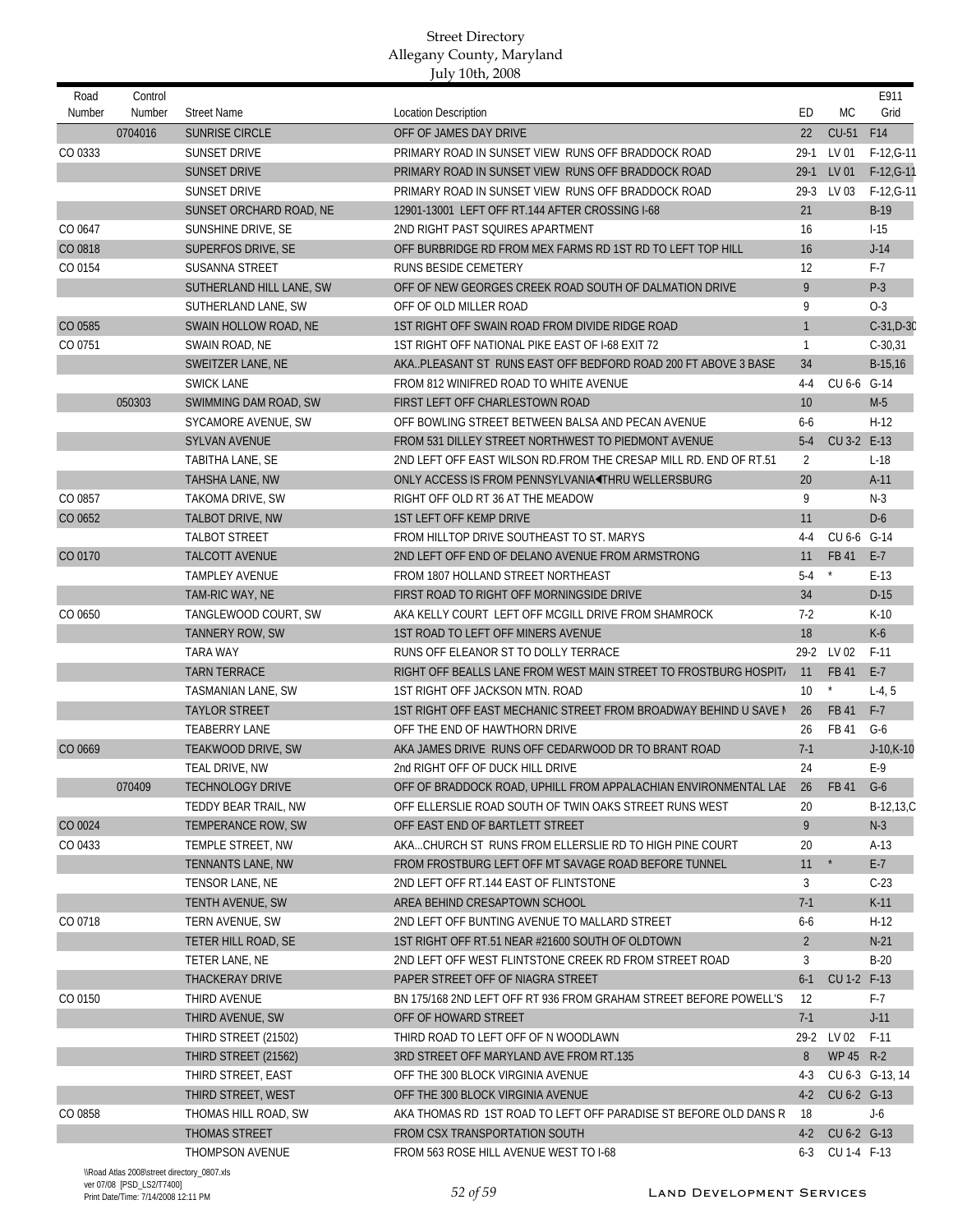Street Directory
Allegany County, Maryland
July 10th, 2008

| Road Number | Control Number | Street Name | Location Description | ED | MC | E911 Grid |
|---|---|---|---|---|---|---|
| | 0704016 | SUNRISE CIRCLE | OFF OF JAMES DAY DRIVE | 22 | CU-51 | F14 |
| CO 0333 | | SUNSET DRIVE | PRIMARY ROAD IN SUNSET VIEW RUNS OFF BRADDOCK ROAD | 29-1 | LV 01 | F-12,G-11 |
| | | SUNSET DRIVE | PRIMARY ROAD IN SUNSET VIEW RUNS OFF BRADDOCK ROAD | 29-1 | LV 01 | F-12,G-11 |
| | | SUNSET DRIVE | PRIMARY ROAD IN SUNSET VIEW RUNS OFF BRADDOCK ROAD | 29-3 | LV 03 | F-12,G-11 |
| | | SUNSET ORCHARD ROAD, NE | 12901-13001 LEFT OFF RT.144 AFTER CROSSING I-68 | 21 | | B-19 |
| CO 0647 | | SUNSHINE DRIVE, SE | 2ND RIGHT PAST SQUIRES APARTMENT | 16 | | I-15 |
| CO 0818 | | SUPERFOS DRIVE, SE | OFF BURBRIDGE RD FROM MEX FARMS RD 1ST RD TO LEFT TOP HILL | 16 | | J-14 |
| CO 0154 | | SUSANNA STREET | RUNS BESIDE CEMETERY | 12 | | F-7 |
| | | SUTHERLAND HILL LANE, SW | OFF OF NEW GEORGES CREEK ROAD SOUTH OF DALMATION DRIVE | 9 | | P-3 |
| | | SUTHERLAND LANE, SW | OFF OF OLD MILLER ROAD | 9 | | O-3 |
| CO 0585 | | SWAIN HOLLOW ROAD, NE | 1ST RIGHT OFF SWAIN ROAD FROM DIVIDE RIDGE ROAD | 1 | | C-31,D-30 |
| CO 0751 | | SWAIN ROAD, NE | 1ST RIGHT OFF NATIONAL PIKE EAST OF I-68 EXIT 72 | 1 | | C-30,31 |
| | | SWEITZER LANE, NE | AKA..PLEASANT ST RUNS EAST OFF BEDFORD ROAD 200 FT ABOVE 3 BASE | 34 | | B-15,16 |
| | | SWICK LANE | FROM 812 WINIFRED ROAD TO WHITE AVENUE | 4-4 | CU 6-6 | G-14 |
| | 050303 | SWIMMING DAM ROAD, SW | FIRST LEFT OFF CHARLESTOWN ROAD | 10 | | M-5 |
| | | SYCAMORE AVENUE, SW | OFF BOWLING STREET BETWEEN BALSA AND PECAN AVENUE | 6-6 | | H-12 |
| | | SYLVAN AVENUE | FROM 531 DILLEY STREET NORTHWEST TO PIEDMONT AVENUE | 5-4 | CU 3-2 | E-13 |
| | | TABITHA LANE, SE | 2ND LEFT OFF EAST WILSON RD.FROM THE CRESAP MILL RD. END OF RT.51 | 2 | | L-18 |
| | | TAHSHA LANE, NW | ONLY ACCESS IS FROM PENNSYLVANIA◀THRU WELLERSBURG | 20 | | A-11 |
| CO 0857 | | TAKOMA DRIVE, SW | RIGHT OFF OLD RT 36 AT THE MEADOW | 9 | | N-3 |
| CO 0652 | | TALBOT DRIVE, NW | 1ST LEFT OFF KEMP DRIVE | 11 | | D-6 |
| | | TALBOT STREET | FROM HILLTOP DRIVE SOUTHEAST TO ST. MARYS | 4-4 | CU 6-6 | G-14 |
| CO 0170 | | TALCOTT AVENUE | 2ND LEFT OFF END OF DELANO AVENUE FROM ARMSTRONG | 11 | FB 41 | E-7 |
| | | TAMPLEY AVENUE | FROM 1807 HOLLAND STREET NORTHEAST | 5-4 | * | E-13 |
| | | TAM-RIC WAY, NE | FIRST ROAD TO RIGHT OFF MORNINGSIDE DRIVE | 34 | | D-15 |
| CO 0650 | | TANGLEWOOD COURT, SW | AKA KELLY COURT LEFT OFF MCGILL DRIVE FROM SHAMROCK | 7-2 | | K-10 |
| | | TANNERY ROW, SW | 1ST ROAD TO LEFT OFF MINERS AVENUE | 18 | | K-6 |
| | | TARA WAY | RUNS OFF ELEANOR ST TO DOLLY TERRACE | 29-2 | LV 02 | F-11 |
| | | TARN TERRACE | RIGHT OFF BEALLS LANE FROM WEST MAIN STREET TO FROSTBURG HOSPIT/ | 11 | FB 41 | E-7 |
| | | TASMANIAN LANE, SW | 1ST RIGHT OFF JACKSON MTN. ROAD | 10 | * | L-4, 5 |
| | | TAYLOR STREET | 1ST RIGHT OFF EAST MECHANIC STREET FROM BROADWAY BEHIND U SAVE I | 26 | FB 41 | F-7 |
| | | TEABERRY LANE | OFF THE END OF HAWTHORN DRIVE | 26 | FB 41 | G-6 |
| CO 0669 | | TEAKWOOD DRIVE, SW | AKA JAMES DRIVE RUNS OFF CEDARWOOD DR TO BRANT ROAD | 7-1 | | J-10,K-10 |
| | | TEAL DRIVE, NW | 2nd RIGHT OFF OF DUCK HILL DRIVE | 24 | | E-9 |
| | 070409 | TECHNOLOGY DRIVE | OFF OF BRADDOCK ROAD, UPHILL FROM APPALACHIAN ENVIRONMENTAL LAE | 26 | FB 41 | G-6 |
| | | TEDDY BEAR TRAIL, NW | OFF ELLERSLIE ROAD SOUTH OF TWIN OAKS STREET RUNS WEST | 20 | | B-12,13,C |
| CO 0024 | | TEMPERANCE ROW, SW | OFF EAST END OF BARTLETT STREET | 9 | | N-3 |
| CO 0433 | | TEMPLE STREET, NW | AKA...CHURCH ST RUNS FROM ELLERSLIE RD TO HIGH PINE COURT | 20 | | A-13 |
| | | TENNANTS LANE, NW | FROM FROSTBURG LEFT OFF MT SAVAGE ROAD BEFORE TUNNEL | 11 | * | E-7 |
| | | TENSOR LANE, NE | 2ND LEFT OFF RT.144 EAST OF FLINTSTONE | 3 | | C-23 |
| | | TENTH AVENUE, SW | AREA BEHIND CRESAPTOWN SCHOOL | 7-1 | | K-11 |
| CO 0718 | | TERN AVENUE, SW | 2ND LEFT OFF BUNTING AVENUE TO MALLARD STREET | 6-6 | | H-12 |
| | | TETER HILL ROAD, SE | 1ST RIGHT OFF RT.51 NEAR #21600 SOUTH OF OLDTOWN | 2 | | N-21 |
| | | TETER LANE, NE | 2ND LEFT OFF WEST FLINTSTONE CREEK RD FROM STREET ROAD | 3 | | B-20 |
| | | THACKERAY DRIVE | PAPER STREET OFF OF NIAGRA STREET | 6-1 | CU 1-2 | F-13 |
| CO 0150 | | THIRD AVENUE | BN 175/168 2ND LEFT OFF RT 936 FROM GRAHAM STREET BEFORE POWELL'S | 12 | | F-7 |
| | | THIRD AVENUE, SW | OFF OF HOWARD STREET | 7-1 | | J-11 |
| | | THIRD STREET (21502) | THIRD ROAD TO LEFT OFF OF N WOODLAWN | 29-2 | LV 02 | F-11 |
| | | THIRD STREET (21562) | 3RD STREET OFF MARYLAND AVE FROM RT.135 | 8 | WP 45 | R-2 |
| | | THIRD STREET, EAST | OFF THE 300 BLOCK VIRGINIA AVENUE | 4-3 | CU 6-3 | G-13, 14 |
| | | THIRD STREET, WEST | OFF THE 300 BLOCK VIRGINIA AVENUE | 4-2 | CU 6-2 | G-13 |
| CO 0858 | | THOMAS HILL ROAD, SW | AKA THOMAS RD 1ST ROAD TO LEFT OFF PARADISE ST BEFORE OLD DANS R | 18 | | J-6 |
| | | THOMAS STREET | FROM CSX TRANSPORTATION SOUTH | 4-2 | CU 6-2 | G-13 |
| | | THOMPSON AVENUE | FROM 563 ROSE HILL AVENUE WEST TO I-68 | 6-3 | CU 1-4 | F-13 |

\\Road Atlas 2008\street directory_0807.xls
ver 07/08 [PSD_LS2/T7400]
Print Date/Time: 7/14/2008 12:11 PM

Land Development Services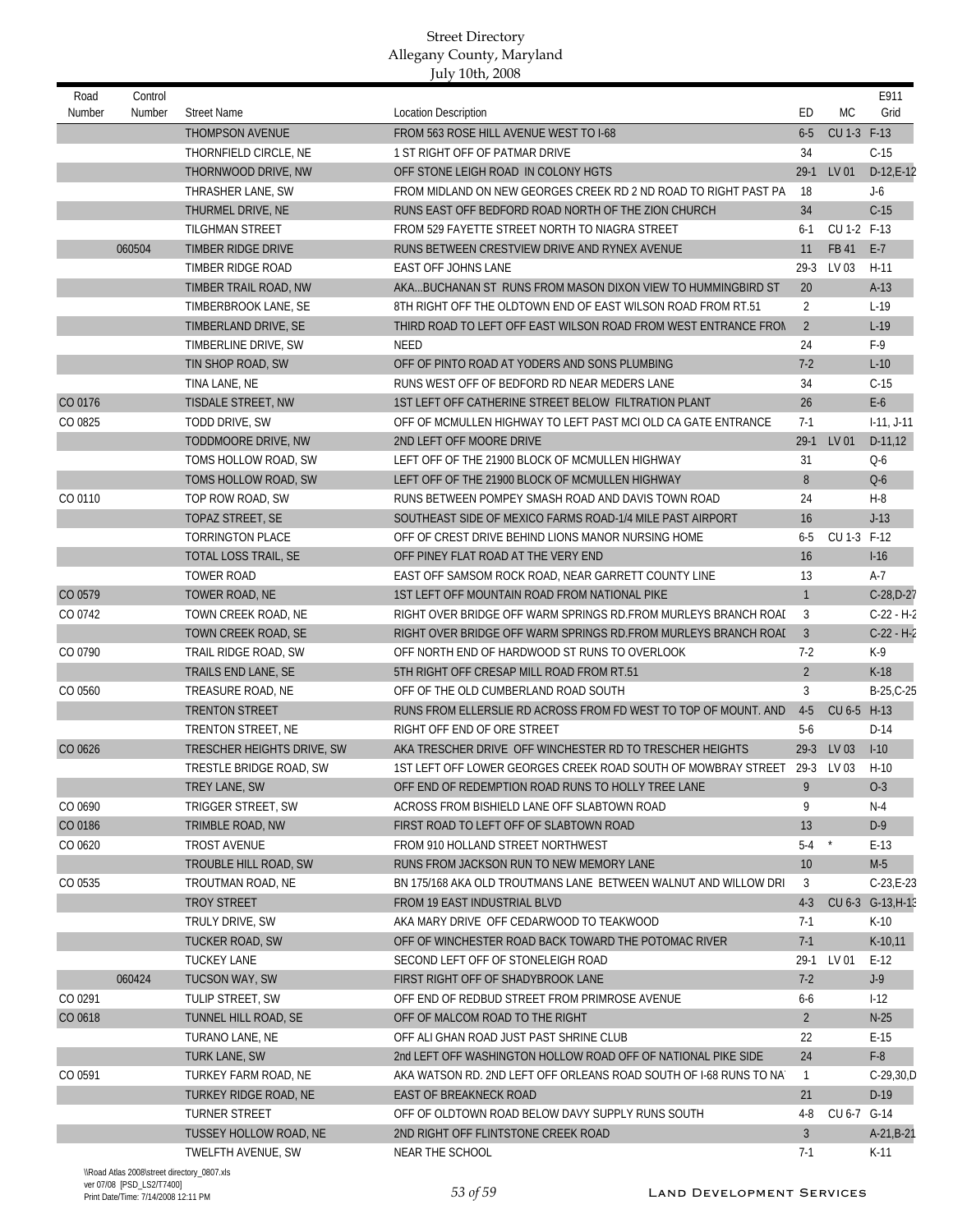# Street Directory
## Allegany County, Maryland
### July 10th, 2008

| Road Number | Control Number | Street Name | Location Description | ED | MC | E911 Grid |
|---|---|---|---|---|---|---|
| | | THOMPSON AVENUE | FROM 563 ROSE HILL AVENUE WEST TO I-68 | 6-5 | CU 1-3 | F-13 |
| | | THORNFIELD CIRCLE, NE | 1 ST RIGHT OFF OF PATMAR DRIVE | 34 | | C-15 |
| | | THORNWOOD DRIVE, NW | OFF STONE LEIGH ROAD IN COLONY HGTS | 29-1 | LV 01 | D-12,E-12 |
| | | THRASHER LANE, SW | FROM MIDLAND ON NEW GEORGES CREEK RD 2 ND ROAD TO RIGHT PAST PA | 18 | | J-6 |
| | | THURMEL DRIVE, NE | RUNS EAST OFF BEDFORD ROAD NORTH OF THE ZION CHURCH | 34 | | C-15 |
| | | TILGHMAN STREET | FROM 529 FAYETTE STREET NORTH TO NIAGRA STREET | 6-1 | CU 1-2 | F-13 |
| | 060504 | TIMBER RIDGE DRIVE | RUNS BETWEEN CRESTVIEW DRIVE AND RYNEX AVENUE | 11 | FB 41 | E-7 |
| | | TIMBER RIDGE ROAD | EAST OFF JOHNS LANE | 29-3 | LV 03 | H-11 |
| | | TIMBER TRAIL ROAD, NW | AKA...BUCHANAN ST RUNS FROM MASON DIXON VIEW TO HUMMINGBIRD ST | 20 | | A-13 |
| | | TIMBERBROOK LANE, SE | 8TH RIGHT OFF THE OLDTOWN END OF EAST WILSON ROAD FROM RT.51 | 2 | | L-19 |
| | | TIMBERLAND DRIVE, SE | THIRD ROAD TO LEFT OFF EAST WILSON ROAD FROM WEST ENTRANCE FROM | 2 | | L-19 |
| | | TIMBERLINE DRIVE, SW | NEED | 24 | | F-9 |
| | | TIN SHOP ROAD, SW | OFF OF PINTO ROAD AT YODERS AND SONS PLUMBING | 7-2 | | L-10 |
| | | TINA LANE, NE | RUNS WEST OFF OF BEDFORD RD NEAR MEDERS LANE | 34 | | C-15 |
| CO 0176 | | TISDALE STREET, NW | 1ST LEFT OFF CATHERINE STREET BELOW FILTRATION PLANT | 26 | | E-6 |
| CO 0825 | | TODD DRIVE, SW | OFF OF MCMULLEN HIGHWAY TO LEFT PAST MCI OLD CA GATE ENTRANCE | 7-1 | | I-11, J-11 |
| | | TODDMOORE DRIVE, NW | 2ND LEFT OFF MOORE DRIVE | 29-1 | LV 01 | D-11,12 |
| | | TOMS HOLLOW ROAD, SW | LEFT OFF OF THE 21900 BLOCK OF MCMULLEN HIGHWAY | 31 | | Q-6 |
| | | TOMS HOLLOW ROAD, SW | LEFT OFF OF THE 21900 BLOCK OF MCMULLEN HIGHWAY | 8 | | Q-6 |
| CO 0110 | | TOP ROW ROAD, SW | RUNS BETWEEN POMPEY SMASH ROAD AND DAVIS TOWN ROAD | 24 | | H-8 |
| | | TOPAZ STREET, SE | SOUTHEAST SIDE OF MEXICO FARMS ROAD-1/4 MILE PAST AIRPORT | 16 | | J-13 |
| | | TORRINGTON PLACE | OFF OF CREST DRIVE BEHIND LIONS MANOR NURSING HOME | 6-5 | CU 1-3 | F-12 |
| | | TOTAL LOSS TRAIL, SE | OFF PINEY FLAT ROAD AT THE VERY END | 16 | | I-16 |
| | | TOWER ROAD | EAST OFF SAMSOM ROCK ROAD, NEAR GARRETT COUNTY LINE | 13 | | A-7 |
| CO 0579 | | TOWER ROAD, NE | 1ST LEFT OFF MOUNTAIN ROAD FROM NATIONAL PIKE | 1 | | C-28,D-27 |
| CO 0742 | | TOWN CREEK ROAD, NE | RIGHT OVER BRIDGE OFF WARM SPRINGS RD.FROM MURLEYS BRANCH ROAD | 3 | | C-22 - H-2 |
| | | TOWN CREEK ROAD, SE | RIGHT OVER BRIDGE OFF WARM SPRINGS RD.FROM MURLEYS BRANCH ROAD | 3 | | C-22 - H-2 |
| CO 0790 | | TRAIL RIDGE ROAD, SW | OFF NORTH END OF HARDWOOD ST RUNS TO OVERLOOK | 7-2 | | K-9 |
| | | TRAILS END LANE, SE | 5TH RIGHT OFF CRESAP MILL ROAD FROM RT.51 | 2 | | K-18 |
| CO 0560 | | TREASURE ROAD, NE | OFF OF THE OLD CUMBERLAND ROAD SOUTH | 3 | | B-25,C-25 |
| | | TRENTON STREET | RUNS FROM ELLERSLIE RD ACROSS FROM FD WEST TO TOP OF MOUNT. AND | 4-5 | CU 6-5 | H-13 |
| | | TRENTON STREET, NE | RIGHT OFF END OF ORE STREET | 5-6 | | D-14 |
| CO 0626 | | TRESCHER HEIGHTS DRIVE, SW | AKA TRESCHER DRIVE OFF WINCHESTER RD TO TRESCHER HEIGHTS | 29-3 | LV 03 | I-10 |
| | | TRESTLE BRIDGE ROAD, SW | 1ST LEFT OFF LOWER GEORGES CREEK ROAD SOUTH OF MOWBRAY STREET | 29-3 | LV 03 | H-10 |
| | | TREY LANE, SW | OFF END OF REDEMPTION ROAD RUNS TO HOLLY TREE LANE | 9 | | O-3 |
| CO 0690 | | TRIGGER STREET, SW | ACROSS FROM BISHIELD LANE OFF SLABTOWN ROAD | 9 | | N-4 |
| CO 0186 | | TRIMBLE ROAD, NW | FIRST ROAD TO LEFT OFF OF SLABTOWN ROAD | 13 | | D-9 |
| CO 0620 | | TROST AVENUE | FROM 910 HOLLAND STREET NORTHWEST | 5-4 | * | E-13 |
| | | TROUBLE HILL ROAD, SW | RUNS FROM JACKSON RUN TO NEW MEMORY LANE | 10 | | M-5 |
| CO 0535 | | TROUTMAN ROAD, NE | BN 175/168 AKA OLD TROUTMANS LANE BETWEEN WALNUT AND WILLOW DRI | 3 | | C-23,E-23 |
| | | TROY STREET | FROM 19 EAST INDUSTRIAL BLVD | 4-3 | CU 6-3 | G-13,H-13 |
| | | TRULY DRIVE, SW | AKA MARY DRIVE OFF CEDARWOOD TO TEAKWOOD | 7-1 | | K-10 |
| | | TUCKER ROAD, SW | OFF OF WINCHESTER ROAD BACK TOWARD THE POTOMAC RIVER | 7-1 | | K-10,11 |
| | | TUCKEY LANE | SECOND LEFT OFF OF STONELEIGH ROAD | 29-1 | LV 01 | E-12 |
| | 060424 | TUCSON WAY, SW | FIRST RIGHT OFF OF SHADYBROOK LANE | 7-2 | | J-9 |
| CO 0291 | | TULIP STREET, SW | OFF END OF REDBUD STREET FROM PRIMROSE AVENUE | 6-6 | | I-12 |
| CO 0618 | | TUNNEL HILL ROAD, SE | OFF OF MALCOM ROAD TO THE RIGHT | 2 | | N-25 |
| | | TURANO LANE, NE | OFF ALI GHAN ROAD JUST PAST SHRINE CLUB | 22 | | E-15 |
| | | TURK LANE, SW | 2nd LEFT OFF WASHINGTON HOLLOW ROAD OFF OF NATIONAL PIKE SIDE | 24 | | F-8 |
| CO 0591 | | TURKEY FARM ROAD, NE | AKA WATSON RD. 2ND LEFT OFF ORLEANS ROAD SOUTH OF I-68 RUNS TO NA | 1 | | C-29,30,D |
| | | TURKEY RIDGE ROAD, NE | EAST OF BREAKNECK ROAD | 21 | | D-19 |
| | | TURNER STREET | OFF OF OLDTOWN ROAD BELOW DAVY SUPPLY RUNS SOUTH | 4-8 | CU 6-7 | G-14 |
| | | TUSSEY HOLLOW ROAD, NE | 2ND RIGHT OFF FLINTSTONE CREEK ROAD | 3 | | A-21,B-21 |
| | | TWELFTH AVENUE, SW | NEAR THE SCHOOL | 7-1 | | K-11 |

\\Road Atlas 2008\street directory_0807.xls
ver 07/08 [PSD_LS2/T7400]
Print Date/Time: 7/14/2008 12:11 PM

LAND DEVELOPMENT SERVICES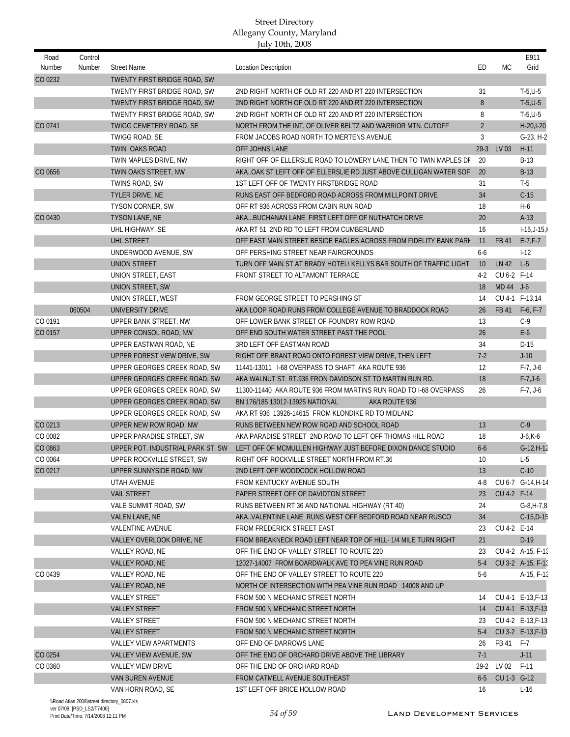# Street Directory
## Allegany County, Maryland
### July 10th, 2008

| Road Number | Control Number | Street Name | Location Description | ED | MC | E911 Grid |
|---|---|---|---|---|---|---|
| CO 0232 | | TWENTY FIRST BRIDGE ROAD, SW | | | | |
| | | TWENTY FIRST BRIDGE ROAD, SW | 2ND RIGHT NORTH OF OLD RT 220 AND RT 220 INTERSECTION | 31 | | T-5,U-5 |
| | | TWENTY FIRST BRIDGE ROAD, SW | 2ND RIGHT NORTH OF OLD RT 220 AND RT 220 INTERSECTION | 8 | | T-5,U-5 |
| | | TWENTY FIRST BRIDGE ROAD, SW | 2ND RIGHT NORTH OF OLD RT 220 AND RT 220 INTERSECTION | 8 | | T-5,U-5 |
| CO 0741 | | TWIGG CEMETERY ROAD, SE | NORTH FROM THE INT. OF OLIVER BELTZ AND WARRIOR MTN. CUTOFF | 2 | | H-20,I-20 |
| | | TWIGG ROAD, SE | FROM JACOBS ROAD NORTH TO MERTENS AVENUE | 3 | | G-23, H-2 |
| | | TWIN OAKS ROAD | OFF JOHNS LANE | 29-3 | LV 03 | H-11 |
| | | TWIN MAPLES DRIVE, NW | RIGHT OFF OF ELLERSLIE ROAD TO LOWERY LANE THEN TO TWIN MAPLES DI | 20 | | B-13 |
| CO 0656 | | TWIN OAKS STREET, NW | AKA..OAK ST LEFT OFF OF ELLERSLIE RD JUST ABOVE CULLIGAN WATER SOF | 20 | | B-13 |
| | | TWINS ROAD, SW | 1ST LEFT OFF OF TWENTY FIRSTBRIDGE ROAD | 31 | | T-5 |
| | | TYLER DRIVE, NE | RUNS EAST OFF BEDFORD ROAD ACROSS FROM MILLPOINT DRIVE | 34 | | C-15 |
| | | TYSON CORNER, SW | OFF RT 936 ACROSS FROM CABIN RUN ROAD | 18 | | H-6 |
| CO 0430 | | TYSON LANE, NE | AKA...BUCHANAN LANE FIRST LEFT OFF OF NUTHATCH DRIVE | 20 | | A-13 |
| | | UHL HIGHWAY, SE | AKA RT 51 2ND RD TO LEFT FROM CUMBERLAND | 16 | | I-15,J-15,I |
| | | UHL STREET | OFF EAST MAIN STREET BESIDE EAGLES ACROSS FROM FIDELITY BANK PARI | 11 | FB 41 | E-7,F-7 |
| | | UNDERWOOD AVENUE, SW | OFF PERSHING STREET NEAR FAIRGROUNDS | 6-6 | | I-12 |
| | | UNION STREET | TURN OFF MAIN ST AT BRADY HOTEL\ KELLYS BAR SOUTH OF TRAFFIC LIGHT | 10 | LN 42 | L-5 |
| | | UNION STREET, EAST | FRONT STREET TO ALTAMONT TERRACE | 4-2 | CU 6-2 | F-14 |
| | | UNION STREET, SW | | 18 | MD 44 | J-6 |
| | | UNION STREET, WEST | FROM GEORGE STREET TO PERSHING ST | 14 | CU 4-1 | F-13,14 |
| | 060504 | UNIVERSITY DRIVE | AKA LOOP ROAD RUNS FROM COLLEGE AVENUE TO BRADDOCK ROAD | 26 | FB 41 | F-6, F-7 |
| CO 0191 | | UPPER BANK STREET, NW | OFF LOWER BANK STREET OF FOUNDRY ROW ROAD | 13 | | C-9 |
| CO 0157 | | UPPER CONSOL ROAD, NW | OFF END SOUTH WATER STREET PAST THE POOL | 26 | | E-6 |
| | | UPPER EASTMAN ROAD, NE | 3RD LEFT OFF EASTMAN ROAD | 34 | | D-15 |
| | | UPPER FOREST VIEW DRIVE, SW | RIGHT OFF BRANT ROAD ONTO FOREST VIEW DRIVE, THEN LEFT | 7-2 | | J-10 |
| | | UPPER GEORGES CREEK ROAD, SW | 11441-13011 I-68 OVERPASS TO SHAFT AKA ROUTE 936 | 12 | | F-7, J-6 |
| | | UPPER GEORGES CREEK ROAD, SW | AKA WALNUT ST. RT.936 FRON DAVIDSON ST TO MARTIN RUN RD. | 18 | | F-7,J-6 |
| | | UPPER GEORGES CREEK ROAD, SW | 11300-11440 AKA ROUTE 936 FROM MARTINS RUN ROAD TO I-68 OVERPASS | 26 | | F-7, J-6 |
| | | UPPER GEORGES CREEK ROAD, SW | BN 176/185 13012-13925 NATIONAL AKA ROUTE 936 | | | |
| | | UPPER GEORGES CREEK ROAD, SW | AKA RT 936 13926-14615 FROM KLONDIKE RD TO MIDLAND | | | |
| CO 0213 | | UPPER NEW ROW ROAD, NW | RUNS BETWEEN NEW ROW ROAD AND SCHOOL ROAD | 13 | | C-9 |
| CO 0082 | | UPPER PARADISE STREET, SW | AKA PARADISE STREET 2ND ROAD TO LEFT OFF THOMAS HILL ROAD | 18 | | J-6,K-6 |
| CO 0863 | | UPPER POT. INDUSTRIAL PARK ST, SW | LEFT OFF OF MCMULLEN HIGHWAY JUST BEFORE DIXON DANCE STUDIO | 6-6 | | G-12,H-12 |
| CO 0064 | | UPPER ROCKVILLE STREET, SW | RIGHT OFF ROCKVILLE STREET NORTH FROM RT.36 | 10 | | L-5 |
| CO 0217 | | UPPER SUNNYSIDE ROAD, NW | 2ND LEFT OFF WOODCOCK HOLLOW ROAD | 13 | | C-10 |
| | | UTAH AVENUE | FROM KENTUCKY AVENUE SOUTH | 4-8 | CU 6-7 | G-14,H-14 |
| | | VAIL STREET | PAPER STREET OFF OF DAVIDTON STREET | 23 | CU 4-2 | F-14 |
| | | VALE SUMMIT ROAD, SW | RUNS BETWEEN RT 36 AND NATIONAL HIGHWAY (RT 40) | 24 | | G-8,H-7,8 |
| | | VALEN LANE, NE | AKA..VALENTINE LANE RUNS WEST OFF BEDFORD ROAD NEAR RUSCO | 34 | | C-15,D-15 |
| | | VALENTINE AVENUE | FROM FREDERICK STREET EAST | 23 | CU 4-2 | E-14 |
| | | VALLEY OVERLOOK DRIVE, NE | FROM BREAKNECK ROAD LEFT NEAR TOP OF HILL- 1/4 MILE TURN RIGHT | 21 | | D-19 |
| | | VALLEY ROAD, NE | OFF THE END OF VALLEY STREET TO ROUTE 220 | 23 | CU 4-2 | A-15, F-13 |
| | | VALLEY ROAD, NE | 12027-14007 FROM BOARDWALK AVE TO PEA VINE RUN ROAD | 5-4 | CU 3-2 | A-15, F-13 |
| CO 0439 | | VALLEY ROAD, NE | OFF THE END OF VALLEY STREET TO ROUTE 220 | 5-6 | | A-15, F-13 |
| | | VALLEY ROAD, NE | NORTH OF INTERSECTION WITH PEA VINE RUN ROAD 14008 AND UP | | | |
| | | VALLEY STREET | FROM 500 N MECHANIC STREET NORTH | 14 | CU 4-1 | E-13,F-13 |
| | | VALLEY STREET | FROM 500 N MECHANIC STREET NORTH | 14 | CU 4-1 | E-13,F-13 |
| | | VALLEY STREET | FROM 500 N MECHANIC STREET NORTH | 23 | CU 4-2 | E-13,F-13 |
| | | VALLEY STREET | FROM 500 N MECHANIC STREET NORTH | 5-4 | CU 3-2 | E-13,F-13 |
| | | VALLEY VIEW APARTMENTS | OFF END OF DARROWS LANE | 26 | FB 41 | F-7 |
| CO 0254 | | VALLEY VIEW AVENUE, SW | OFF THE END OF ORCHARD DRIVE ABOVE THE LIBRARY | 7-1 | | J-11 |
| CO 0360 | | VALLEY VIEW DRIVE | OFF THE END OF ORCHARD ROAD | 29-2 | LV 02 | F-11 |
| | | VAN BUREN AVENUE | FROM CATMELL AVENUE SOUTHEAST | 6-5 | CU 1-3 | G-12 |
| | | VAN HORN ROAD, SE | 1ST LEFT OFF BRICE HOLLOW ROAD | 16 | | L-16 |

\\Road Atlas 2008\street directory_0807.xls
ver 07/08 [PSD_LS2/T7400]
Print Date/Time: 7/14/2008 12:11 PM

Land Development Services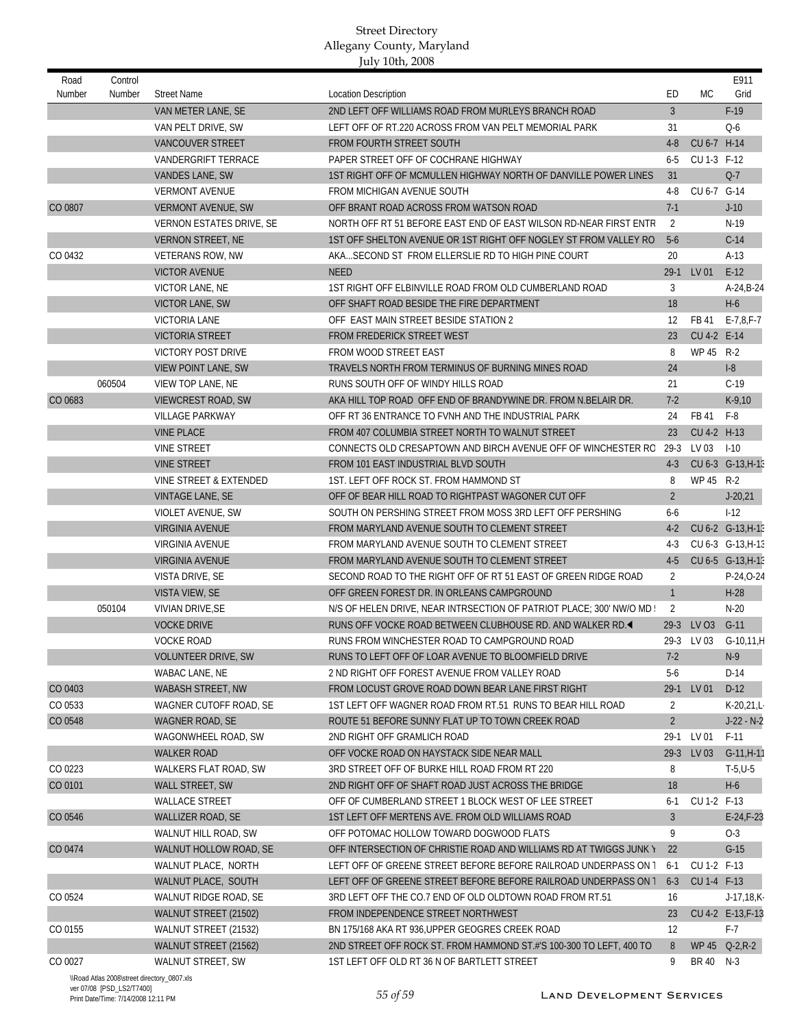# Street Directory
## Allegany County, Maryland
### July 10th, 2008

| Road Number | Control Number | Street Name | Location Description | ED | MC | E911 Grid |
|---|---|---|---|---|---|---|
| | | VAN METER LANE, SE | 2ND LEFT OFF WILLIAMS ROAD FROM MURLEYS BRANCH ROAD | 3 | | F-19 |
| | | VAN PELT DRIVE, SW | LEFT OFF OF RT.220 ACROSS FROM VAN PELT MEMORIAL PARK | 31 | | Q-6 |
| | | VANCOUVER STREET | FROM FOURTH STREET SOUTH | 4-8 | CU 6-7 | H-14 |
| | | VANDERGRIFT TERRACE | PAPER STREET OFF OF COCHRANE HIGHWAY | 6-5 | CU 1-3 | F-12 |
| | | VANDES LANE, SW | 1ST RIGHT OFF OF MCMULLEN HIGHWAY NORTH OF DANVILLE POWER LINES | 31 | | Q-7 |
| | | VERMONT AVENUE | FROM MICHIGAN AVENUE SOUTH | 4-8 | CU 6-7 | G-14 |
| CO 0807 | | VERMONT AVENUE, SW | OFF BRANT ROAD ACROSS FROM WATSON ROAD | 7-1 | | J-10 |
| | | VERNON ESTATES DRIVE, SE | NORTH OFF RT 51 BEFORE EAST END OF EAST WILSON RD-NEAR FIRST ENTR | 2 | | N-19 |
| | | VERNON STREET, NE | 1ST OFF SHELTON AVENUE OR 1ST RIGHT OFF NOGLEY ST FROM VALLEY RO | 5-6 | | C-14 |
| CO 0432 | | VETERANS ROW, NW | AKA...SECOND ST FROM ELLERSLIE RD TO HIGH PINE COURT | 20 | | A-13 |
| | | VICTOR AVENUE | NEED | 29-1 | LV 01 | E-12 |
| | | VICTOR LANE, NE | 1ST RIGHT OFF ELBINVILLE ROAD FROM OLD CUMBERLAND ROAD | 3 | | A-24,B-24 |
| | | VICTOR LANE, SW | OFF SHAFT ROAD BESIDE THE FIRE DEPARTMENT | 18 | | H-6 |
| | | VICTORIA LANE | OFF EAST MAIN STREET BESIDE STATION 2 | 12 | FB 41 | E-7,8,F-7 |
| | | VICTORIA STREET | FROM FREDERICK STREET WEST | 23 | CU 4-2 | E-14 |
| | | VICTORY POST DRIVE | FROM WOOD STREET EAST | 8 | WP 45 | R-2 |
| | | VIEW POINT LANE, SW | TRAVELS NORTH FROM TERMINUS OF BURNING MINES ROAD | 24 | | I-8 |
| | 060504 | VIEW TOP LANE, NE | RUNS SOUTH OFF OF WINDY HILLS ROAD | 21 | | C-19 |
| CO 0683 | | VIEWCREST ROAD, SW | AKA HILL TOP ROAD OFF END OF BRANDYWINE DR. FROM N.BELAIR DR. | 7-2 | | K-9,10 |
| | | VILLAGE PARKWAY | OFF RT 36 ENTRANCE TO FVNH AND THE INDUSTRIAL PARK | 24 | FB 41 | F-8 |
| | | VINE PLACE | FROM 407 COLUMBIA STREET NORTH TO WALNUT STREET | 23 | CU 4-2 | H-13 |
| | | VINE STREET | CONNECTS OLD CRESAPTOWN AND BIRCH AVENUE OFF OF WINCHESTER RO | 29-3 | LV 03 | I-10 |
| | | VINE STREET | FROM 101 EAST INDUSTRIAL BLVD SOUTH | 4-3 | CU 6-3 | G-13,H-13 |
| | | VINE STREET & EXTENDED | 1ST. LEFT OFF ROCK ST. FROM HAMMOND ST | 8 | WP 45 | R-2 |
| | | VINTAGE LANE, SE | OFF OF BEAR HILL ROAD TO RIGHTPAST WAGONER CUT OFF | 2 | | J-20,21 |
| | | VIOLET AVENUE, SW | SOUTH ON PERSHING STREET FROM MOSS 3RD LEFT OFF PERSHING | 6-6 | | I-12 |
| | | VIRGINIA AVENUE | FROM MARYLAND AVENUE SOUTH TO CLEMENT STREET | 4-2 | CU 6-2 | G-13,H-13 |
| | | VIRGINIA AVENUE | FROM MARYLAND AVENUE SOUTH TO CLEMENT STREET | 4-3 | CU 6-3 | G-13,H-13 |
| | | VIRGINIA AVENUE | FROM MARYLAND AVENUE SOUTH TO CLEMENT STREET | 4-5 | CU 6-5 | G-13,H-13 |
| | | VISTA DRIVE, SE | SECOND ROAD TO THE RIGHT OFF OF RT 51 EAST OF GREEN RIDGE ROAD | 2 | | P-24,O-24 |
| | | VISTA VIEW, SE | OFF GREEN FOREST DR. IN ORLEANS CAMPGROUND | 1 | | H-28 |
| | 050104 | VIVIAN DRIVE,SE | N/S OF HELEN DRIVE, NEAR INTRSECTION OF PATRIOT PLACE; 300' NW/O MD ! | 2 | | N-20 |
| | | VOCKE DRIVE | RUNS OFF VOCKE ROAD BETWEEN CLUBHOUSE RD. AND WALKER RD.◀ | 29-3 | LV O3 | G-11 |
| | | VOCKE ROAD | RUNS FROM WINCHESTER ROAD TO CAMPGROUND ROAD | 29-3 | LV 03 | G-10,11,H |
| | | VOLUNTEER DRIVE, SW | RUNS TO LEFT OFF OF LOAR AVENUE TO BLOOMFIELD DRIVE | 7-2 | | N-9 |
| | | WABAC LANE, NE | 2 ND RIGHT OFF FOREST AVENUE FROM VALLEY ROAD | 5-6 | | D-14 |
| CO 0403 | | WABASH STREET, NW | FROM LOCUST GROVE ROAD DOWN BEAR LANE FIRST RIGHT | 29-1 | LV 01 | D-12 |
| CO 0533 | | WAGNER CUTOFF ROAD, SE | 1ST LEFT OFF WAGNER ROAD FROM RT.51 RUNS TO BEAR HILL ROAD | 2 | | K-20,21,L |
| CO 0548 | | WAGNER ROAD, SE | ROUTE 51 BEFORE SUNNY FLAT UP TO TOWN CREEK ROAD | 2 | | J-22 - N-2 |
| | | WAGONWHEEL ROAD, SW | 2ND RIGHT OFF GRAMLICH ROAD | 29-1 | LV 01 | F-11 |
| | | WALKER ROAD | OFF VOCKE ROAD ON HAYSTACK SIDE NEAR MALL | 29-3 | LV 03 | G-11,H-11 |
| CO 0223 | | WALKERS FLAT ROAD, SW | 3RD STREET OFF OF BURKE HILL ROAD FROM RT 220 | 8 | | T-5,U-5 |
| CO 0101 | | WALL STREET, SW | 2ND RIGHT OFF OF SHAFT ROAD JUST ACROSS THE BRIDGE | 18 | | H-6 |
| | | WALLACE STREET | OFF OF CUMBERLAND STREET 1 BLOCK WEST OF LEE STREET | 6-1 | CU 1-2 | F-13 |
| CO 0546 | | WALLIZER ROAD, SE | 1ST LEFT OFF MERTENS AVE. FROM OLD WILLIAMS ROAD | 3 | | E-24,F-23 |
| | | WALNUT HILL ROAD, SW | OFF POTOMAC HOLLOW TOWARD DOGWOOD FLATS | 9 | | O-3 |
| CO 0474 | | WALNUT HOLLOW ROAD, SE | OFF INTERSECTION OF CHRISTIE ROAD AND WILLIAMS RD AT TWIGGS JUNK Y | 22 | | G-15 |
| | | WALNUT PLACE, NORTH | LEFT OFF OF GREENE STREET BEFORE BEFORE RAILROAD UNDERPASS ON 1 | 6-1 | CU 1-2 | F-13 |
| | | WALNUT PLACE, SOUTH | LEFT OFF OF GREENE STREET BEFORE BEFORE RAILROAD UNDERPASS ON 1 | 6-3 | CU 1-4 | F-13 |
| CO 0524 | | WALNUT RIDGE ROAD, SE | 3RD LEFT OFF THE CO.7 END OF OLD OLDTOWN ROAD FROM RT.51 | 16 | | J-17,18,K |
| | | WALNUT STREET (21502) | FROM INDEPENDENCE STREET NORTHWEST | 23 | CU 4-2 | E-13,F-13 |
| CO 0155 | | WALNUT STREET (21532) | BN 175/168 AKA RT 936,UPPER GEOGRES CREEK ROAD | 12 | | F-7 |
| | | WALNUT STREET (21562) | 2ND STREET OFF ROCK ST. FROM HAMMOND ST.#'S 100-300 TO LEFT, 400 TO | 8 | WP 45 | Q-2,R-2 |
| CO 0027 | | WALNUT STREET, SW | 1ST LEFT OFF OLD RT 36 N OF BARTLETT STREET | 9 | BR 40 | N-3 |

\\Road Atlas 2008\street directory_0807.xls
ver 07/08 [PSD_LS2/T7400]
Print Date/Time: 7/14/2008 12:11 PM

LAND DEVELOPMENT SERVICES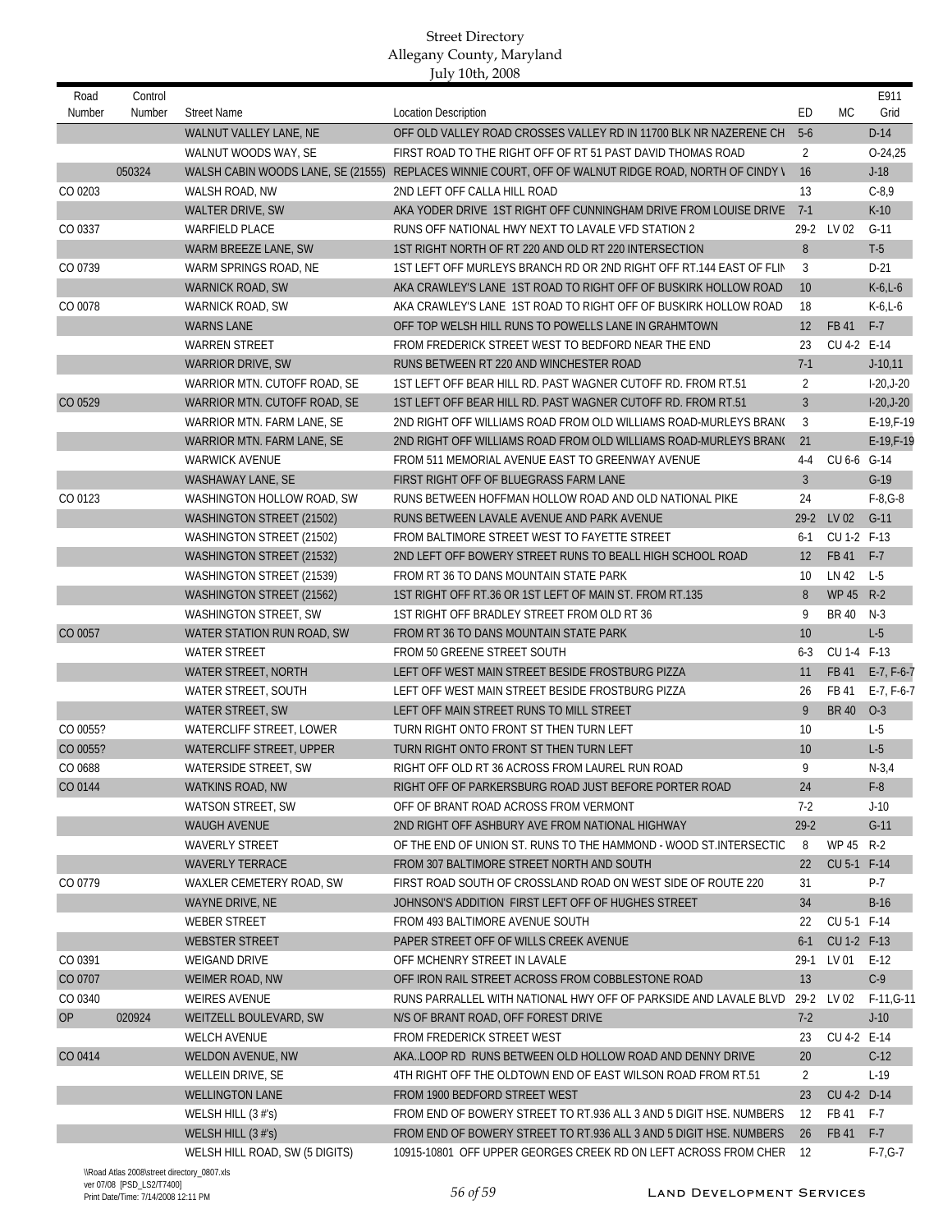# Street Directory
## Allegany County, Maryland
### July 10th, 2008

| Road Number | Control Number | Street Name | Location Description | ED | MC | E911 Grid |
|---|---|---|---|---|---|---|
| | | WALNUT VALLEY LANE, NE | OFF OLD VALLEY ROAD CROSSES VALLEY RD IN 11700 BLK NR NAZERENE CH | 5-6 | | D-14 |
| | | WALNUT WOODS WAY, SE | FIRST ROAD TO THE RIGHT OFF OF RT 51 PAST DAVID THOMAS ROAD | 2 | | O-24,25 |
| | 050324 | WALSH CABIN WOODS LANE, SE (21555) | REPLACES WINNIE COURT, OFF OF WALNUT RIDGE ROAD, NORTH OF CINDY \ | 16 | | J-18 |
| CO 0203 | | WALSH ROAD, NW | 2ND LEFT OFF CALLA HILL ROAD | 13 | | C-8,9 |
| | | WALTER DRIVE, SW | AKA YODER DRIVE 1ST RIGHT OFF CUNNINGHAM DRIVE FROM LOUISE DRIVE | 7-1 | | K-10 |
| CO 0337 | | WARFIELD PLACE | RUNS OFF NATIONAL HWY NEXT TO LAVALE VFD STATION 2 | 29-2 | LV 02 | G-11 |
| | | WARM BREEZE LANE, SW | 1ST RIGHT NORTH OF RT 220 AND OLD RT 220 INTERSECTION | 8 | | T-5 |
| CO 0739 | | WARM SPRINGS ROAD, NE | 1ST LEFT OFF MURLEYS BRANCH RD OR 2ND RIGHT OFF RT.144 EAST OF FLIN | 3 | | D-21 |
| | | WARNICK ROAD, SW | AKA CRAWLEY'S LANE 1ST ROAD TO RIGHT OFF OF BUSKIRK HOLLOW ROAD | 10 | | K-6,L-6 |
| CO 0078 | | WARNICK ROAD, SW | AKA CRAWLEY'S LANE 1ST ROAD TO RIGHT OFF OF BUSKIRK HOLLOW ROAD | 18 | | K-6,L-6 |
| | | WARNS LANE | OFF TOP WELSH HILL RUNS TO POWELLS LANE IN GRAHMTOWN | 12 | FB 41 | F-7 |
| | | WARREN STREET | FROM FREDERICK STREET WEST TO BEDFORD NEAR THE END | 23 | CU 4-2 | E-14 |
| | | WARRIOR DRIVE, SW | RUNS BETWEEN RT 220 AND WINCHESTER ROAD | 7-1 | | J-10,11 |
| | | WARRIOR MTN. CUTOFF ROAD, SE | 1ST LEFT OFF BEAR HILL RD. PAST WAGNER CUTOFF RD. FROM RT.51 | 2 | | I-20,J-20 |
| CO 0529 | | WARRIOR MTN. CUTOFF ROAD, SE | 1ST LEFT OFF BEAR HILL RD. PAST WAGNER CUTOFF RD. FROM RT.51 | 3 | | I-20,J-20 |
| | | WARRIOR MTN. FARM LANE, SE | 2ND RIGHT OFF WILLIAMS ROAD FROM OLD WILLIAMS ROAD-MURLEYS BRAN( | 3 | | E-19,F-19 |
| | | WARRIOR MTN. FARM LANE, SE | 2ND RIGHT OFF WILLIAMS ROAD FROM OLD WILLIAMS ROAD-MURLEYS BRAN( | 21 | | E-19,F-19 |
| | | WARWICK AVENUE | FROM 511 MEMORIAL AVENUE EAST TO GREENWAY AVENUE | 4-4 | CU 6-6 | G-14 |
| | | WASHAWAY LANE, SE | FIRST RIGHT OFF OF BLUEGRASS FARM LANE | 3 | | G-19 |
| CO 0123 | | WASHINGTON HOLLOW ROAD, SW | RUNS BETWEEN HOFFMAN HOLLOW ROAD AND OLD NATIONAL PIKE | 24 | | F-8,G-8 |
| | | WASHINGTON STREET (21502) | RUNS BETWEEN LAVALE AVENUE AND PARK AVENUE | 29-2 | LV 02 | G-11 |
| | | WASHINGTON STREET (21502) | FROM BALTIMORE STREET WEST TO FAYETTE STREET | 6-1 | CU 1-2 | F-13 |
| | | WASHINGTON STREET (21532) | 2ND LEFT OFF BOWERY STREET RUNS TO BEALL HIGH SCHOOL ROAD | 12 | FB 41 | F-7 |
| | | WASHINGTON STREET (21539) | FROM RT 36 TO DANS MOUNTAIN STATE PARK | 10 | LN 42 | L-5 |
| | | WASHINGTON STREET (21562) | 1ST RIGHT OFF RT.36 OR 1ST LEFT OF MAIN ST. FROM RT.135 | 8 | WP 45 | R-2 |
| | | WASHINGTON STREET, SW | 1ST RIGHT OFF BRADLEY STREET FROM OLD RT 36 | 9 | BR 40 | N-3 |
| CO 0057 | | WATER STATION RUN ROAD, SW | FROM RT 36 TO DANS MOUNTAIN STATE PARK | 10 | | L-5 |
| | | WATER STREET | FROM 50 GREENE STREET SOUTH | 6-3 | CU 1-4 | F-13 |
| | | WATER STREET, NORTH | LEFT OFF WEST MAIN STREET BESIDE FROSTBURG PIZZA | 11 | FB 41 | E-7, F-6-7 |
| | | WATER STREET, SOUTH | LEFT OFF WEST MAIN STREET BESIDE FROSTBURG PIZZA | 26 | FB 41 | E-7, F-6-7 |
| | | WATER STREET, SW | LEFT OFF MAIN STREET RUNS TO MILL STREET | 9 | BR 40 | O-3 |
| CO 0055? | | WATERCLIFF STREET, LOWER | TURN RIGHT ONTO FRONT ST THEN TURN LEFT | 10 | | L-5 |
| CO 0055? | | WATERCLIFF STREET, UPPER | TURN RIGHT ONTO FRONT ST THEN TURN LEFT | 10 | | L-5 |
| CO 0688 | | WATERSIDE STREET, SW | RIGHT OFF OLD RT 36 ACROSS FROM LAUREL RUN ROAD | 9 | | N-3,4 |
| CO 0144 | | WATKINS ROAD, NW | RIGHT OFF OF PARKERSBURG ROAD JUST BEFORE PORTER ROAD | 24 | | F-8 |
| | | WATSON STREET, SW | OFF OF BRANT ROAD ACROSS FROM VERMONT | 7-2 | | J-10 |
| | | WAUGH AVENUE | 2ND RIGHT OFF ASHBURY AVE FROM NATIONAL HIGHWAY | 29-2 | | G-11 |
| | | WAVERLY STREET | OF THE END OF UNION ST. RUNS TO THE HAMMOND - WOOD ST.INTERSECTIC | 8 | WP 45 | R-2 |
| | | WAVERLY TERRACE | FROM 307 BALTIMORE STREET NORTH AND SOUTH | 22 | CU 5-1 | F-14 |
| CO 0779 | | WAXLER CEMETERY ROAD, SW | FIRST ROAD SOUTH OF CROSSLAND ROAD ON WEST SIDE OF ROUTE 220 | 31 | | P-7 |
| | | WAYNE DRIVE, NE | JOHNSON'S ADDITION FIRST LEFT OFF OF HUGHES STREET | 34 | | B-16 |
| | | WEBER STREET | FROM 493 BALTIMORE AVENUE SOUTH | 22 | CU 5-1 | F-14 |
| | | WEBSTER STREET | PAPER STREET OFF OF WILLS CREEK AVENUE | 6-1 | CU 1-2 | F-13 |
| CO 0391 | | WEIGAND DRIVE | OFF MCHENRY STREET IN LAVALE | 29-1 | LV 01 | E-12 |
| CO 0707 | | WEIMER ROAD, NW | OFF IRON RAIL STREET ACROSS FROM COBBLESTONE ROAD | 13 | | C-9 |
| CO 0340 | | WEIRES AVENUE | RUNS PARRALLEL WITH NATIONAL HWY OFF OF PARKSIDE AND LAVALE BLVD | 29-2 | LV 02 | F-11,G-11 |
| OP | 020924 | WEITZELL BOULEVARD, SW | N/S OF BRANT ROAD, OFF FOREST DRIVE | 7-2 | | J-10 |
| | | WELCH AVENUE | FROM FREDERICK STREET WEST | 23 | CU 4-2 | E-14 |
| CO 0414 | | WELDON AVENUE, NW | AKA..LOOP RD RUNS BETWEEN OLD HOLLOW ROAD AND DENNY DRIVE | 20 | | C-12 |
| | | WELLEIN DRIVE, SE | 4TH RIGHT OFF THE OLDTOWN END OF EAST WILSON ROAD FROM RT.51 | 2 | | L-19 |
| | | WELLINGTON LANE | FROM 1900 BEDFORD STREET WEST | 23 | CU 4-2 | D-14 |
| | | WELSH HILL (3 #'s) | FROM END OF BOWERY STREET TO RT.936 ALL 3 AND 5 DIGIT HSE. NUMBERS | 12 | FB 41 | F-7 |
| | | WELSH HILL (3 #'s) | FROM END OF BOWERY STREET TO RT.936 ALL 3 AND 5 DIGIT HSE. NUMBERS | 26 | FB 41 | F-7 |
| | | WELSH HILL ROAD, SW (5 DIGITS) | 10915-10801 OFF UPPER GEORGES CREEK RD ON LEFT ACROSS FROM CHER | 12 | | F-7,G-7 |

\\Road Atlas 2008\street directory_0807.xls
ver 07/08 [PSD_LS2/T7400]
Print Date/Time: 7/14/2008 12:11 PM

Land Development Services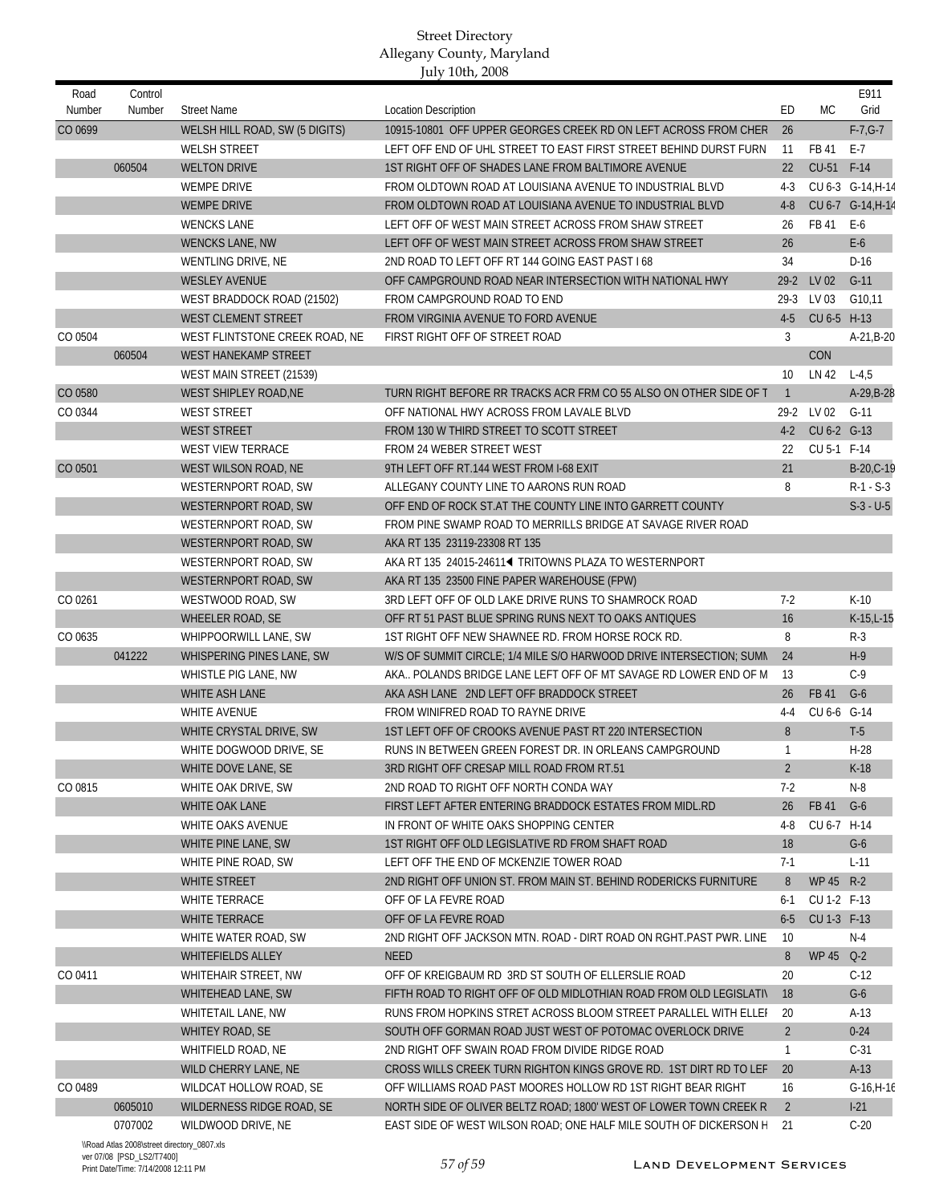Street Directory
Allegany County, Maryland
July 10th, 2008

| Road Number | Control Number | Street Name | Location Description | ED | MC | E911 Grid |
|---|---|---|---|---|---|---|
| CO 0699 | | WELSH HILL ROAD, SW (5 DIGITS) | 10915-10801 OFF UPPER GEORGES CREEK RD ON LEFT ACROSS FROM CHER | 26 | | F-7,G-7 |
| | | WELSH STREET | LEFT OFF END OF UHL STREET TO EAST FIRST STREET BEHIND DURST FURN | 11 | FB 41 | E-7 |
| | 060504 | WELTON DRIVE | 1ST RIGHT OFF OF SHADES LANE FROM BALTIMORE AVENUE | 22 | CU-51 | F-14 |
| | | WEMPE DRIVE | FROM OLDTOWN ROAD AT LOUISIANA AVENUE TO INDUSTRIAL BLVD | 4-3 | CU 6-3 | G-14,H-14 |
| | | WEMPE DRIVE | FROM OLDTOWN ROAD AT LOUISIANA AVENUE TO INDUSTRIAL BLVD | 4-8 | CU 6-7 | G-14,H-14 |
| | | WENCKS LANE | LEFT OFF OF WEST MAIN STREET ACROSS FROM SHAW STREET | 26 | FB 41 | E-6 |
| | | WENCKS LANE, NW | LEFT OFF OF WEST MAIN STREET ACROSS FROM SHAW STREET | 26 | | E-6 |
| | | WENTLING DRIVE, NE | 2ND ROAD TO LEFT OFF RT 144 GOING EAST PAST I 68 | 34 | | D-16 |
| | | WESLEY AVENUE | OFF CAMPGROUND ROAD NEAR INTERSECTION WITH NATIONAL HWY | 29-2 | LV 02 | G-11 |
| | | WEST BRADDOCK ROAD (21502) | FROM CAMPGROUND ROAD TO END | 29-3 | LV 03 | G10,11 |
| | | WEST CLEMENT STREET | FROM VIRGINIA AVENUE TO FORD AVENUE | 4-5 | CU 6-5 | H-13 |
| CO 0504 | | WEST FLINTSTONE CREEK ROAD, NE | FIRST RIGHT OFF OF STREET ROAD | 3 | | A-21,B-20 |
| | 060504 | WEST HANEKAMP STREET | | | CON | |
| | | WEST MAIN STREET (21539) | | 10 | LN 42 | L-4,5 |
| CO 0580 | | WEST SHIPLEY ROAD,NE | TURN RIGHT BEFORE RR TRACKS ACR FRM CO 55 ALSO ON OTHER SIDE OF T | 1 | | A-29,B-28 |
| CO 0344 | | WEST STREET | OFF NATIONAL HWY ACROSS FROM LAVALE BLVD | 29-2 | LV 02 | G-11 |
| | | WEST STREET | FROM 130 W THIRD STREET TO SCOTT STREET | 4-2 | CU 6-2 | G-13 |
| | | WEST VIEW TERRACE | FROM 24 WEBER STREET WEST | 22 | CU 5-1 | F-14 |
| CO 0501 | | WEST WILSON ROAD, NE | 9TH LEFT OFF RT.144 WEST FROM I-68 EXIT | 21 | | B-20,C-19 |
| | | WESTERNPORT ROAD, SW | ALLEGANY COUNTY LINE TO AARONS RUN ROAD | 8 | | R-1 - S-3 |
| | | WESTERNPORT ROAD, SW | OFF END OF ROCK ST.AT THE COUNTY LINE INTO GARRETT COUNTY | | | S-3 - U-5 |
| | | WESTERNPORT ROAD, SW | FROM PINE SWAMP ROAD TO MERRILLS BRIDGE AT SAVAGE RIVER ROAD | | | |
| | | WESTERNPORT ROAD, SW | AKA RT 135 23119-23308 RT 135 | | | |
| | | WESTERNPORT ROAD, SW | AKA RT 135 24015-24611◀ TRITOWNS PLAZA TO WESTERNPORT | | | |
| | | WESTERNPORT ROAD, SW | AKA RT 135 23500 FINE PAPER WAREHOUSE (FPW) | | | |
| CO 0261 | | WESTWOOD ROAD, SW | 3RD LEFT OFF OF OLD LAKE DRIVE RUNS TO SHAMROCK ROAD | 7-2 | | K-10 |
| | | WHEELER ROAD, SE | OFF RT 51 PAST BLUE SPRING RUNS NEXT TO OAKS ANTIQUES | 16 | | K-15,L-15 |
| CO 0635 | | WHIPPOORWILL LANE, SW | 1ST RIGHT OFF NEW SHAWNEE RD. FROM HORSE ROCK RD. | 8 | | R-3 |
| | 041222 | WHISPERING PINES LANE, SW | W/S OF SUMMIT CIRCLE; 1/4 MILE S/O HARWOOD DRIVE INTERSECTION; SUMM | 24 | | H-9 |
| | | WHISTLE PIG LANE, NW | AKA.. POLANDS BRIDGE LANE LEFT OFF OF MT SAVAGE RD LOWER END OF M | 13 | | C-9 |
| | | WHITE ASH LANE | AKA ASH LANE 2ND LEFT OFF BRADDOCK STREET | 26 | FB 41 | G-6 |
| | | WHITE AVENUE | FROM WINIFRED ROAD TO RAYNE DRIVE | 4-4 | CU 6-6 | G-14 |
| | | WHITE CRYSTAL DRIVE, SW | 1ST LEFT OFF OF CROOKS AVENUE PAST RT 220 INTERSECTION | 8 | | T-5 |
| | | WHITE DOGWOOD DRIVE, SE | RUNS IN BETWEEN GREEN FOREST DR. IN ORLEANS CAMPGROUND | 1 | | H-28 |
| | | WHITE DOVE LANE, SE | 3RD RIGHT OFF CRESAP MILL ROAD FROM RT.51 | 2 | | K-18 |
| CO 0815 | | WHITE OAK DRIVE, SW | 2ND ROAD TO RIGHT OFF NORTH CONDA WAY | 7-2 | | N-8 |
| | | WHITE OAK LANE | FIRST LEFT AFTER ENTERING BRADDOCK ESTATES FROM MIDL.RD | 26 | FB 41 | G-6 |
| | | WHITE OAKS AVENUE | IN FRONT OF WHITE OAKS SHOPPING CENTER | 4-8 | CU 6-7 | H-14 |
| | | WHITE PINE LANE, SW | 1ST RIGHT OFF OLD LEGISLATIVE RD FROM SHAFT ROAD | 18 | | G-6 |
| | | WHITE PINE ROAD, SW | LEFT OFF THE END OF MCKENZIE TOWER ROAD | 7-1 | | L-11 |
| | | WHITE STREET | 2ND RIGHT OFF UNION ST. FROM MAIN ST. BEHIND RODERICKS FURNITURE | 8 | WP 45 | R-2 |
| | | WHITE TERRACE | OFF OF LA FEVRE ROAD | 6-1 | CU 1-2 | F-13 |
| | | WHITE TERRACE | OFF OF LA FEVRE ROAD | 6-5 | CU 1-3 | F-13 |
| | | WHITE WATER ROAD, SW | 2ND RIGHT OFF JACKSON MTN. ROAD - DIRT ROAD ON RGHT.PAST PWR. LINE | 10 | | N-4 |
| | | WHITEFIELDS ALLEY | NEED | 8 | WP 45 | Q-2 |
| CO 0411 | | WHITEHAIR STREET, NW | OFF OF KREIGBAUM RD 3RD ST SOUTH OF ELLERSLIE ROAD | 20 | | C-12 |
| | | WHITEHEAD LANE, SW | FIFTH ROAD TO RIGHT OFF OF OLD MIDLOTHIAN ROAD FROM OLD LEGISLATIV | 18 | | G-6 |
| | | WHITETAIL LANE, NW | RUNS FROM HOPKINS STRET ACROSS BLOOM STREET PARALLEL WITH ELLEI | 20 | | A-13 |
| | | WHITEY ROAD, SE | SOUTH OFF GORMAN ROAD JUST WEST OF POTOMAC OVERLOCK DRIVE | 2 | | 0-24 |
| | | WHITFIELD ROAD, NE | 2ND RIGHT OFF SWAIN ROAD FROM DIVIDE RIDGE ROAD | 1 | | C-31 |
| | | WILD CHERRY LANE, NE | CROSS WILLS CREEK TURN RIGHTON KINGS GROVE RD. 1ST DIRT RD TO LEF | 20 | | A-13 |
| CO 0489 | | WILDCAT HOLLOW ROAD, SE | OFF WILLIAMS ROAD PAST MOORES HOLLOW RD 1ST RIGHT BEAR RIGHT | 16 | | G-16,H-16 |
| | 0605010 | WILDERNESS RIDGE ROAD, SE | NORTH SIDE OF OLIVER BELTZ ROAD; 1800' WEST OF LOWER TOWN CREEK R | 2 | | I-21 |
| | 0707002 | WILDWOOD DRIVE, NE | EAST SIDE OF WEST WILSON ROAD; ONE HALF MILE SOUTH OF DICKERSON H | 21 | | C-20 |

\\Road Atlas 2008\street directory_0807.xls
ver 07/08 [PSD_LS2/T7400]
Print Date/Time: 7/14/2008 12:11 PM

LAND DEVELOPMENT SERVICES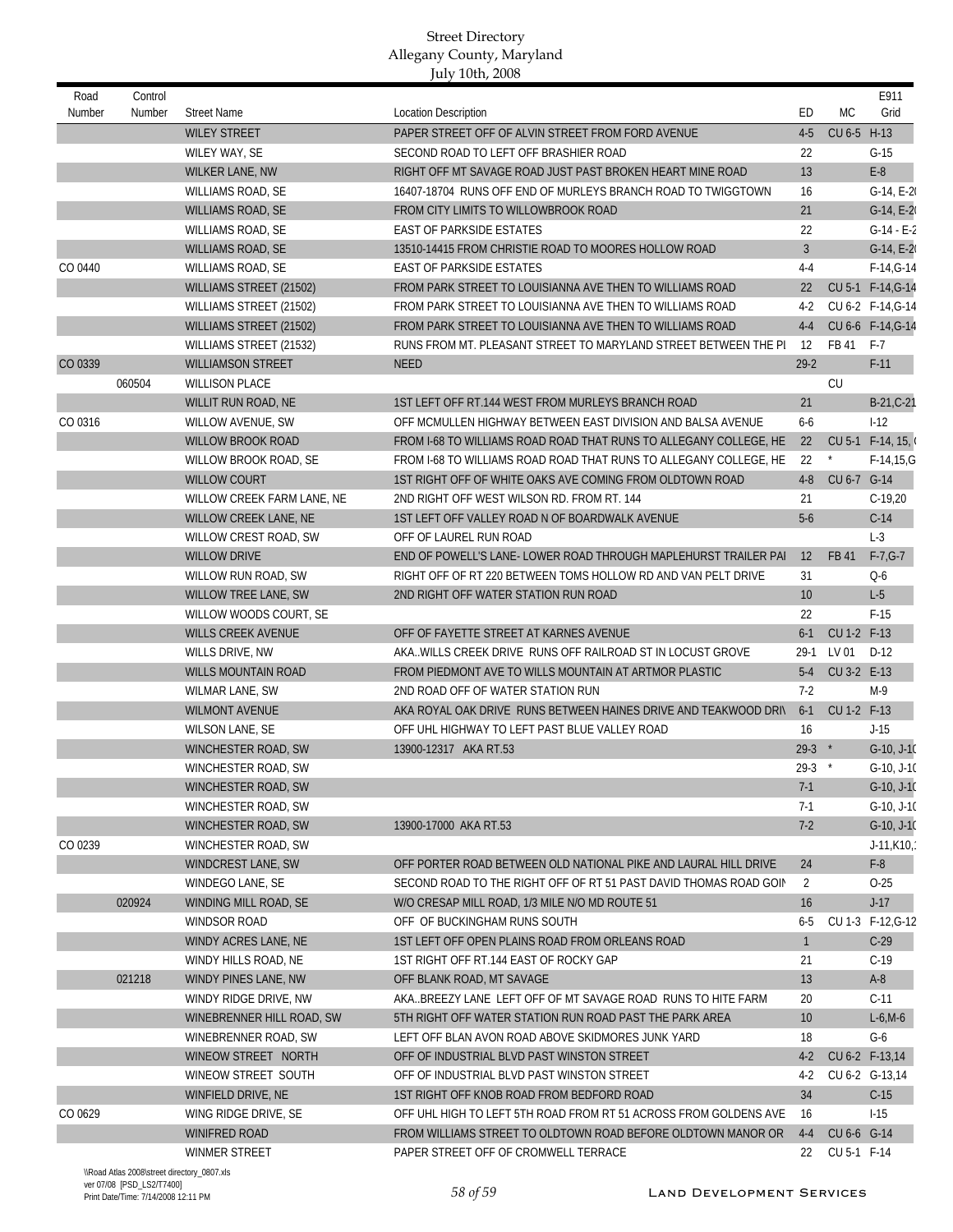# Street Directory
## Allegany County, Maryland
### July 10th, 2008

| Road Number | Control Number | Street Name | Location Description | ED | MC | E911 Grid |
|---|---|---|---|---|---|---|
| | | WILEY STREET | PAPER STREET OFF OF ALVIN STREET FROM FORD AVENUE | 4-5 | CU 6-5 | H-13 |
| | | WILEY WAY, SE | SECOND ROAD TO LEFT OFF BRASHIER ROAD | 22 | | G-15 |
| | | WILKER LANE, NW | RIGHT OFF MT SAVAGE ROAD JUST PAST BROKEN HEART MINE ROAD | 13 | | E-8 |
| | | WILLIAMS ROAD, SE | 16407-18704 RUNS OFF END OF MURLEYS BRANCH ROAD TO TWIGGTOWN | 16 | | G-14, E-2( |
| | | WILLIAMS ROAD, SE | FROM CITY LIMITS TO WILLOWBROOK ROAD | 21 | | G-14, E-2( |
| | | WILLIAMS ROAD, SE | EAST OF PARKSIDE ESTATES | 22 | | G-14 - E-2 |
| | | WILLIAMS ROAD, SE | 13510-14415 FROM CHRISTIE ROAD TO MOORES HOLLOW ROAD | 3 | | G-14, E-2( |
| CO 0440 | | WILLIAMS ROAD, SE | EAST OF PARKSIDE ESTATES | 4-4 | | F-14,G-14 |
| | | WILLIAMS STREET (21502) | FROM PARK STREET TO LOUISIANNA AVE THEN TO WILLIAMS ROAD | 22 | CU 5-1 | F-14,G-14 |
| | | WILLIAMS STREET (21502) | FROM PARK STREET TO LOUISIANNA AVE THEN TO WILLIAMS ROAD | 4-2 | CU 6-2 | F-14,G-14 |
| | | WILLIAMS STREET (21502) | FROM PARK STREET TO LOUISIANNA AVE THEN TO WILLIAMS ROAD | 4-4 | CU 6-6 | F-14,G-14 |
| | | WILLIAMS STREET (21532) | RUNS FROM MT. PLEASANT STREET TO MARYLAND STREET BETWEEN THE PI | 12 | FB 41 | F-7 |
| CO 0339 | | WILLIAMSON STREET | NEED | 29-2 | | F-11 |
| | 060504 | WILLISON PLACE | | | CU | |
| | | WILLIT RUN ROAD, NE | 1ST LEFT OFF RT.144 WEST FROM MURLEYS BRANCH ROAD | 21 | | B-21,C-21 |
| CO 0316 | | WILLOW AVENUE, SW | OFF MCMULLEN HIGHWAY BETWEEN EAST DIVISION AND BALSA AVENUE | 6-6 | | I-12 |
| | | WILLOW BROOK ROAD | FROM I-68 TO WILLIAMS ROAD ROAD THAT RUNS TO ALLEGANY COLLEGE, HE | 22 | CU 5-1 | F-14, 15, ( |
| | | WILLOW BROOK ROAD, SE | FROM I-68 TO WILLIAMS ROAD ROAD THAT RUNS TO ALLEGANY COLLEGE, HE | 22 | * | F-14,15,G |
| | | WILLOW COURT | 1ST RIGHT OFF OF WHITE OAKS AVE COMING FROM OLDTOWN ROAD | 4-8 | CU 6-7 | G-14 |
| | | WILLOW CREEK FARM LANE, NE | 2ND RIGHT OFF WEST WILSON RD. FROM RT. 144 | 21 | | C-19,20 |
| | | WILLOW CREEK LANE, NE | 1ST LEFT OFF VALLEY ROAD N OF BOARDWALK AVENUE | 5-6 | | C-14 |
| | | WILLOW CREST ROAD, SW | OFF OF LAUREL RUN ROAD | | | L-3 |
| | | WILLOW DRIVE | END OF POWELL'S LANE- LOWER ROAD THROUGH MAPLEHURST TRAILER PAI | 12 | FB 41 | F-7,G-7 |
| | | WILLOW RUN ROAD, SW | RIGHT OFF OF RT 220 BETWEEN TOMS HOLLOW RD AND VAN PELT DRIVE | 31 | | Q-6 |
| | | WILLOW TREE LANE, SW | 2ND RIGHT OFF WATER STATION RUN ROAD | 10 | | L-5 |
| | | WILLOW WOODS COURT, SE | | 22 | | F-15 |
| | | WILLS CREEK AVENUE | OFF OF FAYETTE STREET AT KARNES AVENUE | 6-1 | CU 1-2 | F-13 |
| | | WILLS DRIVE, NW | AKA..WILLS CREEK DRIVE RUNS OFF RAILROAD ST IN LOCUST GROVE | 29-1 | LV 01 | D-12 |
| | | WILLS MOUNTAIN ROAD | FROM PIEDMONT AVE TO WILLS MOUNTAIN AT ARTMOR PLASTIC | 5-4 | CU 3-2 | E-13 |
| | | WILMAR LANE, SW | 2ND ROAD OFF OF WATER STATION RUN | 7-2 | | M-9 |
| | | WILMONT AVENUE | AKA ROYAL OAK DRIVE RUNS BETWEEN HAINES DRIVE AND TEAKWOOD DRI\ | 6-1 | CU 1-2 | F-13 |
| | | WILSON LANE, SE | OFF UHL HIGHWAY TO LEFT PAST BLUE VALLEY ROAD | 16 | | J-15 |
| | | WINCHESTER ROAD, SW | 13900-12317 AKA RT.53 | 29-3 | * | G-10, J-1( |
| | | WINCHESTER ROAD, SW | | 29-3 | * | G-10, J-1( |
| | | WINCHESTER ROAD, SW | | 7-1 | | G-10, J-1( |
| | | WINCHESTER ROAD, SW | | 7-1 | | G-10, J-1( |
| | | WINCHESTER ROAD, SW | 13900-17000 AKA RT.53 | 7-2 | | G-10, J-1( |
| CO 0239 | | WINCHESTER ROAD, SW | | | | J-11,K10,: |
| | | WINDCREST LANE, SW | OFF PORTER ROAD BETWEEN OLD NATIONAL PIKE AND LAURAL HILL DRIVE | 24 | | F-8 |
| | | WINDEGO LANE, SE | SECOND ROAD TO THE RIGHT OFF OF RT 51 PAST DAVID THOMAS ROAD GOIN | 2 | | O-25 |
| | 020924 | WINDING MILL ROAD, SE | W/O CRESAP MILL ROAD, 1/3 MILE N/O MD ROUTE 51 | 16 | | J-17 |
| | | WINDSOR ROAD | OFF OF BUCKINGHAM RUNS SOUTH | 6-5 | CU 1-3 | F-12,G-12 |
| | | WINDY ACRES LANE, NE | 1ST LEFT OFF OPEN PLAINS ROAD FROM ORLEANS ROAD | 1 | | C-29 |
| | | WINDY HILLS ROAD, NE | 1ST RIGHT OFF RT.144 EAST OF ROCKY GAP | 21 | | C-19 |
| | 021218 | WINDY PINES LANE, NW | OFF BLANK ROAD, MT SAVAGE | 13 | | A-8 |
| | | WINDY RIDGE DRIVE, NW | AKA..BREEZY LANE LEFT OFF OF MT SAVAGE ROAD RUNS TO HITE FARM | 20 | | C-11 |
| | | WINEBRENNER HILL ROAD, SW | 5TH RIGHT OFF WATER STATION RUN ROAD PAST THE PARK AREA | 10 | | L-6,M-6 |
| | | WINEBRENNER ROAD, SW | LEFT OFF BLAN AVON ROAD ABOVE SKIDMORES JUNK YARD | 18 | | G-6 |
| | | WINEOW STREET NORTH | OFF OF INDUSTRIAL BLVD PAST WINSTON STREET | 4-2 | CU 6-2 | F-13,14 |
| | | WINEOW STREET SOUTH | OFF OF INDUSTRIAL BLVD PAST WINSTON STREET | 4-2 | CU 6-2 | G-13,14 |
| | | WINFIELD DRIVE, NE | 1ST RIGHT OFF KNOB ROAD FROM BEDFORD ROAD | 34 | | C-15 |
| CO 0629 | | WING RIDGE DRIVE, SE | OFF UHL HIGH TO LEFT 5TH ROAD FROM RT 51 ACROSS FROM GOLDENS AVE | 16 | | I-15 |
| | | WINIFRED ROAD | FROM WILLIAMS STREET TO OLDTOWN ROAD BEFORE OLDTOWN MANOR OR | 4-4 | CU 6-6 | G-14 |
| | | WINMER STREET | PAPER STREET OFF OF CROMWELL TERRACE | 22 | CU 5-1 | F-14 |

\\Road Atlas 2008\street directory_0807.xls
ver 07/08 [PSD_LS2/T7400]
Print Date/Time: 7/14/2008 12:11 PM

LAND DEVELOPMENT SERVICES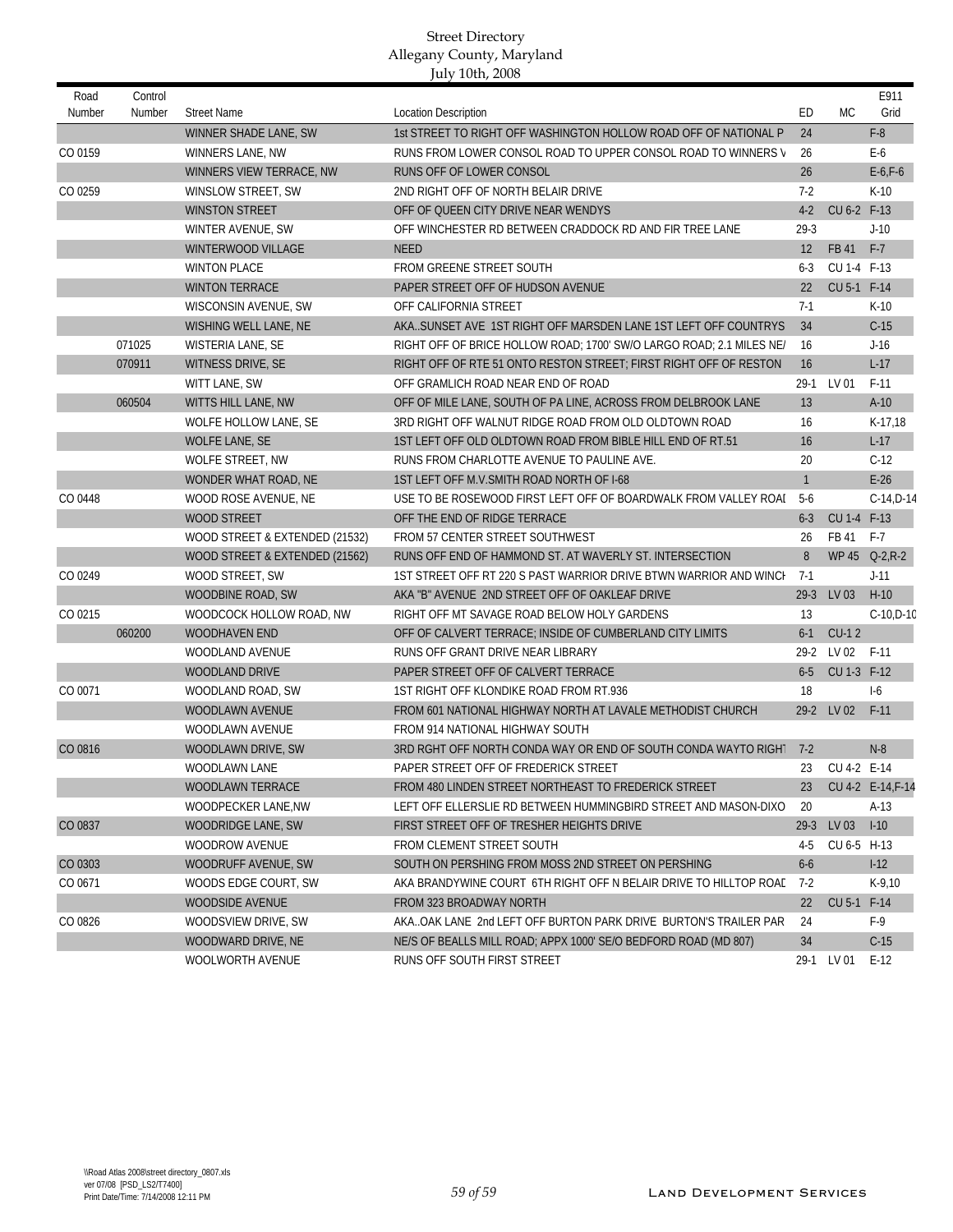# Street Directory
## Allegany County, Maryland
### July 10th, 2008

| Road Number | Control Number | Street Name | Location Description | ED | MC | E911 Grid |
|---|---|---|---|---|---|---|
| | | WINNER SHADE LANE, SW | 1st STREET TO RIGHT OFF WASHINGTON HOLLOW ROAD OFF OF NATIONAL P | 24 | | F-8 |
| CO 0159 | | WINNERS LANE, NW | RUNS FROM LOWER CONSOL ROAD TO UPPER CONSOL ROAD TO WINNERS V | 26 | | E-6 |
| | | WINNERS VIEW TERRACE, NW | RUNS OFF OF LOWER CONSOL | 26 | | E-6,F-6 |
| CO 0259 | | WINSLOW STREET, SW | 2ND RIGHT OFF OF NORTH BELAIR DRIVE | 7-2 | | K-10 |
| | | WINSTON STREET | OFF OF QUEEN CITY DRIVE NEAR WENDYS | 4-2 | CU 6-2 | F-13 |
| | | WINTER AVENUE, SW | OFF WINCHESTER RD BETWEEN CRADDOCK RD AND FIR TREE LANE | 29-3 | | J-10 |
| | | WINTERWOOD VILLAGE | NEED | 12 | FB 41 | F-7 |
| | | WINTON PLACE | FROM GREENE STREET SOUTH | 6-3 | CU 1-4 | F-13 |
| | | WINTON TERRACE | PAPER STREET OFF OF HUDSON AVENUE | 22 | CU 5-1 | F-14 |
| | | WISCONSIN AVENUE, SW | OFF CALIFORNIA STREET | 7-1 | | K-10 |
| | | WISHING WELL LANE, NE | AKA..SUNSET AVE 1ST RIGHT OFF MARSDEN LANE 1ST LEFT OFF COUNTRYS | 34 | | C-15 |
| | 071025 | WISTERIA LANE, SE | RIGHT OFF OF BRICE HOLLOW ROAD; 1700' SW/O LARGO ROAD; 2.1 MILES NE/ | 16 | | J-16 |
| | 070911 | WITNESS DRIVE, SE | RIGHT OFF OF RTE 51 ONTO RESTON STREET; FIRST RIGHT OFF OF RESTON | 16 | | L-17 |
| | | WITT LANE, SW | OFF GRAMLICH ROAD NEAR END OF ROAD | 29-1 | LV 01 | F-11 |
| | 060504 | WITTS HILL LANE, NW | OFF OF MILE LANE, SOUTH OF PA LINE, ACROSS FROM DELBROOK LANE | 13 | | A-10 |
| | | WOLFE HOLLOW LANE, SE | 3RD RIGHT OFF WALNUT RIDGE ROAD FROM OLD OLDTOWN ROAD | 16 | | K-17,18 |
| | | WOLFE LANE, SE | 1ST LEFT OFF OLD OLDTOWN ROAD FROM BIBLE HILL END OF RT.51 | 16 | | L-17 |
| | | WOLFE STREET, NW | RUNS FROM CHARLOTTE AVENUE TO PAULINE AVE. | 20 | | C-12 |
| | | WONDER WHAT ROAD, NE | 1ST LEFT OFF M.V.SMITH ROAD NORTH OF I-68 | 1 | | E-26 |
| CO 0448 | | WOOD ROSE AVENUE, NE | USE TO BE ROSEWOOD FIRST LEFT OFF OF BOARDWALK FROM VALLEY ROAI | 5-6 | | C-14,D-14 |
| | | WOOD STREET | OFF THE END OF RIDGE TERRACE | 6-3 | CU 1-4 | F-13 |
| | | WOOD STREET & EXTENDED (21532) | FROM 57 CENTER STREET SOUTHWEST | 26 | FB 41 | F-7 |
| | | WOOD STREET & EXTENDED (21562) | RUNS OFF END OF HAMMOND ST. AT WAVERLY ST. INTERSECTION | 8 | WP 45 | Q-2,R-2 |
| CO 0249 | | WOOD STREET, SW | 1ST STREET OFF RT 220 S PAST WARRIOR DRIVE BTWN WARRIOR AND WINCH | 7-1 | | J-11 |
| | | WOODBINE ROAD, SW | AKA "B" AVENUE 2ND STREET OFF OF OAKLEAF DRIVE | 29-3 | LV 03 | H-10 |
| CO 0215 | | WOODCOCK HOLLOW ROAD, NW | RIGHT OFF MT SAVAGE ROAD BELOW HOLY GARDENS | 13 | | C-10,D-10 |
| | 060200 | WOODHAVEN END | OFF OF CALVERT TERRACE; INSIDE OF CUMBERLAND CITY LIMITS | 6-1 | CU-1 2 | |
| | | WOODLAND AVENUE | RUNS OFF GRANT DRIVE NEAR LIBRARY | 29-2 | LV 02 | F-11 |
| | | WOODLAND DRIVE | PAPER STREET OFF OF CALVERT TERRACE | 6-5 | CU 1-3 | F-12 |
| CO 0071 | | WOODLAND ROAD, SW | 1ST RIGHT OFF KLONDIKE ROAD FROM RT.936 | 18 | | I-6 |
| | | WOODLAWN AVENUE | FROM 601 NATIONAL HIGHWAY NORTH AT LAVALE METHODIST CHURCH | 29-2 | LV 02 | F-11 |
| | | WOODLAWN AVENUE | FROM 914 NATIONAL HIGHWAY SOUTH | | | |
| CO 0816 | | WOODLAWN DRIVE, SW | 3RD RGHT OFF NORTH CONDA WAY OR END OF SOUTH CONDA WAYTO RIGHT | 7-2 | | N-8 |
| | | WOODLAWN LANE | PAPER STREET OFF OF FREDERICK STREET | 23 | CU 4-2 | E-14 |
| | | WOODLAWN TERRACE | FROM 480 LINDEN STREET NORTHEAST TO FREDERICK STREET | 23 | CU 4-2 | E-14,F-14 |
| | | WOODPECKER LANE,NW | LEFT OFF ELLERSLIE RD BETWEEN HUMMINGBIRD STREET AND MASON-DIXO | 20 | | A-13 |
| CO 0837 | | WOODRIDGE LANE, SW | FIRST STREET OFF OF TRESHER HEIGHTS DRIVE | 29-3 | LV 03 | I-10 |
| | | WOODROW AVENUE | FROM CLEMENT STREET SOUTH | 4-5 | CU 6-5 | H-13 |
| CO 0303 | | WOODRUFF AVENUE, SW | SOUTH ON PERSHING FROM MOSS 2ND STREET ON PERSHING | 6-6 | | I-12 |
| CO 0671 | | WOODS EDGE COURT, SW | AKA BRANDYWINE COURT 6TH RIGHT OFF N BELAIR DRIVE TO HILLTOP ROAD | 7-2 | | K-9,10 |
| | | WOODSIDE AVENUE | FROM 323 BROADWAY NORTH | 22 | CU 5-1 | F-14 |
| CO 0826 | | WOODSVIEW DRIVE, SW | AKA..OAK LANE 2nd LEFT OFF BURTON PARK DRIVE BURTON'S TRAILER PAR | 24 | | F-9 |
| | | WOODWARD DRIVE, NE | NE/S OF BEALLS MILL ROAD; APPX 1000' SE/O BEDFORD ROAD (MD 807) | 34 | | C-15 |
| | | WOOLWORTH AVENUE | RUNS OFF SOUTH FIRST STREET | 29-1 | LV 01 | E-12 |

\\Road Atlas 2008\street directory_0807.xls
ver 07/08 [PSD_LS2/T7400]
Print Date/Time: 7/14/2008 12:11 PM

Land Development Services